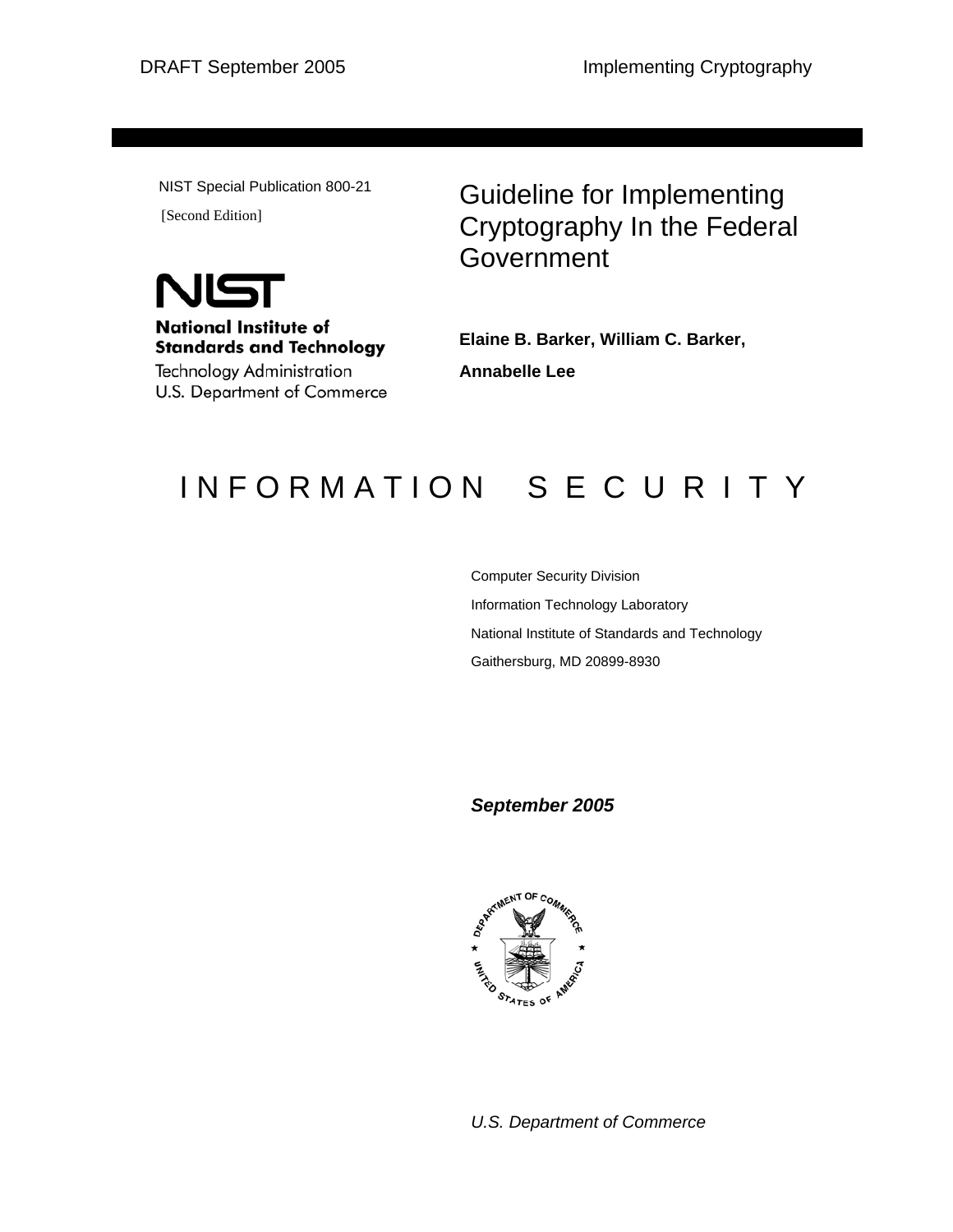NIST Special Publication 800-21

[Second Edition]

**National Institute of Standards and Technology**

Technology Administration

U.S. Department of Commerce

# Guideline for Implementing Cryptography In the Federal Government

**Elaine B. Barker, William C. Barker, Annabelle Lee**

## I N F O R M A T I O N   S E C U R I T Y

Computer Security Division

Information Technology Laboratory

National Institute of Standards and Technology

Gaithersburg, MD 20899-8930

***September 2005***

*U.S. Department of Commerce*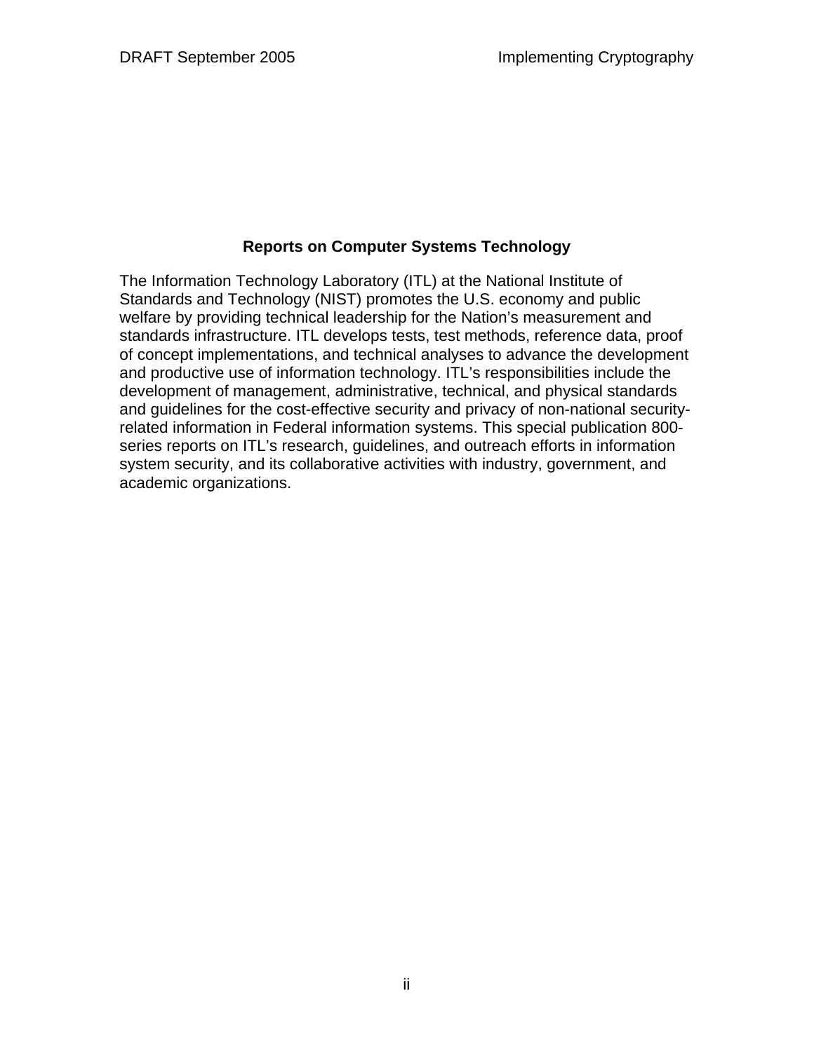## Reports on Computer Systems Technology

The Information Technology Laboratory (ITL) at the National Institute of Standards and Technology (NIST) promotes the U.S. economy and public welfare by providing technical leadership for the Nation's measurement and standards infrastructure. ITL develops tests, test methods, reference data, proof of concept implementations, and technical analyses to advance the development and productive use of information technology. ITL's responsibilities include the development of management, administrative, technical, and physical standards and guidelines for the cost-effective security and privacy of non-national security-related information in Federal information systems. This special publication 800-series reports on ITL's research, guidelines, and outreach efforts in information system security, and its collaborative activities with industry, government, and academic organizations.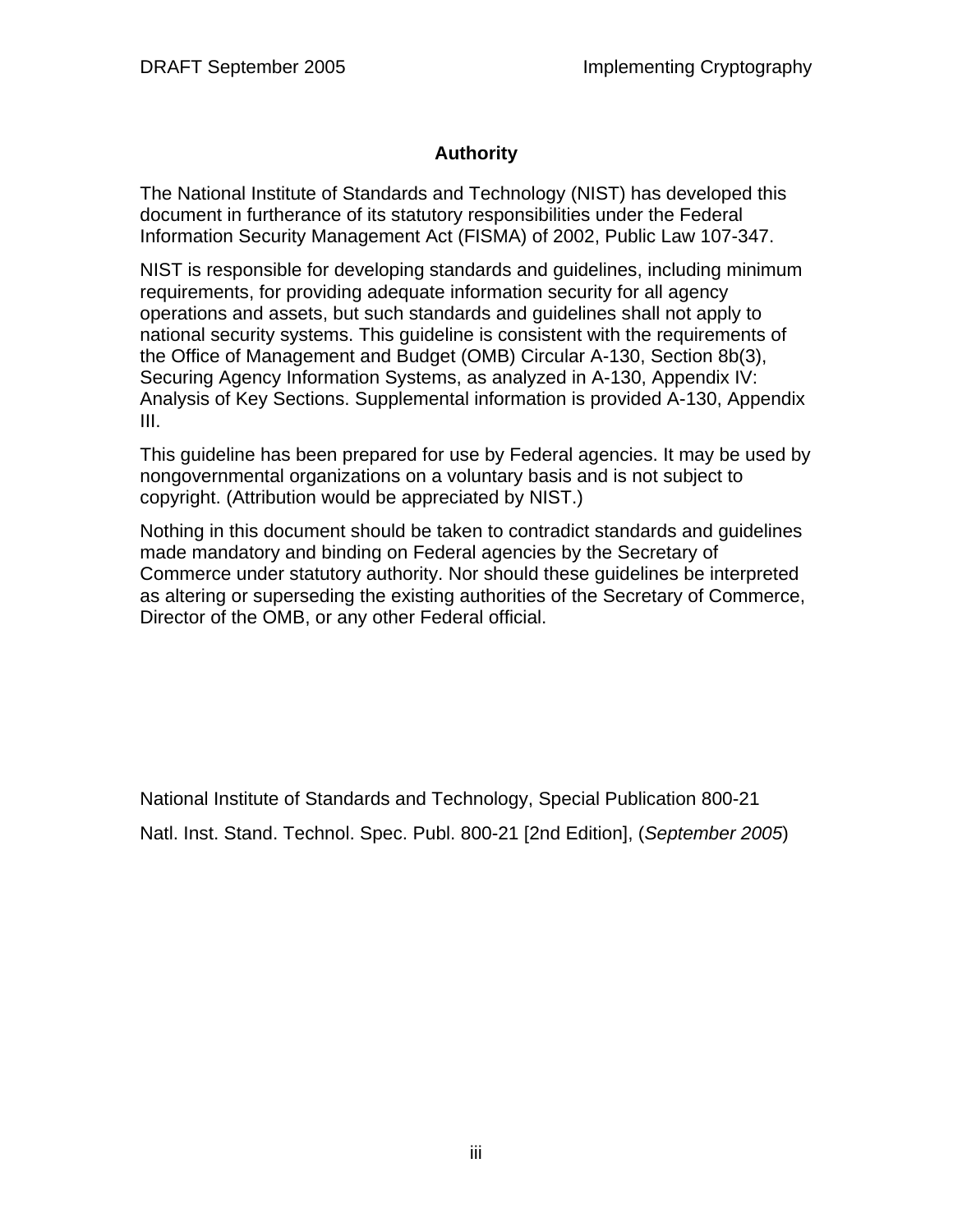## Authority

The National Institute of Standards and Technology (NIST) has developed this document in furtherance of its statutory responsibilities under the Federal Information Security Management Act (FISMA) of 2002, Public Law 107-347.

NIST is responsible for developing standards and guidelines, including minimum requirements, for providing adequate information security for all agency operations and assets, but such standards and guidelines shall not apply to national security systems. This guideline is consistent with the requirements of the Office of Management and Budget (OMB) Circular A-130, Section 8b(3), Securing Agency Information Systems, as analyzed in A-130, Appendix IV: Analysis of Key Sections. Supplemental information is provided A-130, Appendix III.

This guideline has been prepared for use by Federal agencies. It may be used by nongovernmental organizations on a voluntary basis and is not subject to copyright. (Attribution would be appreciated by NIST.)

Nothing in this document should be taken to contradict standards and guidelines made mandatory and binding on Federal agencies by the Secretary of Commerce under statutory authority. Nor should these guidelines be interpreted as altering or superseding the existing authorities of the Secretary of Commerce, Director of the OMB, or any other Federal official.

National Institute of Standards and Technology, Special Publication 800-21

Natl. Inst. Stand. Technol. Spec. Publ. 800-21 [2nd Edition], (*September 2005*)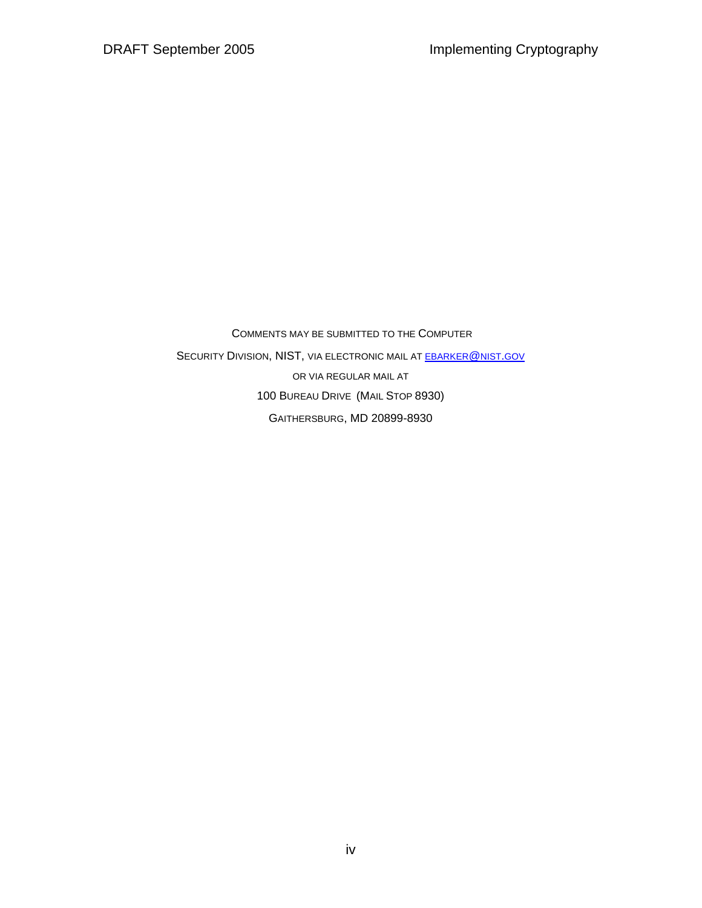COMMENTS MAY BE SUBMITTED TO THE COMPUTER

SECURITY DIVISION, NIST, VIA ELECTRONIC MAIL AT EBARKER@NIST.GOV

OR VIA REGULAR MAIL AT

100 BUREAU DRIVE (MAIL STOP 8930)

GAITHERSBURG, MD 20899-8930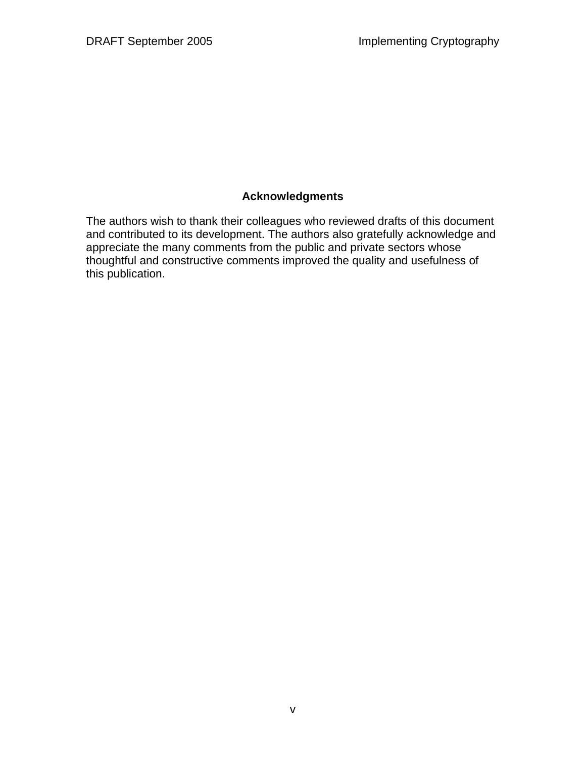## Acknowledgments

The authors wish to thank their colleagues who reviewed drafts of this document and contributed to its development. The authors also gratefully acknowledge and appreciate the many comments from the public and private sectors whose thoughtful and constructive comments improved the quality and usefulness of this publication.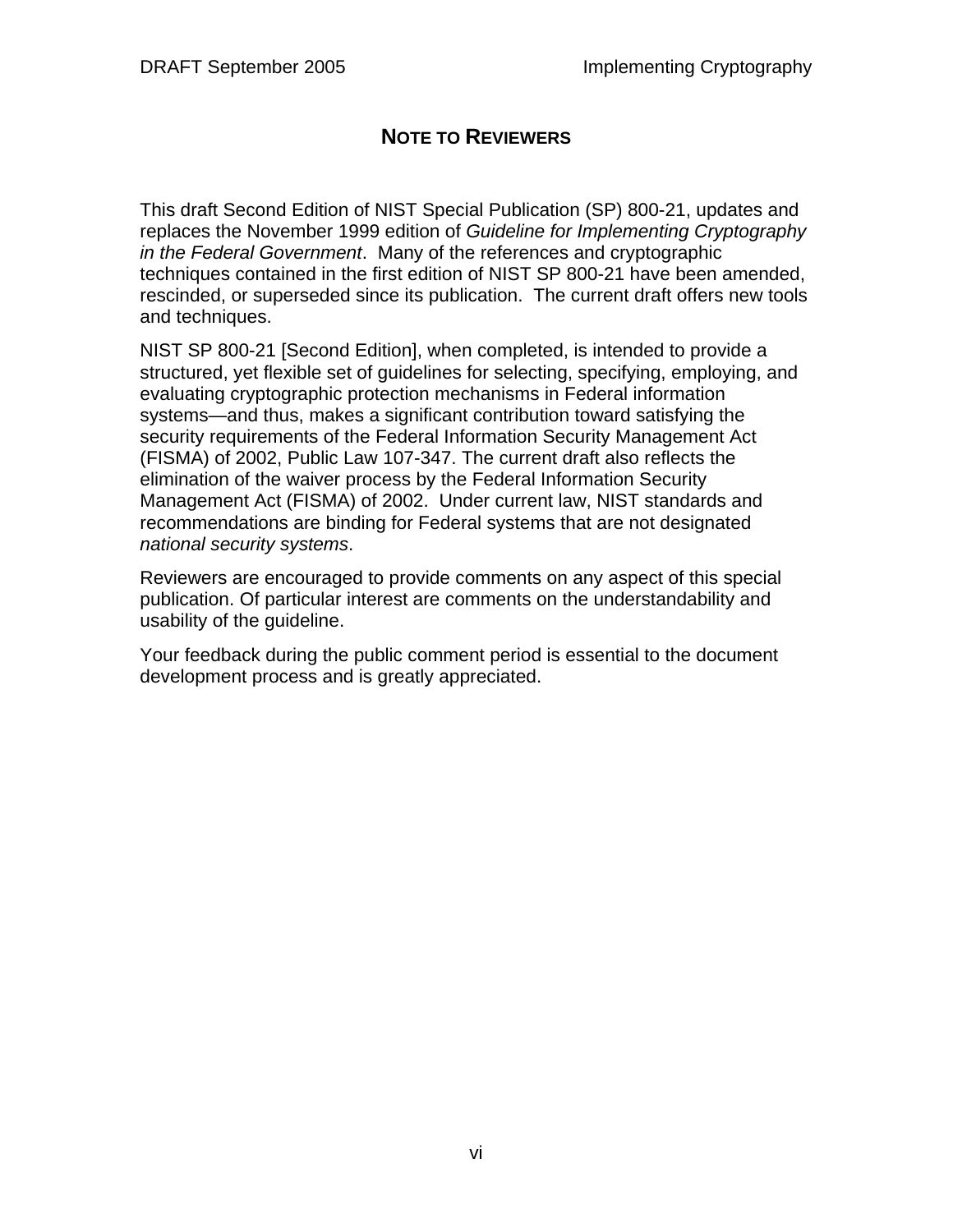## NOTE TO REVIEWERS

This draft Second Edition of NIST Special Publication (SP) 800-21, updates and replaces the November 1999 edition of *Guideline for Implementing Cryptography in the Federal Government*. Many of the references and cryptographic techniques contained in the first edition of NIST SP 800-21 have been amended, rescinded, or superseded since its publication. The current draft offers new tools and techniques.

NIST SP 800-21 [Second Edition], when completed, is intended to provide a structured, yet flexible set of guidelines for selecting, specifying, employing, and evaluating cryptographic protection mechanisms in Federal information systems—and thus, makes a significant contribution toward satisfying the security requirements of the Federal Information Security Management Act (FISMA) of 2002, Public Law 107-347. The current draft also reflects the elimination of the waiver process by the Federal Information Security Management Act (FISMA) of 2002. Under current law, NIST standards and recommendations are binding for Federal systems that are not designated *national security systems*.

Reviewers are encouraged to provide comments on any aspect of this special publication. Of particular interest are comments on the understandability and usability of the guideline.

Your feedback during the public comment period is essential to the document development process and is greatly appreciated.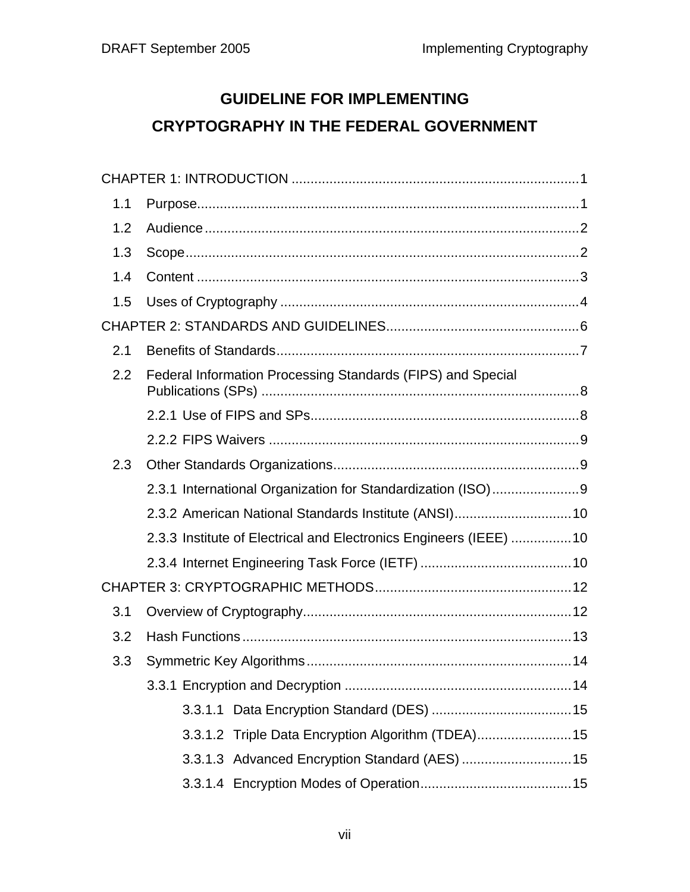# GUIDELINE FOR IMPLEMENTING CRYPTOGRAPHY IN THE FEDERAL GOVERNMENT

CHAPTER 1: INTRODUCTION ........................................................................... 1

- 1.1 Purpose ........................................................................................... 1
- 1.2 Audience .......................................................................................... 2
- 1.3 Scope ............................................................................................... 2
- 1.4 Content ............................................................................................ 3
- 1.5 Uses of Cryptography ...................................................................... 4

CHAPTER 2: STANDARDS AND GUIDELINES .................................................. 6

- 2.1 Benefits of Standards ....................................................................... 7
- 2.2 Federal Information Processing Standards (FIPS) and Special Publications (SPs) ........................................................................... 8
  - 2.2.1 Use of FIPS and SPs ................................................................ 8
  - 2.2.2 FIPS Waivers ........................................................................... 9
- 2.3 Other Standards Organizations ......................................................... 9
  - 2.3.1 International Organization for Standardization (ISO) ...................... 9
  - 2.3.2 American National Standards Institute (ANSI) ............................... 10
  - 2.3.3 Institute of Electrical and Electronics Engineers (IEEE) ................ 10
  - 2.3.4 Internet Engineering Task Force (IETF) ........................................ 10

CHAPTER 3: CRYPTOGRAPHIC METHODS .................................................... 12

- 3.1 Overview of Cryptography ............................................................... 12
- 3.2 Hash Functions ............................................................................... 13
- 3.3 Symmetric Key Algorithms .............................................................. 14
  - 3.3.1 Encryption and Decryption ........................................................ 14
    - 3.3.1.1 Data Encryption Standard (DES) ..................................... 15
    - 3.3.1.2 Triple Data Encryption Algorithm (TDEA) ......................... 15
    - 3.3.1.3 Advanced Encryption Standard (AES) ............................. 15
    - 3.3.1.4 Encryption Modes of Operation ........................................ 15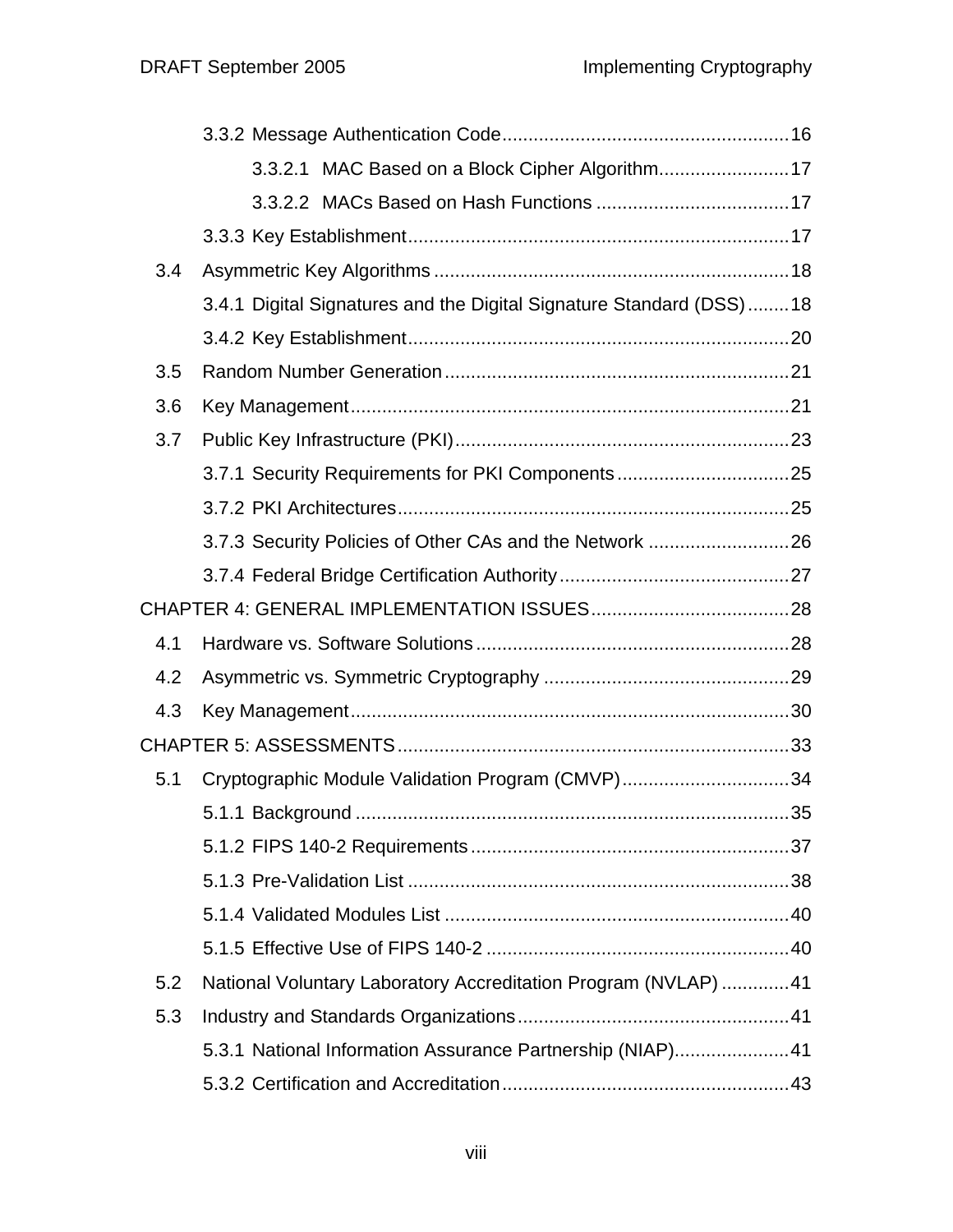3.3.2 Message Authentication Code ....................................................... 16

3.3.2.1 MAC Based on a Block Cipher Algorithm ......................... 17

3.3.2.2 MACs Based on Hash Functions ..................................... 17

3.3.3 Key Establishment ......................................................................... 17

3.4 Asymmetric Key Algorithms .................................................................... 18

3.4.1 Digital Signatures and the Digital Signature Standard (DSS) ........ 18

3.4.2 Key Establishment ......................................................................... 20

3.5 Random Number Generation ................................................................. 21

3.6 Key Management ................................................................................... 21

3.7 Public Key Infrastructure (PKI) ................................................................ 23

3.7.1 Security Requirements for PKI Components ................................. 25

3.7.2 PKI Architectures ........................................................................... 25

3.7.3 Security Policies of Other CAs and the Network ........................... 26

3.7.4 Federal Bridge Certification Authority ............................................ 27

CHAPTER 4: GENERAL IMPLEMENTATION ISSUES ...................................... 28

4.1 Hardware vs. Software Solutions ............................................................ 28

4.2 Asymmetric vs. Symmetric Cryptography ............................................... 29

4.3 Key Management ................................................................................... 30

CHAPTER 5: ASSESSMENTS ........................................................................... 33

5.1 Cryptographic Module Validation Program (CMVP) ................................ 34

5.1.1 Background ................................................................................... 35

5.1.2 FIPS 140-2 Requirements ............................................................. 37

5.1.3 Pre-Validation List ......................................................................... 38

5.1.4 Validated Modules List .................................................................. 40

5.1.5 Effective Use of FIPS 140-2 .......................................................... 40

5.2 National Voluntary Laboratory Accreditation Program (NVLAP) ............. 41

5.3 Industry and Standards Organizations .................................................... 41

5.3.1 National Information Assurance Partnership (NIAP) ...................... 41

5.3.2 Certification and Accreditation ....................................................... 43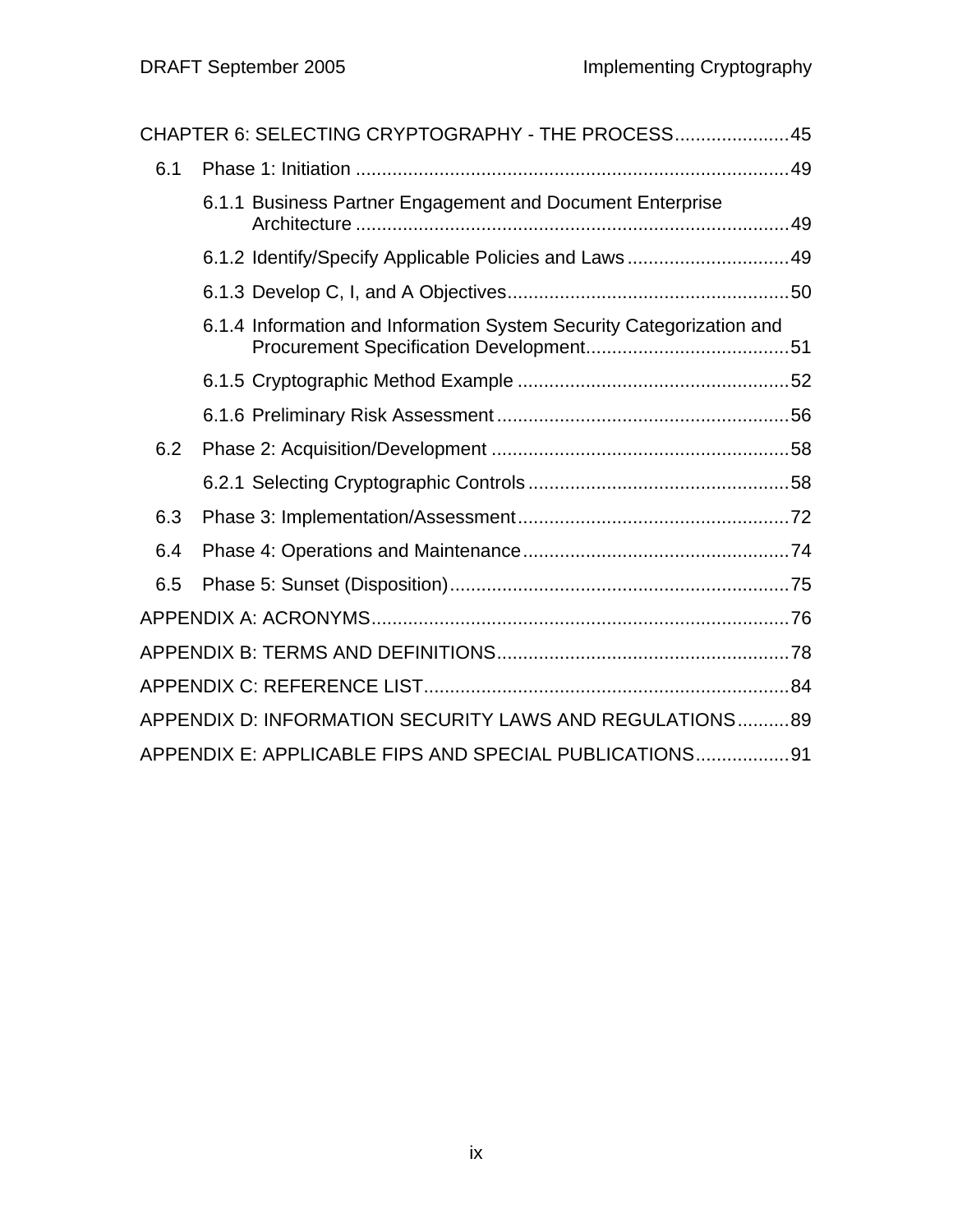CHAPTER 6: SELECTING CRYPTOGRAPHY - THE PROCESS ...................... 45

- 6.1 Phase 1: Initiation ................................................................................... 49
  - 6.1.1 Business Partner Engagement and Document Enterprise Architecture ................................................................................... 49
  - 6.1.2 Identify/Specify Applicable Policies and Laws ............................... 49
  - 6.1.3 Develop C, I, and A Objectives ...................................................... 50
  - 6.1.4 Information and Information System Security Categorization and Procurement Specification Development ....................................... 51
  - 6.1.5 Cryptographic Method Example .................................................... 52
  - 6.1.6 Preliminary Risk Assessment ........................................................ 56
- 6.2 Phase 2: Acquisition/Development ......................................................... 58
  - 6.2.1 Selecting Cryptographic Controls .................................................. 58
- 6.3 Phase 3: Implementation/Assessment .................................................... 72
- 6.4 Phase 4: Operations and Maintenance ................................................... 74
- 6.5 Phase 5: Sunset (Disposition) ................................................................. 75

APPENDIX A: ACRONYMS ................................................................................ 76

APPENDIX B: TERMS AND DEFINITIONS ........................................................ 78

APPENDIX C: REFERENCE LIST ...................................................................... 84

APPENDIX D: INFORMATION SECURITY LAWS AND REGULATIONS .......... 89

APPENDIX E: APPLICABLE FIPS AND SPECIAL PUBLICATIONS .................. 91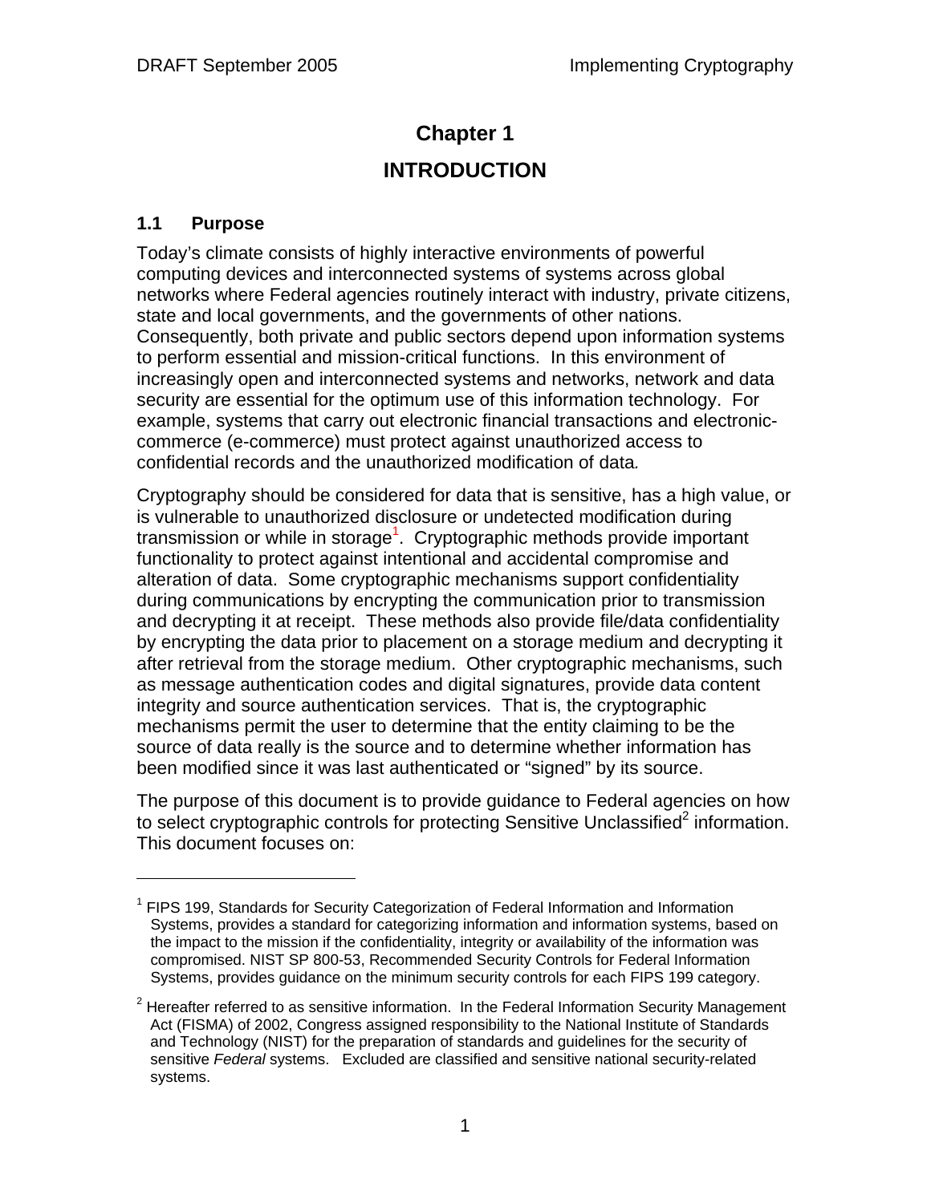# Chapter 1

# INTRODUCTION

## 1.1 Purpose

Today's climate consists of highly interactive environments of powerful computing devices and interconnected systems of systems across global networks where Federal agencies routinely interact with industry, private citizens, state and local governments, and the governments of other nations. Consequently, both private and public sectors depend upon information systems to perform essential and mission-critical functions. In this environment of increasingly open and interconnected systems and networks, network and data security are essential for the optimum use of this information technology. For example, systems that carry out electronic financial transactions and electronic-commerce (e-commerce) must protect against unauthorized access to confidential records and the unauthorized modification of data.

Cryptography should be considered for data that is sensitive, has a high value, or is vulnerable to unauthorized disclosure or undetected modification during transmission or while in storage[1]. Cryptographic methods provide important functionality to protect against intentional and accidental compromise and alteration of data. Some cryptographic mechanisms support confidentiality during communications by encrypting the communication prior to transmission and decrypting it at receipt. These methods also provide file/data confidentiality by encrypting the data prior to placement on a storage medium and decrypting it after retrieval from the storage medium. Other cryptographic mechanisms, such as message authentication codes and digital signatures, provide data content integrity and source authentication services. That is, the cryptographic mechanisms permit the user to determine that the entity claiming to be the source of data really is the source and to determine whether information has been modified since it was last authenticated or "signed" by its source.

The purpose of this document is to provide guidance to Federal agencies on how to select cryptographic controls for protecting Sensitive Unclassified[2] information. This document focuses on:

---

[1] FIPS 199, Standards for Security Categorization of Federal Information and Information Systems, provides a standard for categorizing information and information systems, based on the impact to the mission if the confidentiality, integrity or availability of the information was compromised. NIST SP 800-53, Recommended Security Controls for Federal Information Systems, provides guidance on the minimum security controls for each FIPS 199 category.

[2] Hereafter referred to as sensitive information. In the Federal Information Security Management Act (FISMA) of 2002, Congress assigned responsibility to the National Institute of Standards and Technology (NIST) for the preparation of standards and guidelines for the security of sensitive *Federal* systems. Excluded are classified and sensitive national security-related systems.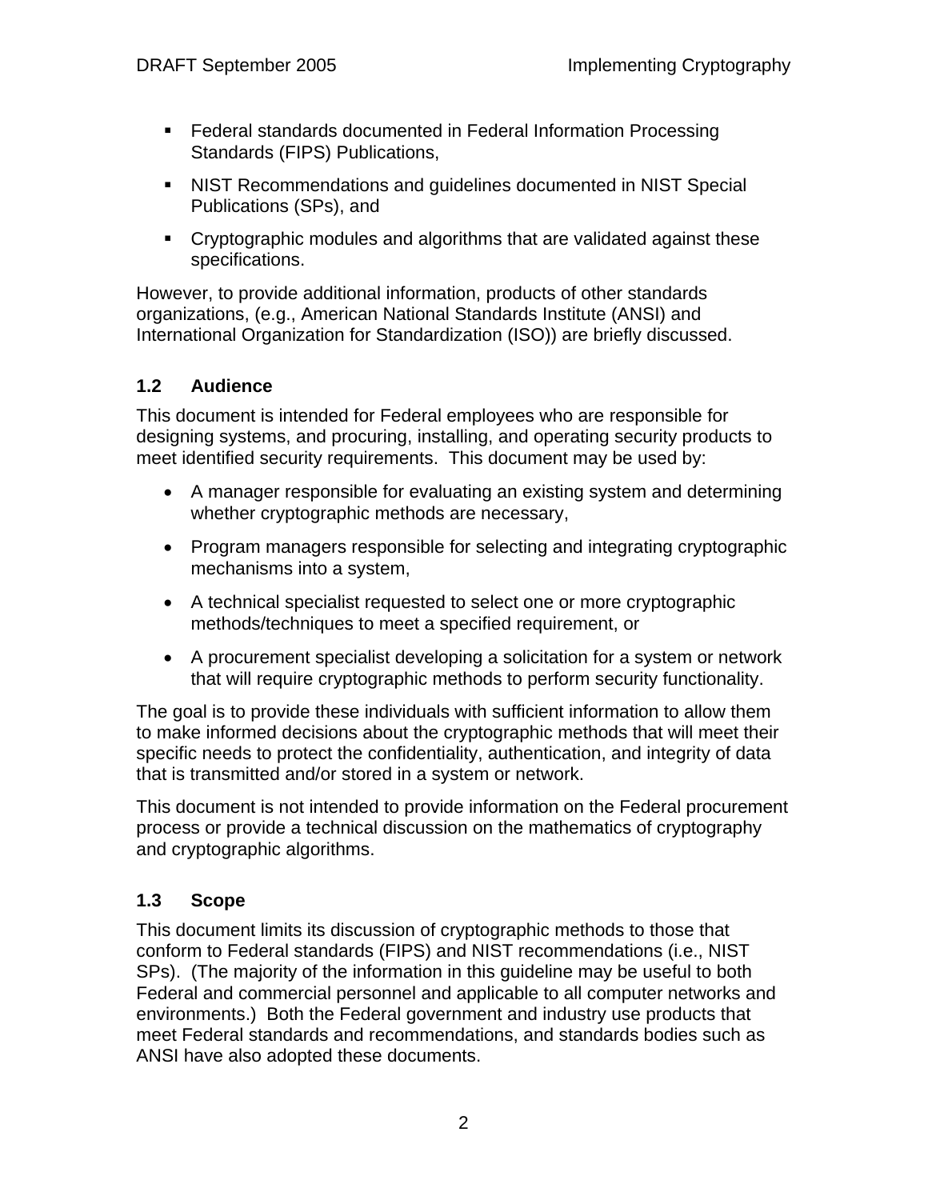- Federal standards documented in Federal Information Processing Standards (FIPS) Publications,
- NIST Recommendations and guidelines documented in NIST Special Publications (SPs), and
- Cryptographic modules and algorithms that are validated against these specifications.

However, to provide additional information, products of other standards organizations, (e.g., American National Standards Institute (ANSI) and International Organization for Standardization (ISO)) are briefly discussed.

### 1.2 Audience

This document is intended for Federal employees who are responsible for designing systems, and procuring, installing, and operating security products to meet identified security requirements. This document may be used by:

- A manager responsible for evaluating an existing system and determining whether cryptographic methods are necessary,
- Program managers responsible for selecting and integrating cryptographic mechanisms into a system,
- A technical specialist requested to select one or more cryptographic methods/techniques to meet a specified requirement, or
- A procurement specialist developing a solicitation for a system or network that will require cryptographic methods to perform security functionality.

The goal is to provide these individuals with sufficient information to allow them to make informed decisions about the cryptographic methods that will meet their specific needs to protect the confidentiality, authentication, and integrity of data that is transmitted and/or stored in a system or network.

This document is not intended to provide information on the Federal procurement process or provide a technical discussion on the mathematics of cryptography and cryptographic algorithms.

### 1.3 Scope

This document limits its discussion of cryptographic methods to those that conform to Federal standards (FIPS) and NIST recommendations (i.e., NIST SPs). (The majority of the information in this guideline may be useful to both Federal and commercial personnel and applicable to all computer networks and environments.) Both the Federal government and industry use products that meet Federal standards and recommendations, and standards bodies such as ANSI have also adopted these documents.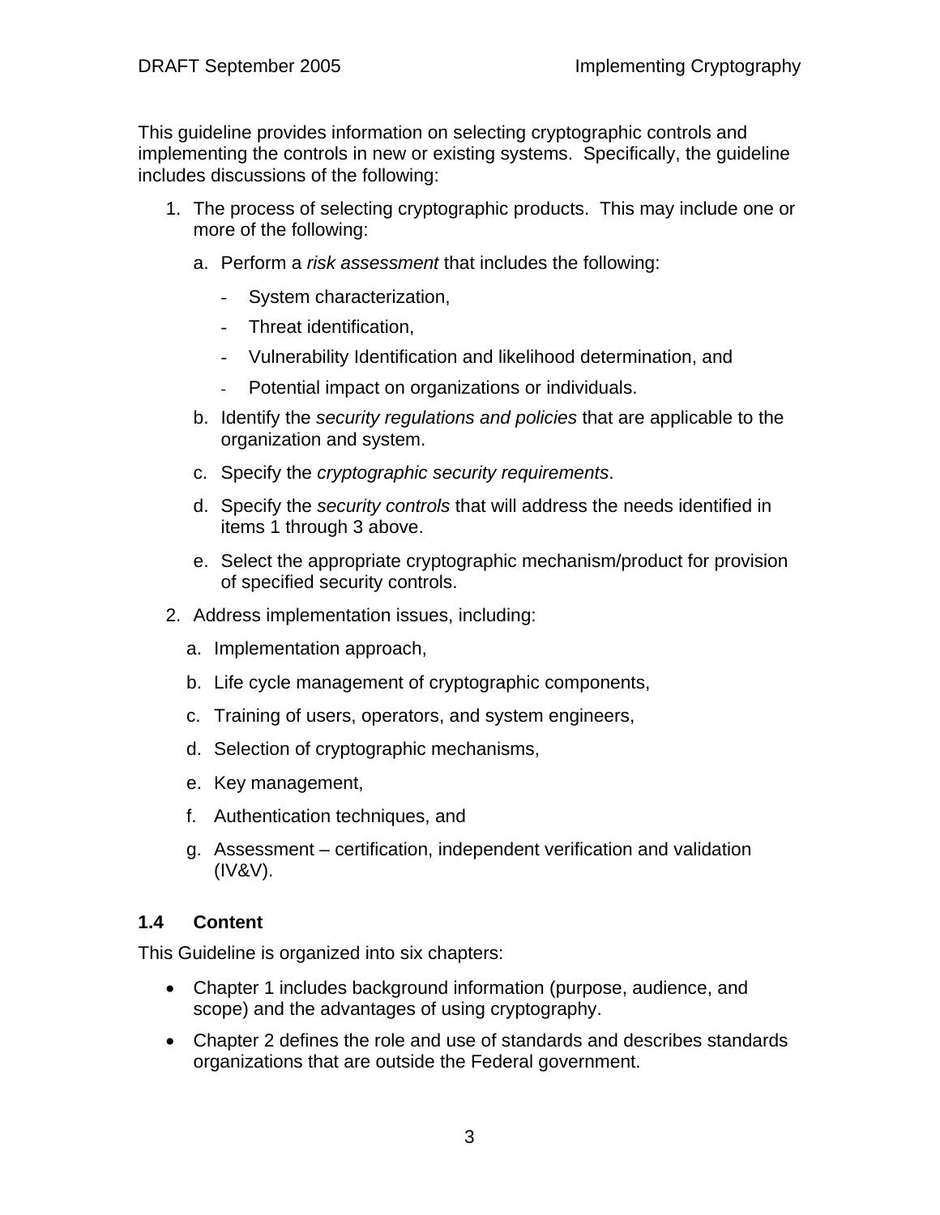This guideline provides information on selecting cryptographic controls and implementing the controls in new or existing systems. Specifically, the guideline includes discussions of the following:

1. The process of selecting cryptographic products. This may include one or more of the following:
   a. Perform a *risk assessment* that includes the following:
      - System characterization,
      - Threat identification,
      - Vulnerability Identification and likelihood determination, and
      - Potential impact on organizations or individuals.
   
   b. Identify the *security regulations and policies* that are applicable to the organization and system.
   
   c. Specify the *cryptographic security requirements*.
   
   d. Specify the *security controls* that will address the needs identified in items 1 through 3 above.
   
   e. Select the appropriate cryptographic mechanism/product for provision of specified security controls.

2. Address implementation issues, including:
   a. Implementation approach,
   
   b. Life cycle management of cryptographic components,
   
   c. Training of users, operators, and system engineers,
   
   d. Selection of cryptographic mechanisms,
   
   e. Key management,
   
   f. Authentication techniques, and
   
   g. Assessment – certification, independent verification and validation (IV&V).

### 1.4 Content

This Guideline is organized into six chapters:

- Chapter 1 includes background information (purpose, audience, and scope) and the advantages of using cryptography.
- Chapter 2 defines the role and use of standards and describes standards organizations that are outside the Federal government.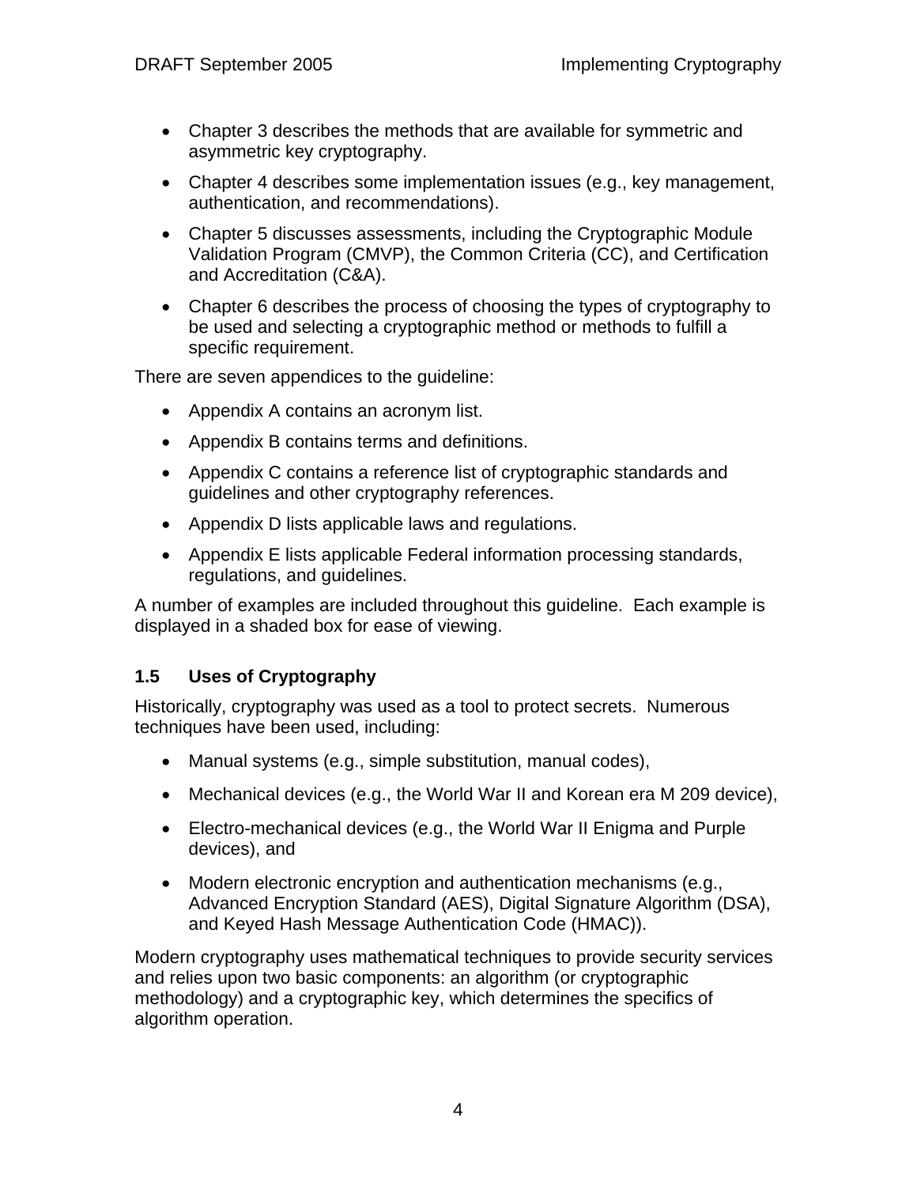- Chapter 3 describes the methods that are available for symmetric and asymmetric key cryptography.
- Chapter 4 describes some implementation issues (e.g., key management, authentication, and recommendations).
- Chapter 5 discusses assessments, including the Cryptographic Module Validation Program (CMVP), the Common Criteria (CC), and Certification and Accreditation (C&A).
- Chapter 6 describes the process of choosing the types of cryptography to be used and selecting a cryptographic method or methods to fulfill a specific requirement.

There are seven appendices to the guideline:

- Appendix A contains an acronym list.
- Appendix B contains terms and definitions.
- Appendix C contains a reference list of cryptographic standards and guidelines and other cryptography references.
- Appendix D lists applicable laws and regulations.
- Appendix E lists applicable Federal information processing standards, regulations, and guidelines.

A number of examples are included throughout this guideline. Each example is displayed in a shaded box for ease of viewing.

### 1.5 Uses of Cryptography

Historically, cryptography was used as a tool to protect secrets. Numerous techniques have been used, including:

- Manual systems (e.g., simple substitution, manual codes),
- Mechanical devices (e.g., the World War II and Korean era M 209 device),
- Electro-mechanical devices (e.g., the World War II Enigma and Purple devices), and
- Modern electronic encryption and authentication mechanisms (e.g., Advanced Encryption Standard (AES), Digital Signature Algorithm (DSA), and Keyed Hash Message Authentication Code (HMAC)).

Modern cryptography uses mathematical techniques to provide security services and relies upon two basic components: an algorithm (or cryptographic methodology) and a cryptographic key, which determines the specifics of algorithm operation.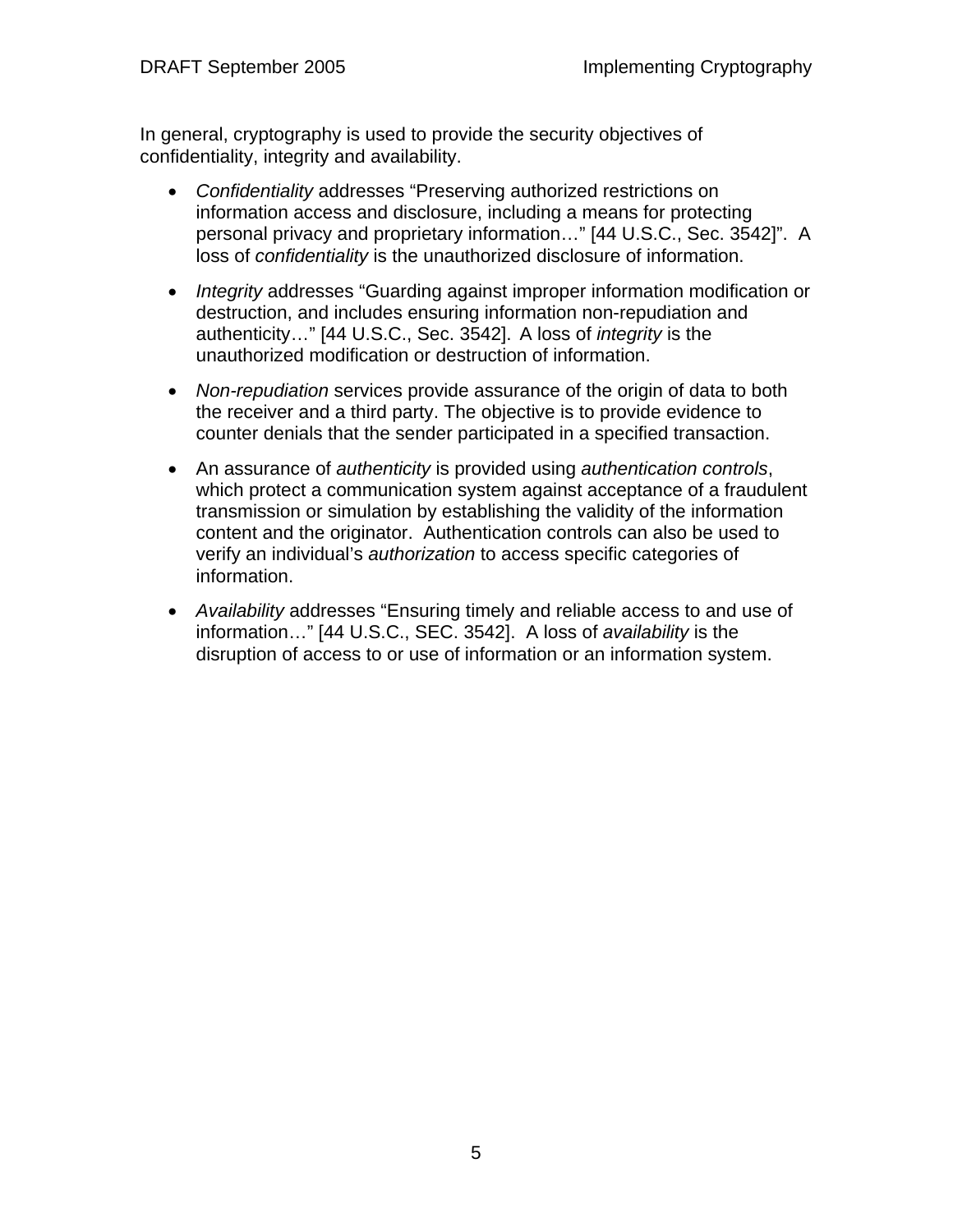In general, cryptography is used to provide the security objectives of confidentiality, integrity and availability.

- *Confidentiality* addresses “Preserving authorized restrictions on information access and disclosure, including a means for protecting personal privacy and proprietary information…” [44 U.S.C., Sec. 3542]”. A loss of *confidentiality* is the unauthorized disclosure of information.
- *Integrity* addresses “Guarding against improper information modification or destruction, and includes ensuring information non-repudiation and authenticity…” [44 U.S.C., Sec. 3542]. A loss of *integrity* is the unauthorized modification or destruction of information.
- *Non-repudiation* services provide assurance of the origin of data to both the receiver and a third party. The objective is to provide evidence to counter denials that the sender participated in a specified transaction.
- An assurance of *authenticity* is provided using *authentication controls*, which protect a communication system against acceptance of a fraudulent transmission or simulation by establishing the validity of the information content and the originator. Authentication controls can also be used to verify an individual’s *authorization* to access specific categories of information.
- *Availability* addresses “Ensuring timely and reliable access to and use of information…” [44 U.S.C., SEC. 3542]. A loss of *availability* is the disruption of access to or use of information or an information system.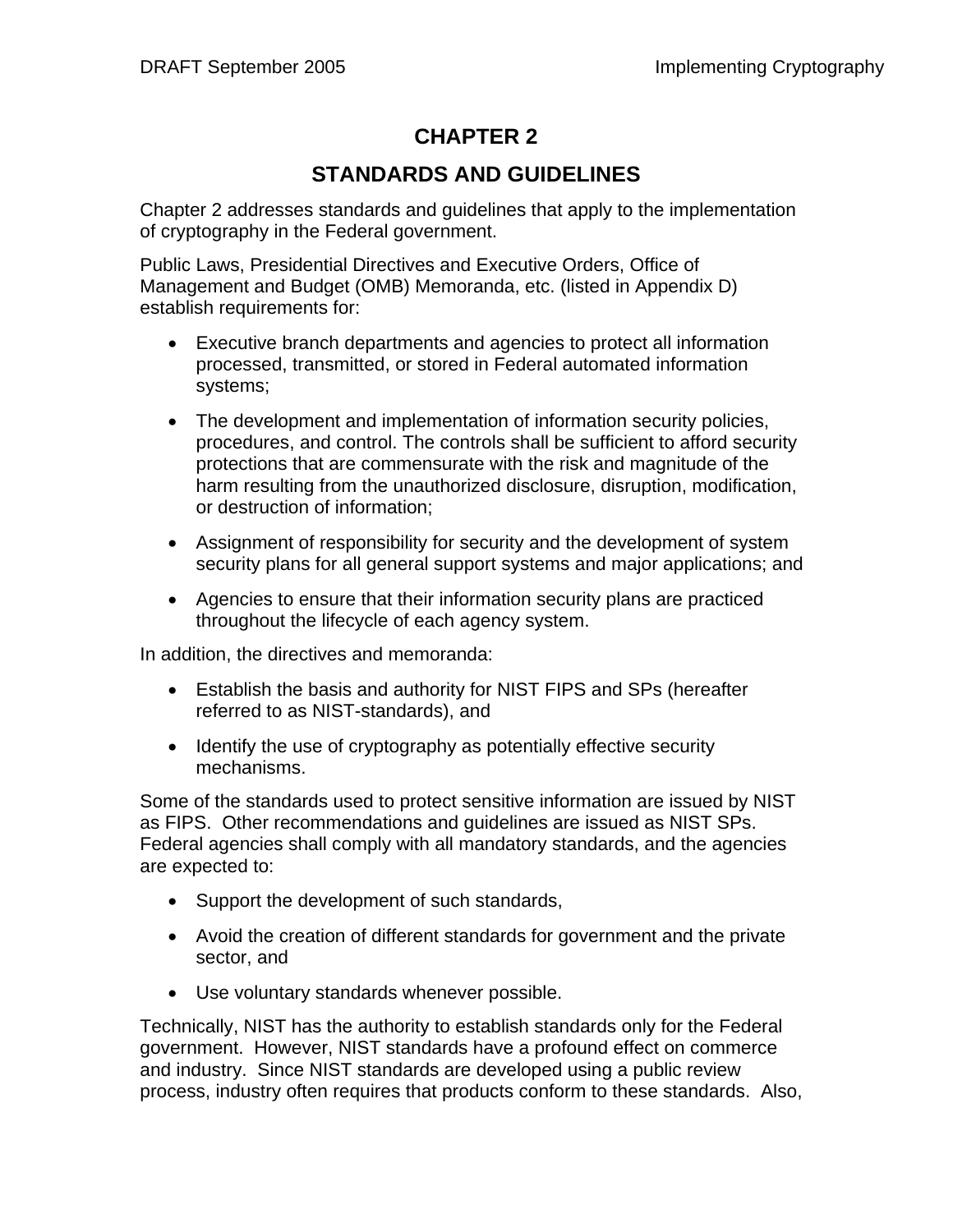# CHAPTER 2

# STANDARDS AND GUIDELINES

Chapter 2 addresses standards and guidelines that apply to the implementation of cryptography in the Federal government.

Public Laws, Presidential Directives and Executive Orders, Office of Management and Budget (OMB) Memoranda, etc. (listed in Appendix D) establish requirements for:

- Executive branch departments and agencies to protect all information processed, transmitted, or stored in Federal automated information systems;
- The development and implementation of information security policies, procedures, and control. The controls shall be sufficient to afford security protections that are commensurate with the risk and magnitude of the harm resulting from the unauthorized disclosure, disruption, modification, or destruction of information;
- Assignment of responsibility for security and the development of system security plans for all general support systems and major applications; and
- Agencies to ensure that their information security plans are practiced throughout the lifecycle of each agency system.

In addition, the directives and memoranda:

- Establish the basis and authority for NIST FIPS and SPs (hereafter referred to as NIST-standards), and
- Identify the use of cryptography as potentially effective security mechanisms.

Some of the standards used to protect sensitive information are issued by NIST as FIPS. Other recommendations and guidelines are issued as NIST SPs. Federal agencies shall comply with all mandatory standards, and the agencies are expected to:

- Support the development of such standards,
- Avoid the creation of different standards for government and the private sector, and
- Use voluntary standards whenever possible.

Technically, NIST has the authority to establish standards only for the Federal government. However, NIST standards have a profound effect on commerce and industry. Since NIST standards are developed using a public review process, industry often requires that products conform to these standards. Also,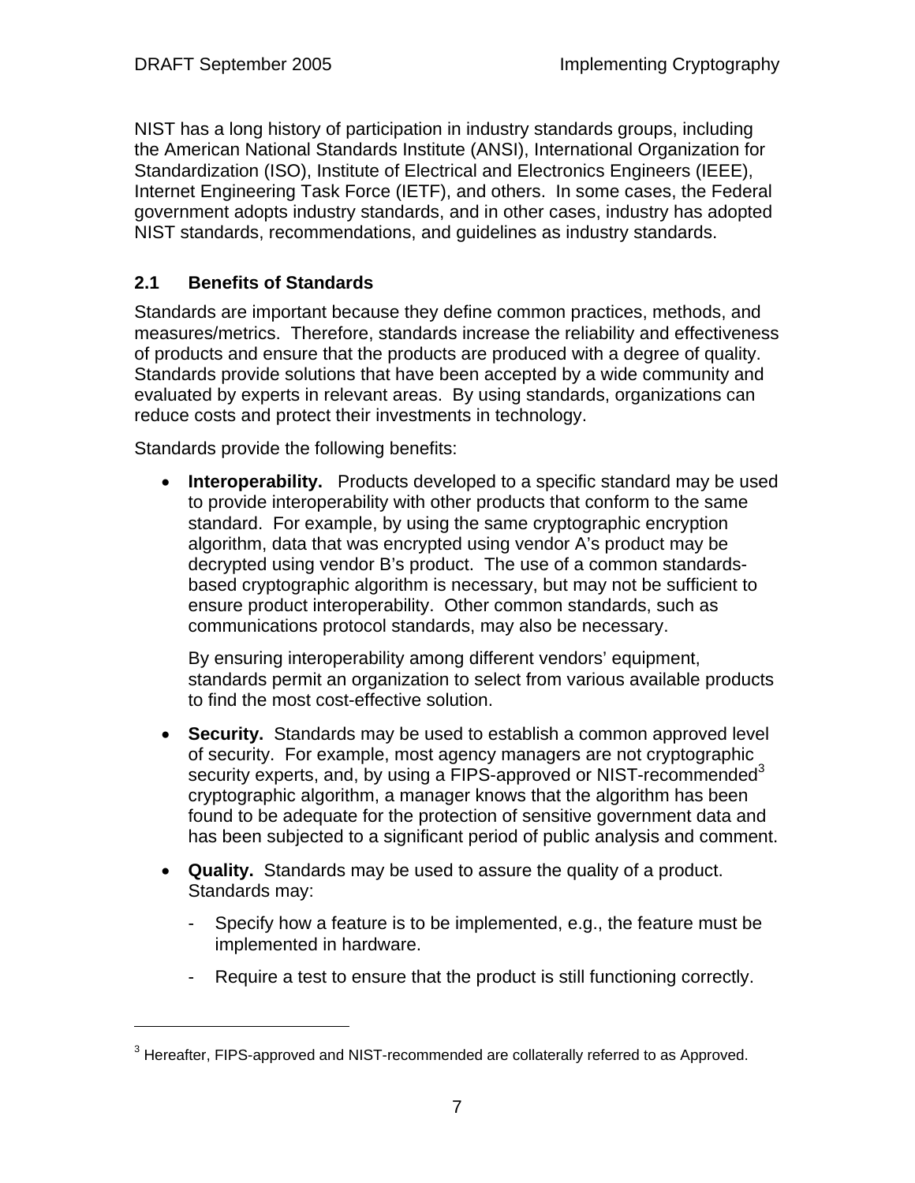NIST has a long history of participation in industry standards groups, including the American National Standards Institute (ANSI), International Organization for Standardization (ISO), Institute of Electrical and Electronics Engineers (IEEE), Internet Engineering Task Force (IETF), and others. In some cases, the Federal government adopts industry standards, and in other cases, industry has adopted NIST standards, recommendations, and guidelines as industry standards.

### 2.1 Benefits of Standards

Standards are important because they define common practices, methods, and measures/metrics. Therefore, standards increase the reliability and effectiveness of products and ensure that the products are produced with a degree of quality. Standards provide solutions that have been accepted by a wide community and evaluated by experts in relevant areas. By using standards, organizations can reduce costs and protect their investments in technology.

Standards provide the following benefits:

- **Interoperability.** Products developed to a specific standard may be used to provide interoperability with other products that conform to the same standard. For example, by using the same cryptographic encryption algorithm, data that was encrypted using vendor A's product may be decrypted using vendor B's product. The use of a common standards-based cryptographic algorithm is necessary, but may not be sufficient to ensure product interoperability. Other common standards, such as communications protocol standards, may also be necessary.

  By ensuring interoperability among different vendors' equipment, standards permit an organization to select from various available products to find the most cost-effective solution.

- **Security.** Standards may be used to establish a common approved level of security. For example, most agency managers are not cryptographic security experts, and, by using a FIPS-approved or NIST-recommended[3] cryptographic algorithm, a manager knows that the algorithm has been found to be adequate for the protection of sensitive government data and has been subjected to a significant period of public analysis and comment.

- **Quality.** Standards may be used to assure the quality of a product. Standards may:

  - Specify how a feature is to be implemented, e.g., the feature must be implemented in hardware.
  - Require a test to ensure that the product is still functioning correctly.

[3] Hereafter, FIPS-approved and NIST-recommended are collaterally referred to as Approved.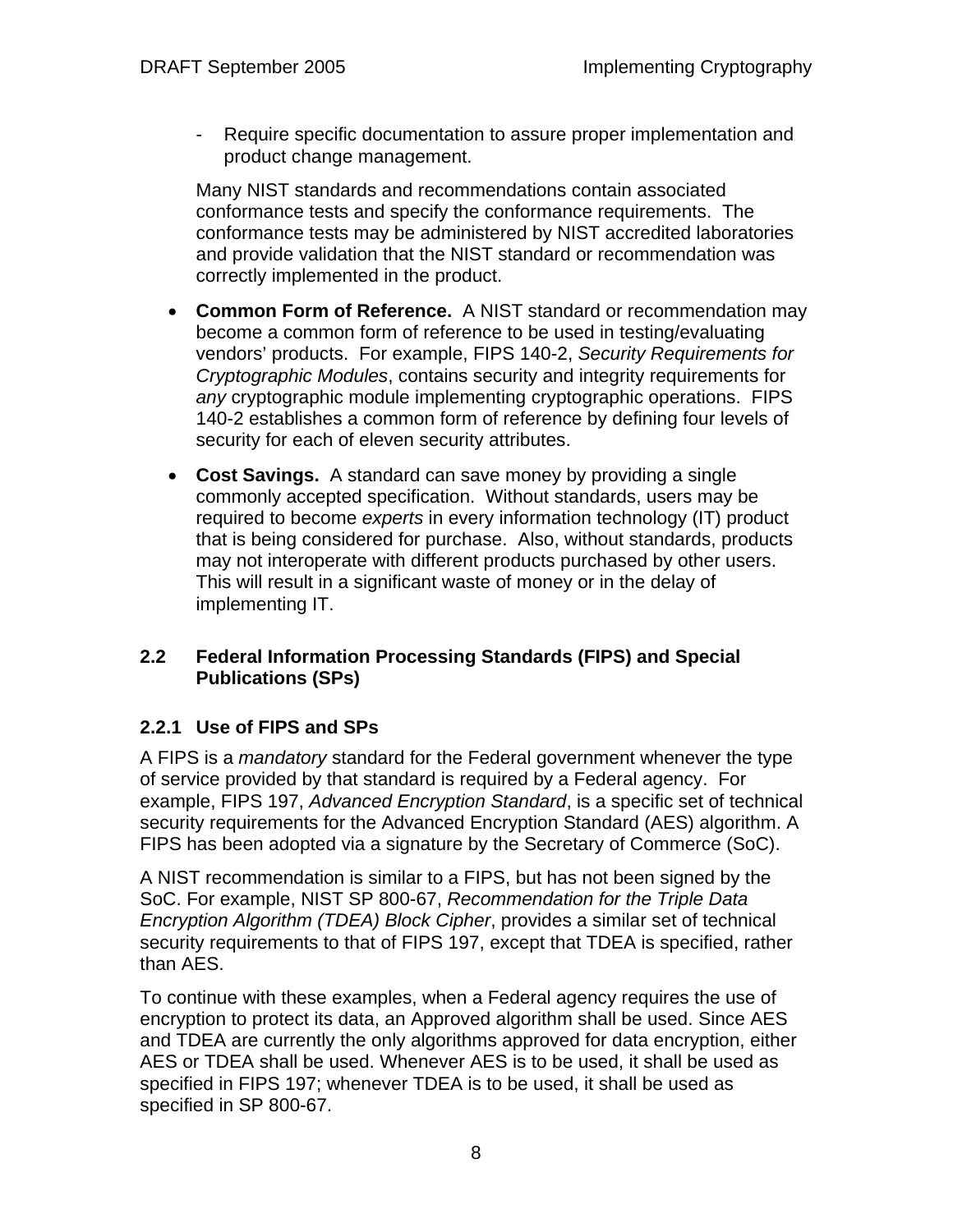- Require specific documentation to assure proper implementation and product change management.

Many NIST standards and recommendations contain associated conformance tests and specify the conformance requirements. The conformance tests may be administered by NIST accredited laboratories and provide validation that the NIST standard or recommendation was correctly implemented in the product.

- **Common Form of Reference.** A NIST standard or recommendation may become a common form of reference to be used in testing/evaluating vendors' products. For example, FIPS 140-2, *Security Requirements for Cryptographic Modules*, contains security and integrity requirements for *any* cryptographic module implementing cryptographic operations. FIPS 140-2 establishes a common form of reference by defining four levels of security for each of eleven security attributes.

- **Cost Savings.** A standard can save money by providing a single commonly accepted specification. Without standards, users may be required to become *experts* in every information technology (IT) product that is being considered for purchase. Also, without standards, products may not interoperate with different products purchased by other users. This will result in a significant waste of money or in the delay of implementing IT.

## 2.2 Federal Information Processing Standards (FIPS) and Special Publications (SPs)

### 2.2.1 Use of FIPS and SPs

A FIPS is a *mandatory* standard for the Federal government whenever the type of service provided by that standard is required by a Federal agency. For example, FIPS 197, *Advanced Encryption Standard*, is a specific set of technical security requirements for the Advanced Encryption Standard (AES) algorithm. A FIPS has been adopted via a signature by the Secretary of Commerce (SoC).

A NIST recommendation is similar to a FIPS, but has not been signed by the SoC. For example, NIST SP 800-67, *Recommendation for the Triple Data Encryption Algorithm (TDEA) Block Cipher*, provides a similar set of technical security requirements to that of FIPS 197, except that TDEA is specified, rather than AES.

To continue with these examples, when a Federal agency requires the use of encryption to protect its data, an Approved algorithm shall be used. Since AES and TDEA are currently the only algorithms approved for data encryption, either AES or TDEA shall be used. Whenever AES is to be used, it shall be used as specified in FIPS 197; whenever TDEA is to be used, it shall be used as specified in SP 800-67.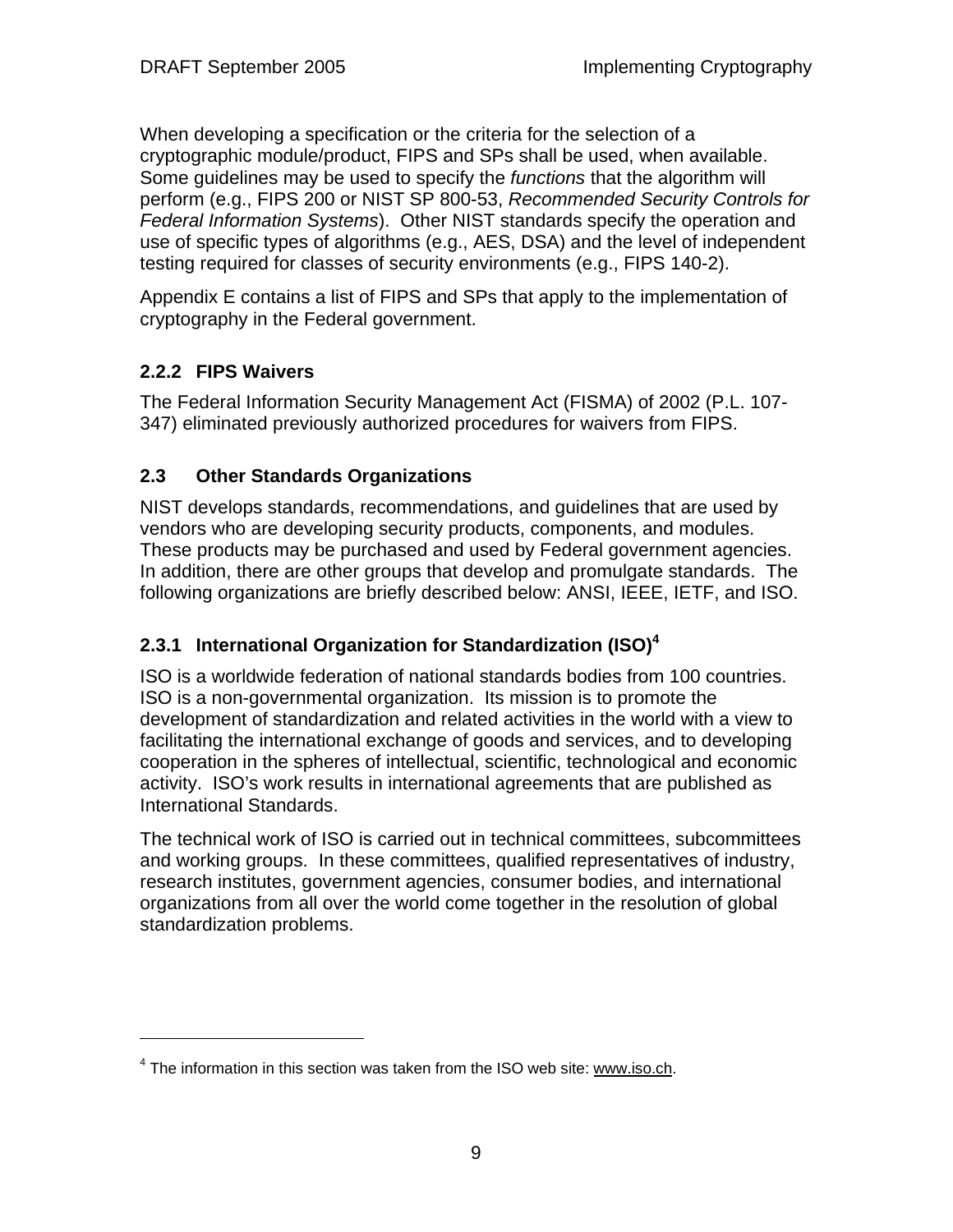When developing a specification or the criteria for the selection of a cryptographic module/product, FIPS and SPs shall be used, when available. Some guidelines may be used to specify the *functions* that the algorithm will perform (e.g., FIPS 200 or NIST SP 800-53, *Recommended Security Controls for Federal Information Systems*). Other NIST standards specify the operation and use of specific types of algorithms (e.g., AES, DSA) and the level of independent testing required for classes of security environments (e.g., FIPS 140-2).

Appendix E contains a list of FIPS and SPs that apply to the implementation of cryptography in the Federal government.

### 2.2.2 FIPS Waivers

The Federal Information Security Management Act (FISMA) of 2002 (P.L. 107-347) eliminated previously authorized procedures for waivers from FIPS.

## 2.3 Other Standards Organizations

NIST develops standards, recommendations, and guidelines that are used by vendors who are developing security products, components, and modules. These products may be purchased and used by Federal government agencies. In addition, there are other groups that develop and promulgate standards. The following organizations are briefly described below: ANSI, IEEE, IETF, and ISO.

### 2.3.1 International Organization for Standardization (ISO)[4]

ISO is a worldwide federation of national standards bodies from 100 countries. ISO is a non-governmental organization. Its mission is to promote the development of standardization and related activities in the world with a view to facilitating the international exchange of goods and services, and to developing cooperation in the spheres of intellectual, scientific, technological and economic activity. ISO's work results in international agreements that are published as International Standards.

The technical work of ISO is carried out in technical committees, subcommittees and working groups. In these committees, qualified representatives of industry, research institutes, government agencies, consumer bodies, and international organizations from all over the world come together in the resolution of global standardization problems.

---

[4] The information in this section was taken from the ISO web site: www.iso.ch.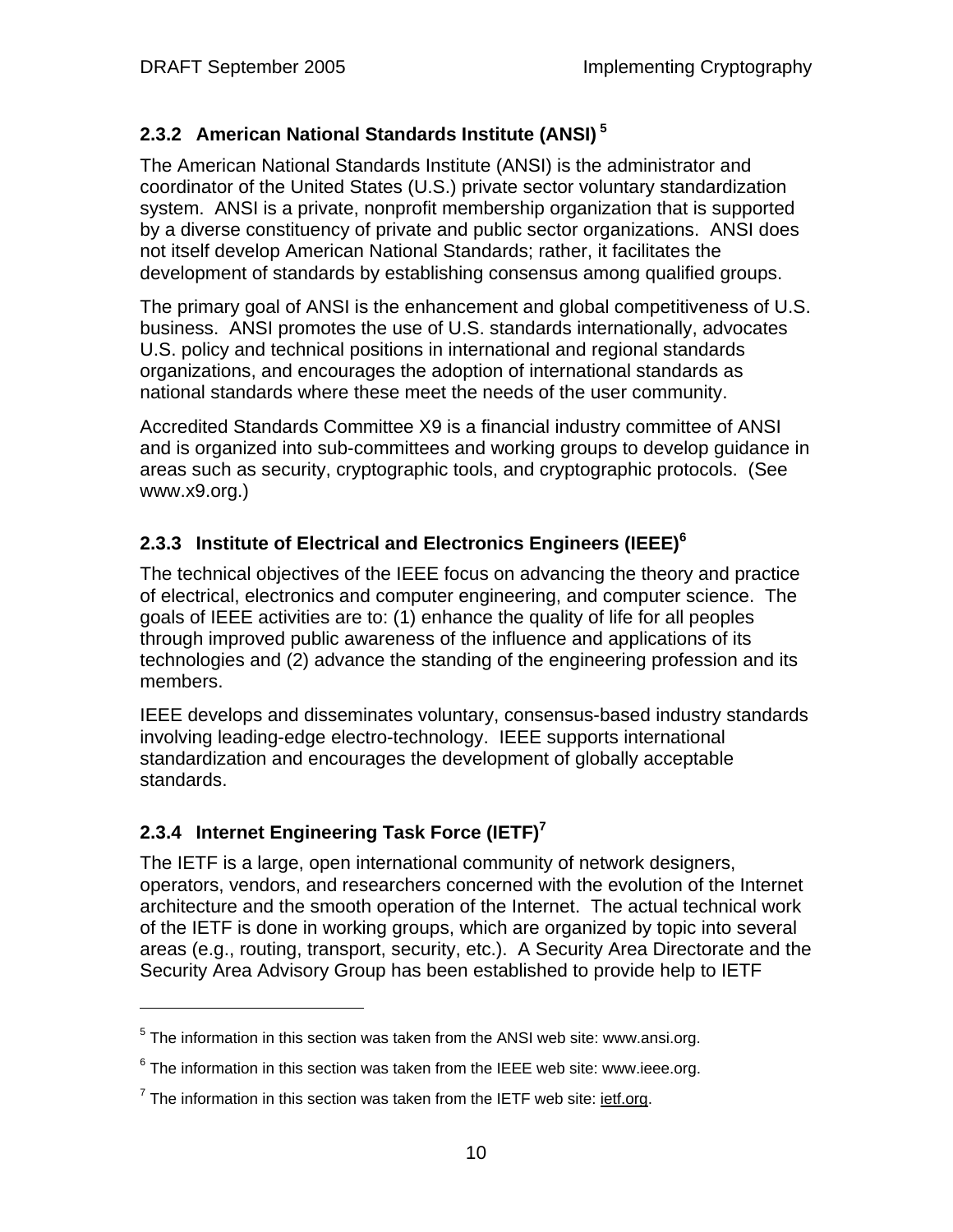### 2.3.2 American National Standards Institute (ANSI) [5]

The American National Standards Institute (ANSI) is the administrator and coordinator of the United States (U.S.) private sector voluntary standardization system. ANSI is a private, nonprofit membership organization that is supported by a diverse constituency of private and public sector organizations. ANSI does not itself develop American National Standards; rather, it facilitates the development of standards by establishing consensus among qualified groups.

The primary goal of ANSI is the enhancement and global competitiveness of U.S. business. ANSI promotes the use of U.S. standards internationally, advocates U.S. policy and technical positions in international and regional standards organizations, and encourages the adoption of international standards as national standards where these meet the needs of the user community.

Accredited Standards Committee X9 is a financial industry committee of ANSI and is organized into sub-committees and working groups to develop guidance in areas such as security, cryptographic tools, and cryptographic protocols. (See www.x9.org.)

### 2.3.3 Institute of Electrical and Electronics Engineers (IEEE)[6]

The technical objectives of the IEEE focus on advancing the theory and practice of electrical, electronics and computer engineering, and computer science. The goals of IEEE activities are to: (1) enhance the quality of life for all peoples through improved public awareness of the influence and applications of its technologies and (2) advance the standing of the engineering profession and its members.

IEEE develops and disseminates voluntary, consensus-based industry standards involving leading-edge electro-technology. IEEE supports international standardization and encourages the development of globally acceptable standards.

### 2.3.4 Internet Engineering Task Force (IETF)[7]

The IETF is a large, open international community of network designers, operators, vendors, and researchers concerned with the evolution of the Internet architecture and the smooth operation of the Internet. The actual technical work of the IETF is done in working groups, which are organized by topic into several areas (e.g., routing, transport, security, etc.). A Security Area Directorate and the Security Area Advisory Group has been established to provide help to IETF

---

[5] The information in this section was taken from the ANSI web site: www.ansi.org.

[6] The information in this section was taken from the IEEE web site: www.ieee.org.

[7] The information in this section was taken from the IETF web site: ietf.org.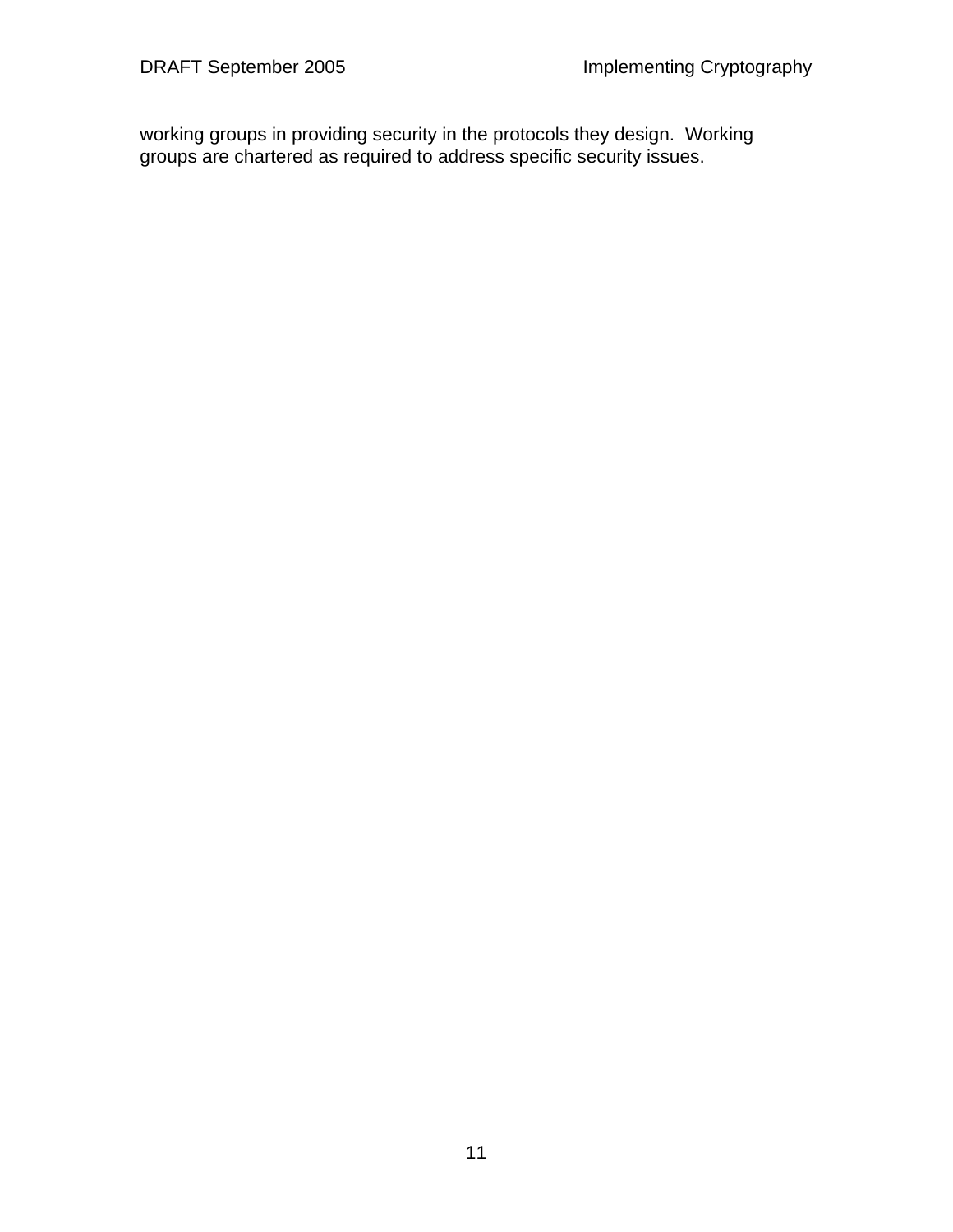working groups in providing security in the protocols they design. Working groups are chartered as required to address specific security issues.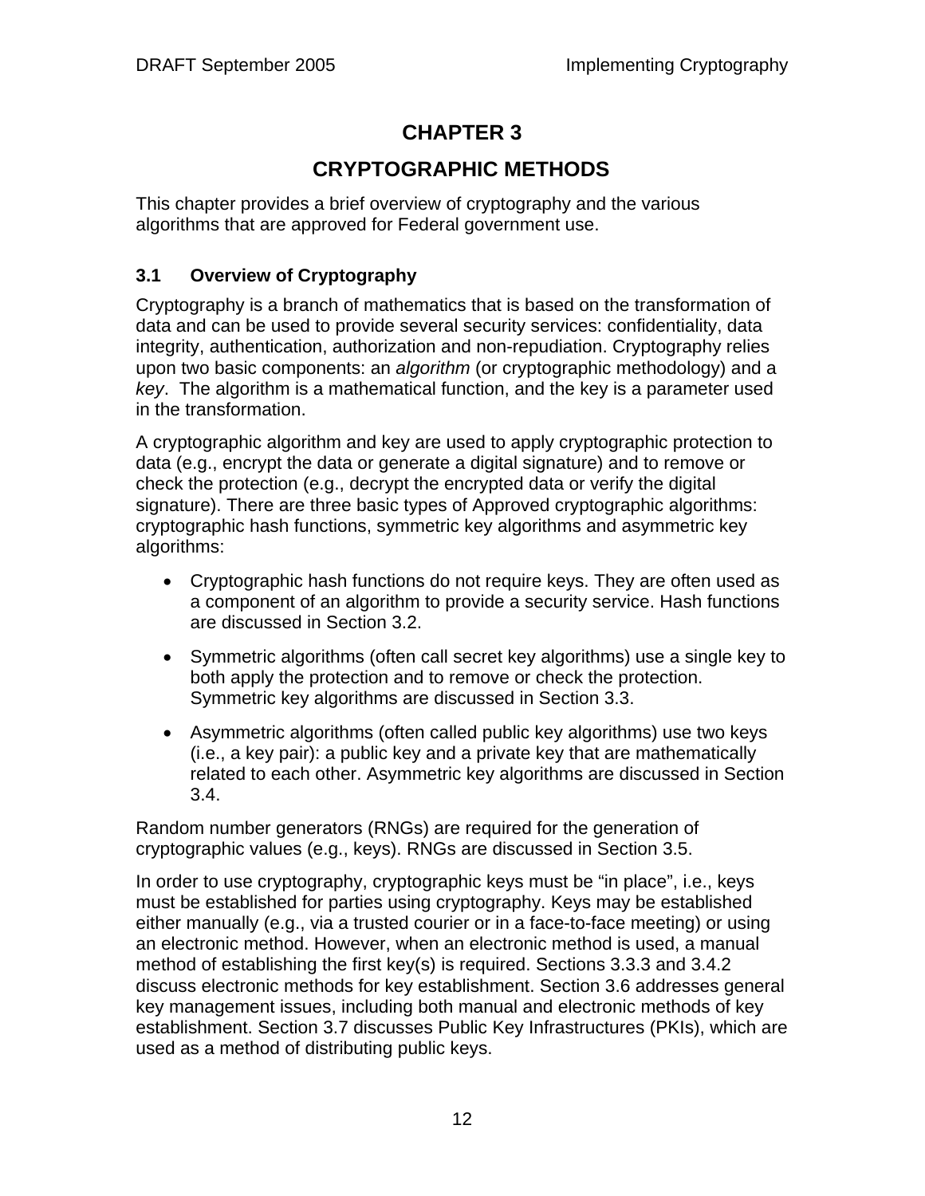# CHAPTER 3

# CRYPTOGRAPHIC METHODS

This chapter provides a brief overview of cryptography and the various algorithms that are approved for Federal government use.

## 3.1 Overview of Cryptography

Cryptography is a branch of mathematics that is based on the transformation of data and can be used to provide several security services: confidentiality, data integrity, authentication, authorization and non-repudiation. Cryptography relies upon two basic components: an *algorithm* (or cryptographic methodology) and a *key*. The algorithm is a mathematical function, and the key is a parameter used in the transformation.

A cryptographic algorithm and key are used to apply cryptographic protection to data (e.g., encrypt the data or generate a digital signature) and to remove or check the protection (e.g., decrypt the encrypted data or verify the digital signature). There are three basic types of Approved cryptographic algorithms: cryptographic hash functions, symmetric key algorithms and asymmetric key algorithms:

- Cryptographic hash functions do not require keys. They are often used as a component of an algorithm to provide a security service. Hash functions are discussed in Section 3.2.
- Symmetric algorithms (often call secret key algorithms) use a single key to both apply the protection and to remove or check the protection. Symmetric key algorithms are discussed in Section 3.3.
- Asymmetric algorithms (often called public key algorithms) use two keys (i.e., a key pair): a public key and a private key that are mathematically related to each other. Asymmetric key algorithms are discussed in Section 3.4.

Random number generators (RNGs) are required for the generation of cryptographic values (e.g., keys). RNGs are discussed in Section 3.5.

In order to use cryptography, cryptographic keys must be "in place", i.e., keys must be established for parties using cryptography. Keys may be established either manually (e.g., via a trusted courier or in a face-to-face meeting) or using an electronic method. However, when an electronic method is used, a manual method of establishing the first key(s) is required. Sections 3.3.3 and 3.4.2 discuss electronic methods for key establishment. Section 3.6 addresses general key management issues, including both manual and electronic methods of key establishment. Section 3.7 discusses Public Key Infrastructures (PKIs), which are used as a method of distributing public keys.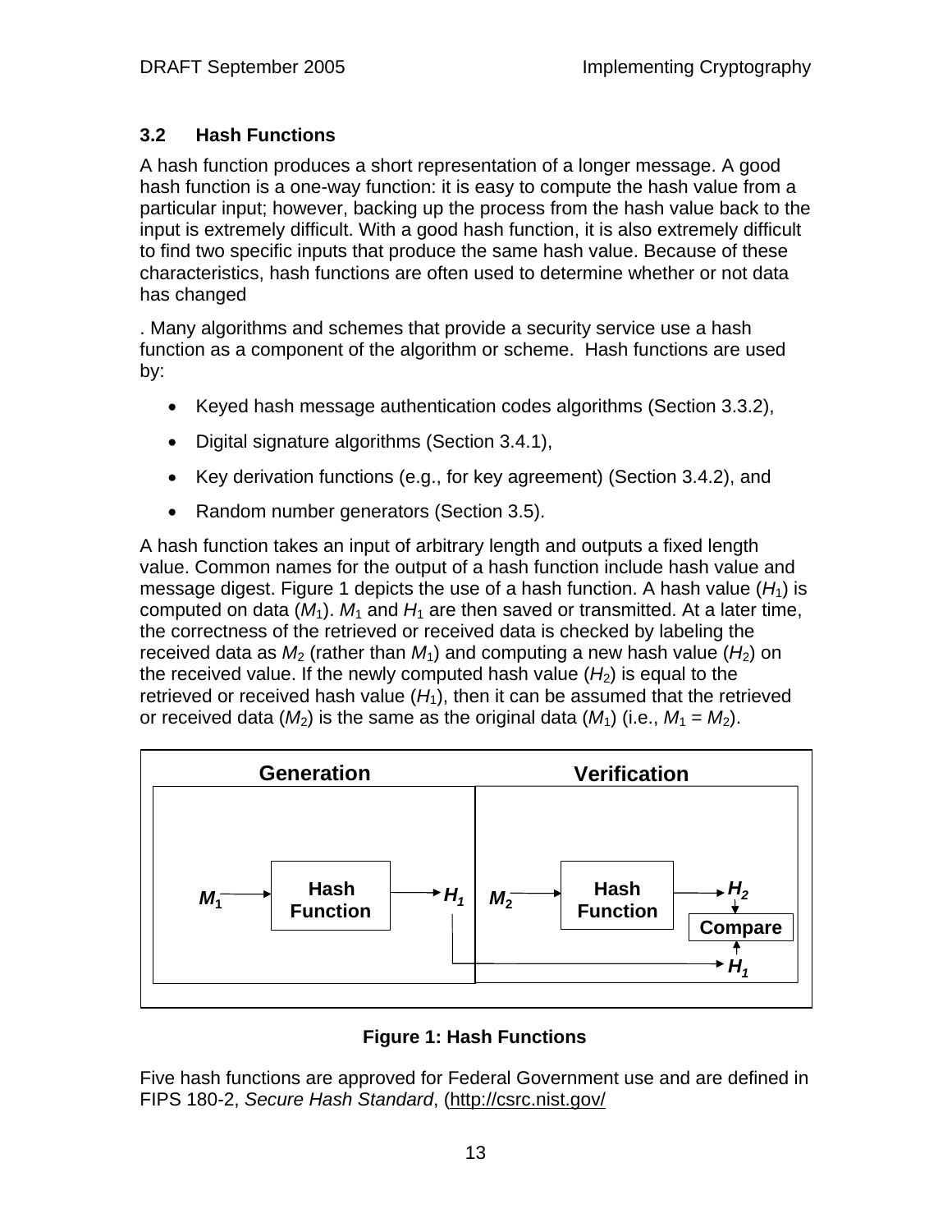### 3.2 Hash Functions

A hash function produces a short representation of a longer message. A good hash function is a one-way function: it is easy to compute the hash value from a particular input; however, backing up the process from the hash value back to the input is extremely difficult. With a good hash function, it is also extremely difficult to find two specific inputs that produce the same hash value. Because of these characteristics, hash functions are often used to determine whether or not data has changed

. Many algorithms and schemes that provide a security service use a hash function as a component of the algorithm or scheme. Hash functions are used by:

- Keyed hash message authentication codes algorithms (Section 3.3.2),
- Digital signature algorithms (Section 3.4.1),
- Key derivation functions (e.g., for key agreement) (Section 3.4.2), and
- Random number generators (Section 3.5).

A hash function takes an input of arbitrary length and outputs a fixed length value. Common names for the output of a hash function include hash value and message digest. Figure 1 depicts the use of a hash function. A hash value ($H_1$) is computed on data ($M_1$). $M_1$ and $H_1$ are then saved or transmitted. At a later time, the correctness of the retrieved or received data is checked by labeling the received data as $M_2$ (rather than $M_1$) and computing a new hash value ($H_2$) on the received value. If the newly computed hash value ($H_2$) is equal to the retrieved or received hash value ($H_1$), then it can be assumed that the retrieved or received data ($M_2$) is the same as the original data ($M_1$) (i.e., $M_1 = M_2$).

Generation

Verification

$M_1$

Hash Function

$H_1$

$M_2$

Hash Function

$H_2$

Compare

$H_1$

**Figure 1: Hash Functions**

Five hash functions are approved for Federal Government use and are defined in FIPS 180-2, *Secure Hash Standard*, (http://csrc.nist.gov/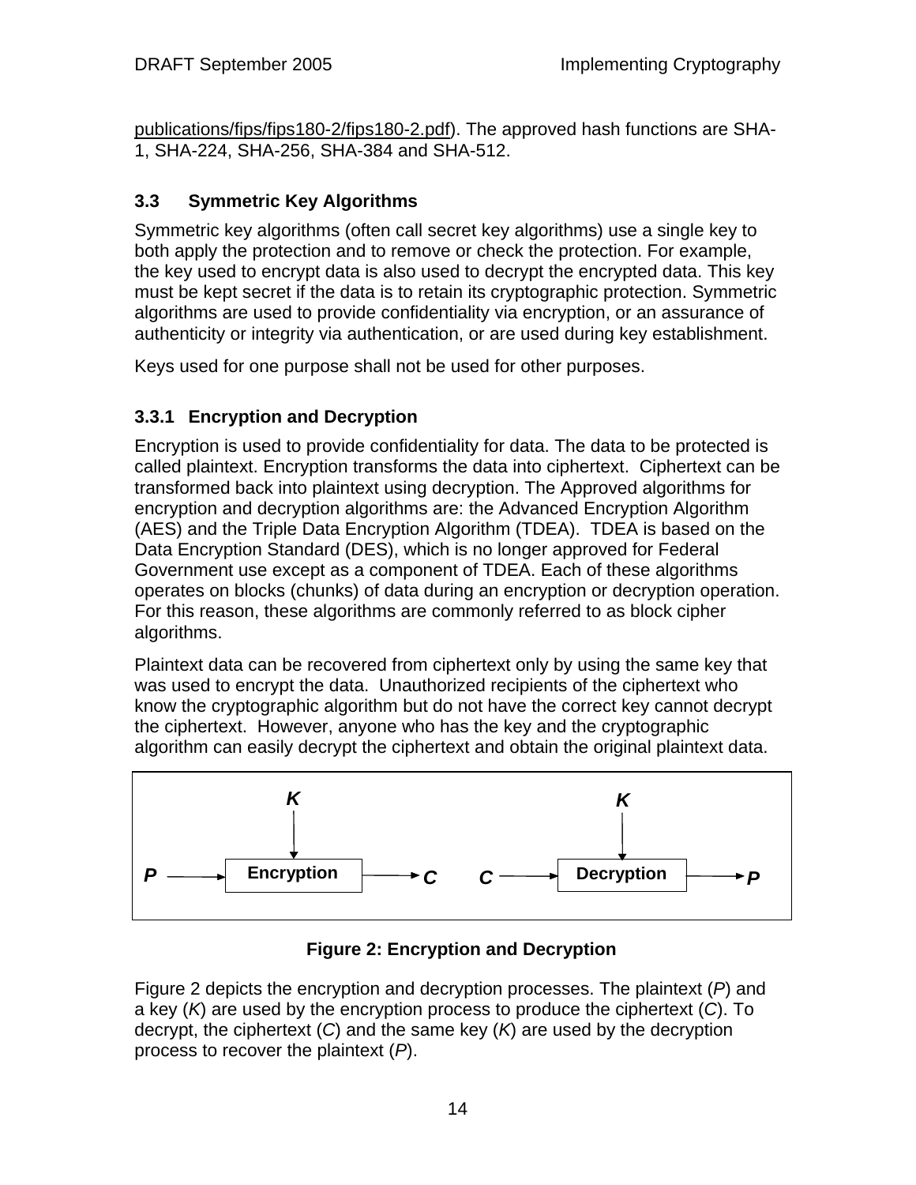publications/fips/fips180-2/fips180-2.pdf). The approved hash functions are SHA-1, SHA-224, SHA-256, SHA-384 and SHA-512.

### 3.3 Symmetric Key Algorithms

Symmetric key algorithms (often call secret key algorithms) use a single key to both apply the protection and to remove or check the protection. For example, the key used to encrypt data is also used to decrypt the encrypted data. This key must be kept secret if the data is to retain its cryptographic protection. Symmetric algorithms are used to provide confidentiality via encryption, or an assurance of authenticity or integrity via authentication, or are used during key establishment.

Keys used for one purpose shall not be used for other purposes.

#### 3.3.1 Encryption and Decryption

Encryption is used to provide confidentiality for data. The data to be protected is called plaintext. Encryption transforms the data into ciphertext. Ciphertext can be transformed back into plaintext using decryption. The Approved algorithms for encryption and decryption algorithms are: the Advanced Encryption Algorithm (AES) and the Triple Data Encryption Algorithm (TDEA). TDEA is based on the Data Encryption Standard (DES), which is no longer approved for Federal Government use except as a component of TDEA. Each of these algorithms operates on blocks (chunks) of data during an encryption or decryption operation. For this reason, these algorithms are commonly referred to as block cipher algorithms.

Plaintext data can be recovered from ciphertext only by using the same key that was used to encrypt the data. Unauthorized recipients of the ciphertext who know the cryptographic algorithm but do not have the correct key cannot decrypt the ciphertext. However, anyone who has the key and the cryptographic algorithm can easily decrypt the ciphertext and obtain the original plaintext data.

*K*
*P* Encryption *C*
*K*
*C* Decryption *P*

**Figure 2: Encryption and Decryption**

Figure 2 depicts the encryption and decryption processes. The plaintext (*P*) and a key (*K*) are used by the encryption process to produce the ciphertext (*C*). To decrypt, the ciphertext (*C*) and the same key (*K*) are used by the decryption process to recover the plaintext (*P*).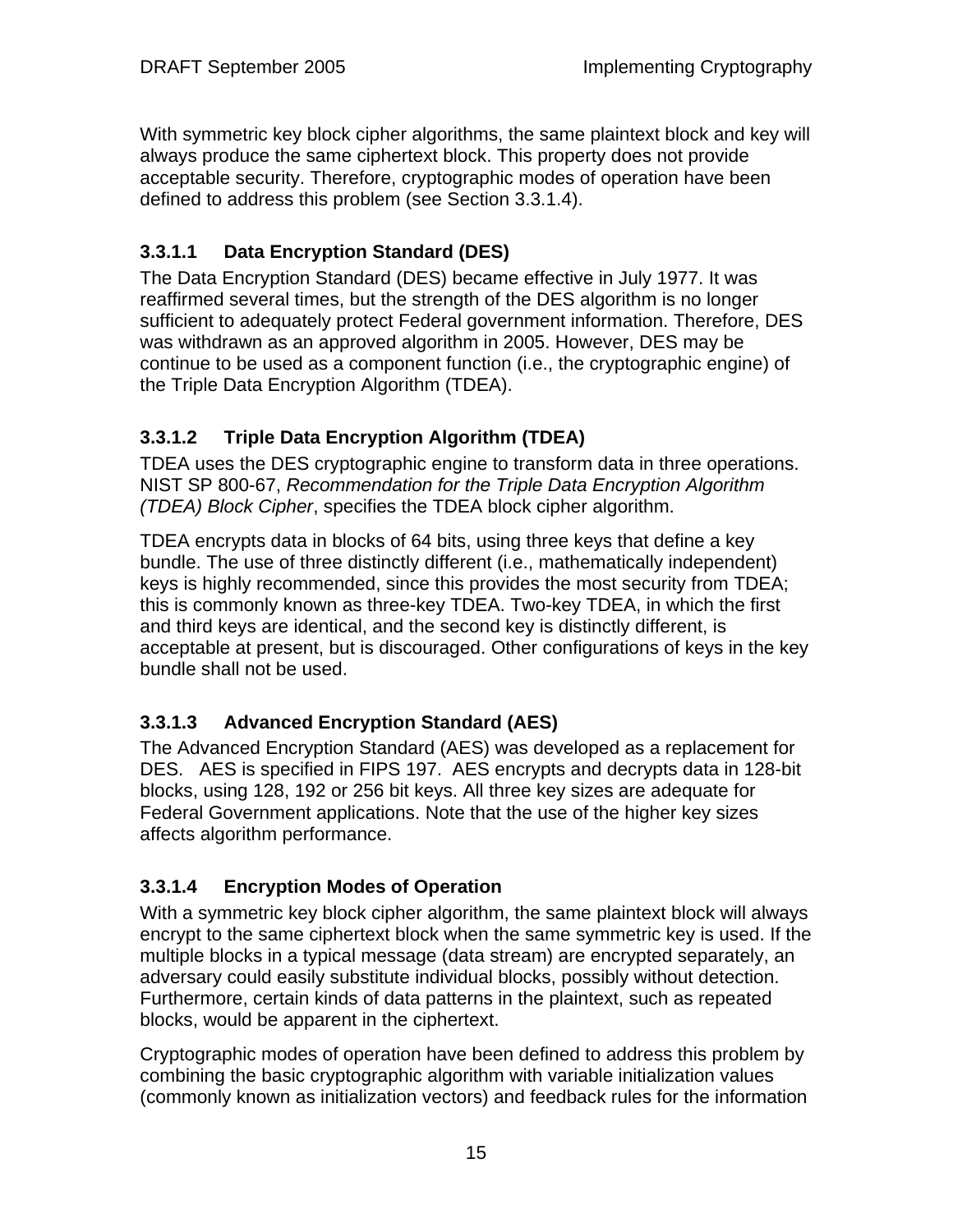With symmetric key block cipher algorithms, the same plaintext block and key will always produce the same ciphertext block. This property does not provide acceptable security. Therefore, cryptographic modes of operation have been defined to address this problem (see Section 3.3.1.4).

#### 3.3.1.1 Data Encryption Standard (DES)

The Data Encryption Standard (DES) became effective in July 1977. It was reaffirmed several times, but the strength of the DES algorithm is no longer sufficient to adequately protect Federal government information. Therefore, DES was withdrawn as an approved algorithm in 2005. However, DES may be continue to be used as a component function (i.e., the cryptographic engine) of the Triple Data Encryption Algorithm (TDEA).

#### 3.3.1.2 Triple Data Encryption Algorithm (TDEA)

TDEA uses the DES cryptographic engine to transform data in three operations. NIST SP 800-67, *Recommendation for the Triple Data Encryption Algorithm (TDEA) Block Cipher*, specifies the TDEA block cipher algorithm.

TDEA encrypts data in blocks of 64 bits, using three keys that define a key bundle. The use of three distinctly different (i.e., mathematically independent) keys is highly recommended, since this provides the most security from TDEA; this is commonly known as three-key TDEA. Two-key TDEA, in which the first and third keys are identical, and the second key is distinctly different, is acceptable at present, but is discouraged. Other configurations of keys in the key bundle shall not be used.

#### 3.3.1.3 Advanced Encryption Standard (AES)

The Advanced Encryption Standard (AES) was developed as a replacement for DES. AES is specified in FIPS 197. AES encrypts and decrypts data in 128-bit blocks, using 128, 192 or 256 bit keys. All three key sizes are adequate for Federal Government applications. Note that the use of the higher key sizes affects algorithm performance.

#### 3.3.1.4 Encryption Modes of Operation

With a symmetric key block cipher algorithm, the same plaintext block will always encrypt to the same ciphertext block when the same symmetric key is used. If the multiple blocks in a typical message (data stream) are encrypted separately, an adversary could easily substitute individual blocks, possibly without detection. Furthermore, certain kinds of data patterns in the plaintext, such as repeated blocks, would be apparent in the ciphertext.

Cryptographic modes of operation have been defined to address this problem by combining the basic cryptographic algorithm with variable initialization values (commonly known as initialization vectors) and feedback rules for the information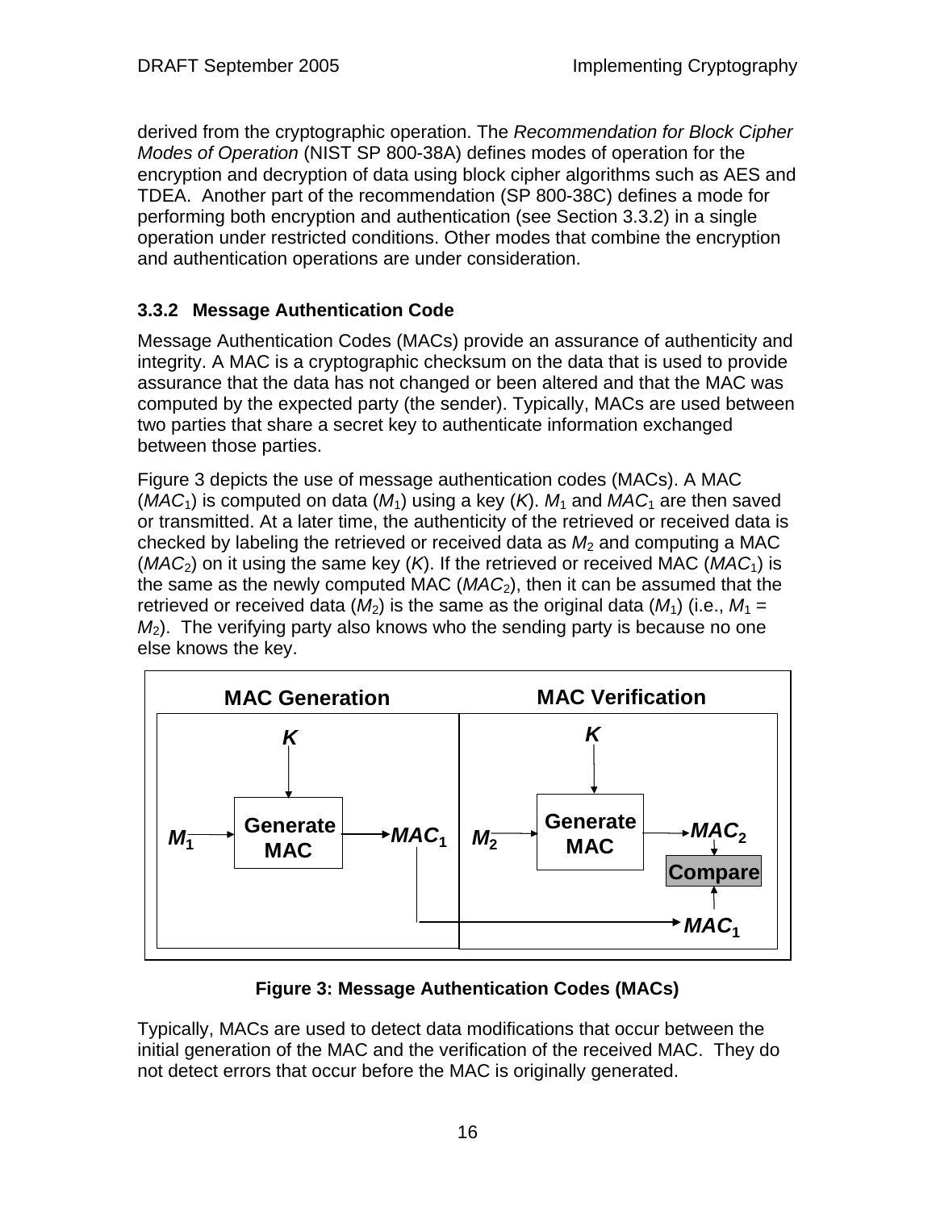derived from the cryptographic operation. The *Recommendation for Block Cipher Modes of Operation* (NIST SP 800-38A) defines modes of operation for the encryption and decryption of data using block cipher algorithms such as AES and TDEA. Another part of the recommendation (SP 800-38C) defines a mode for performing both encryption and authentication (see Section 3.3.2) in a single operation under restricted conditions. Other modes that combine the encryption and authentication operations are under consideration.

### 3.3.2 Message Authentication Code

Message Authentication Codes (MACs) provide an assurance of authenticity and integrity. A MAC is a cryptographic checksum on the data that is used to provide assurance that the data has not changed or been altered and that the MAC was computed by the expected party (the sender). Typically, MACs are used between two parties that share a secret key to authenticate information exchanged between those parties.

Figure 3 depicts the use of message authentication codes (MACs). A MAC ($MAC_1$) is computed on data ($M_1$) using a key ($K$). $M_1$ and $MAC_1$ are then saved or transmitted. At a later time, the authenticity of the retrieved or received data is checked by labeling the retrieved or received data as $M_2$ and computing a MAC ($MAC_2$) on it using the same key ($K$). If the retrieved or received MAC ($MAC_1$) is the same as the newly computed MAC ($MAC_2$), then it can be assumed that the retrieved or received data ($M_2$) is the same as the original data ($M_1$) (i.e., $M_1 = M_2$). The verifying party also knows who the sending party is because no one else knows the key.

MAC Generation

K

$M_1$

Generate MAC

$MAC_1$

MAC Verification

K

$M_2$

Generate MAC

$MAC_2$

Compare

$MAC_1$

**Figure 3: Message Authentication Codes (MACs)**

Typically, MACs are used to detect data modifications that occur between the initial generation of the MAC and the verification of the received MAC. They do not detect errors that occur before the MAC is originally generated.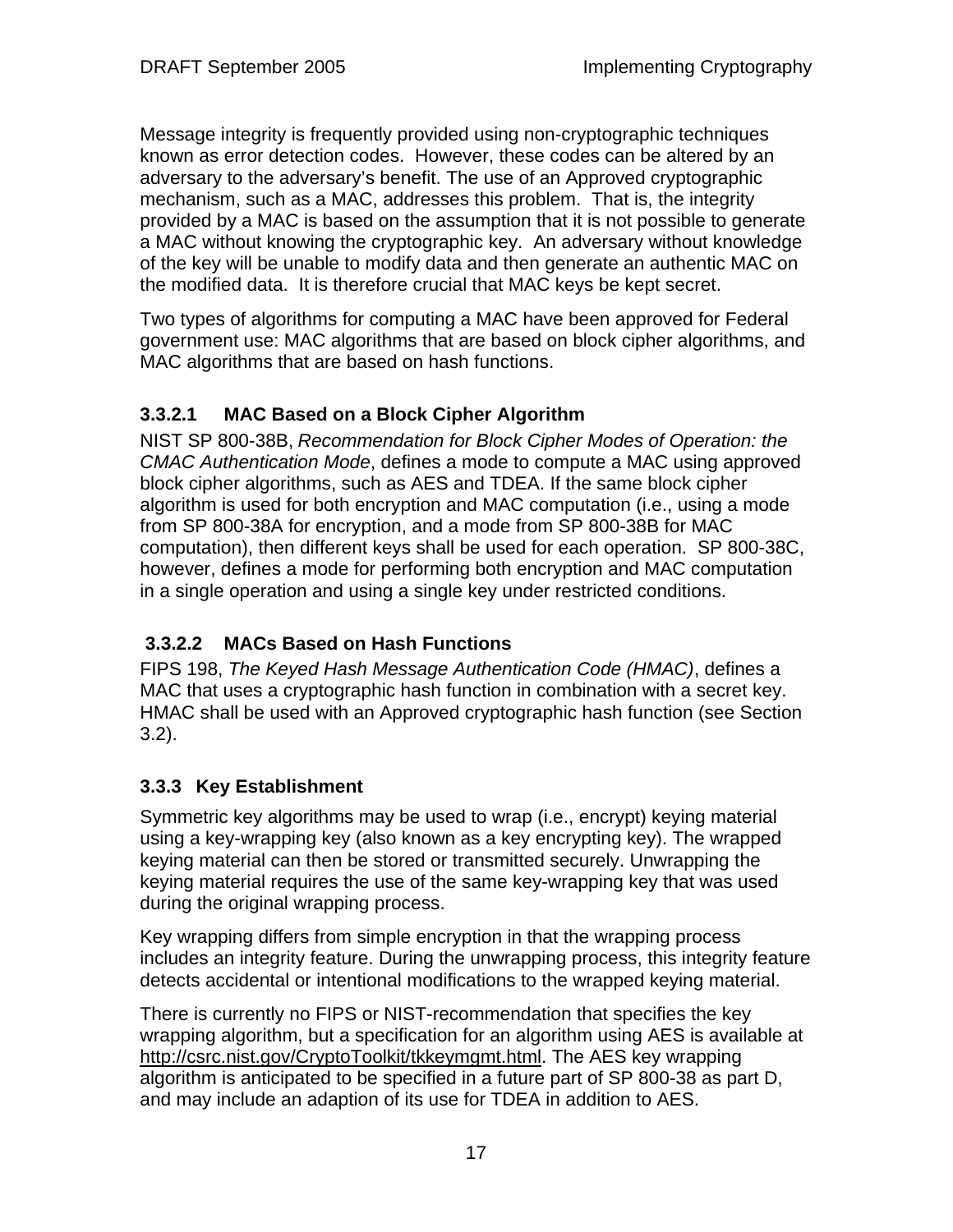Message integrity is frequently provided using non-cryptographic techniques known as error detection codes. However, these codes can be altered by an adversary to the adversary's benefit. The use of an Approved cryptographic mechanism, such as a MAC, addresses this problem. That is, the integrity provided by a MAC is based on the assumption that it is not possible to generate a MAC without knowing the cryptographic key. An adversary without knowledge of the key will be unable to modify data and then generate an authentic MAC on the modified data. It is therefore crucial that MAC keys be kept secret.

Two types of algorithms for computing a MAC have been approved for Federal government use: MAC algorithms that are based on block cipher algorithms, and MAC algorithms that are based on hash functions.

#### 3.3.2.1 MAC Based on a Block Cipher Algorithm

NIST SP 800-38B, *Recommendation for Block Cipher Modes of Operation: the CMAC Authentication Mode*, defines a mode to compute a MAC using approved block cipher algorithms, such as AES and TDEA. If the same block cipher algorithm is used for both encryption and MAC computation (i.e., using a mode from SP 800-38A for encryption, and a mode from SP 800-38B for MAC computation), then different keys shall be used for each operation. SP 800-38C, however, defines a mode for performing both encryption and MAC computation in a single operation and using a single key under restricted conditions.

#### 3.3.2.2 MACs Based on Hash Functions

FIPS 198, *The Keyed Hash Message Authentication Code (HMAC)*, defines a MAC that uses a cryptographic hash function in combination with a secret key. HMAC shall be used with an Approved cryptographic hash function (see Section 3.2).

### 3.3.3 Key Establishment

Symmetric key algorithms may be used to wrap (i.e., encrypt) keying material using a key-wrapping key (also known as a key encrypting key). The wrapped keying material can then be stored or transmitted securely. Unwrapping the keying material requires the use of the same key-wrapping key that was used during the original wrapping process.

Key wrapping differs from simple encryption in that the wrapping process includes an integrity feature. During the unwrapping process, this integrity feature detects accidental or intentional modifications to the wrapped keying material.

There is currently no FIPS or NIST-recommendation that specifies the key wrapping algorithm, but a specification for an algorithm using AES is available at http://csrc.nist.gov/CryptoToolkit/tkkeymgmt.html. The AES key wrapping algorithm is anticipated to be specified in a future part of SP 800-38 as part D, and may include an adaption of its use for TDEA in addition to AES.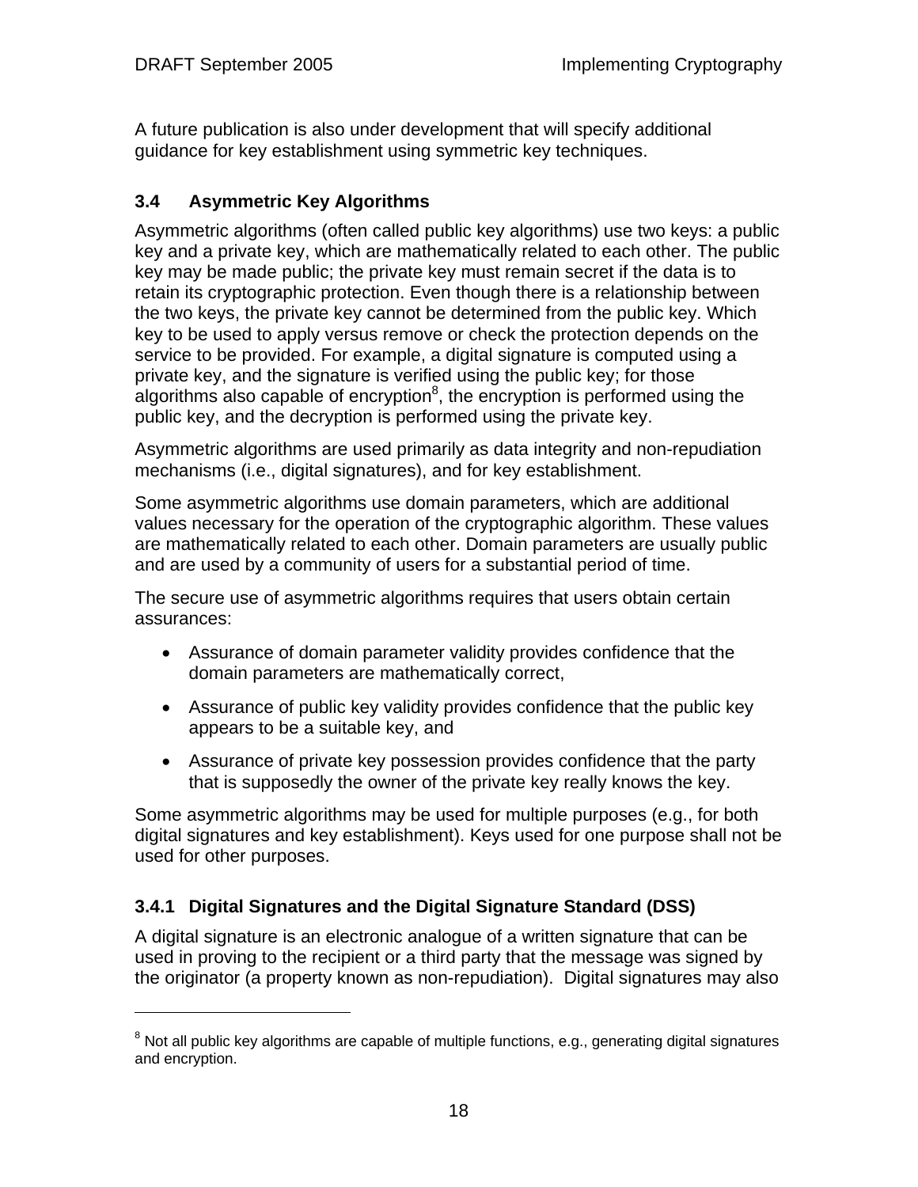A future publication is also under development that will specify additional guidance for key establishment using symmetric key techniques.

### 3.4 Asymmetric Key Algorithms

Asymmetric algorithms (often called public key algorithms) use two keys: a public key and a private key, which are mathematically related to each other. The public key may be made public; the private key must remain secret if the data is to retain its cryptographic protection. Even though there is a relationship between the two keys, the private key cannot be determined from the public key. Which key to be used to apply versus remove or check the protection depends on the service to be provided. For example, a digital signature is computed using a private key, and the signature is verified using the public key; for those algorithms also capable of encryption[8], the encryption is performed using the public key, and the decryption is performed using the private key.

Asymmetric algorithms are used primarily as data integrity and non-repudiation mechanisms (i.e., digital signatures), and for key establishment.

Some asymmetric algorithms use domain parameters, which are additional values necessary for the operation of the cryptographic algorithm. These values are mathematically related to each other. Domain parameters are usually public and are used by a community of users for a substantial period of time.

The secure use of asymmetric algorithms requires that users obtain certain assurances:

- Assurance of domain parameter validity provides confidence that the domain parameters are mathematically correct,
- Assurance of public key validity provides confidence that the public key appears to be a suitable key, and
- Assurance of private key possession provides confidence that the party that is supposedly the owner of the private key really knows the key.

Some asymmetric algorithms may be used for multiple purposes (e.g., for both digital signatures and key establishment). Keys used for one purpose shall not be used for other purposes.

#### 3.4.1 Digital Signatures and the Digital Signature Standard (DSS)

A digital signature is an electronic analogue of a written signature that can be used in proving to the recipient or a third party that the message was signed by the originator (a property known as non-repudiation). Digital signatures may also

[8] Not all public key algorithms are capable of multiple functions, e.g., generating digital signatures and encryption.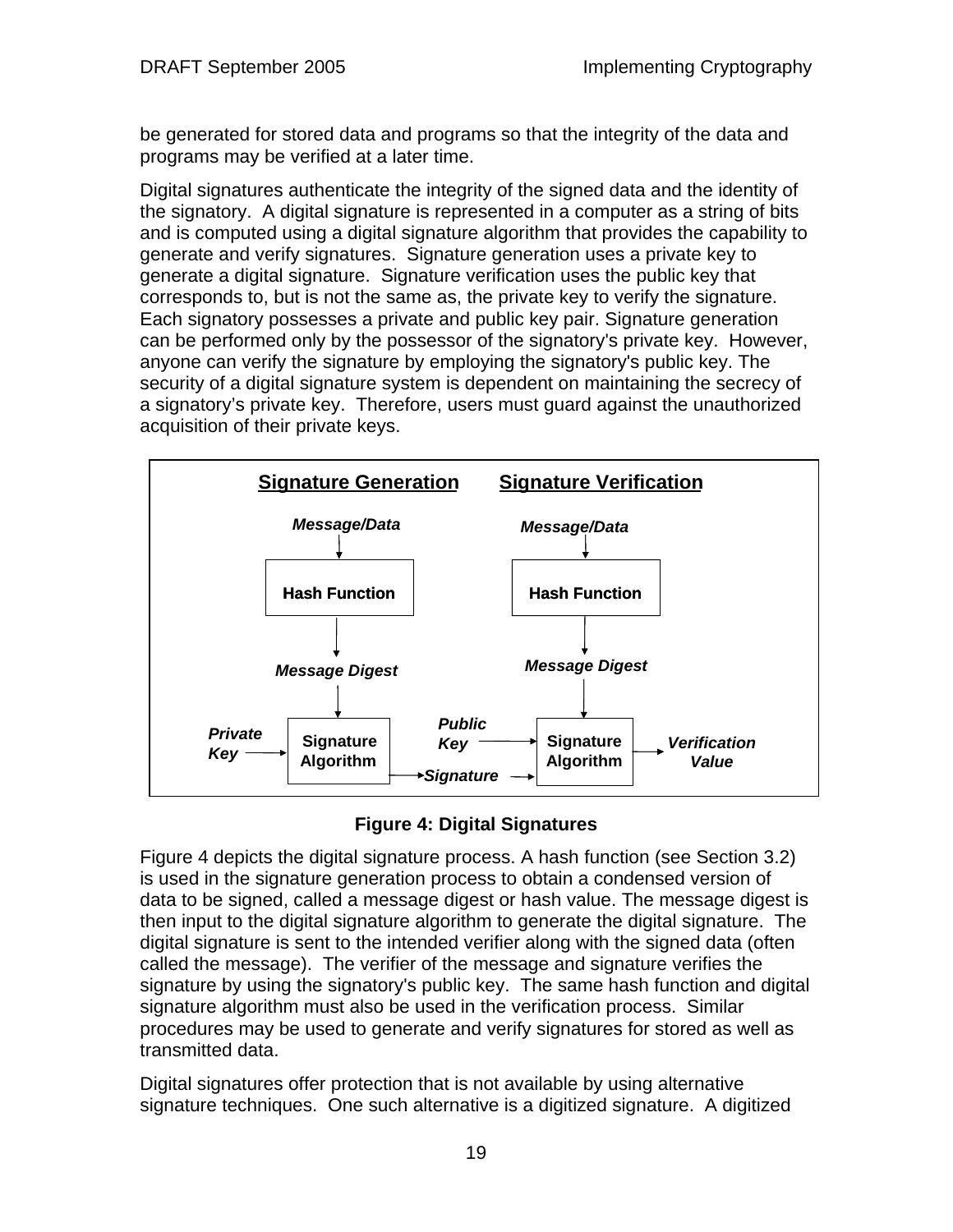be generated for stored data and programs so that the integrity of the data and programs may be verified at a later time.

Digital signatures authenticate the integrity of the signed data and the identity of the signatory. A digital signature is represented in a computer as a string of bits and is computed using a digital signature algorithm that provides the capability to generate and verify signatures. Signature generation uses a private key to generate a digital signature. Signature verification uses the public key that corresponds to, but is not the same as, the private key to verify the signature. Each signatory possesses a private and public key pair. Signature generation can be performed only by the possessor of the signatory's private key. However, anyone can verify the signature by employing the signatory's public key. The security of a digital signature system is dependent on maintaining the secrecy of a signatory's private key. Therefore, users must guard against the unauthorized acquisition of their private keys.

Signature Generation

Message/Data

Hash Function

Message Digest

Private Key

Signature Algorithm

Signature

Signature Verification

Message/Data

Hash Function

Message Digest

Public Key

Signature Algorithm

Verification Value

**Figure 4: Digital Signatures**

Figure 4 depicts the digital signature process. A hash function (see Section 3.2) is used in the signature generation process to obtain a condensed version of data to be signed, called a message digest or hash value. The message digest is then input to the digital signature algorithm to generate the digital signature. The digital signature is sent to the intended verifier along with the signed data (often called the message). The verifier of the message and signature verifies the signature by using the signatory's public key. The same hash function and digital signature algorithm must also be used in the verification process. Similar procedures may be used to generate and verify signatures for stored as well as transmitted data.

Digital signatures offer protection that is not available by using alternative signature techniques. One such alternative is a digitized signature. A digitized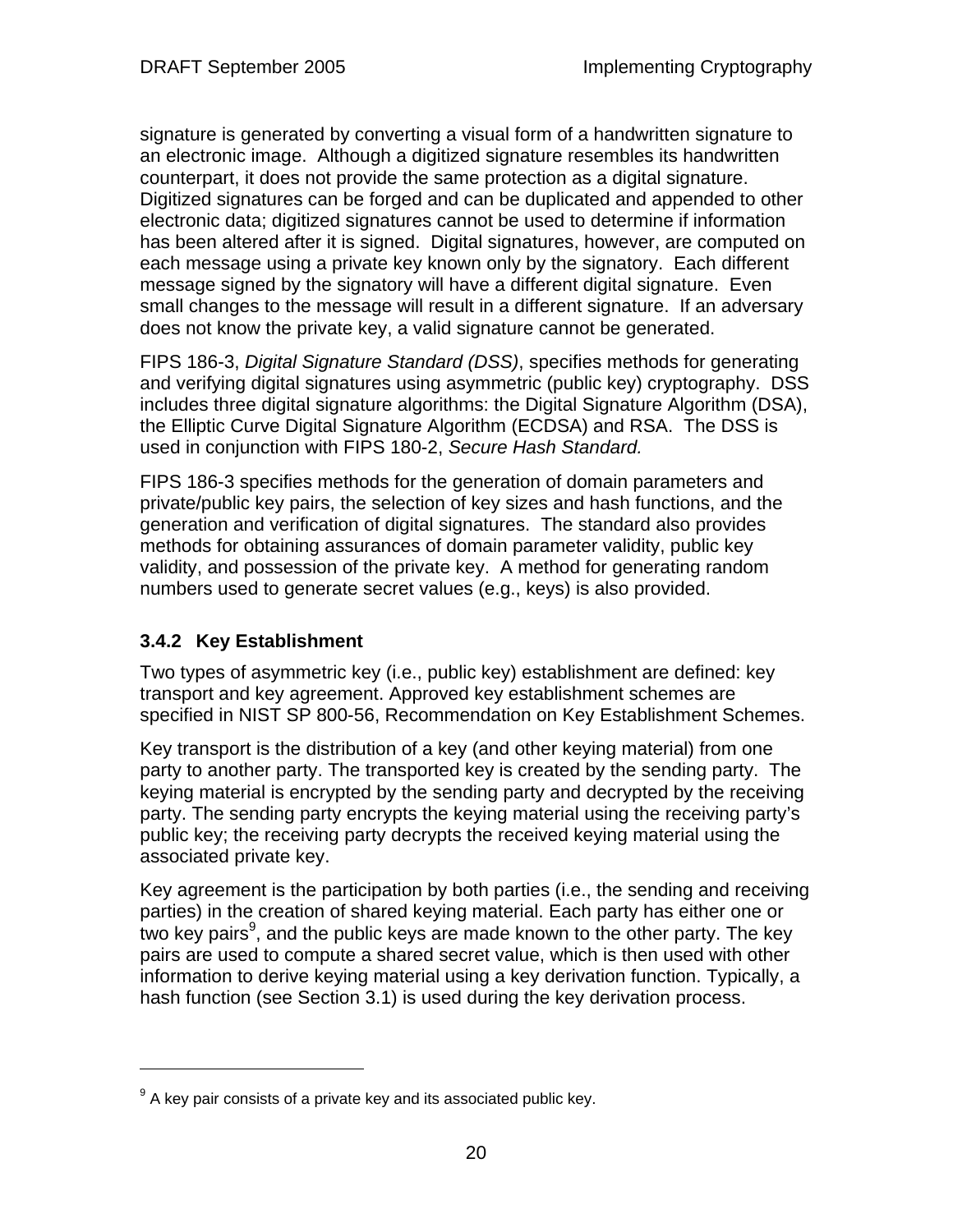signature is generated by converting a visual form of a handwritten signature to an electronic image. Although a digitized signature resembles its handwritten counterpart, it does not provide the same protection as a digital signature. Digitized signatures can be forged and can be duplicated and appended to other electronic data; digitized signatures cannot be used to determine if information has been altered after it is signed. Digital signatures, however, are computed on each message using a private key known only by the signatory. Each different message signed by the signatory will have a different digital signature. Even small changes to the message will result in a different signature. If an adversary does not know the private key, a valid signature cannot be generated.

FIPS 186-3, *Digital Signature Standard (DSS)*, specifies methods for generating and verifying digital signatures using asymmetric (public key) cryptography. DSS includes three digital signature algorithms: the Digital Signature Algorithm (DSA), the Elliptic Curve Digital Signature Algorithm (ECDSA) and RSA. The DSS is used in conjunction with FIPS 180-2, *Secure Hash Standard.*

FIPS 186-3 specifies methods for the generation of domain parameters and private/public key pairs, the selection of key sizes and hash functions, and the generation and verification of digital signatures. The standard also provides methods for obtaining assurances of domain parameter validity, public key validity, and possession of the private key. A method for generating random numbers used to generate secret values (e.g., keys) is also provided.

### 3.4.2 Key Establishment

Two types of asymmetric key (i.e., public key) establishment are defined: key transport and key agreement. Approved key establishment schemes are specified in NIST SP 800-56, Recommendation on Key Establishment Schemes.

Key transport is the distribution of a key (and other keying material) from one party to another party. The transported key is created by the sending party. The keying material is encrypted by the sending party and decrypted by the receiving party. The sending party encrypts the keying material using the receiving party's public key; the receiving party decrypts the received keying material using the associated private key.

Key agreement is the participation by both parties (i.e., the sending and receiving parties) in the creation of shared keying material. Each party has either one or two key pairs[9], and the public keys are made known to the other party. The key pairs are used to compute a shared secret value, which is then used with other information to derive keying material using a key derivation function. Typically, a hash function (see Section 3.1) is used during the key derivation process.

---

[9] A key pair consists of a private key and its associated public key.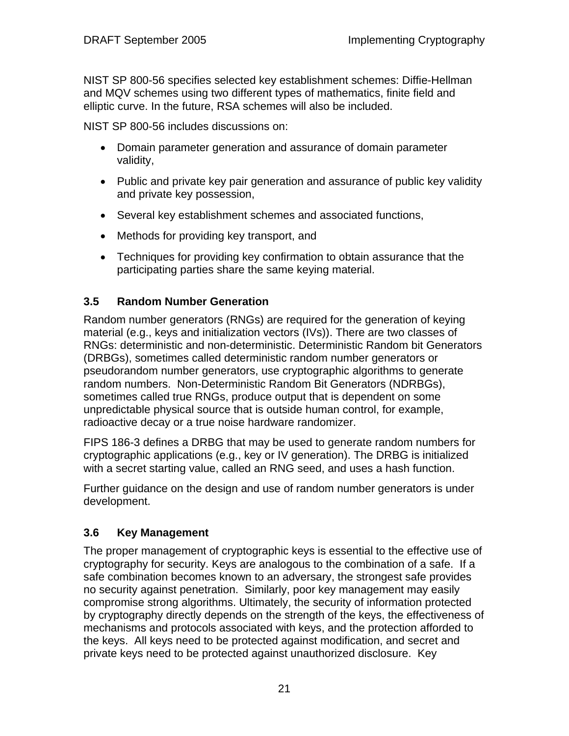NIST SP 800-56 specifies selected key establishment schemes: Diffie-Hellman and MQV schemes using two different types of mathematics, finite field and elliptic curve. In the future, RSA schemes will also be included.

NIST SP 800-56 includes discussions on:

- Domain parameter generation and assurance of domain parameter validity,
- Public and private key pair generation and assurance of public key validity and private key possession,
- Several key establishment schemes and associated functions,
- Methods for providing key transport, and
- Techniques for providing key confirmation to obtain assurance that the participating parties share the same keying material.

### 3.5 Random Number Generation

Random number generators (RNGs) are required for the generation of keying material (e.g., keys and initialization vectors (IVs)). There are two classes of RNGs: deterministic and non-deterministic. Deterministic Random bit Generators (DRBGs), sometimes called deterministic random number generators or pseudorandom number generators, use cryptographic algorithms to generate random numbers. Non-Deterministic Random Bit Generators (NDRBGs), sometimes called true RNGs, produce output that is dependent on some unpredictable physical source that is outside human control, for example, radioactive decay or a true noise hardware randomizer.

FIPS 186-3 defines a DRBG that may be used to generate random numbers for cryptographic applications (e.g., key or IV generation). The DRBG is initialized with a secret starting value, called an RNG seed, and uses a hash function.

Further guidance on the design and use of random number generators is under development.

### 3.6 Key Management

The proper management of cryptographic keys is essential to the effective use of cryptography for security. Keys are analogous to the combination of a safe. If a safe combination becomes known to an adversary, the strongest safe provides no security against penetration. Similarly, poor key management may easily compromise strong algorithms. Ultimately, the security of information protected by cryptography directly depends on the strength of the keys, the effectiveness of mechanisms and protocols associated with keys, and the protection afforded to the keys. All keys need to be protected against modification, and secret and private keys need to be protected against unauthorized disclosure. Key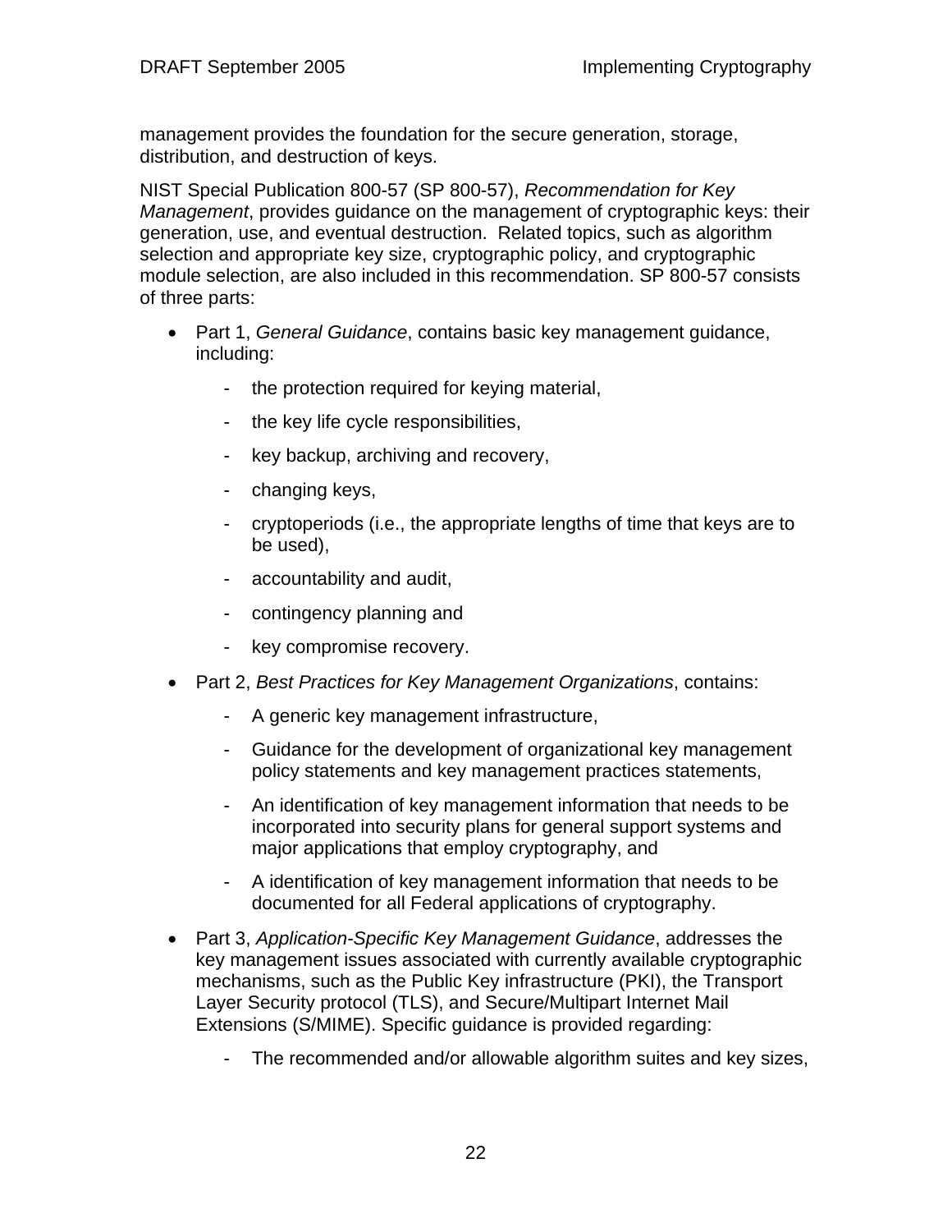management provides the foundation for the secure generation, storage, distribution, and destruction of keys.

NIST Special Publication 800-57 (SP 800-57), *Recommendation for Key Management*, provides guidance on the management of cryptographic keys: their generation, use, and eventual destruction. Related topics, such as algorithm selection and appropriate key size, cryptographic policy, and cryptographic module selection, are also included in this recommendation. SP 800-57 consists of three parts:

- Part 1, *General Guidance*, contains basic key management guidance, including:
  - the protection required for keying material,
  - the key life cycle responsibilities,
  - key backup, archiving and recovery,
  - changing keys,
  - cryptoperiods (i.e., the appropriate lengths of time that keys are to be used),
  - accountability and audit,
  - contingency planning and
  - key compromise recovery.
- Part 2, *Best Practices for Key Management Organizations*, contains:
  - A generic key management infrastructure,
  - Guidance for the development of organizational key management policy statements and key management practices statements,
  - An identification of key management information that needs to be incorporated into security plans for general support systems and major applications that employ cryptography, and
  - A identification of key management information that needs to be documented for all Federal applications of cryptography.
- Part 3, *Application-Specific Key Management Guidance*, addresses the key management issues associated with currently available cryptographic mechanisms, such as the Public Key infrastructure (PKI), the Transport Layer Security protocol (TLS), and Secure/Multipart Internet Mail Extensions (S/MIME). Specific guidance is provided regarding:
  - The recommended and/or allowable algorithm suites and key sizes,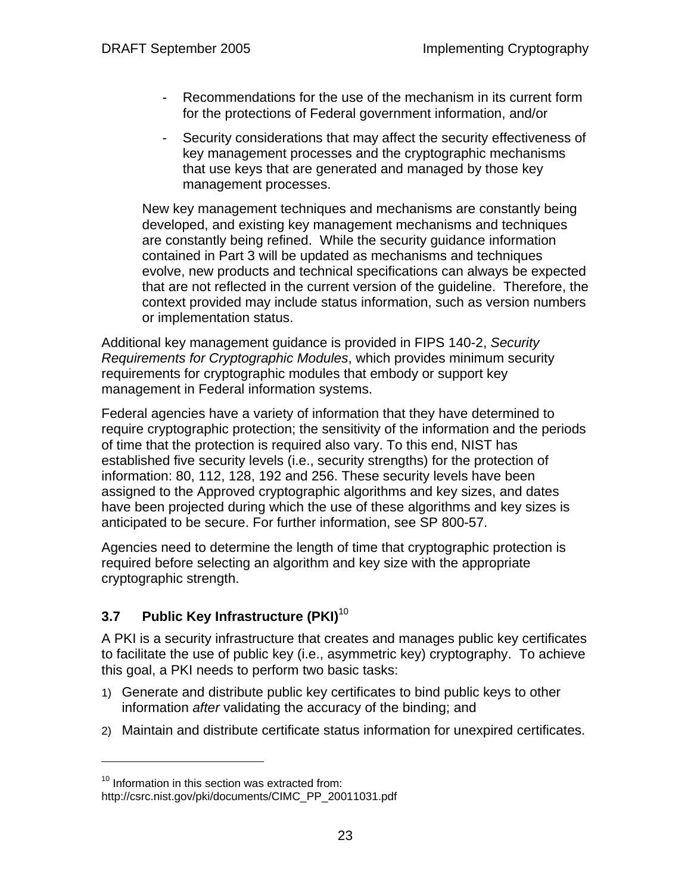- Recommendations for the use of the mechanism in its current form for the protections of Federal government information, and/or
- Security considerations that may affect the security effectiveness of key management processes and the cryptographic mechanisms that use keys that are generated and managed by those key management processes.

New key management techniques and mechanisms are constantly being developed, and existing key management mechanisms and techniques are constantly being refined. While the security guidance information contained in Part 3 will be updated as mechanisms and techniques evolve, new products and technical specifications can always be expected that are not reflected in the current version of the guideline. Therefore, the context provided may include status information, such as version numbers or implementation status.

Additional key management guidance is provided in FIPS 140-2, *Security Requirements for Cryptographic Modules*, which provides minimum security requirements for cryptographic modules that embody or support key management in Federal information systems.

Federal agencies have a variety of information that they have determined to require cryptographic protection; the sensitivity of the information and the periods of time that the protection is required also vary. To this end, NIST has established five security levels (i.e., security strengths) for the protection of information: 80, 112, 128, 192 and 256. These security levels have been assigned to the Approved cryptographic algorithms and key sizes, and dates have been projected during which the use of these algorithms and key sizes is anticipated to be secure. For further information, see SP 800-57.

Agencies need to determine the length of time that cryptographic protection is required before selecting an algorithm and key size with the appropriate cryptographic strength.

### 3.7 Public Key Infrastructure (PKI)[10]

A PKI is a security infrastructure that creates and manages public key certificates to facilitate the use of public key (i.e., asymmetric key) cryptography. To achieve this goal, a PKI needs to perform two basic tasks:

1) Generate and distribute public key certificates to bind public keys to other information *after* validating the accuracy of the binding; and
2) Maintain and distribute certificate status information for unexpired certificates.

---

[10] Information in this section was extracted from: http://csrc.nist.gov/pki/documents/CIMC_PP_20011031.pdf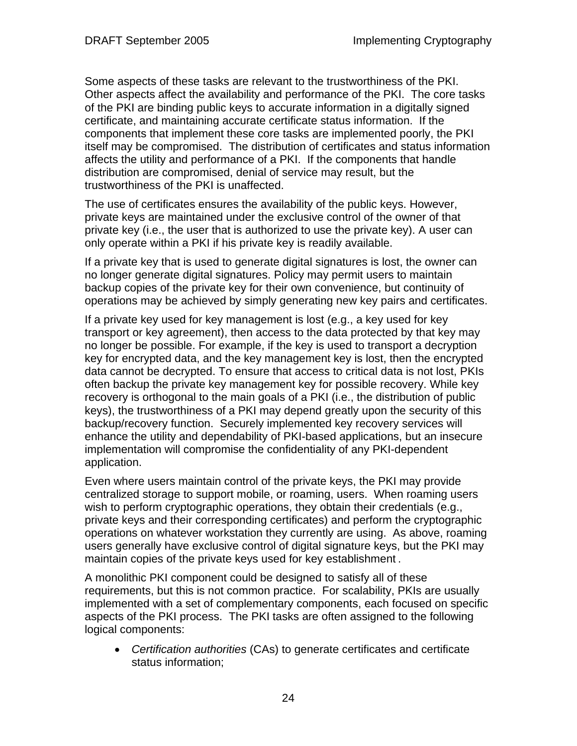Some aspects of these tasks are relevant to the trustworthiness of the PKI. Other aspects affect the availability and performance of the PKI. The core tasks of the PKI are binding public keys to accurate information in a digitally signed certificate, and maintaining accurate certificate status information. If the components that implement these core tasks are implemented poorly, the PKI itself may be compromised. The distribution of certificates and status information affects the utility and performance of a PKI. If the components that handle distribution are compromised, denial of service may result, but the trustworthiness of the PKI is unaffected.

The use of certificates ensures the availability of the public keys. However, private keys are maintained under the exclusive control of the owner of that private key (i.e., the user that is authorized to use the private key). A user can only operate within a PKI if his private key is readily available.

If a private key that is used to generate digital signatures is lost, the owner can no longer generate digital signatures. Policy may permit users to maintain backup copies of the private key for their own convenience, but continuity of operations may be achieved by simply generating new key pairs and certificates.

If a private key used for key management is lost (e.g., a key used for key transport or key agreement), then access to the data protected by that key may no longer be possible. For example, if the key is used to transport a decryption key for encrypted data, and the key management key is lost, then the encrypted data cannot be decrypted. To ensure that access to critical data is not lost, PKIs often backup the private key management key for possible recovery. While key recovery is orthogonal to the main goals of a PKI (i.e., the distribution of public keys), the trustworthiness of a PKI may depend greatly upon the security of this backup/recovery function. Securely implemented key recovery services will enhance the utility and dependability of PKI-based applications, but an insecure implementation will compromise the confidentiality of any PKI-dependent application.

Even where users maintain control of the private keys, the PKI may provide centralized storage to support mobile, or roaming, users. When roaming users wish to perform cryptographic operations, they obtain their credentials (e.g., private keys and their corresponding certificates) and perform the cryptographic operations on whatever workstation they currently are using. As above, roaming users generally have exclusive control of digital signature keys, but the PKI may maintain copies of the private keys used for key establishment.

A monolithic PKI component could be designed to satisfy all of these requirements, but this is not common practice. For scalability, PKIs are usually implemented with a set of complementary components, each focused on specific aspects of the PKI process. The PKI tasks are often assigned to the following logical components:

- *Certification authorities* (CAs) to generate certificates and certificate status information;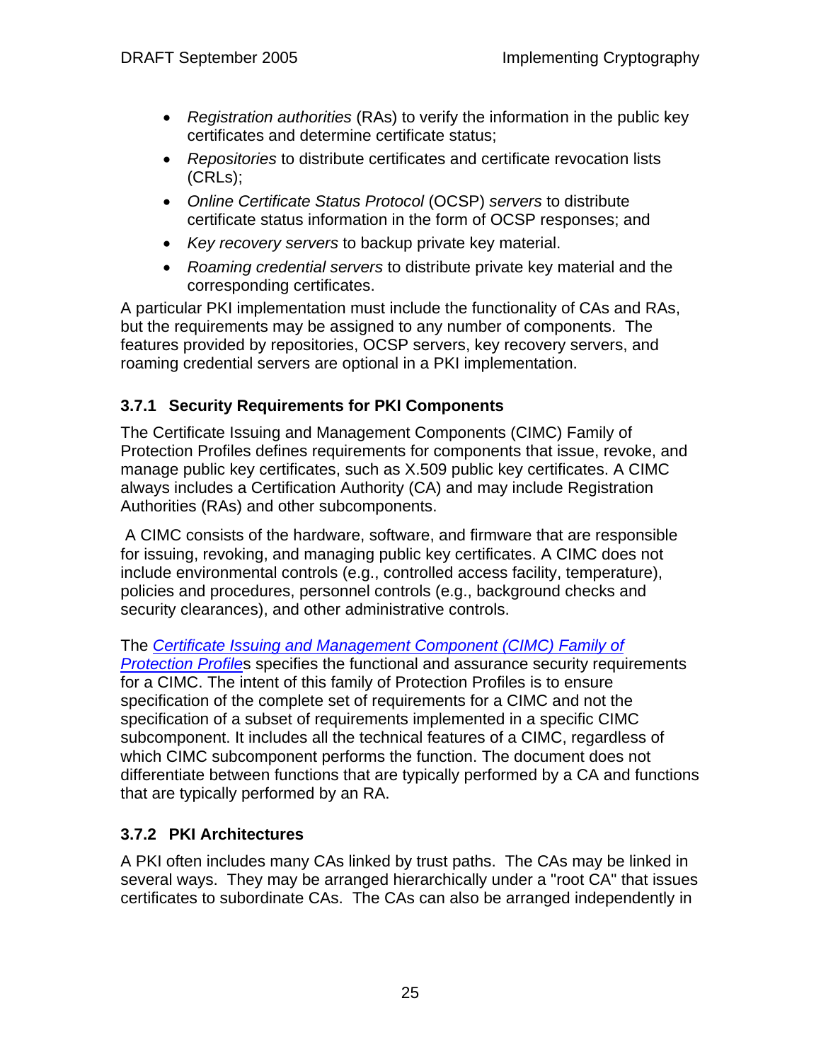- *Registration authorities* (RAs) to verify the information in the public key certificates and determine certificate status;
- *Repositories* to distribute certificates and certificate revocation lists (CRLs);
- *Online Certificate Status Protocol* (OCSP) *servers* to distribute certificate status information in the form of OCSP responses; and
- *Key recovery servers* to backup private key material.
- *Roaming credential servers* to distribute private key material and the corresponding certificates.

A particular PKI implementation must include the functionality of CAs and RAs, but the requirements may be assigned to any number of components. The features provided by repositories, OCSP servers, key recovery servers, and roaming credential servers are optional in a PKI implementation.

### 3.7.1 Security Requirements for PKI Components

The Certificate Issuing and Management Components (CIMC) Family of Protection Profiles defines requirements for components that issue, revoke, and manage public key certificates, such as X.509 public key certificates. A CIMC always includes a Certification Authority (CA) and may include Registration Authorities (RAs) and other subcomponents.

A CIMC consists of the hardware, software, and firmware that are responsible for issuing, revoking, and managing public key certificates. A CIMC does not include environmental controls (e.g., controlled access facility, temperature), policies and procedures, personnel controls (e.g., background checks and security clearances), and other administrative controls.

The *Certificate Issuing and Management Component (CIMC) Family of Protection Profiles* specifies the functional and assurance security requirements for a CIMC. The intent of this family of Protection Profiles is to ensure specification of the complete set of requirements for a CIMC and not the specification of a subset of requirements implemented in a specific CIMC subcomponent. It includes all the technical features of a CIMC, regardless of which CIMC subcomponent performs the function. The document does not differentiate between functions that are typically performed by a CA and functions that are typically performed by an RA.

### 3.7.2 PKI Architectures

A PKI often includes many CAs linked by trust paths. The CAs may be linked in several ways. They may be arranged hierarchically under a "root CA" that issues certificates to subordinate CAs. The CAs can also be arranged independently in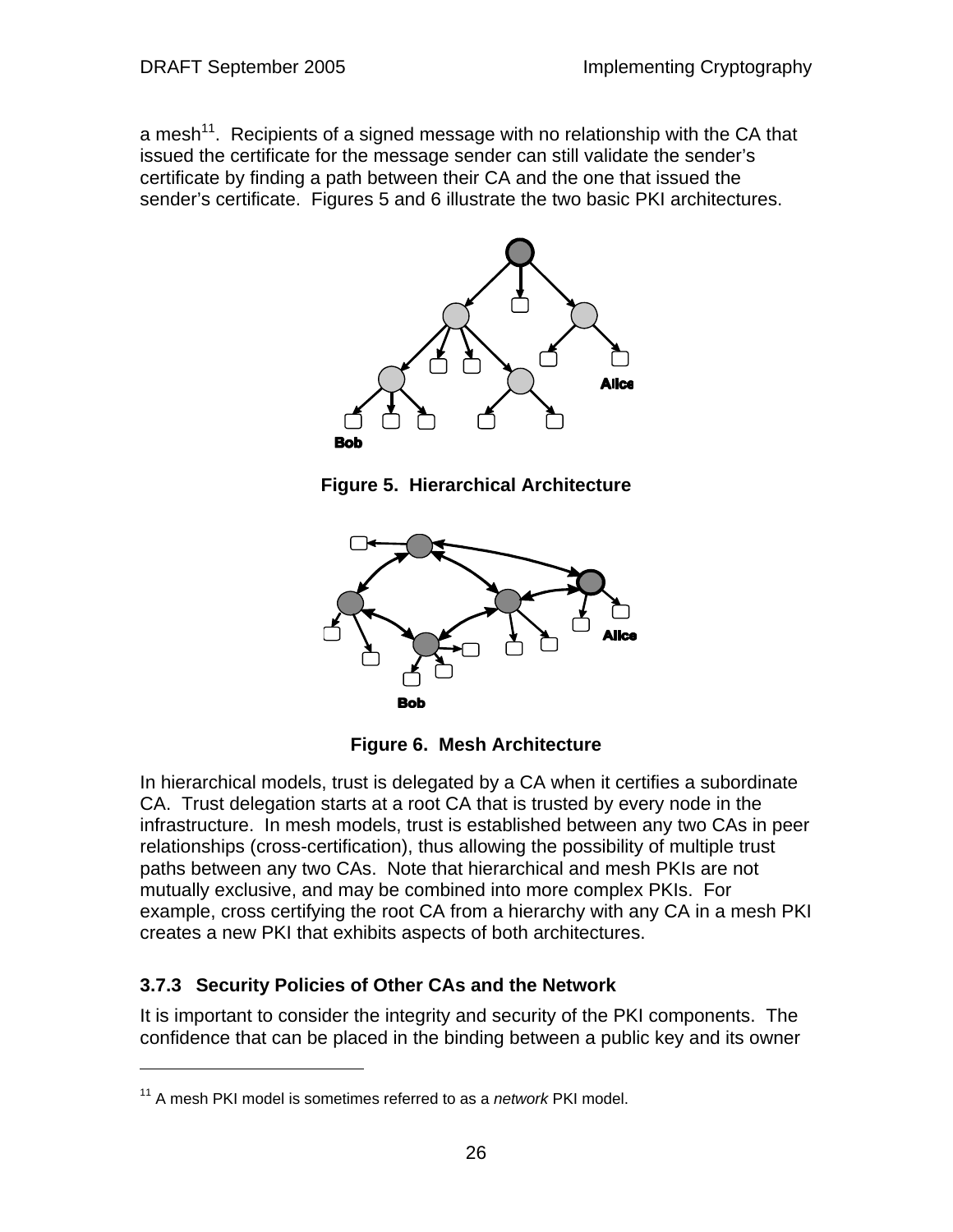a mesh[11]. Recipients of a signed message with no relationship with the CA that issued the certificate for the message sender can still validate the sender's certificate by finding a path between their CA and the one that issued the sender's certificate. Figures 5 and 6 illustrate the two basic PKI architectures.

Alice

Bob

**Figure 5. Hierarchical Architecture**

Alice

Bob

**Figure 6. Mesh Architecture**

In hierarchical models, trust is delegated by a CA when it certifies a subordinate CA. Trust delegation starts at a root CA that is trusted by every node in the infrastructure. In mesh models, trust is established between any two CAs in peer relationships (cross-certification), thus allowing the possibility of multiple trust paths between any two CAs. Note that hierarchical and mesh PKIs are not mutually exclusive, and may be combined into more complex PKIs. For example, cross certifying the root CA from a hierarchy with any CA in a mesh PKI creates a new PKI that exhibits aspects of both architectures.

### 3.7.3 Security Policies of Other CAs and the Network

It is important to consider the integrity and security of the PKI components. The confidence that can be placed in the binding between a public key and its owner

[11] A mesh PKI model is sometimes referred to as a *network* PKI model.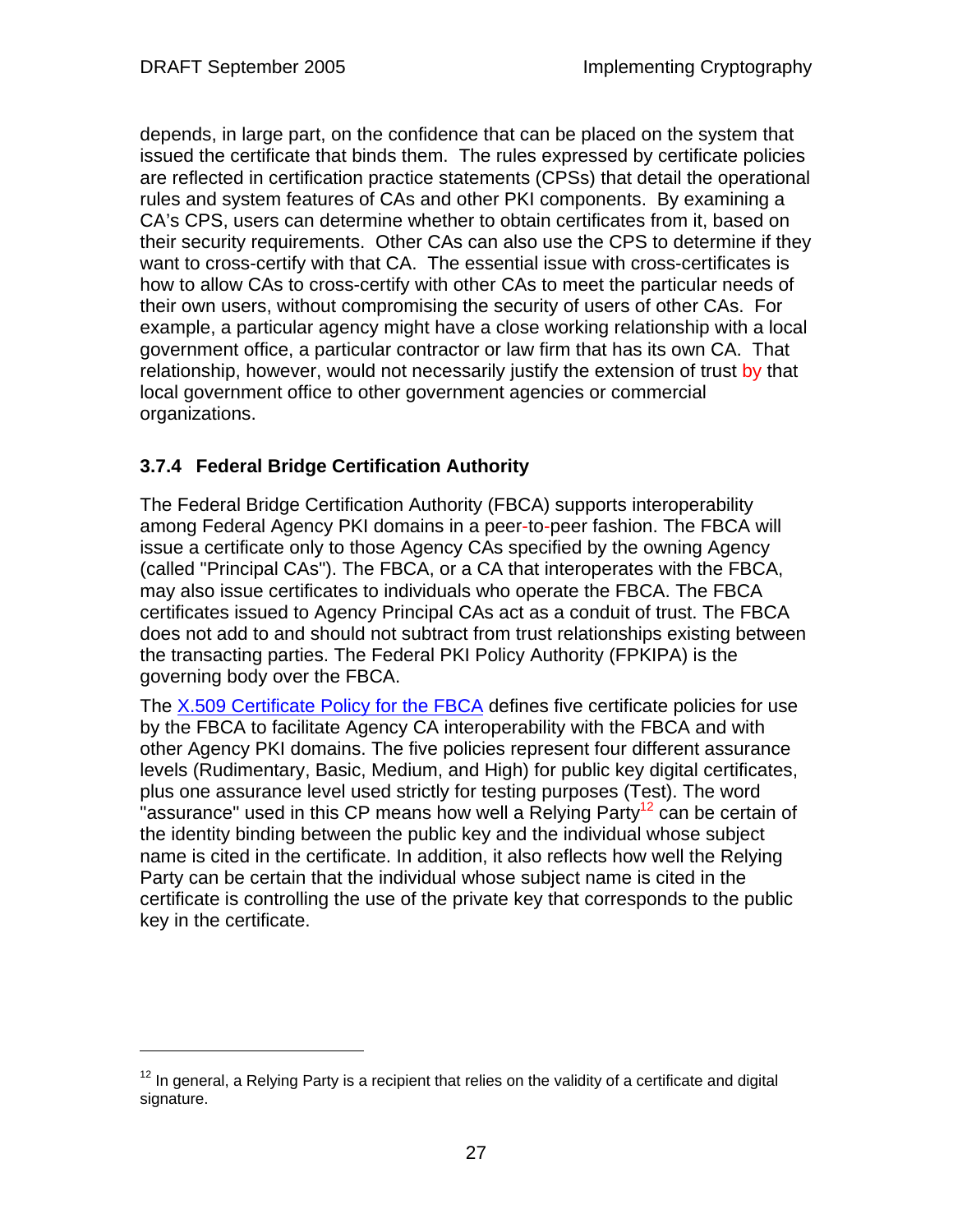depends, in large part, on the confidence that can be placed on the system that issued the certificate that binds them. The rules expressed by certificate policies are reflected in certification practice statements (CPSs) that detail the operational rules and system features of CAs and other PKI components. By examining a CA's CPS, users can determine whether to obtain certificates from it, based on their security requirements. Other CAs can also use the CPS to determine if they want to cross-certify with that CA. The essential issue with cross-certificates is how to allow CAs to cross-certify with other CAs to meet the particular needs of their own users, without compromising the security of users of other CAs. For example, a particular agency might have a close working relationship with a local government office, a particular contractor or law firm that has its own CA. That relationship, however, would not necessarily justify the extension of trust by that local government office to other government agencies or commercial organizations.

### 3.7.4 Federal Bridge Certification Authority

The Federal Bridge Certification Authority (FBCA) supports interoperability among Federal Agency PKI domains in a peer-to-peer fashion. The FBCA will issue a certificate only to those Agency CAs specified by the owning Agency (called "Principal CAs"). The FBCA, or a CA that interoperates with the FBCA, may also issue certificates to individuals who operate the FBCA. The FBCA certificates issued to Agency Principal CAs act as a conduit of trust. The FBCA does not add to and should not subtract from trust relationships existing between the transacting parties. The Federal PKI Policy Authority (FPKIPA) is the governing body over the FBCA.

The X.509 Certificate Policy for the FBCA defines five certificate policies for use by the FBCA to facilitate Agency CA interoperability with the FBCA and with other Agency PKI domains. The five policies represent four different assurance levels (Rudimentary, Basic, Medium, and High) for public key digital certificates, plus one assurance level used strictly for testing purposes (Test). The word "assurance" used in this CP means how well a Relying Party[12] can be certain of the identity binding between the public key and the individual whose subject name is cited in the certificate. In addition, it also reflects how well the Relying Party can be certain that the individual whose subject name is cited in the certificate is controlling the use of the private key that corresponds to the public key in the certificate.

[12] In general, a Relying Party is a recipient that relies on the validity of a certificate and digital signature.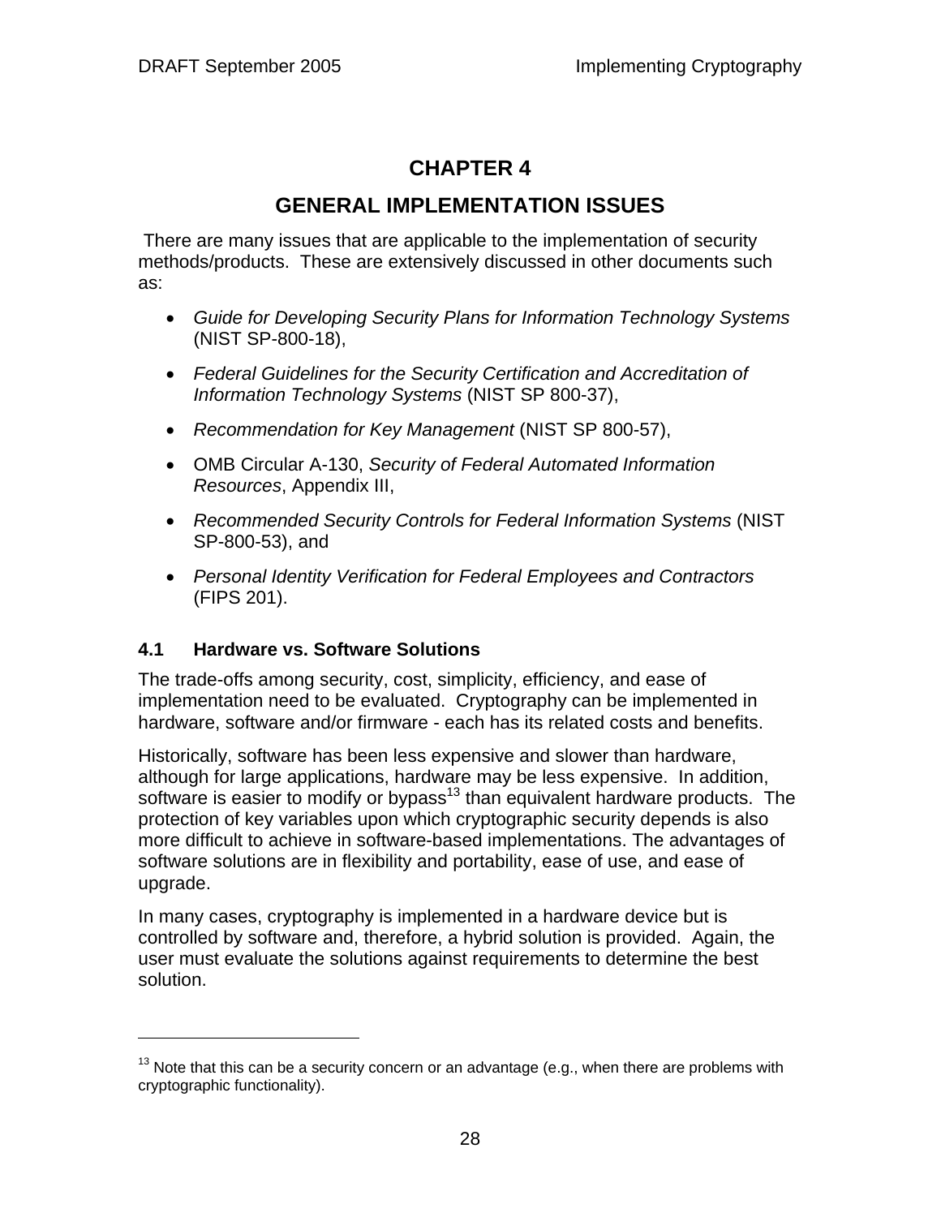# CHAPTER 4

# GENERAL IMPLEMENTATION ISSUES

There are many issues that are applicable to the implementation of security methods/products. These are extensively discussed in other documents such as:

- *Guide for Developing Security Plans for Information Technology Systems* (NIST SP-800-18),
- *Federal Guidelines for the Security Certification and Accreditation of Information Technology Systems* (NIST SP 800-37),
- *Recommendation for Key Management* (NIST SP 800-57),
- OMB Circular A-130, *Security of Federal Automated Information Resources*, Appendix III,
- *Recommended Security Controls for Federal Information Systems* (NIST SP-800-53), and
- *Personal Identity Verification for Federal Employees and Contractors* (FIPS 201).

## 4.1 Hardware vs. Software Solutions

The trade-offs among security, cost, simplicity, efficiency, and ease of implementation need to be evaluated. Cryptography can be implemented in hardware, software and/or firmware - each has its related costs and benefits.

Historically, software has been less expensive and slower than hardware, although for large applications, hardware may be less expensive. In addition, software is easier to modify or bypass[13] than equivalent hardware products. The protection of key variables upon which cryptographic security depends is also more difficult to achieve in software-based implementations. The advantages of software solutions are in flexibility and portability, ease of use, and ease of upgrade.

In many cases, cryptography is implemented in a hardware device but is controlled by software and, therefore, a hybrid solution is provided. Again, the user must evaluate the solutions against requirements to determine the best solution.

---

[13] Note that this can be a security concern or an advantage (e.g., when there are problems with cryptographic functionality).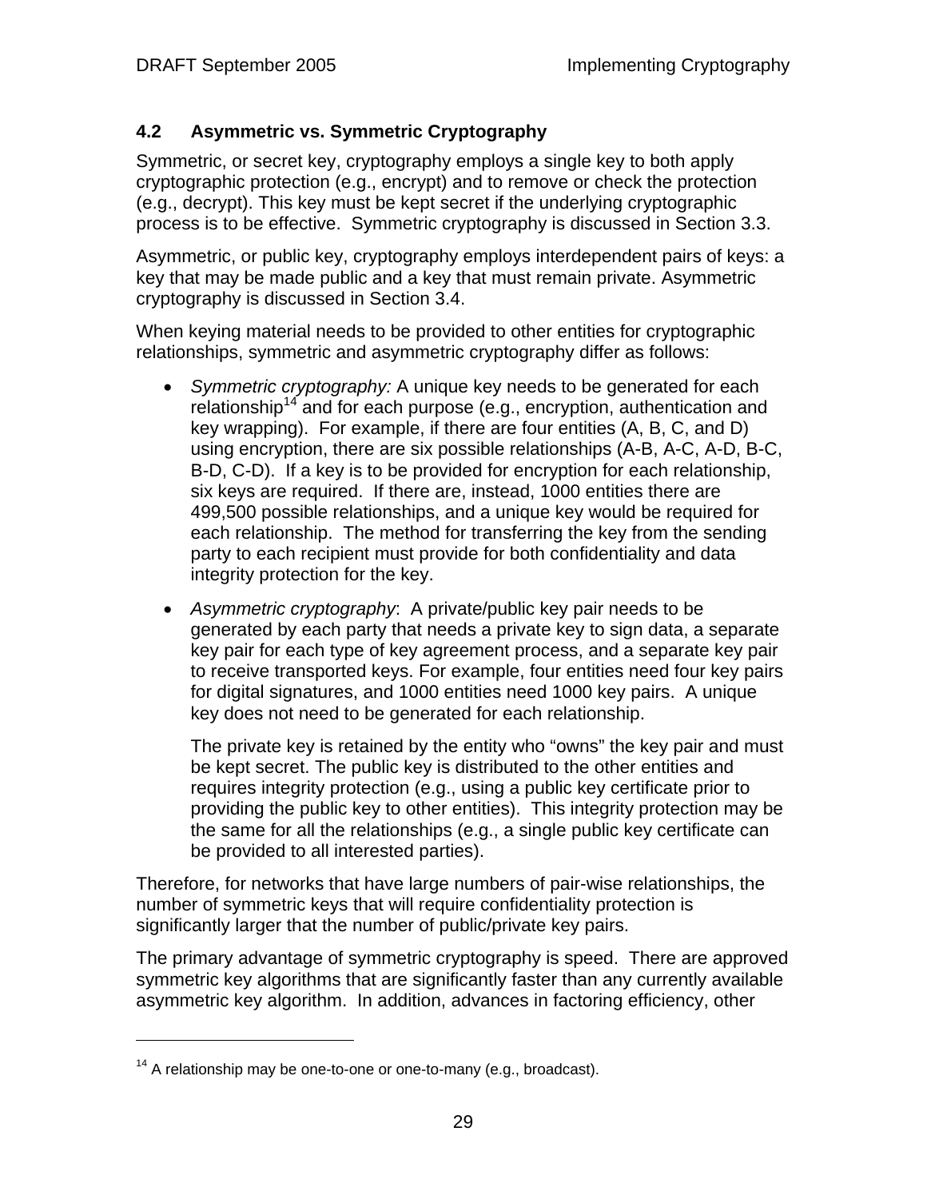### 4.2 Asymmetric vs. Symmetric Cryptography

Symmetric, or secret key, cryptography employs a single key to both apply cryptographic protection (e.g., encrypt) and to remove or check the protection (e.g., decrypt). This key must be kept secret if the underlying cryptographic process is to be effective. Symmetric cryptography is discussed in Section 3.3.

Asymmetric, or public key, cryptography employs interdependent pairs of keys: a key that may be made public and a key that must remain private. Asymmetric cryptography is discussed in Section 3.4.

When keying material needs to be provided to other entities for cryptographic relationships, symmetric and asymmetric cryptography differ as follows:

- *Symmetric cryptography:* A unique key needs to be generated for each relationship[14] and for each purpose (e.g., encryption, authentication and key wrapping). For example, if there are four entities (A, B, C, and D) using encryption, there are six possible relationships (A-B, A-C, A-D, B-C, B-D, C-D). If a key is to be provided for encryption for each relationship, six keys are required. If there are, instead, 1000 entities there are 499,500 possible relationships, and a unique key would be required for each relationship. The method for transferring the key from the sending party to each recipient must provide for both confidentiality and data integrity protection for the key.

- *Asymmetric cryptography*: A private/public key pair needs to be generated by each party that needs a private key to sign data, a separate key pair for each type of key agreement process, and a separate key pair to receive transported keys. For example, four entities need four key pairs for digital signatures, and 1000 entities need 1000 key pairs. A unique key does not need to be generated for each relationship.

  The private key is retained by the entity who "owns" the key pair and must be kept secret. The public key is distributed to the other entities and requires integrity protection (e.g., using a public key certificate prior to providing the public key to other entities). This integrity protection may be the same for all the relationships (e.g., a single public key certificate can be provided to all interested parties).

Therefore, for networks that have large numbers of pair-wise relationships, the number of symmetric keys that will require confidentiality protection is significantly larger that the number of public/private key pairs.

The primary advantage of symmetric cryptography is speed. There are approved symmetric key algorithms that are significantly faster than any currently available asymmetric key algorithm. In addition, advances in factoring efficiency, other

[14] A relationship may be one-to-one or one-to-many (e.g., broadcast).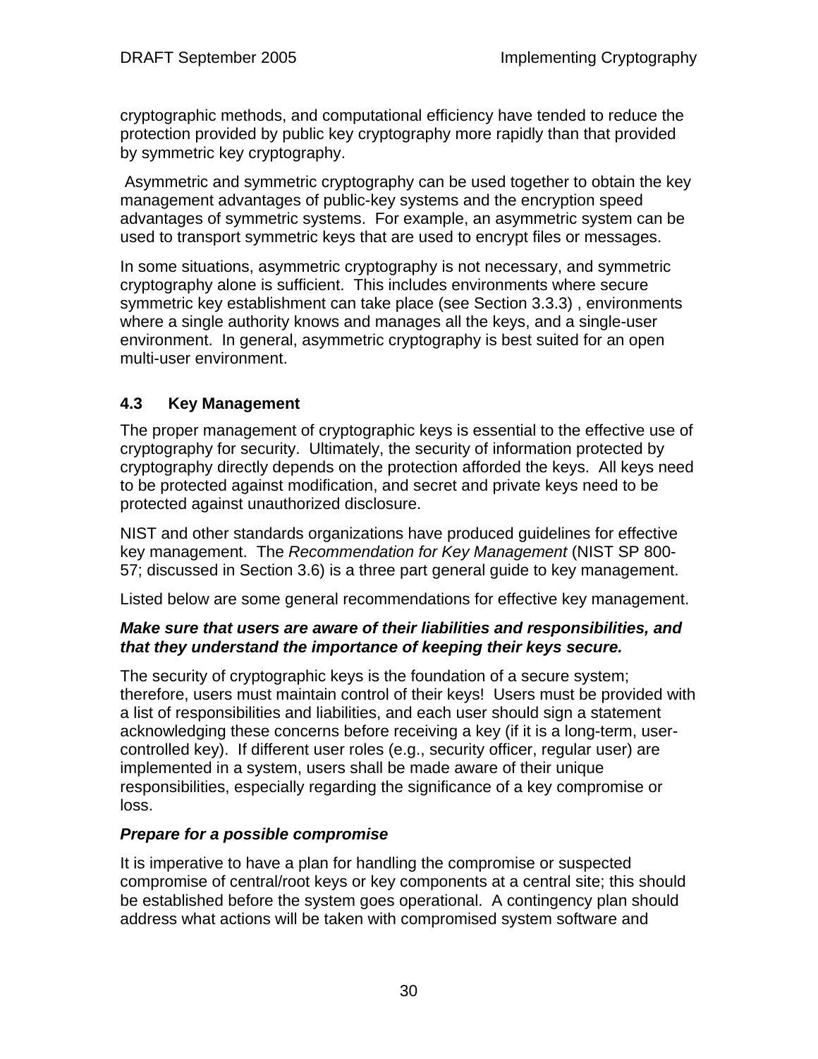cryptographic methods, and computational efficiency have tended to reduce the protection provided by public key cryptography more rapidly than that provided by symmetric key cryptography.

Asymmetric and symmetric cryptography can be used together to obtain the key management advantages of public-key systems and the encryption speed advantages of symmetric systems. For example, an asymmetric system can be used to transport symmetric keys that are used to encrypt files or messages.

In some situations, asymmetric cryptography is not necessary, and symmetric cryptography alone is sufficient. This includes environments where secure symmetric key establishment can take place (see Section 3.3.3) , environments where a single authority knows and manages all the keys, and a single-user environment. In general, asymmetric cryptography is best suited for an open multi-user environment.

### 4.3 Key Management

The proper management of cryptographic keys is essential to the effective use of cryptography for security. Ultimately, the security of information protected by cryptography directly depends on the protection afforded the keys. All keys need to be protected against modification, and secret and private keys need to be protected against unauthorized disclosure.

NIST and other standards organizations have produced guidelines for effective key management. The *Recommendation for Key Management* (NIST SP 800-57; discussed in Section 3.6) is a three part general guide to key management.

Listed below are some general recommendations for effective key management.

***Make sure that users are aware of their liabilities and responsibilities, and that they understand the importance of keeping their keys secure.***

The security of cryptographic keys is the foundation of a secure system; therefore, users must maintain control of their keys! Users must be provided with a list of responsibilities and liabilities, and each user should sign a statement acknowledging these concerns before receiving a key (if it is a long-term, user-controlled key). If different user roles (e.g., security officer, regular user) are implemented in a system, users shall be made aware of their unique responsibilities, especially regarding the significance of a key compromise or loss.

***Prepare for a possible compromise***

It is imperative to have a plan for handling the compromise or suspected compromise of central/root keys or key components at a central site; this should be established before the system goes operational. A contingency plan should address what actions will be taken with compromised system software and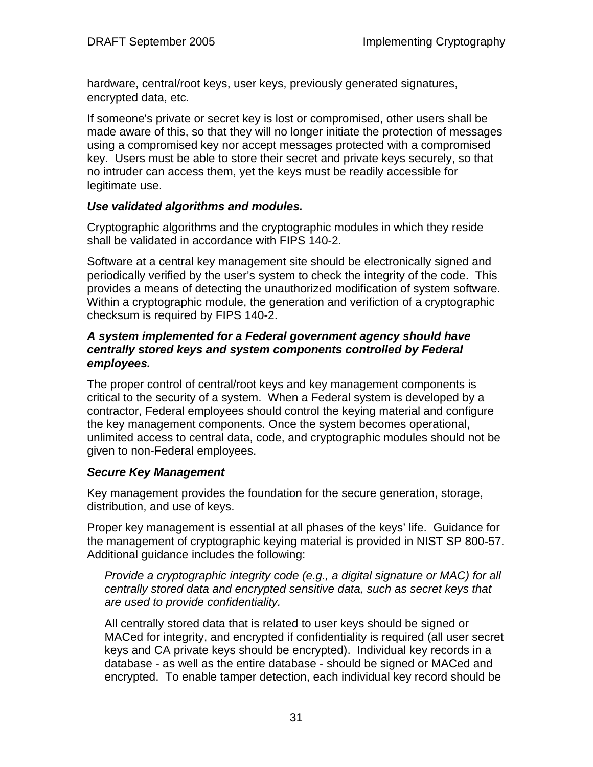hardware, central/root keys, user keys, previously generated signatures, encrypted data, etc.

If someone's private or secret key is lost or compromised, other users shall be made aware of this, so that they will no longer initiate the protection of messages using a compromised key nor accept messages protected with a compromised key. Users must be able to store their secret and private keys securely, so that no intruder can access them, yet the keys must be readily accessible for legitimate use.

***Use validated algorithms and modules.***

Cryptographic algorithms and the cryptographic modules in which they reside shall be validated in accordance with FIPS 140-2.

Software at a central key management site should be electronically signed and periodically verified by the user's system to check the integrity of the code. This provides a means of detecting the unauthorized modification of system software. Within a cryptographic module, the generation and verifiction of a cryptographic checksum is required by FIPS 140-2.

***A system implemented for a Federal government agency should have centrally stored keys and system components controlled by Federal employees.***

The proper control of central/root keys and key management components is critical to the security of a system. When a Federal system is developed by a contractor, Federal employees should control the keying material and configure the key management components. Once the system becomes operational, unlimited access to central data, code, and cryptographic modules should not be given to non-Federal employees.

***Secure Key Management***

Key management provides the foundation for the secure generation, storage, distribution, and use of keys.

Proper key management is essential at all phases of the keys' life. Guidance for the management of cryptographic keying material is provided in NIST SP 800-57. Additional guidance includes the following:

> *Provide a cryptographic integrity code (e.g., a digital signature or MAC) for all centrally stored data and encrypted sensitive data, such as secret keys that are used to provide confidentiality.*
>
> All centrally stored data that is related to user keys should be signed or MACed for integrity, and encrypted if confidentiality is required (all user secret keys and CA private keys should be encrypted). Individual key records in a database - as well as the entire database - should be signed or MACed and encrypted. To enable tamper detection, each individual key record should be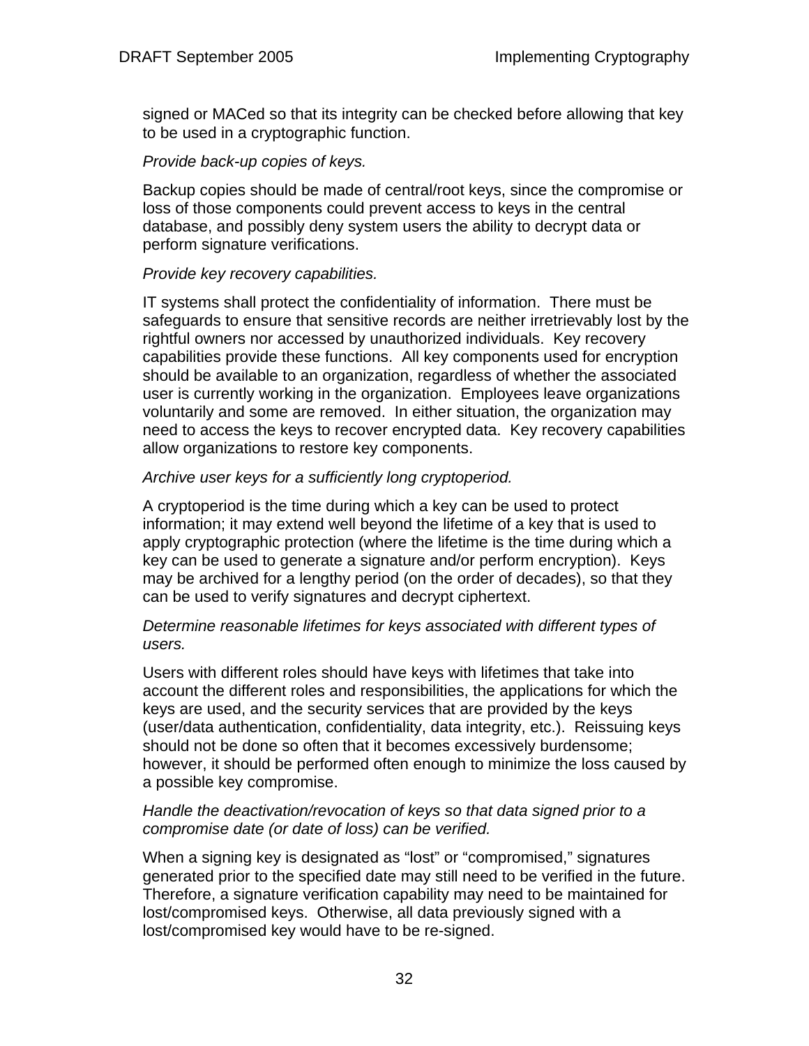signed or MACed so that its integrity can be checked before allowing that key to be used in a cryptographic function.

*Provide back-up copies of keys.*

Backup copies should be made of central/root keys, since the compromise or loss of those components could prevent access to keys in the central database, and possibly deny system users the ability to decrypt data or perform signature verifications.

*Provide key recovery capabilities.*

IT systems shall protect the confidentiality of information. There must be safeguards to ensure that sensitive records are neither irretrievably lost by the rightful owners nor accessed by unauthorized individuals. Key recovery capabilities provide these functions. All key components used for encryption should be available to an organization, regardless of whether the associated user is currently working in the organization. Employees leave organizations voluntarily and some are removed. In either situation, the organization may need to access the keys to recover encrypted data. Key recovery capabilities allow organizations to restore key components.

*Archive user keys for a sufficiently long cryptoperiod.*

A cryptoperiod is the time during which a key can be used to protect information; it may extend well beyond the lifetime of a key that is used to apply cryptographic protection (where the lifetime is the time during which a key can be used to generate a signature and/or perform encryption). Keys may be archived for a lengthy period (on the order of decades), so that they can be used to verify signatures and decrypt ciphertext.

*Determine reasonable lifetimes for keys associated with different types of users.*

Users with different roles should have keys with lifetimes that take into account the different roles and responsibilities, the applications for which the keys are used, and the security services that are provided by the keys (user/data authentication, confidentiality, data integrity, etc.). Reissuing keys should not be done so often that it becomes excessively burdensome; however, it should be performed often enough to minimize the loss caused by a possible key compromise.

*Handle the deactivation/revocation of keys so that data signed prior to a compromise date (or date of loss) can be verified.*

When a signing key is designated as "lost" or "compromised," signatures generated prior to the specified date may still need to be verified in the future. Therefore, a signature verification capability may need to be maintained for lost/compromised keys. Otherwise, all data previously signed with a lost/compromised key would have to be re-signed.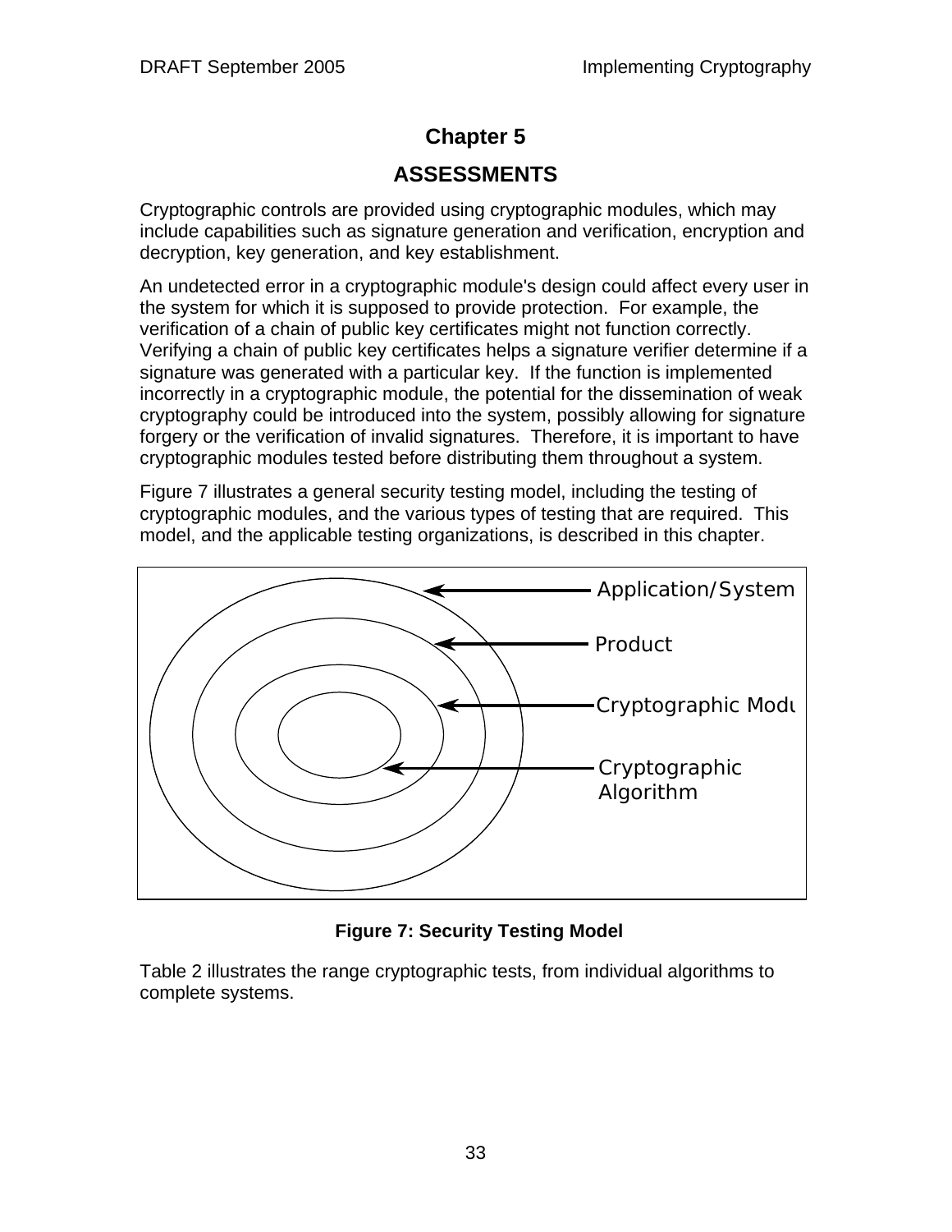# Chapter 5

# ASSESSMENTS

Cryptographic controls are provided using cryptographic modules, which may include capabilities such as signature generation and verification, encryption and decryption, key generation, and key establishment.

An undetected error in a cryptographic module's design could affect every user in the system for which it is supposed to provide protection. For example, the verification of a chain of public key certificates might not function correctly. Verifying a chain of public key certificates helps a signature verifier determine if a signature was generated with a particular key. If the function is implemented incorrectly in a cryptographic module, the potential for the dissemination of weak cryptography could be introduced into the system, possibly allowing for signature forgery or the verification of invalid signatures. Therefore, it is important to have cryptographic modules tested before distributing them throughout a system.

Figure 7 illustrates a general security testing model, including the testing of cryptographic modules, and the various types of testing that are required. This model, and the applicable testing organizations, is described in this chapter.

Application/System

Product

Cryptographic Modu

Cryptographic Algorithm

**Figure 7: Security Testing Model**

Table 2 illustrates the range cryptographic tests, from individual algorithms to complete systems.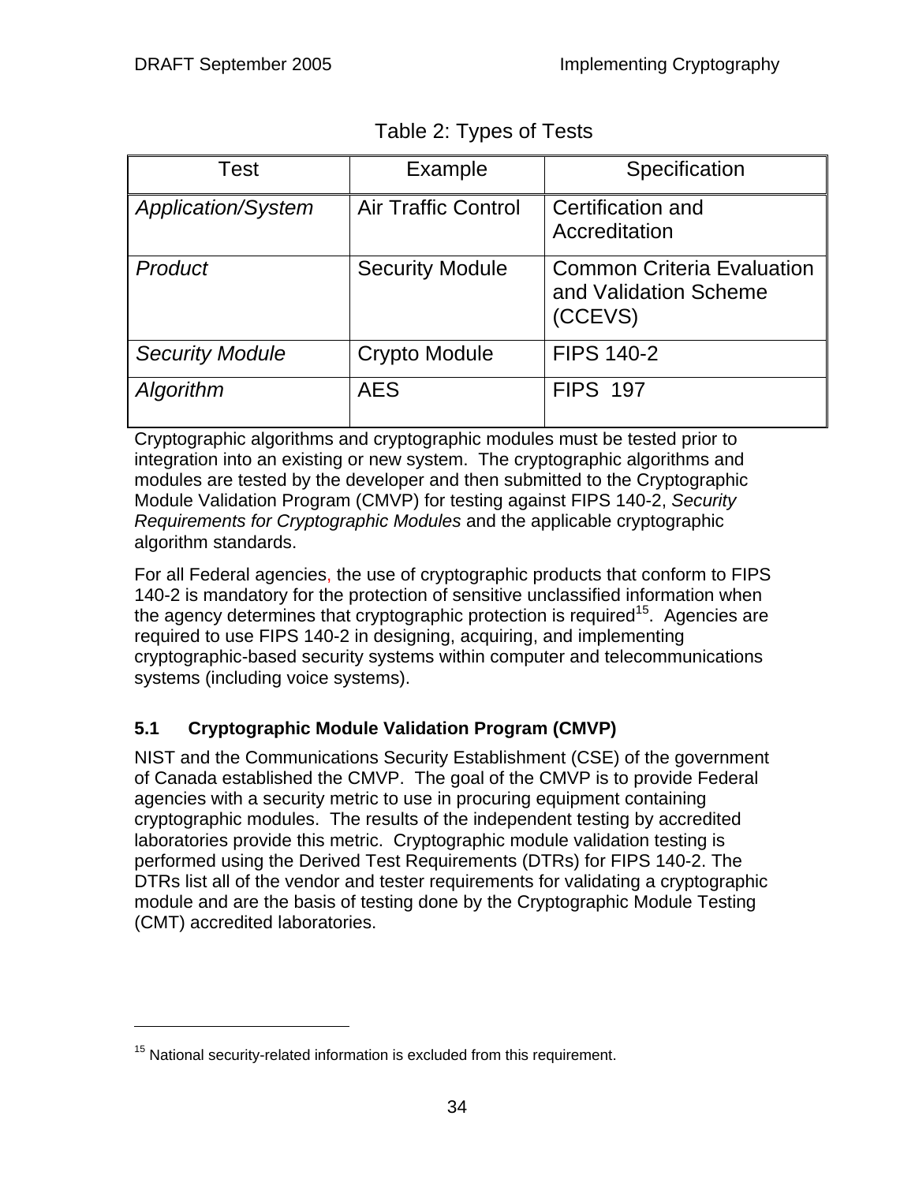Table 2: Types of Tests

| Test | Example | Specification |
| --- | --- | --- |
| *Application/System* | Air Traffic Control | Certification and Accreditation |
| *Product* | Security Module | Common Criteria Evaluation and Validation Scheme (CCEVS) |
| *Security Module* | Crypto Module | FIPS 140-2 |
| *Algorithm* | AES | FIPS 197 |

Cryptographic algorithms and cryptographic modules must be tested prior to integration into an existing or new system. The cryptographic algorithms and modules are tested by the developer and then submitted to the Cryptographic Module Validation Program (CMVP) for testing against FIPS 140-2, *Security Requirements for Cryptographic Modules* and the applicable cryptographic algorithm standards.

For all Federal agencies, the use of cryptographic products that conform to FIPS 140-2 is mandatory for the protection of sensitive unclassified information when the agency determines that cryptographic protection is required[15]. Agencies are required to use FIPS 140-2 in designing, acquiring, and implementing cryptographic-based security systems within computer and telecommunications systems (including voice systems).

### 5.1 Cryptographic Module Validation Program (CMVP)

NIST and the Communications Security Establishment (CSE) of the government of Canada established the CMVP. The goal of the CMVP is to provide Federal agencies with a security metric to use in procuring equipment containing cryptographic modules. The results of the independent testing by accredited laboratories provide this metric. Cryptographic module validation testing is performed using the Derived Test Requirements (DTRs) for FIPS 140-2. The DTRs list all of the vendor and tester requirements for validating a cryptographic module and are the basis of testing done by the Cryptographic Module Testing (CMT) accredited laboratories.

[15] National security-related information is excluded from this requirement.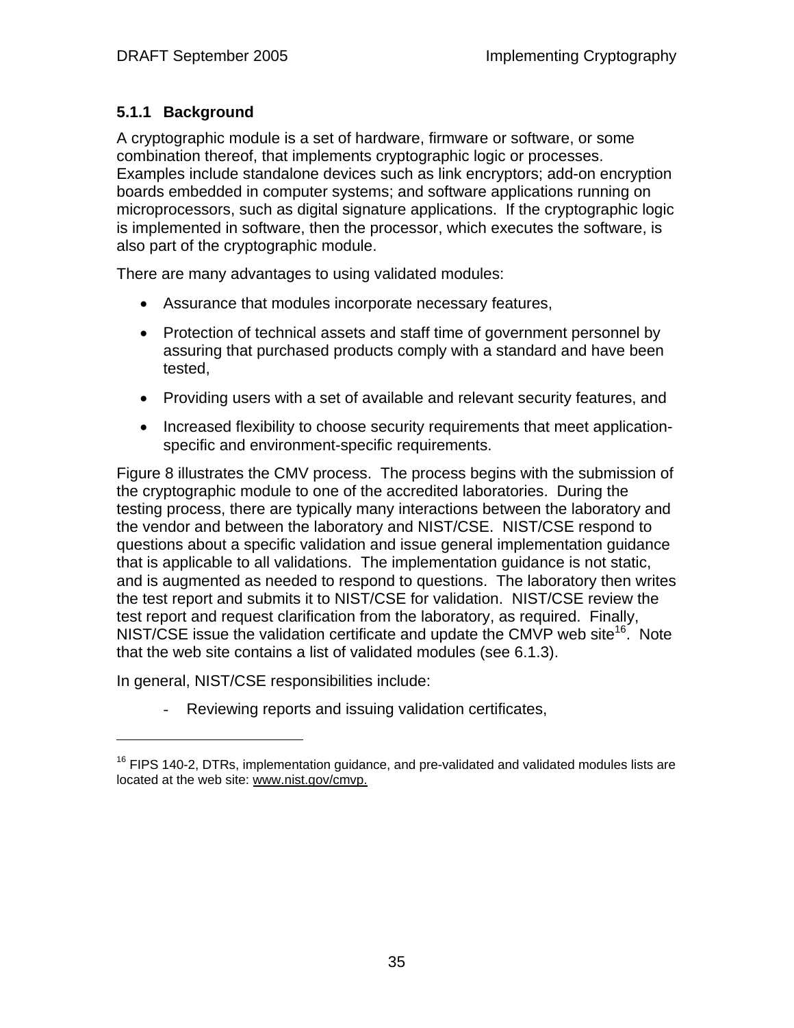### 5.1.1 Background

A cryptographic module is a set of hardware, firmware or software, or some combination thereof, that implements cryptographic logic or processes. Examples include standalone devices such as link encryptors; add-on encryption boards embedded in computer systems; and software applications running on microprocessors, such as digital signature applications. If the cryptographic logic is implemented in software, then the processor, which executes the software, is also part of the cryptographic module.

There are many advantages to using validated modules:

- Assurance that modules incorporate necessary features,
- Protection of technical assets and staff time of government personnel by assuring that purchased products comply with a standard and have been tested,
- Providing users with a set of available and relevant security features, and
- Increased flexibility to choose security requirements that meet application-specific and environment-specific requirements.

Figure 8 illustrates the CMV process. The process begins with the submission of the cryptographic module to one of the accredited laboratories. During the testing process, there are typically many interactions between the laboratory and the vendor and between the laboratory and NIST/CSE. NIST/CSE respond to questions about a specific validation and issue general implementation guidance that is applicable to all validations. The implementation guidance is not static, and is augmented as needed to respond to questions. The laboratory then writes the test report and submits it to NIST/CSE for validation. NIST/CSE review the test report and request clarification from the laboratory, as required. Finally, NIST/CSE issue the validation certificate and update the CMVP web site[16]. Note that the web site contains a list of validated modules (see 6.1.3).

In general, NIST/CSE responsibilities include:

- Reviewing reports and issuing validation certificates,

---

[16] FIPS 140-2, DTRs, implementation guidance, and pre-validated and validated modules lists are located at the web site: www.nist.gov/cmvp.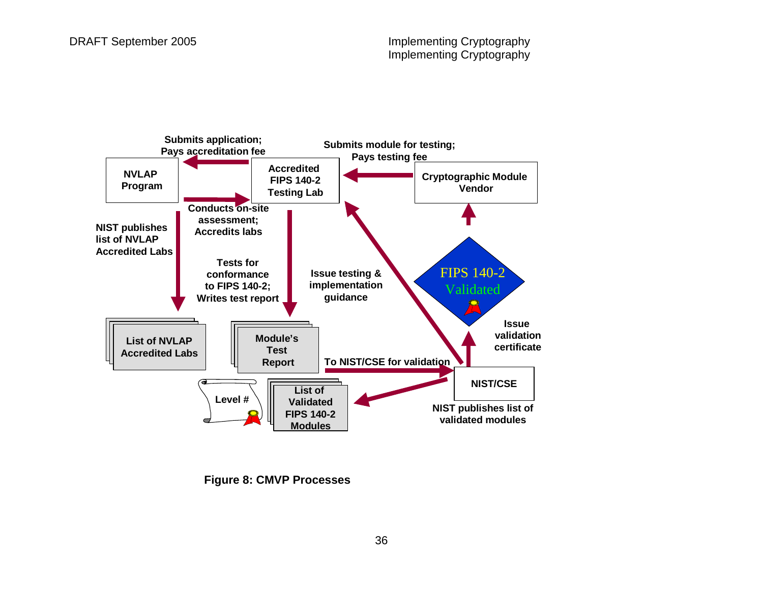Submits application; Pays accreditation fee

NVLAP Program

Accredited FIPS 140-2 Testing Lab

Submits module for testing; Pays testing fee

Cryptographic Module Vendor

Conducts on-site assessment; Accredits labs

NIST publishes list of NVLAP Accredited Labs

Tests for conformance to FIPS 140-2; Writes test report

Issue testing & implementation guidance

FIPS 140-2 Validated

Issue validation certificate

List of NVLAP Accredited Labs

Module's Test Report

To NIST/CSE for validation

NIST/CSE

Level #

List of Validated FIPS 140-2 Modules

NIST publishes list of validated modules

**Figure 8: CMVP Processes**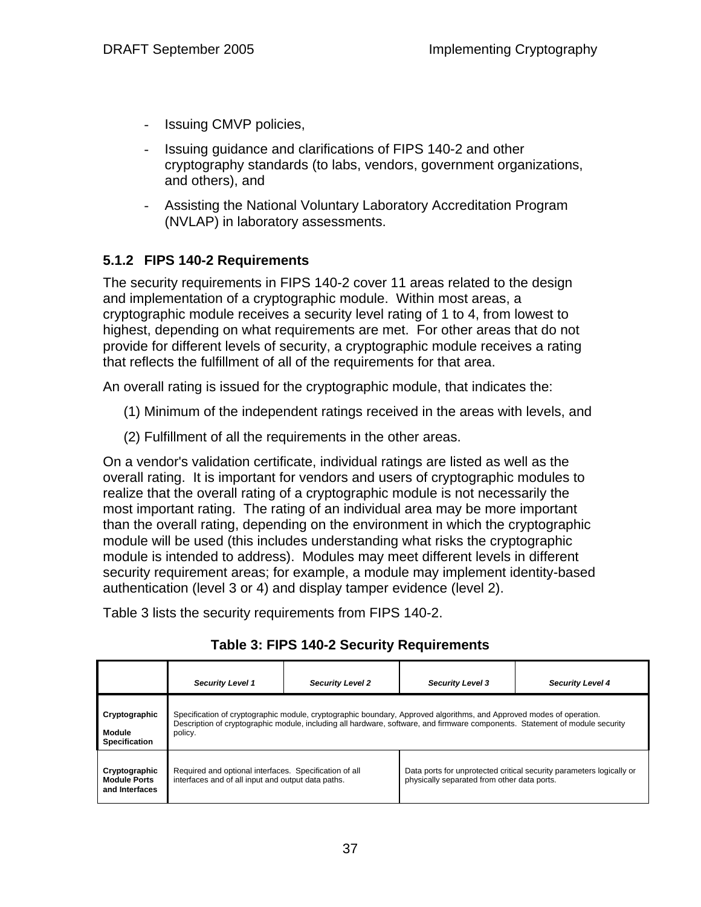- Issuing CMVP policies,
- Issuing guidance and clarifications of FIPS 140-2 and other cryptography standards (to labs, vendors, government organizations, and others), and
- Assisting the National Voluntary Laboratory Accreditation Program (NVLAP) in laboratory assessments.

### 5.1.2 FIPS 140-2 Requirements

The security requirements in FIPS 140-2 cover 11 areas related to the design and implementation of a cryptographic module. Within most areas, a cryptographic module receives a security level rating of 1 to 4, from lowest to highest, depending on what requirements are met. For other areas that do not provide for different levels of security, a cryptographic module receives a rating that reflects the fulfillment of all of the requirements for that area.

An overall rating is issued for the cryptographic module, that indicates the:

(1) Minimum of the independent ratings received in the areas with levels, and

(2) Fulfillment of all the requirements in the other areas.

On a vendor's validation certificate, individual ratings are listed as well as the overall rating. It is important for vendors and users of cryptographic modules to realize that the overall rating of a cryptographic module is not necessarily the most important rating. The rating of an individual area may be more important than the overall rating, depending on the environment in which the cryptographic module will be used (this includes understanding what risks the cryptographic module is intended to address). Modules may meet different levels in different security requirement areas; for example, a module may implement identity-based authentication (level 3 or 4) and display tamper evidence (level 2).

Table 3 lists the security requirements from FIPS 140-2.

**Table 3: FIPS 140-2 Security Requirements**

| | ***Security Level 1*** | ***Security Level 2*** | ***Security Level 3*** | ***Security Level 4*** |
|---|---|---|---|---|
| **Cryptographic Module Specification** | Specification of cryptographic module, cryptographic boundary, Approved algorithms, and Approved modes of operation. Description of cryptographic module, including all hardware, software, and firmware components. Statement of module security policy. | | | |
| **Cryptographic Module Ports and Interfaces** | Required and optional interfaces. Specification of all interfaces and of all input and output data paths. | | Data ports for unprotected critical security parameters logically or physically separated from other data ports. | |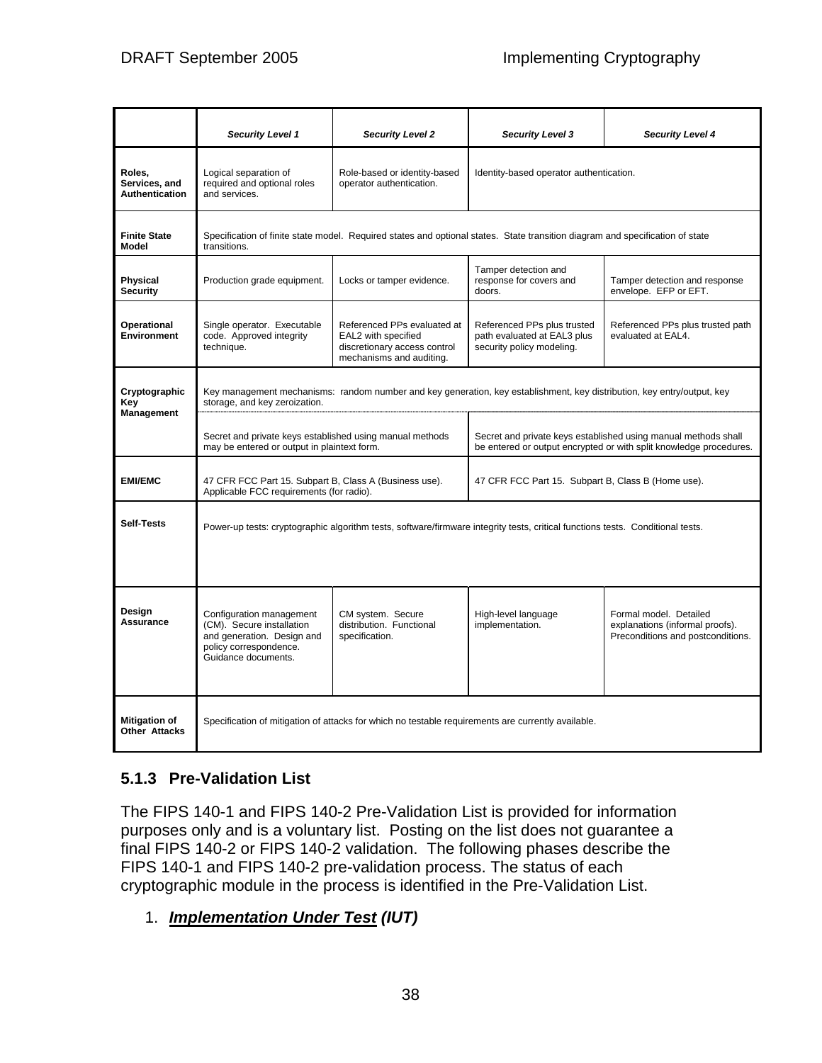| | *Security Level 1* | *Security Level 2* | *Security Level 3* | *Security Level 4* |
|---|---|---|---|---|
| **Roles, Services, and Authentication** | Logical separation of required and optional roles and services. | Role-based or identity-based operator authentication. | Identity-based operator authentication. | |
| **Finite State Model** | Specification of finite state model. Required states and optional states. State transition diagram and specification of state transitions. | | | |
| **Physical Security** | Production grade equipment. | Locks or tamper evidence. | Tamper detection and response for covers and doors. | Tamper detection and response envelope. EFP or EFT. |
| **Operational Environment** | Single operator. Executable code. Approved integrity technique. | Referenced PPs evaluated at EAL2 with specified discretionary access control mechanisms and auditing. | Referenced PPs plus trusted path evaluated at EAL3 plus security policy modeling. | Referenced PPs plus trusted path evaluated at EAL4. |
| **Cryptographic Key Management** | Key management mechanisms: random number and key generation, key establishment, key distribution, key entry/output, key storage, and key zeroization. | | | |
| | Secret and private keys established using manual methods may be entered or output in plaintext form. | | Secret and private keys established using manual methods shall be entered or output encrypted or with split knowledge procedures. | |
| **EMI/EMC** | 47 CFR FCC Part 15. Subpart B, Class A (Business use). Applicable FCC requirements (for radio). | | 47 CFR FCC Part 15. Subpart B, Class B (Home use). | |
| **Self-Tests** | Power-up tests: cryptographic algorithm tests, software/firmware integrity tests, critical functions tests. Conditional tests. | | | |
| **Design Assurance** | Configuration management (CM). Secure installation and generation. Design and policy correspondence. Guidance documents. | CM system. Secure distribution. Functional specification. | High-level language implementation. | Formal model. Detailed explanations (informal proofs). Preconditions and postconditions. |
| **Mitigation of Other Attacks** | Specification of mitigation of attacks for which no testable requirements are currently available. | | | |

### 5.1.3 Pre-Validation List

The FIPS 140-1 and FIPS 140-2 Pre-Validation List is provided for information purposes only and is a voluntary list. Posting on the list does not guarantee a final FIPS 140-2 or FIPS 140-2 validation. The following phases describe the FIPS 140-1 and FIPS 140-2 pre-validation process. The status of each cryptographic module in the process is identified in the Pre-Validation List.

1. ***Implementation Under Test (IUT)***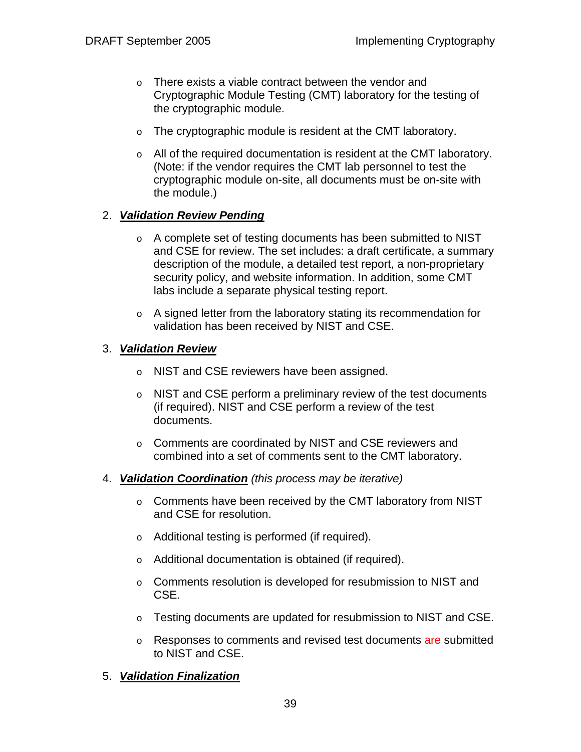- There exists a viable contract between the vendor and Cryptographic Module Testing (CMT) laboratory for the testing of the cryptographic module.
- The cryptographic module is resident at the CMT laboratory.
- All of the required documentation is resident at the CMT laboratory. (Note: if the vendor requires the CMT lab personnel to test the cryptographic module on-site, all documents must be on-site with the module.)

2. ***Validation Review Pending***

   - A complete set of testing documents has been submitted to NIST and CSE for review. The set includes: a draft certificate, a summary description of the module, a detailed test report, a non-proprietary security policy, and website information. In addition, some CMT labs include a separate physical testing report.
   - A signed letter from the laboratory stating its recommendation for validation has been received by NIST and CSE.

3. ***Validation Review***

   - NIST and CSE reviewers have been assigned.
   - NIST and CSE perform a preliminary review of the test documents (if required). NIST and CSE perform a review of the test documents.
   - Comments are coordinated by NIST and CSE reviewers and combined into a set of comments sent to the CMT laboratory.

4. ***Validation Coordination*** *(this process may be iterative)*

   - Comments have been received by the CMT laboratory from NIST and CSE for resolution.
   - Additional testing is performed (if required).
   - Additional documentation is obtained (if required).
   - Comments resolution is developed for resubmission to NIST and CSE.
   - Testing documents are updated for resubmission to NIST and CSE.
   - Responses to comments and revised test documents are submitted to NIST and CSE.

5. ***Validation Finalization***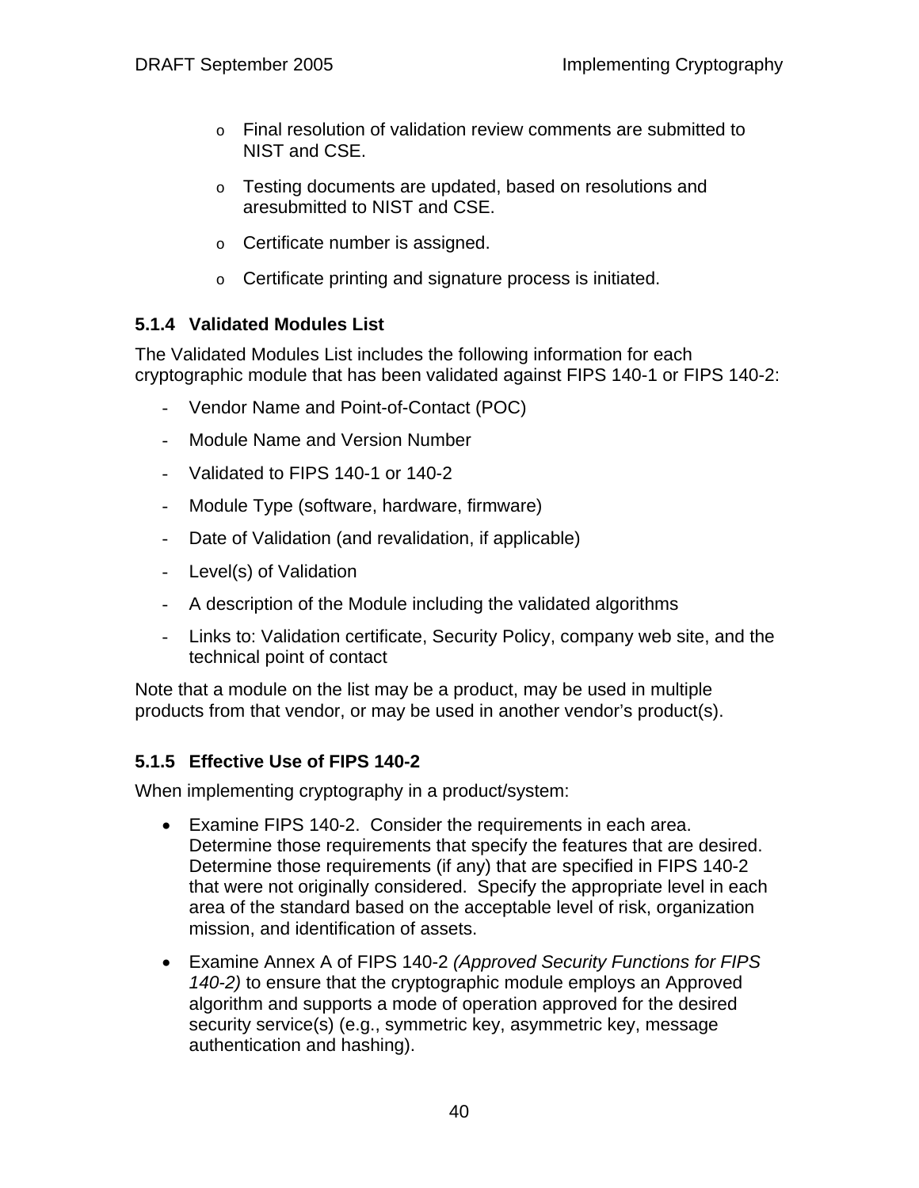- Final resolution of validation review comments are submitted to NIST and CSE.
- Testing documents are updated, based on resolutions and aresubmitted to NIST and CSE.
- Certificate number is assigned.
- Certificate printing and signature process is initiated.

### 5.1.4 Validated Modules List

The Validated Modules List includes the following information for each cryptographic module that has been validated against FIPS 140-1 or FIPS 140-2:

- Vendor Name and Point-of-Contact (POC)
- Module Name and Version Number
- Validated to FIPS 140-1 or 140-2
- Module Type (software, hardware, firmware)
- Date of Validation (and revalidation, if applicable)
- Level(s) of Validation
- A description of the Module including the validated algorithms
- Links to: Validation certificate, Security Policy, company web site, and the technical point of contact

Note that a module on the list may be a product, may be used in multiple products from that vendor, or may be used in another vendor's product(s).

### 5.1.5 Effective Use of FIPS 140-2

When implementing cryptography in a product/system:

- Examine FIPS 140-2. Consider the requirements in each area. Determine those requirements that specify the features that are desired. Determine those requirements (if any) that are specified in FIPS 140-2 that were not originally considered. Specify the appropriate level in each area of the standard based on the acceptable level of risk, organization mission, and identification of assets.
- Examine Annex A of FIPS 140-2 *(Approved Security Functions for FIPS 140-2)* to ensure that the cryptographic module employs an Approved algorithm and supports a mode of operation approved for the desired security service(s) (e.g., symmetric key, asymmetric key, message authentication and hashing).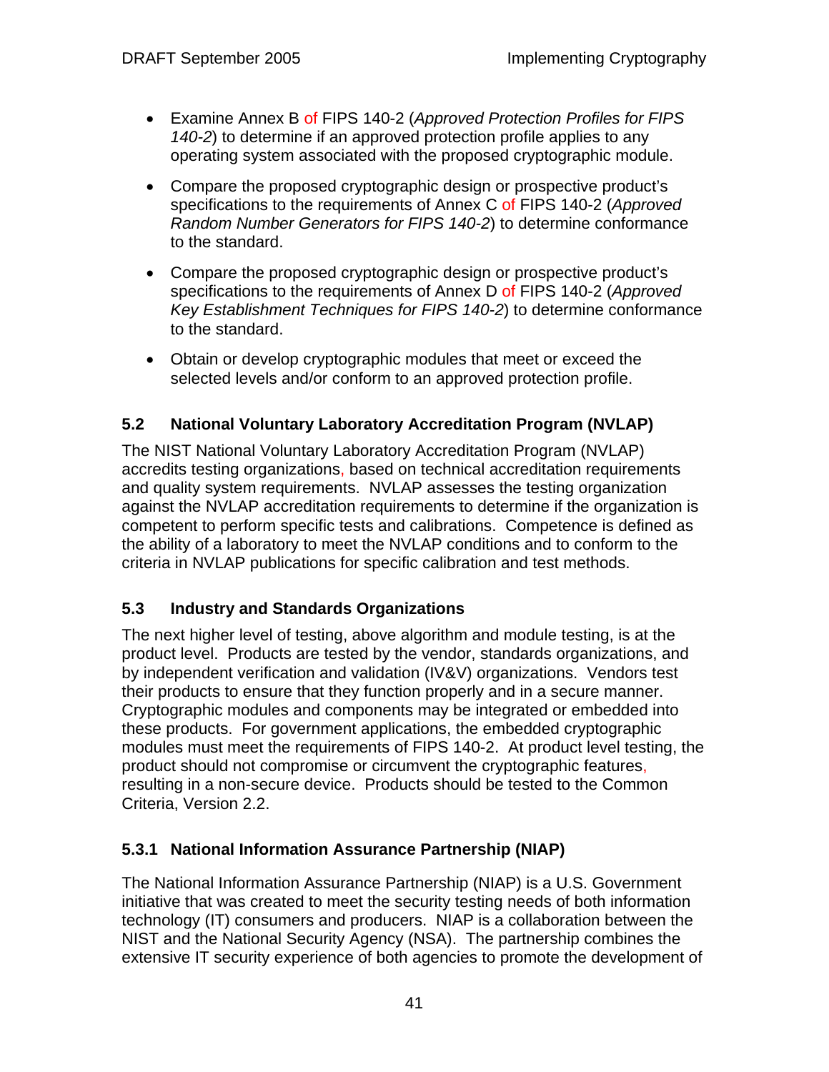- Examine Annex B of FIPS 140-2 (*Approved Protection Profiles for FIPS 140-2*) to determine if an approved protection profile applies to any operating system associated with the proposed cryptographic module.
- Compare the proposed cryptographic design or prospective product's specifications to the requirements of Annex C of FIPS 140-2 (*Approved Random Number Generators for FIPS 140-2*) to determine conformance to the standard.
- Compare the proposed cryptographic design or prospective product's specifications to the requirements of Annex D of FIPS 140-2 (*Approved Key Establishment Techniques for FIPS 140-2*) to determine conformance to the standard.
- Obtain or develop cryptographic modules that meet or exceed the selected levels and/or conform to an approved protection profile.

### 5.2 National Voluntary Laboratory Accreditation Program (NVLAP)

The NIST National Voluntary Laboratory Accreditation Program (NVLAP) accredits testing organizations, based on technical accreditation requirements and quality system requirements. NVLAP assesses the testing organization against the NVLAP accreditation requirements to determine if the organization is competent to perform specific tests and calibrations. Competence is defined as the ability of a laboratory to meet the NVLAP conditions and to conform to the criteria in NVLAP publications for specific calibration and test methods.

### 5.3 Industry and Standards Organizations

The next higher level of testing, above algorithm and module testing, is at the product level. Products are tested by the vendor, standards organizations, and by independent verification and validation (IV&V) organizations. Vendors test their products to ensure that they function properly and in a secure manner. Cryptographic modules and components may be integrated or embedded into these products. For government applications, the embedded cryptographic modules must meet the requirements of FIPS 140-2. At product level testing, the product should not compromise or circumvent the cryptographic features, resulting in a non-secure device. Products should be tested to the Common Criteria, Version 2.2.

#### 5.3.1 National Information Assurance Partnership (NIAP)

The National Information Assurance Partnership (NIAP) is a U.S. Government initiative that was created to meet the security testing needs of both information technology (IT) consumers and producers. NIAP is a collaboration between the NIST and the National Security Agency (NSA). The partnership combines the extensive IT security experience of both agencies to promote the development of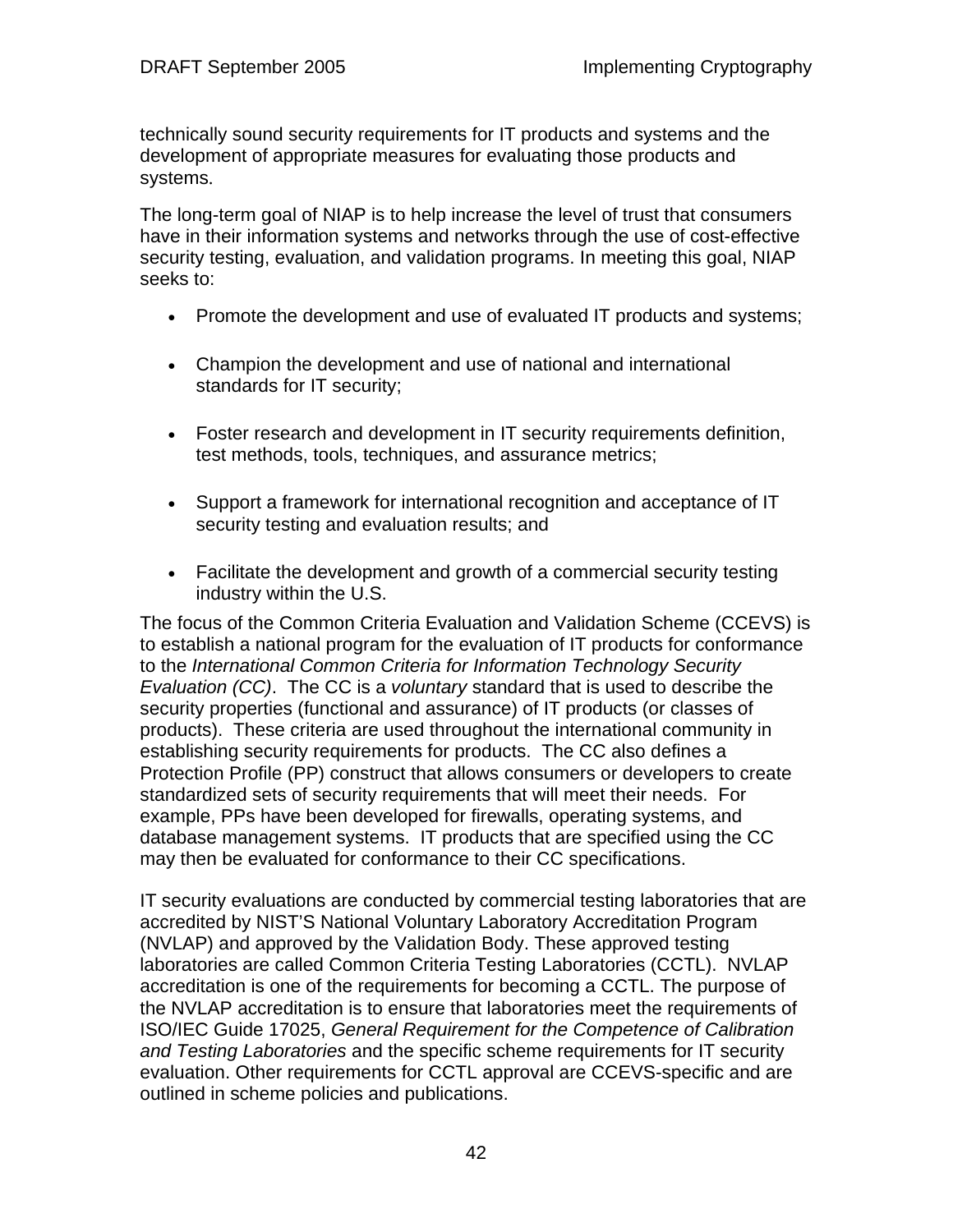technically sound security requirements for IT products and systems and the development of appropriate measures for evaluating those products and systems.

The long-term goal of NIAP is to help increase the level of trust that consumers have in their information systems and networks through the use of cost-effective security testing, evaluation, and validation programs. In meeting this goal, NIAP seeks to:

- Promote the development and use of evaluated IT products and systems;
- Champion the development and use of national and international standards for IT security;
- Foster research and development in IT security requirements definition, test methods, tools, techniques, and assurance metrics;
- Support a framework for international recognition and acceptance of IT security testing and evaluation results; and
- Facilitate the development and growth of a commercial security testing industry within the U.S.

The focus of the Common Criteria Evaluation and Validation Scheme (CCEVS) is to establish a national program for the evaluation of IT products for conformance to the *International Common Criteria for Information Technology Security Evaluation (CC)*. The CC is a *voluntary* standard that is used to describe the security properties (functional and assurance) of IT products (or classes of products). These criteria are used throughout the international community in establishing security requirements for products. The CC also defines a Protection Profile (PP) construct that allows consumers or developers to create standardized sets of security requirements that will meet their needs. For example, PPs have been developed for firewalls, operating systems, and database management systems. IT products that are specified using the CC may then be evaluated for conformance to their CC specifications.

IT security evaluations are conducted by commercial testing laboratories that are accredited by NIST'S National Voluntary Laboratory Accreditation Program (NVLAP) and approved by the Validation Body. These approved testing laboratories are called Common Criteria Testing Laboratories (CCTL). NVLAP accreditation is one of the requirements for becoming a CCTL. The purpose of the NVLAP accreditation is to ensure that laboratories meet the requirements of ISO/IEC Guide 17025, *General Requirement for the Competence of Calibration and Testing Laboratories* and the specific scheme requirements for IT security evaluation. Other requirements for CCTL approval are CCEVS-specific and are outlined in scheme policies and publications.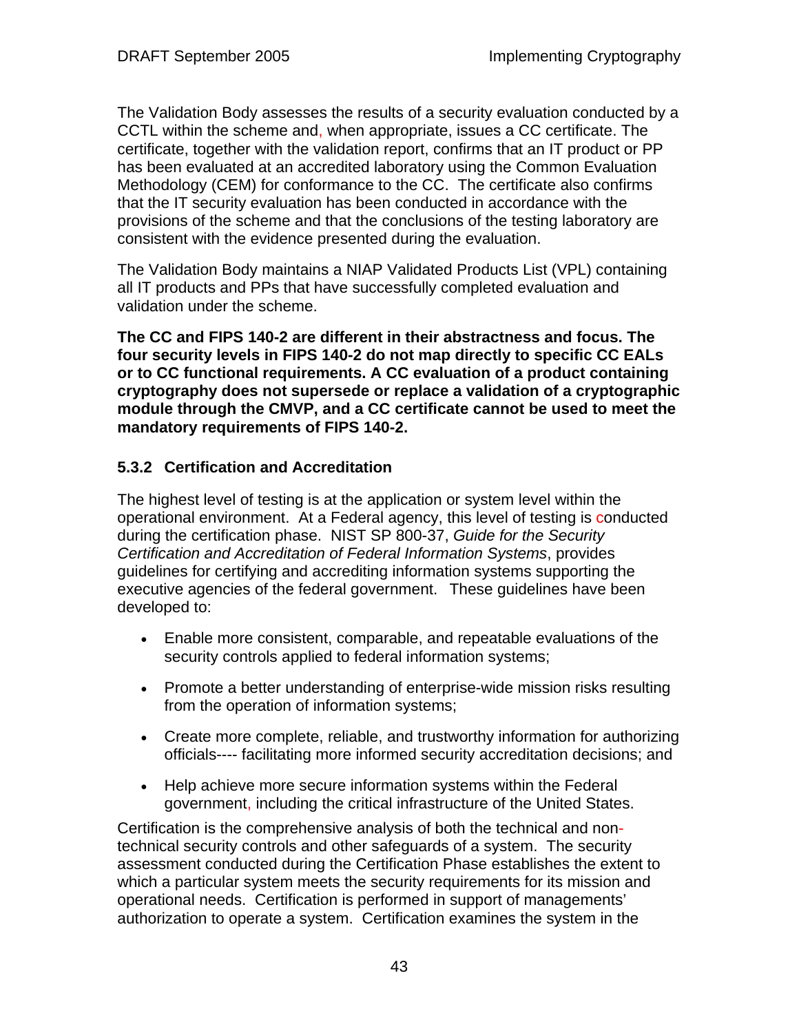The Validation Body assesses the results of a security evaluation conducted by a CCTL within the scheme and, when appropriate, issues a CC certificate. The certificate, together with the validation report, confirms that an IT product or PP has been evaluated at an accredited laboratory using the Common Evaluation Methodology (CEM) for conformance to the CC. The certificate also confirms that the IT security evaluation has been conducted in accordance with the provisions of the scheme and that the conclusions of the testing laboratory are consistent with the evidence presented during the evaluation.

The Validation Body maintains a NIAP Validated Products List (VPL) containing all IT products and PPs that have successfully completed evaluation and validation under the scheme.

**The CC and FIPS 140-2 are different in their abstractness and focus. The four security levels in FIPS 140-2 do not map directly to specific CC EALs or to CC functional requirements. A CC evaluation of a product containing cryptography does not supersede or replace a validation of a cryptographic module through the CMVP, and a CC certificate cannot be used to meet the mandatory requirements of FIPS 140-2.**

### 5.3.2 Certification and Accreditation

The highest level of testing is at the application or system level within the operational environment. At a Federal agency, this level of testing is conducted during the certification phase. NIST SP 800-37, *Guide for the Security Certification and Accreditation of Federal Information Systems*, provides guidelines for certifying and accrediting information systems supporting the executive agencies of the federal government. These guidelines have been developed to:

- Enable more consistent, comparable, and repeatable evaluations of the security controls applied to federal information systems;
- Promote a better understanding of enterprise-wide mission risks resulting from the operation of information systems;
- Create more complete, reliable, and trustworthy information for authorizing officials---- facilitating more informed security accreditation decisions; and
- Help achieve more secure information systems within the Federal government, including the critical infrastructure of the United States.

Certification is the comprehensive analysis of both the technical and non-technical security controls and other safeguards of a system. The security assessment conducted during the Certification Phase establishes the extent to which a particular system meets the security requirements for its mission and operational needs. Certification is performed in support of managements' authorization to operate a system. Certification examines the system in the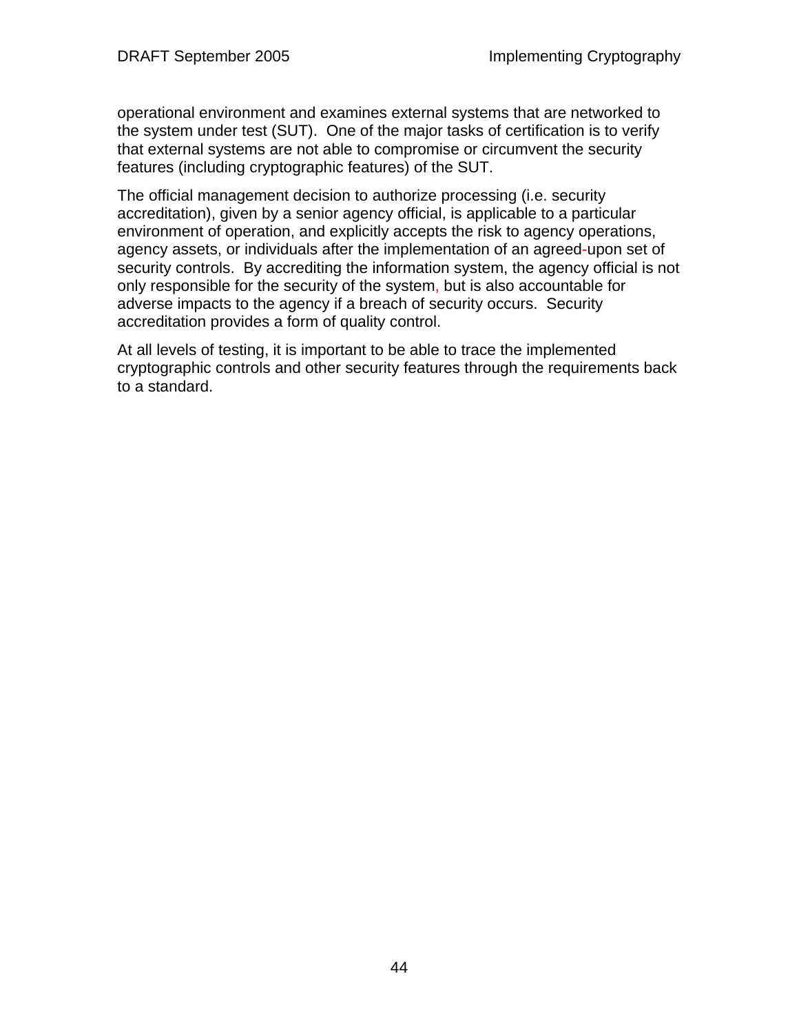operational environment and examines external systems that are networked to the system under test (SUT). One of the major tasks of certification is to verify that external systems are not able to compromise or circumvent the security features (including cryptographic features) of the SUT.

The official management decision to authorize processing (i.e. security accreditation), given by a senior agency official, is applicable to a particular environment of operation, and explicitly accepts the risk to agency operations, agency assets, or individuals after the implementation of an agreed-upon set of security controls. By accrediting the information system, the agency official is not only responsible for the security of the system, but is also accountable for adverse impacts to the agency if a breach of security occurs. Security accreditation provides a form of quality control.

At all levels of testing, it is important to be able to trace the implemented cryptographic controls and other security features through the requirements back to a standard.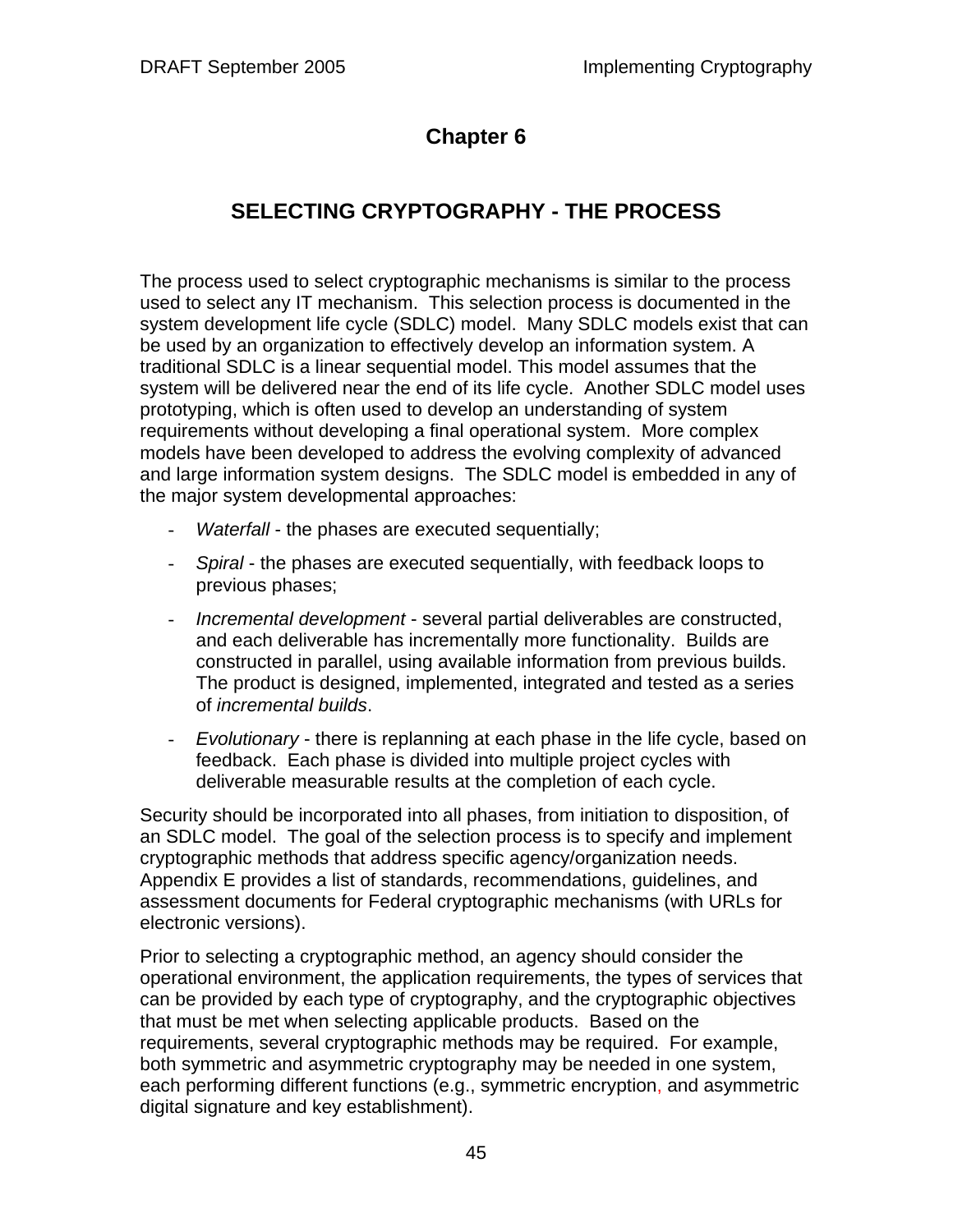# Chapter 6

## SELECTING CRYPTOGRAPHY - THE PROCESS

The process used to select cryptographic mechanisms is similar to the process used to select any IT mechanism. This selection process is documented in the system development life cycle (SDLC) model. Many SDLC models exist that can be used by an organization to effectively develop an information system. A traditional SDLC is a linear sequential model. This model assumes that the system will be delivered near the end of its life cycle. Another SDLC model uses prototyping, which is often used to develop an understanding of system requirements without developing a final operational system. More complex models have been developed to address the evolving complexity of advanced and large information system designs. The SDLC model is embedded in any of the major system developmental approaches:

- *Waterfall* - the phases are executed sequentially;
- *Spiral* - the phases are executed sequentially, with feedback loops to previous phases;
- *Incremental development* - several partial deliverables are constructed, and each deliverable has incrementally more functionality. Builds are constructed in parallel, using available information from previous builds. The product is designed, implemented, integrated and tested as a series of *incremental builds*.
- *Evolutionary* - there is replanning at each phase in the life cycle, based on feedback. Each phase is divided into multiple project cycles with deliverable measurable results at the completion of each cycle.

Security should be incorporated into all phases, from initiation to disposition, of an SDLC model. The goal of the selection process is to specify and implement cryptographic methods that address specific agency/organization needs. Appendix E provides a list of standards, recommendations, guidelines, and assessment documents for Federal cryptographic mechanisms (with URLs for electronic versions).

Prior to selecting a cryptographic method, an agency should consider the operational environment, the application requirements, the types of services that can be provided by each type of cryptography, and the cryptographic objectives that must be met when selecting applicable products. Based on the requirements, several cryptographic methods may be required. For example, both symmetric and asymmetric cryptography may be needed in one system, each performing different functions (e.g., symmetric encryption, and asymmetric digital signature and key establishment).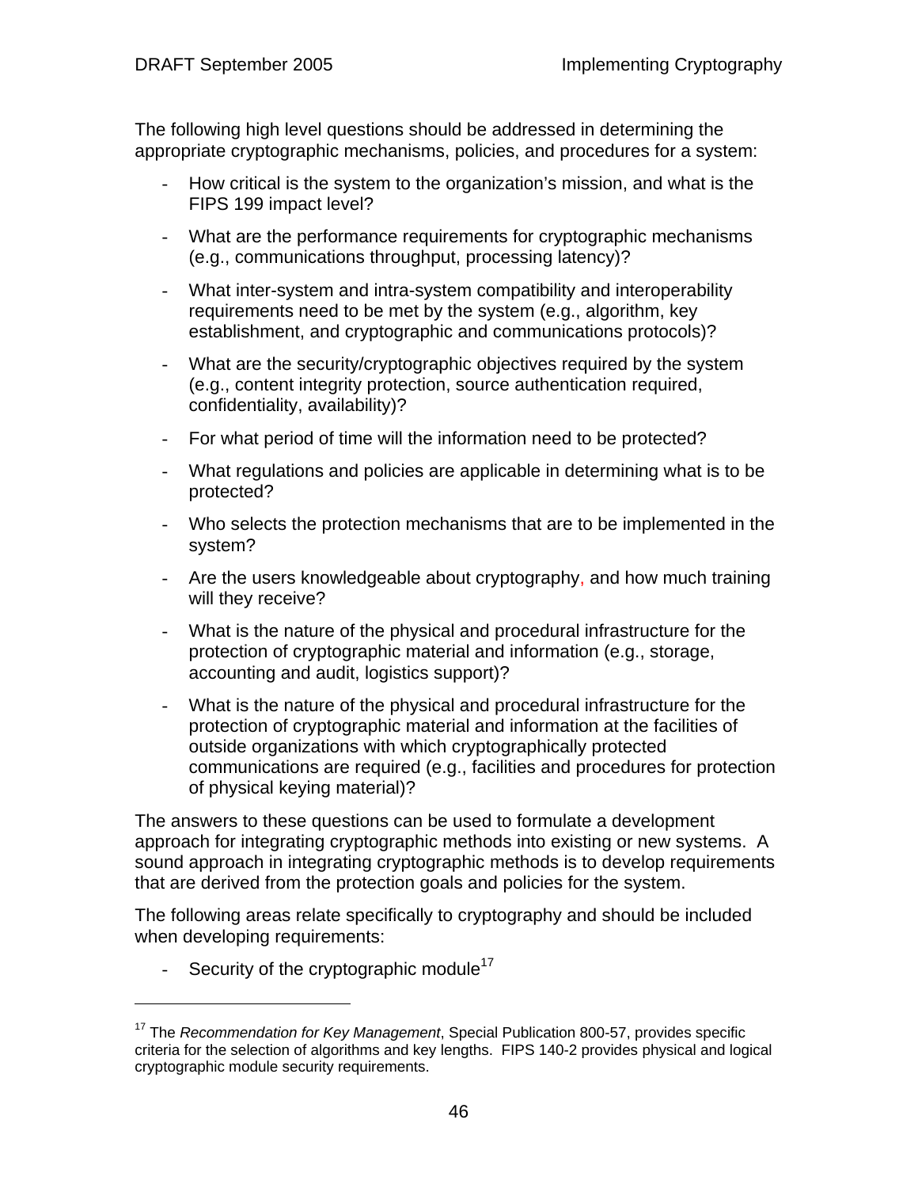The following high level questions should be addressed in determining the appropriate cryptographic mechanisms, policies, and procedures for a system:

- How critical is the system to the organization's mission, and what is the FIPS 199 impact level?
- What are the performance requirements for cryptographic mechanisms (e.g., communications throughput, processing latency)?
- What inter-system and intra-system compatibility and interoperability requirements need to be met by the system (e.g., algorithm, key establishment, and cryptographic and communications protocols)?
- What are the security/cryptographic objectives required by the system (e.g., content integrity protection, source authentication required, confidentiality, availability)?
- For what period of time will the information need to be protected?
- What regulations and policies are applicable in determining what is to be protected?
- Who selects the protection mechanisms that are to be implemented in the system?
- Are the users knowledgeable about cryptography, and how much training will they receive?
- What is the nature of the physical and procedural infrastructure for the protection of cryptographic material and information (e.g., storage, accounting and audit, logistics support)?
- What is the nature of the physical and procedural infrastructure for the protection of cryptographic material and information at the facilities of outside organizations with which cryptographically protected communications are required (e.g., facilities and procedures for protection of physical keying material)?

The answers to these questions can be used to formulate a development approach for integrating cryptographic methods into existing or new systems. A sound approach in integrating cryptographic methods is to develop requirements that are derived from the protection goals and policies for the system.

The following areas relate specifically to cryptography and should be included when developing requirements:

- Security of the cryptographic module[17]

[17] The *Recommendation for Key Management*, Special Publication 800-57, provides specific criteria for the selection of algorithms and key lengths. FIPS 140-2 provides physical and logical cryptographic module security requirements.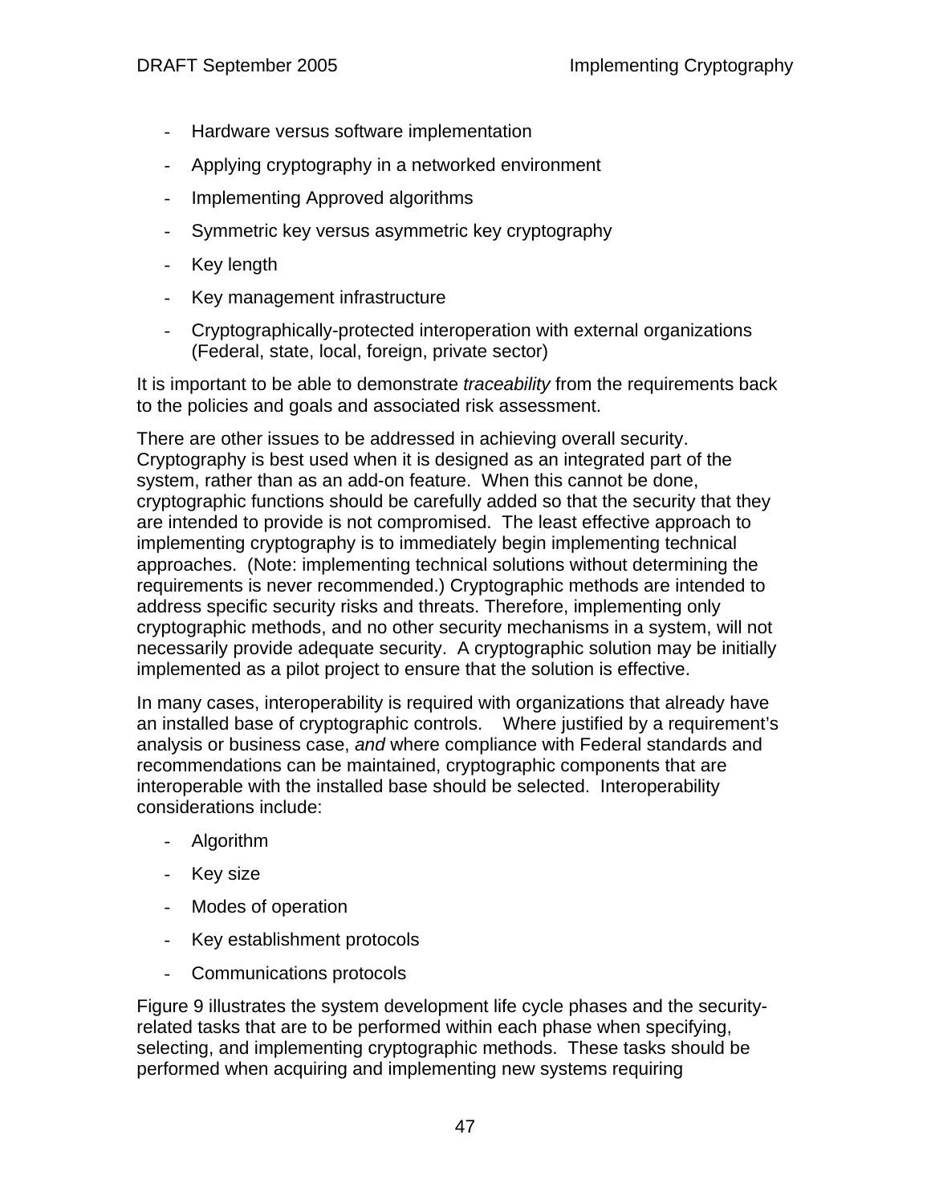- Hardware versus software implementation
- Applying cryptography in a networked environment
- Implementing Approved algorithms
- Symmetric key versus asymmetric key cryptography
- Key length
- Key management infrastructure
- Cryptographically-protected interoperation with external organizations (Federal, state, local, foreign, private sector)

It is important to be able to demonstrate *traceability* from the requirements back to the policies and goals and associated risk assessment.

There are other issues to be addressed in achieving overall security. Cryptography is best used when it is designed as an integrated part of the system, rather than as an add-on feature. When this cannot be done, cryptographic functions should be carefully added so that the security that they are intended to provide is not compromised. The least effective approach to implementing cryptography is to immediately begin implementing technical approaches. (Note: implementing technical solutions without determining the requirements is never recommended.) Cryptographic methods are intended to address specific security risks and threats. Therefore, implementing only cryptographic methods, and no other security mechanisms in a system, will not necessarily provide adequate security. A cryptographic solution may be initially implemented as a pilot project to ensure that the solution is effective.

In many cases, interoperability is required with organizations that already have an installed base of cryptographic controls. Where justified by a requirement's analysis or business case, *and* where compliance with Federal standards and recommendations can be maintained, cryptographic components that are interoperable with the installed base should be selected. Interoperability considerations include:

- Algorithm
- Key size
- Modes of operation
- Key establishment protocols
- Communications protocols

Figure 9 illustrates the system development life cycle phases and the security-related tasks that are to be performed within each phase when specifying, selecting, and implementing cryptographic methods. These tasks should be performed when acquiring and implementing new systems requiring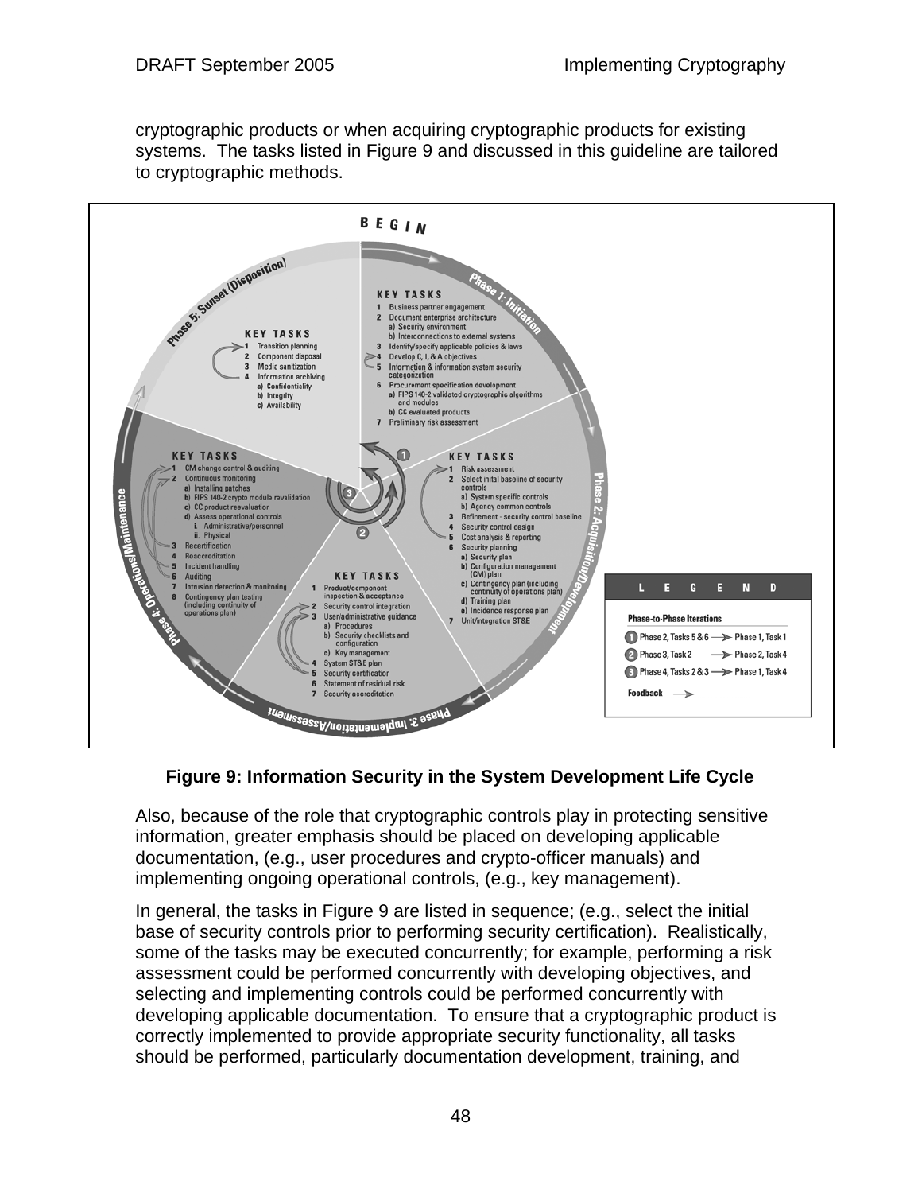cryptographic products or when acquiring cryptographic products for existing systems. The tasks listed in Figure 9 and discussed in this guideline are tailored to cryptographic methods.

BEGIN

Phase 1: Initiation

KEY TASKS
1 Business partner engagement
2 Document enterprise architecture
a) Security environment
b) Interconnections to external systems
3 Identify/specify applicable policies & laws
4 Develop C, I, & A objectives
5 Information & information system security categorization
6 Procurement specification development
a) FIPS 140-2 validated cryptographic algorithms and modules
b) CC evaluated products
7 Preliminary risk assessment

Phase 2: Acquisition/Development

KEY TASKS
1 Risk assessment
2 Select inital baseline of security controls
a) System specific controls
b) Agency common controls
3 Refinement - security control baseline
4 Security control design
5 Cost analysis & reporting
6 Security planning
a) Security plan
b) Configuration management (CM) plan
c) Contingency plan (including continuity of operations plan)
d) Training plan
e) Incidence response plan
7 Unit/integration ST&E

Phase 3: Implementation/Assessment

KEY TASKS
1 Product/component inspection & acceptance
2 Security control integration
3 User/administrative guidance
a) Procedures
b) Security checklists and configuration
c) Key management
4 System ST&E plan
5 Security certification
6 Statement of residual risk
7 Security accreditation

Phase 4: Operations/Maintenance

KEY TASKS
1 CM change control & auditing
2 Continuous monitoring
a) Installing patches
b) FIPS 140-2 crypto module revalidation
c) CC product reevaluation
d) Assess operational controls
i. Administrative/personnel
ii. Physical
3 Recertification
4 Reaccreditation
5 Incident handling
6 Auditing
7 Intrusion detection & monitoring
8 Contingency plan testing (including continuity of operations plan)

Phase 5: Sunset (Disposition)

KEY TASKS
1 Transition planning
2 Component disposal
3 Media sanitization
4 Information archiving
a) Confidentiality
b) Integrity
c) Availability

LEGEND

Phase-to-Phase Iterations
1 Phase 2, Tasks 5 & 6 → Phase 1, Task 1
2 Phase 3, Task 2 → Phase 2, Task 4
3 Phase 4, Tasks 2 & 3 → Phase 1, Task 4
Feedback →

**Figure 9: Information Security in the System Development Life Cycle**

Also, because of the role that cryptographic controls play in protecting sensitive information, greater emphasis should be placed on developing applicable documentation, (e.g., user procedures and crypto-officer manuals) and implementing ongoing operational controls, (e.g., key management).

In general, the tasks in Figure 9 are listed in sequence; (e.g., select the initial base of security controls prior to performing security certification). Realistically, some of the tasks may be executed concurrently; for example, performing a risk assessment could be performed concurrently with developing objectives, and selecting and implementing controls could be performed concurrently with developing applicable documentation. To ensure that a cryptographic product is correctly implemented to provide appropriate security functionality, all tasks should be performed, particularly documentation development, training, and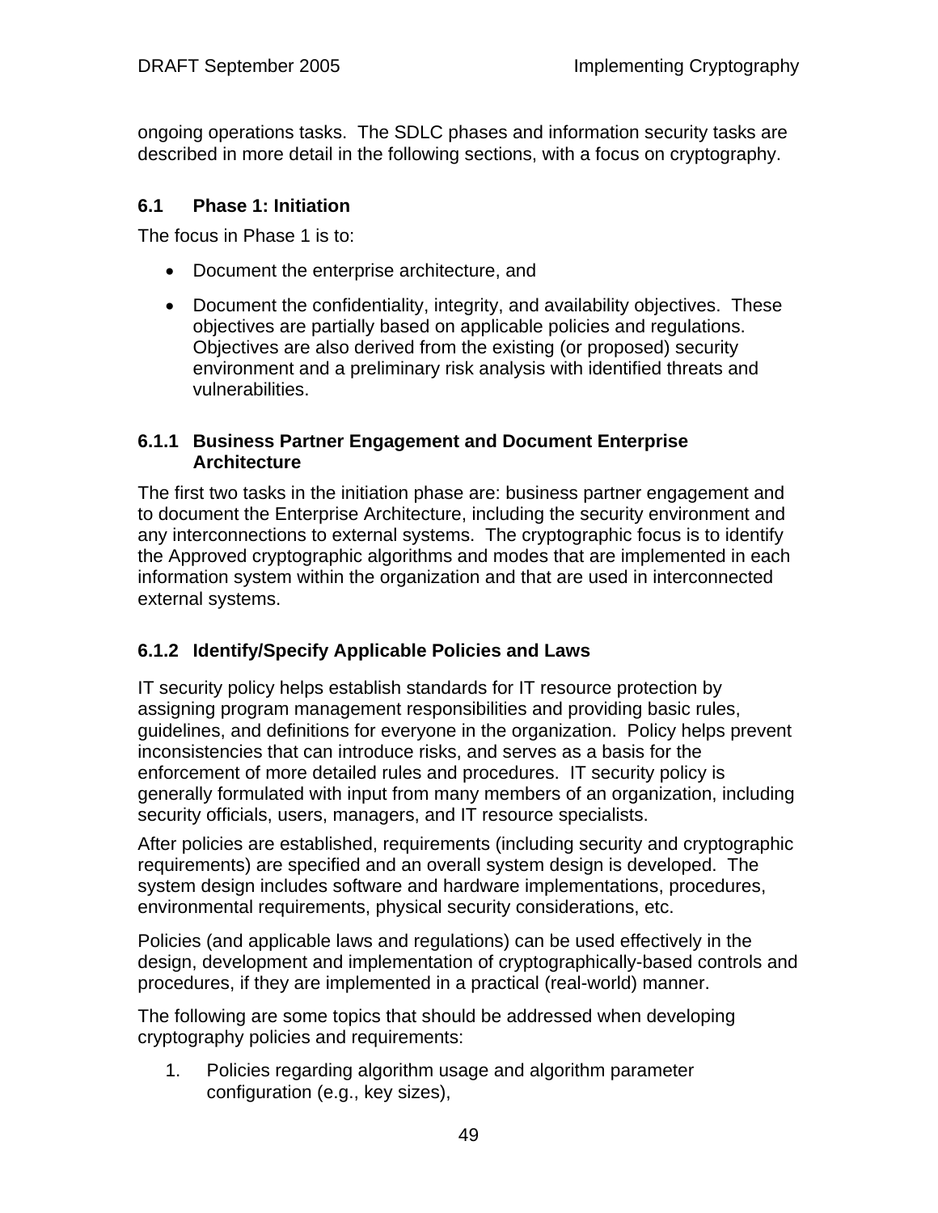ongoing operations tasks. The SDLC phases and information security tasks are described in more detail in the following sections, with a focus on cryptography.

## 6.1 Phase 1: Initiation

The focus in Phase 1 is to:

- Document the enterprise architecture, and
- Document the confidentiality, integrity, and availability objectives. These objectives are partially based on applicable policies and regulations. Objectives are also derived from the existing (or proposed) security environment and a preliminary risk analysis with identified threats and vulnerabilities.

### 6.1.1 Business Partner Engagement and Document Enterprise Architecture

The first two tasks in the initiation phase are: business partner engagement and to document the Enterprise Architecture, including the security environment and any interconnections to external systems. The cryptographic focus is to identify the Approved cryptographic algorithms and modes that are implemented in each information system within the organization and that are used in interconnected external systems.

### 6.1.2 Identify/Specify Applicable Policies and Laws

IT security policy helps establish standards for IT resource protection by assigning program management responsibilities and providing basic rules, guidelines, and definitions for everyone in the organization. Policy helps prevent inconsistencies that can introduce risks, and serves as a basis for the enforcement of more detailed rules and procedures. IT security policy is generally formulated with input from many members of an organization, including security officials, users, managers, and IT resource specialists.

After policies are established, requirements (including security and cryptographic requirements) are specified and an overall system design is developed. The system design includes software and hardware implementations, procedures, environmental requirements, physical security considerations, etc.

Policies (and applicable laws and regulations) can be used effectively in the design, development and implementation of cryptographically-based controls and procedures, if they are implemented in a practical (real-world) manner.

The following are some topics that should be addressed when developing cryptography policies and requirements:

1. Policies regarding algorithm usage and algorithm parameter configuration (e.g., key sizes),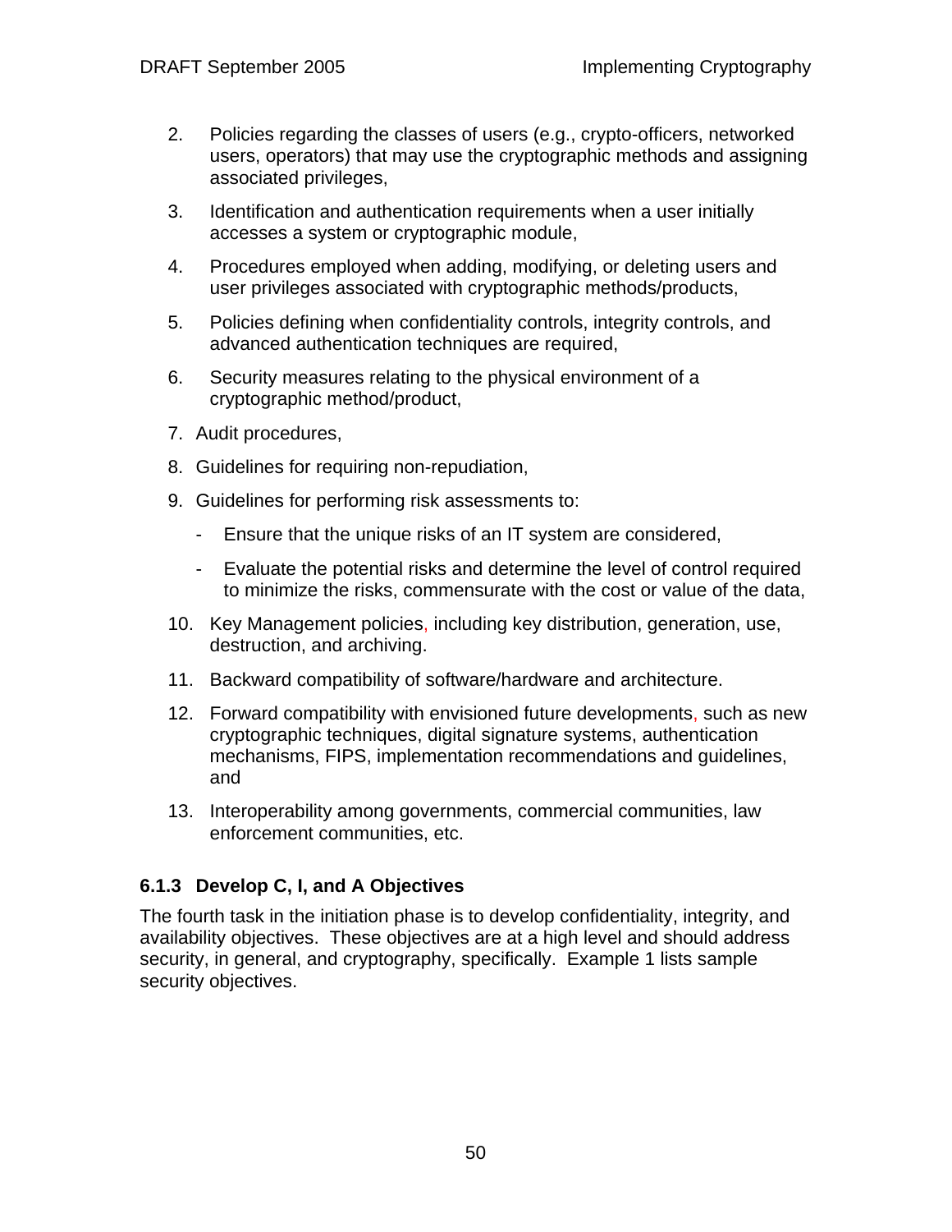2. Policies regarding the classes of users (e.g., crypto-officers, networked users, operators) that may use the cryptographic methods and assigning associated privileges,
3. Identification and authentication requirements when a user initially accesses a system or cryptographic module,
4. Procedures employed when adding, modifying, or deleting users and user privileges associated with cryptographic methods/products,
5. Policies defining when confidentiality controls, integrity controls, and advanced authentication techniques are required,
6. Security measures relating to the physical environment of a cryptographic method/product,
7. Audit procedures,
8. Guidelines for requiring non-repudiation,
9. Guidelines for performing risk assessments to:
   - Ensure that the unique risks of an IT system are considered,
   - Evaluate the potential risks and determine the level of control required to minimize the risks, commensurate with the cost or value of the data,
10. Key Management policies, including key distribution, generation, use, destruction, and archiving.
11. Backward compatibility of software/hardware and architecture.
12. Forward compatibility with envisioned future developments, such as new cryptographic techniques, digital signature systems, authentication mechanisms, FIPS, implementation recommendations and guidelines, and
13. Interoperability among governments, commercial communities, law enforcement communities, etc.

### 6.1.3 Develop C, I, and A Objectives

The fourth task in the initiation phase is to develop confidentiality, integrity, and availability objectives. These objectives are at a high level and should address security, in general, and cryptography, specifically. Example 1 lists sample security objectives.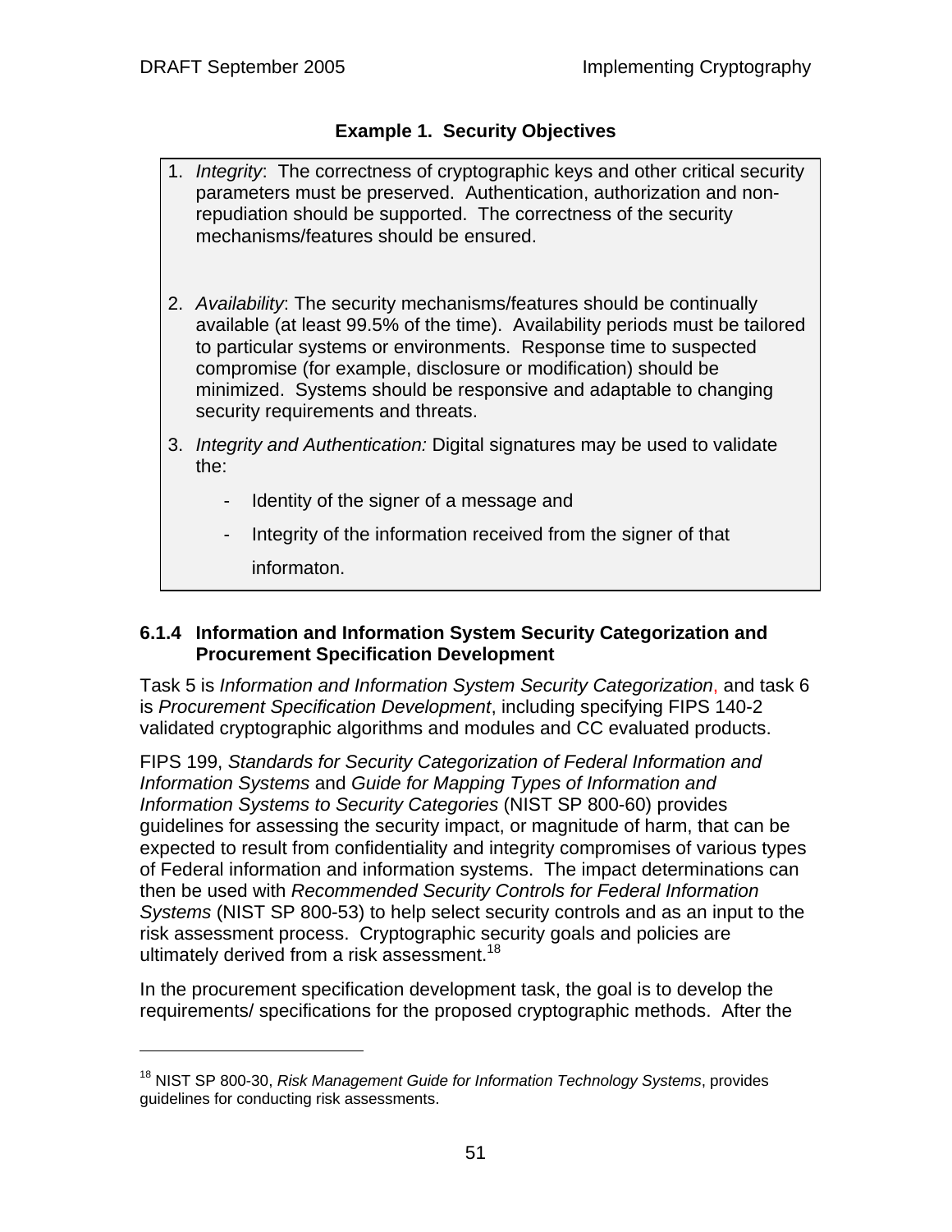**Example 1. Security Objectives**

1. *Integrity*: The correctness of cryptographic keys and other critical security parameters must be preserved. Authentication, authorization and non-repudiation should be supported. The correctness of the security mechanisms/features should be ensured.

2. *Availability*: The security mechanisms/features should be continually available (at least 99.5% of the time). Availability periods must be tailored to particular systems or environments. Response time to suspected compromise (for example, disclosure or modification) should be minimized. Systems should be responsive and adaptable to changing security requirements and threats.

3. *Integrity and Authentication:* Digital signatures may be used to validate the:

   - Identity of the signer of a message and
   - Integrity of the information received from the signer of that informaton.

### 6.1.4 Information and Information System Security Categorization and Procurement Specification Development

Task 5 is *Information and Information System Security Categorization*, and task 6 is *Procurement Specification Development*, including specifying FIPS 140-2 validated cryptographic algorithms and modules and CC evaluated products.

FIPS 199, *Standards for Security Categorization of Federal Information and Information Systems* and *Guide for Mapping Types of Information and Information Systems to Security Categories* (NIST SP 800-60) provides guidelines for assessing the security impact, or magnitude of harm, that can be expected to result from confidentiality and integrity compromises of various types of Federal information and information systems. The impact determinations can then be used with *Recommended Security Controls for Federal Information Systems* (NIST SP 800-53) to help select security controls and as an input to the risk assessment process. Cryptographic security goals and policies are ultimately derived from a risk assessment.[18]

In the procurement specification development task, the goal is to develop the requirements/ specifications for the proposed cryptographic methods. After the

[18] NIST SP 800-30, *Risk Management Guide for Information Technology Systems*, provides guidelines for conducting risk assessments.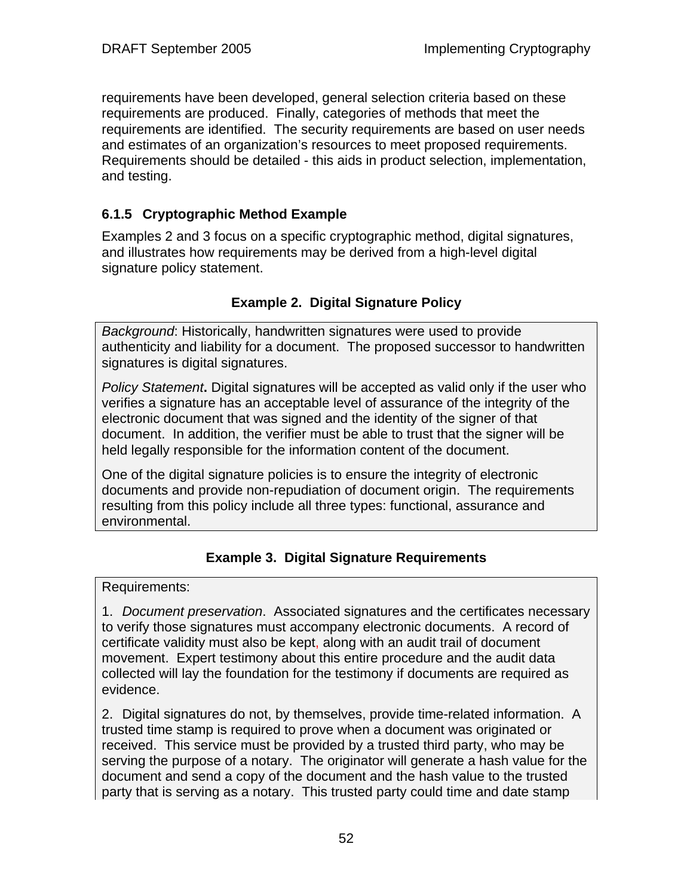requirements have been developed, general selection criteria based on these requirements are produced. Finally, categories of methods that meet the requirements are identified. The security requirements are based on user needs and estimates of an organization's resources to meet proposed requirements. Requirements should be detailed - this aids in product selection, implementation, and testing.

### 6.1.5 Cryptographic Method Example

Examples 2 and 3 focus on a specific cryptographic method, digital signatures, and illustrates how requirements may be derived from a high-level digital signature policy statement.

**Example 2. Digital Signature Policy**

*Background*: Historically, handwritten signatures were used to provide authenticity and liability for a document. The proposed successor to handwritten signatures is digital signatures.

*Policy Statement***.** Digital signatures will be accepted as valid only if the user who verifies a signature has an acceptable level of assurance of the integrity of the electronic document that was signed and the identity of the signer of that document. In addition, the verifier must be able to trust that the signer will be held legally responsible for the information content of the document.

One of the digital signature policies is to ensure the integrity of electronic documents and provide non-repudiation of document origin. The requirements resulting from this policy include all three types: functional, assurance and environmental.

**Example 3. Digital Signature Requirements**

Requirements:

1. *Document preservation*. Associated signatures and the certificates necessary to verify those signatures must accompany electronic documents. A record of certificate validity must also be kept, along with an audit trail of document movement. Expert testimony about this entire procedure and the audit data collected will lay the foundation for the testimony if documents are required as evidence.

2. Digital signatures do not, by themselves, provide time-related information. A trusted time stamp is required to prove when a document was originated or received. This service must be provided by a trusted third party, who may be serving the purpose of a notary. The originator will generate a hash value for the document and send a copy of the document and the hash value to the trusted party that is serving as a notary. This trusted party could time and date stamp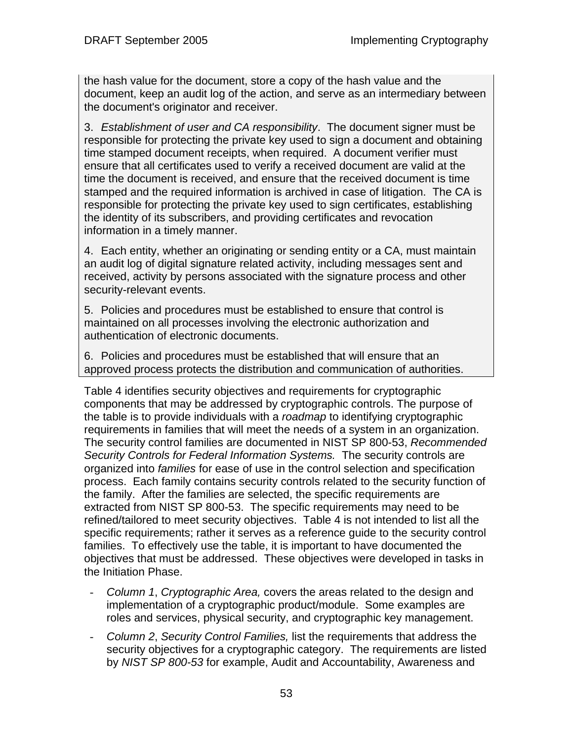the hash value for the document, store a copy of the hash value and the document, keep an audit log of the action, and serve as an intermediary between the document's originator and receiver.

3. *Establishment of user and CA responsibility*. The document signer must be responsible for protecting the private key used to sign a document and obtaining time stamped document receipts, when required. A document verifier must ensure that all certificates used to verify a received document are valid at the time the document is received, and ensure that the received document is time stamped and the required information is archived in case of litigation. The CA is responsible for protecting the private key used to sign certificates, establishing the identity of its subscribers, and providing certificates and revocation information in a timely manner.

4. Each entity, whether an originating or sending entity or a CA, must maintain an audit log of digital signature related activity, including messages sent and received, activity by persons associated with the signature process and other security-relevant events.

5. Policies and procedures must be established to ensure that control is maintained on all processes involving the electronic authorization and authentication of electronic documents.

6. Policies and procedures must be established that will ensure that an approved process protects the distribution and communication of authorities.

Table 4 identifies security objectives and requirements for cryptographic components that may be addressed by cryptographic controls. The purpose of the table is to provide individuals with a *roadmap* to identifying cryptographic requirements in families that will meet the needs of a system in an organization. The security control families are documented in NIST SP 800-53, *Recommended Security Controls for Federal Information Systems.* The security controls are organized into *families* for ease of use in the control selection and specification process. Each family contains security controls related to the security function of the family. After the families are selected, the specific requirements are extracted from NIST SP 800-53. The specific requirements may need to be refined/tailored to meet security objectives. Table 4 is not intended to list all the specific requirements; rather it serves as a reference guide to the security control families. To effectively use the table, it is important to have documented the objectives that must be addressed. These objectives were developed in tasks in the Initiation Phase.

- *Column 1*, *Cryptographic Area,* covers the areas related to the design and implementation of a cryptographic product/module. Some examples are roles and services, physical security, and cryptographic key management.
- *Column 2*, *Security Control Families,* list the requirements that address the security objectives for a cryptographic category. The requirements are listed by *NIST SP 800-53* for example, Audit and Accountability, Awareness and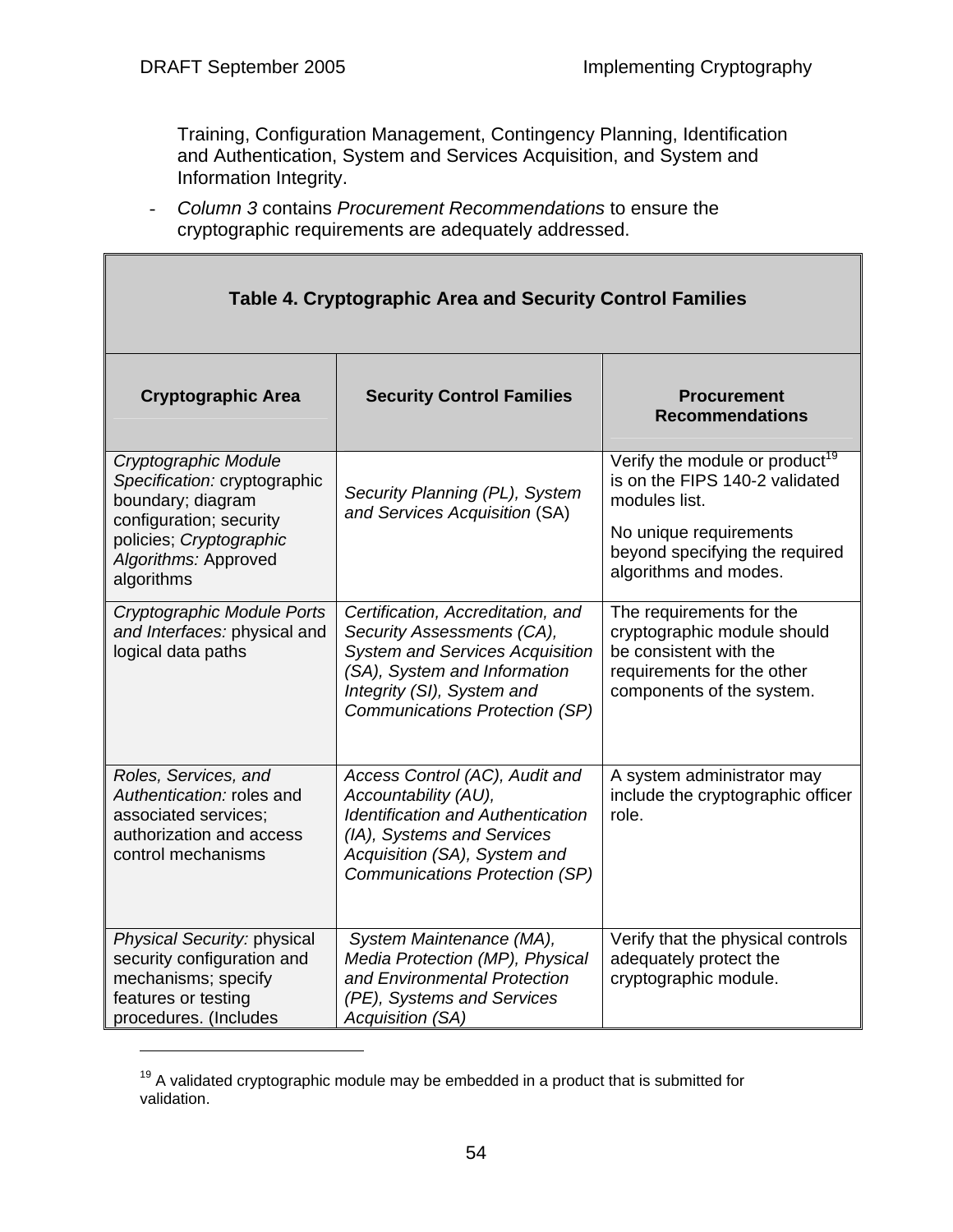Training, Configuration Management, Contingency Planning, Identification and Authentication, System and Services Acquisition, and System and Information Integrity.

- *Column 3* contains *Procurement Recommendations* to ensure the cryptographic requirements are adequately addressed.

**Table 4. Cryptographic Area and Security Control Families**

| Cryptographic Area | Security Control Families | Procurement Recommendations |
|---|---|---|
| *Cryptographic Module Specification:* cryptographic boundary; diagram configuration; security policies; *Cryptographic Algorithms:* Approved algorithms | *Security Planning (PL), System and Services Acquisition* (SA) | Verify the module or product[19] is on the FIPS 140-2 validated modules list.<br><br>No unique requirements beyond specifying the required algorithms and modes. |
| *Cryptographic Module Ports and Interfaces:* physical and logical data paths | *Certification, Accreditation, and Security Assessments (CA), System and Services Acquisition (SA), System and Information Integrity (SI), System and Communications Protection (SP)* | The requirements for the cryptographic module should be consistent with the requirements for the other components of the system. |
| *Roles, Services, and Authentication:* roles and associated services; authorization and access control mechanisms | *Access Control (AC), Audit and Accountability (AU), Identification and Authentication (IA), Systems and Services Acquisition (SA), System and Communications Protection (SP)* | A system administrator may include the cryptographic officer role. |
| *Physical Security:* physical security configuration and mechanisms; specify features or testing procedures. (Includes | *System Maintenance (MA), Media Protection (MP), Physical and Environmental Protection (PE), Systems and Services Acquisition (SA)* | Verify that the physical controls adequately protect the cryptographic module. |

[19] A validated cryptographic module may be embedded in a product that is submitted for validation.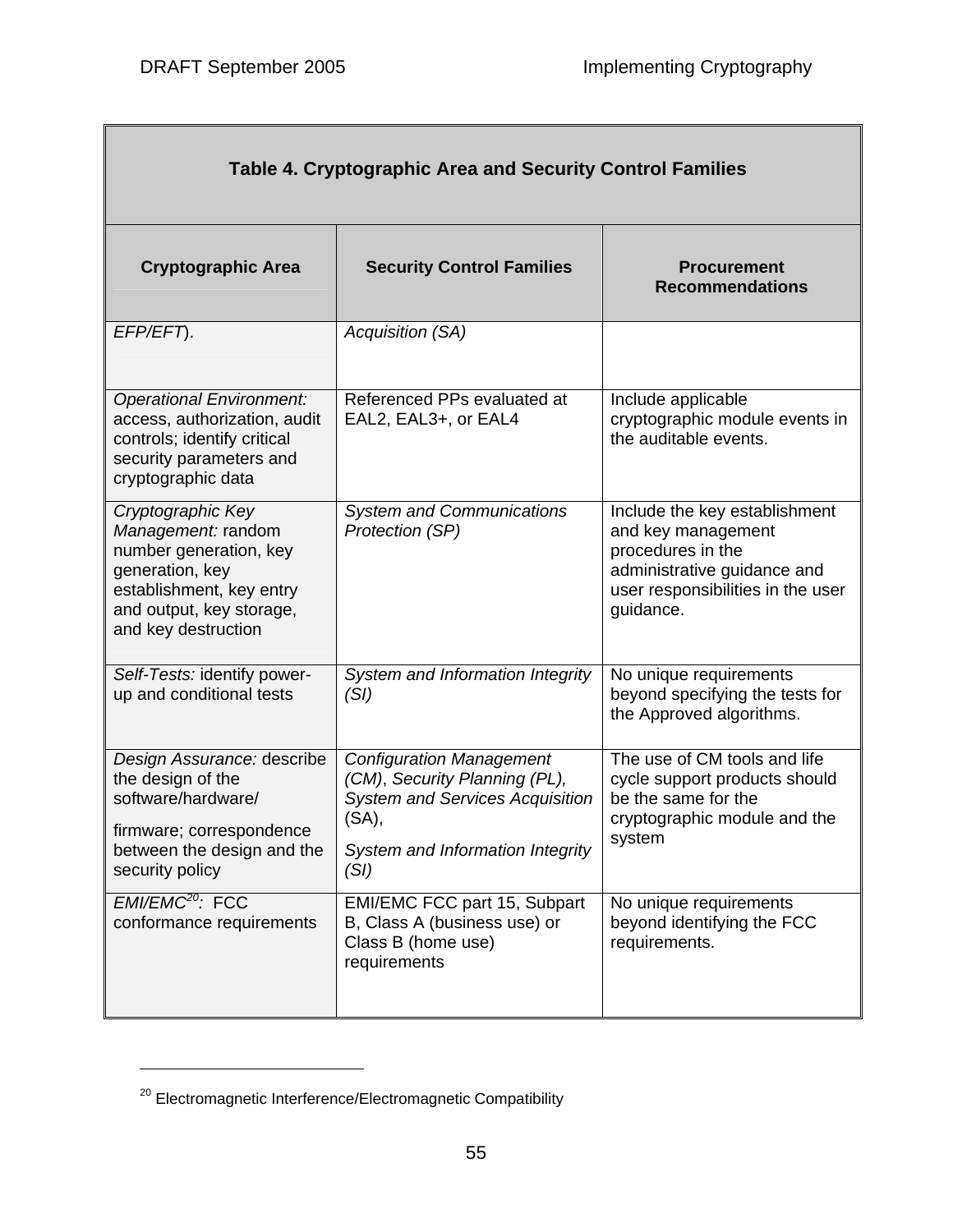| **Table 4. Cryptographic Area and Security Control Families** | | |
|---|---|---|
| **Cryptographic Area** | **Security Control Families** | **Procurement Recommendations** |
| *EFP/EFT*). | *Acquisition (SA)* | |
| *Operational Environment:* access, authorization, audit controls; identify critical security parameters and cryptographic data | Referenced PPs evaluated at EAL2, EAL3+, or EAL4 | Include applicable cryptographic module events in the auditable events. |
| *Cryptographic Key Management:* random number generation, key generation, key establishment, key entry and output, key storage, and key destruction | *System and Communications Protection (SP)* | Include the key establishment and key management procedures in the administrative guidance and user responsibilities in the user guidance. |
| *Self-Tests:* identify power-up and conditional tests | *System and Information Integrity (SI)* | No unique requirements beyond specifying the tests for the Approved algorithms. |
| *Design Assurance:* describe the design of the software/hardware/ firmware; correspondence between the design and the security policy | *Configuration Management (CM)*, *Security Planning (PL), System and Services Acquisition* (SA), *System and Information Integrity (SI)* | The use of CM tools and life cycle support products should be the same for the cryptographic module and the system |
| *EMI/EMC*[20]*:* FCC conformance requirements | EMI/EMC FCC part 15, Subpart B, Class A (business use) or Class B (home use) requirements | No unique requirements beyond identifying the FCC requirements. |

[20] Electromagnetic Interference/Electromagnetic Compatibility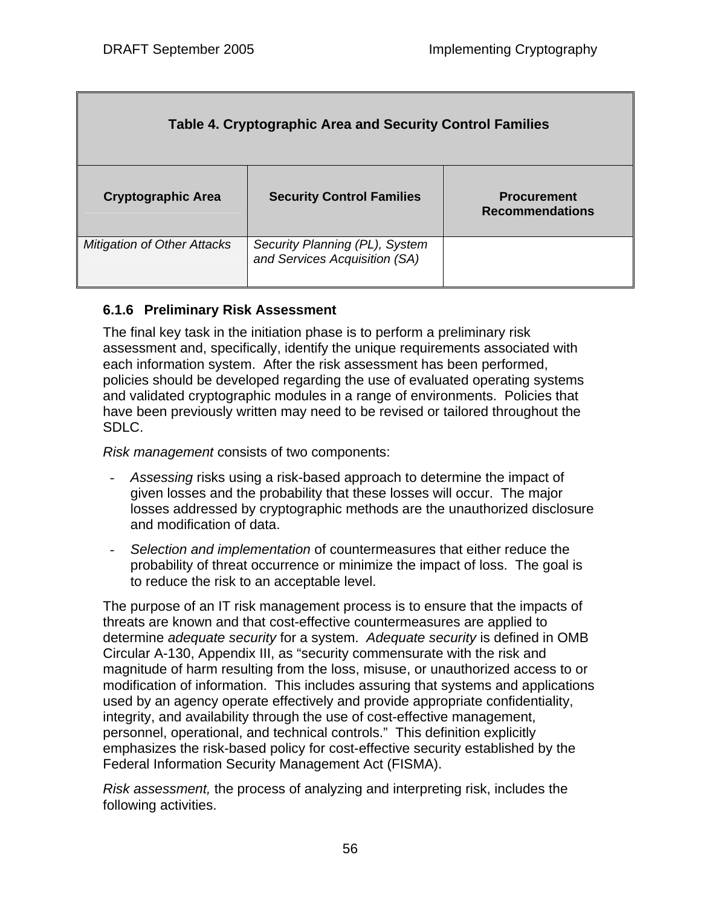| Table 4. Cryptographic Area and Security Control Families | | |
|---|---|---|
| **Cryptographic Area** | **Security Control Families** | **Procurement Recommendations** |
| *Mitigation of Other Attacks* | *Security Planning (PL), System and Services Acquisition (SA)* | |

### 6.1.6 Preliminary Risk Assessment

The final key task in the initiation phase is to perform a preliminary risk assessment and, specifically, identify the unique requirements associated with each information system. After the risk assessment has been performed, policies should be developed regarding the use of evaluated operating systems and validated cryptographic modules in a range of environments. Policies that have been previously written may need to be revised or tailored throughout the SDLC.

*Risk management* consists of two components:

- *Assessing* risks using a risk-based approach to determine the impact of given losses and the probability that these losses will occur. The major losses addressed by cryptographic methods are the unauthorized disclosure and modification of data.
- *Selection and implementation* of countermeasures that either reduce the probability of threat occurrence or minimize the impact of loss. The goal is to reduce the risk to an acceptable level.

The purpose of an IT risk management process is to ensure that the impacts of threats are known and that cost-effective countermeasures are applied to determine *adequate security* for a system. *Adequate security* is defined in OMB Circular A-130, Appendix III, as "security commensurate with the risk and magnitude of harm resulting from the loss, misuse, or unauthorized access to or modification of information. This includes assuring that systems and applications used by an agency operate effectively and provide appropriate confidentiality, integrity, and availability through the use of cost-effective management, personnel, operational, and technical controls." This definition explicitly emphasizes the risk-based policy for cost-effective security established by the Federal Information Security Management Act (FISMA).

*Risk assessment,* the process of analyzing and interpreting risk, includes the following activities.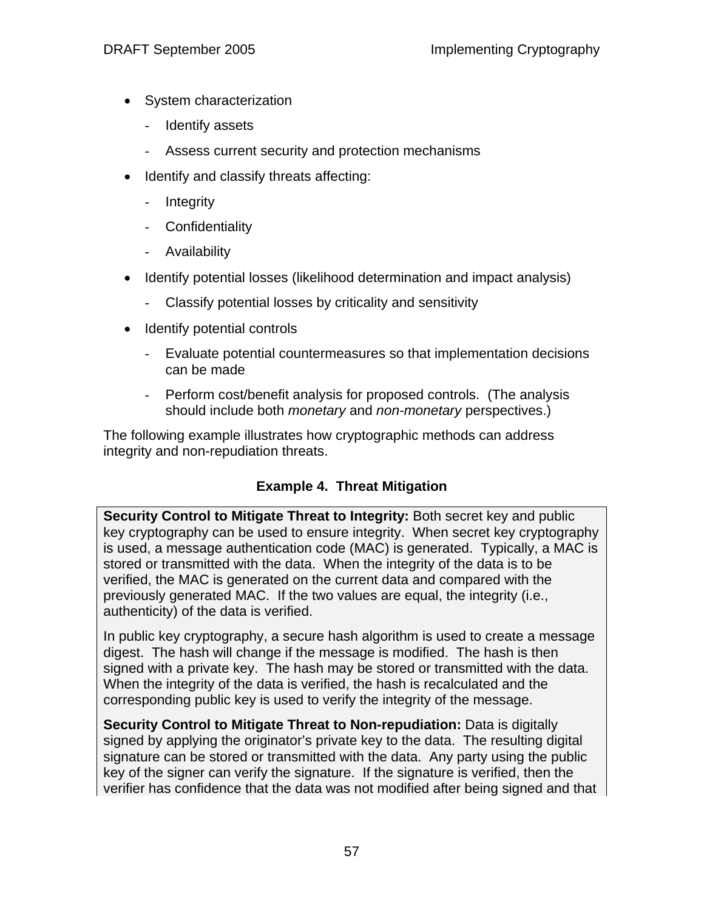- System characterization
  - Identify assets
  - Assess current security and protection mechanisms
- Identify and classify threats affecting:
  - Integrity
  - Confidentiality
  - Availability
- Identify potential losses (likelihood determination and impact analysis)
  - Classify potential losses by criticality and sensitivity
- Identify potential controls
  - Evaluate potential countermeasures so that implementation decisions can be made
  - Perform cost/benefit analysis for proposed controls. (The analysis should include both *monetary* and *non-monetary* perspectives.)

The following example illustrates how cryptographic methods can address integrity and non-repudiation threats.

**Example 4. Threat Mitigation**

**Security Control to Mitigate Threat to Integrity:** Both secret key and public key cryptography can be used to ensure integrity. When secret key cryptography is used, a message authentication code (MAC) is generated. Typically, a MAC is stored or transmitted with the data. When the integrity of the data is to be verified, the MAC is generated on the current data and compared with the previously generated MAC. If the two values are equal, the integrity (i.e., authenticity) of the data is verified.

In public key cryptography, a secure hash algorithm is used to create a message digest. The hash will change if the message is modified. The hash is then signed with a private key. The hash may be stored or transmitted with the data. When the integrity of the data is verified, the hash is recalculated and the corresponding public key is used to verify the integrity of the message.

**Security Control to Mitigate Threat to Non-repudiation:** Data is digitally signed by applying the originator's private key to the data. The resulting digital signature can be stored or transmitted with the data. Any party using the public key of the signer can verify the signature. If the signature is verified, then the verifier has confidence that the data was not modified after being signed and that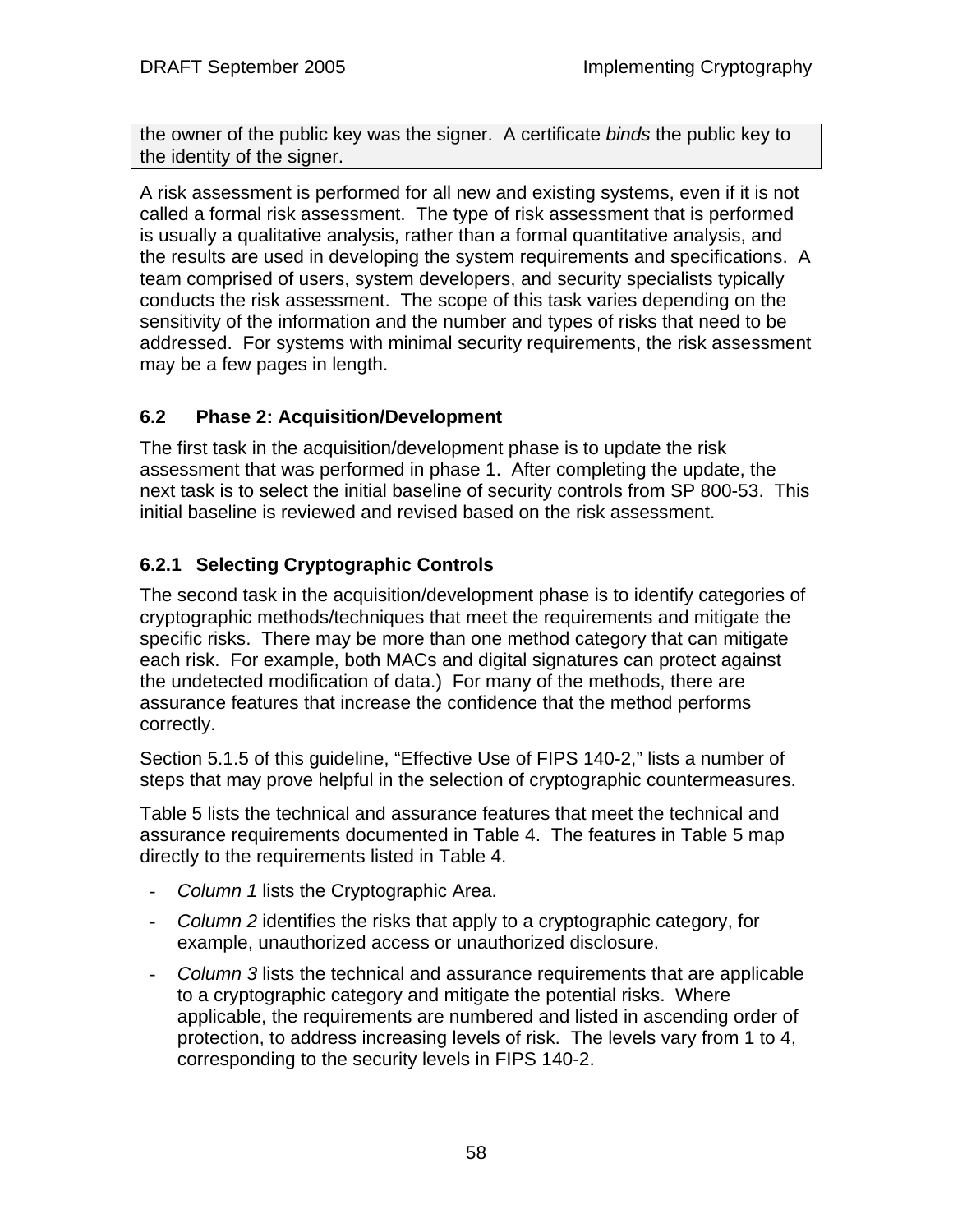the owner of the public key was the signer. A certificate *binds* the public key to the identity of the signer.

A risk assessment is performed for all new and existing systems, even if it is not called a formal risk assessment. The type of risk assessment that is performed is usually a qualitative analysis, rather than a formal quantitative analysis, and the results are used in developing the system requirements and specifications. A team comprised of users, system developers, and security specialists typically conducts the risk assessment. The scope of this task varies depending on the sensitivity of the information and the number and types of risks that need to be addressed. For systems with minimal security requirements, the risk assessment may be a few pages in length.

## 6.2 Phase 2: Acquisition/Development

The first task in the acquisition/development phase is to update the risk assessment that was performed in phase 1. After completing the update, the next task is to select the initial baseline of security controls from SP 800-53. This initial baseline is reviewed and revised based on the risk assessment.

### 6.2.1 Selecting Cryptographic Controls

The second task in the acquisition/development phase is to identify categories of cryptographic methods/techniques that meet the requirements and mitigate the specific risks. There may be more than one method category that can mitigate each risk. For example, both MACs and digital signatures can protect against the undetected modification of data.) For many of the methods, there are assurance features that increase the confidence that the method performs correctly.

Section 5.1.5 of this guideline, "Effective Use of FIPS 140-2," lists a number of steps that may prove helpful in the selection of cryptographic countermeasures.

Table 5 lists the technical and assurance features that meet the technical and assurance requirements documented in Table 4. The features in Table 5 map directly to the requirements listed in Table 4.

- *Column 1* lists the Cryptographic Area.
- *Column 2* identifies the risks that apply to a cryptographic category, for example, unauthorized access or unauthorized disclosure.
- *Column 3* lists the technical and assurance requirements that are applicable to a cryptographic category and mitigate the potential risks. Where applicable, the requirements are numbered and listed in ascending order of protection, to address increasing levels of risk. The levels vary from 1 to 4, corresponding to the security levels in FIPS 140-2.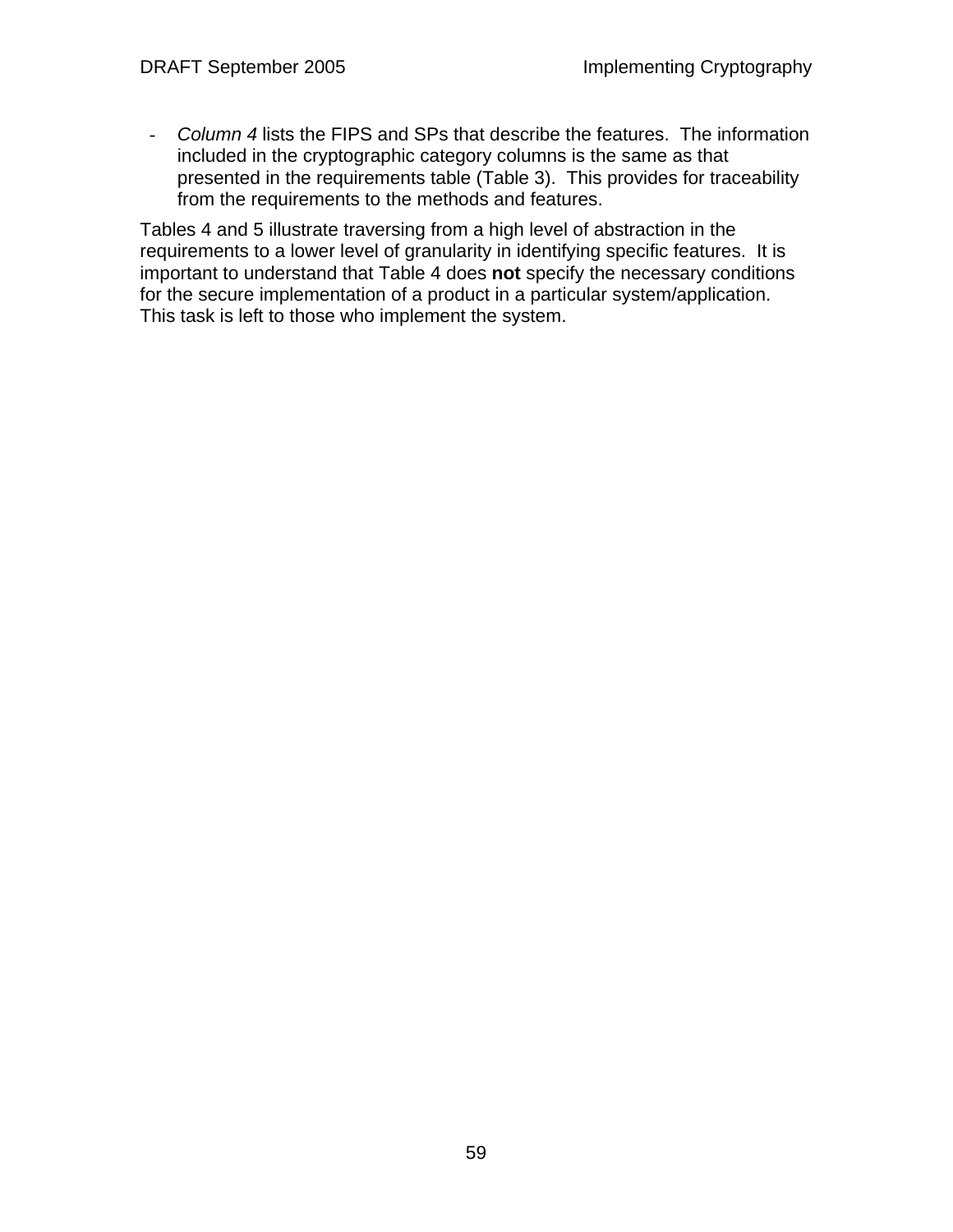- *Column 4* lists the FIPS and SPs that describe the features.  The information included in the cryptographic category columns is the same as that presented in the requirements table (Table 3).  This provides for traceability from the requirements to the methods and features.

Tables 4 and 5 illustrate traversing from a high level of abstraction in the requirements to a lower level of granularity in identifying specific features.  It is important to understand that Table 4 does **not** specify the necessary conditions for the secure implementation of a product in a particular system/application.  This task is left to those who implement the system.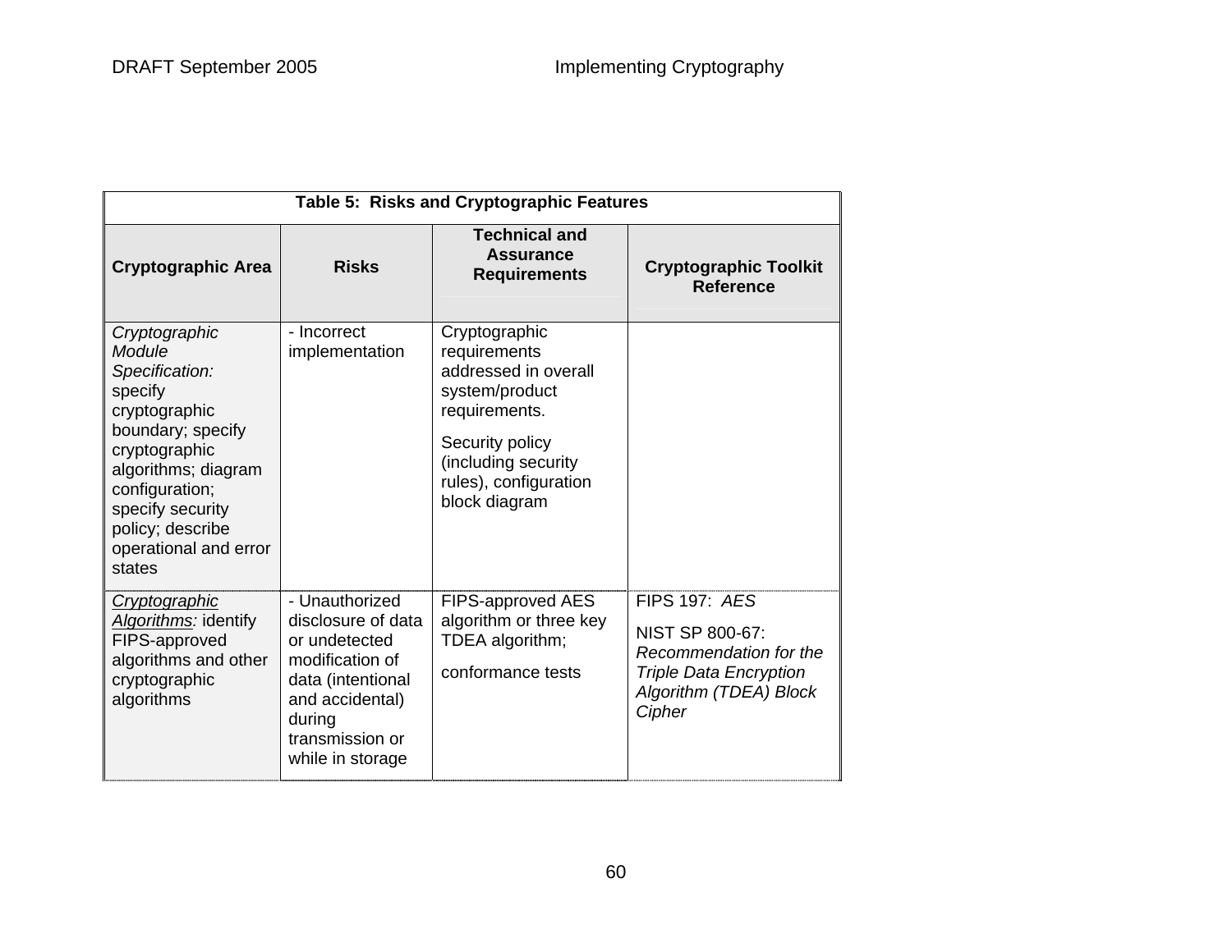**Table 5: Risks and Cryptographic Features**

| Cryptographic Area | Risks | Technical and Assurance Requirements | Cryptographic Toolkit Reference |
|---|---|---|---|
| *Cryptographic Module Specification:* specify cryptographic boundary; specify cryptographic algorithms; diagram configuration; specify security policy; describe operational and error states | - Incorrect implementation | Cryptographic requirements addressed in overall system/product requirements. Security policy (including security rules), configuration block diagram | |
| *Cryptographic Algorithms:* identify FIPS-approved algorithms and other cryptographic algorithms | - Unauthorized disclosure of data or undetected modification of data (intentional and accidental) during transmission or while in storage | FIPS-approved AES algorithm or three key TDEA algorithm; conformance tests | FIPS 197: *AES* NIST SP 800-67: *Recommendation for the Triple Data Encryption Algorithm (TDEA) Block Cipher* |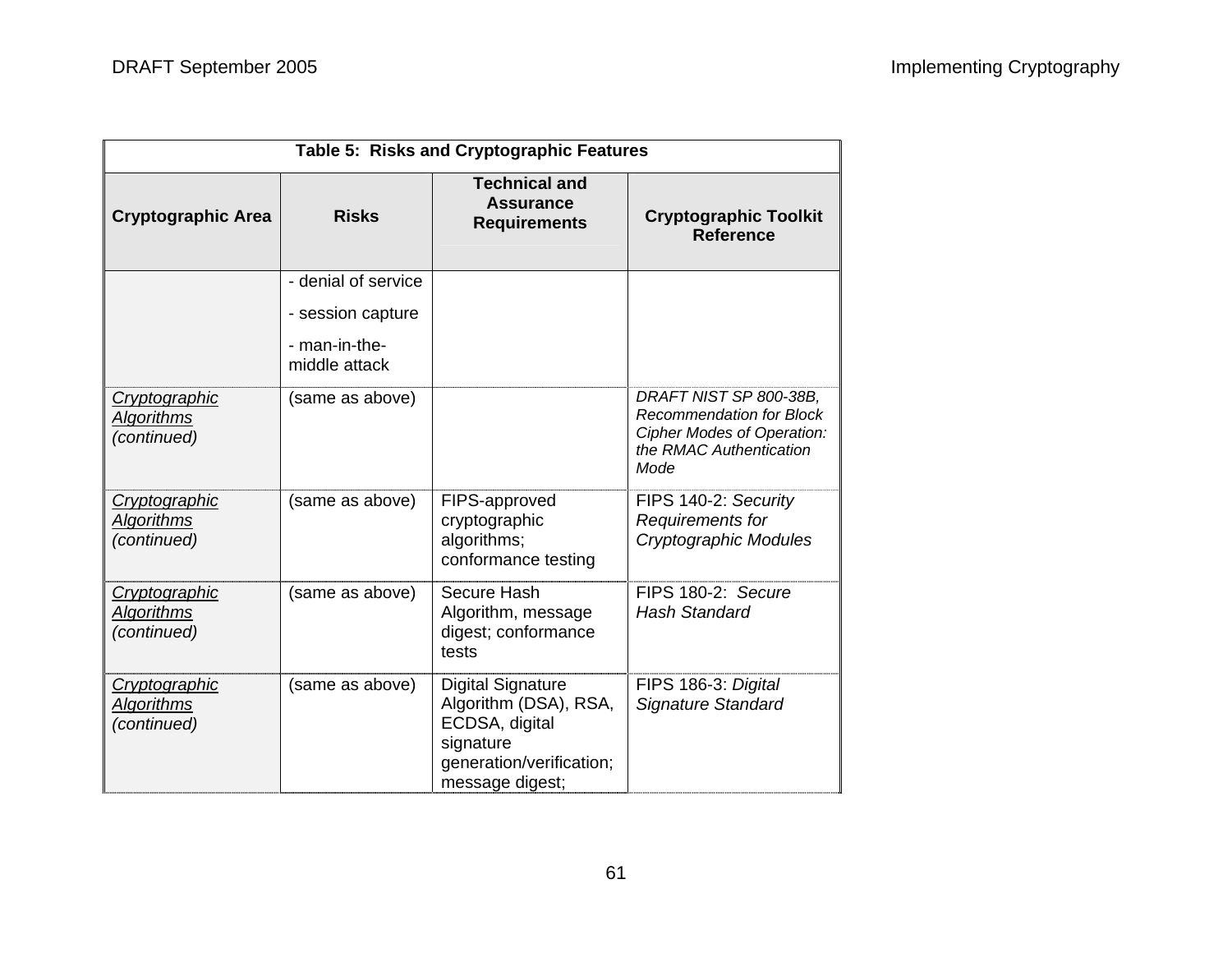**Table 5: Risks and Cryptographic Features**

| Cryptographic Area | Risks | Technical and Assurance Requirements | Cryptographic Toolkit Reference |
|---|---|---|---|
| | - denial of service<br>- session capture<br>- man-in-the-middle attack | | |
| *Cryptographic Algorithms (continued)* | (same as above) | | *DRAFT NIST SP 800-38B, Recommendation for Block Cipher Modes of Operation: the RMAC Authentication Mode* |
| *Cryptographic Algorithms (continued)* | (same as above) | FIPS-approved cryptographic algorithms; conformance testing | FIPS 140-2: *Security Requirements for Cryptographic Modules* |
| *Cryptographic Algorithms (continued)* | (same as above) | Secure Hash Algorithm, message digest; conformance tests | FIPS 180-2: *Secure Hash Standard* |
| *Cryptographic Algorithms (continued)* | (same as above) | Digital Signature Algorithm (DSA), RSA, ECDSA, digital signature generation/verification; message digest; | FIPS 186-3: *Digital Signature Standard* |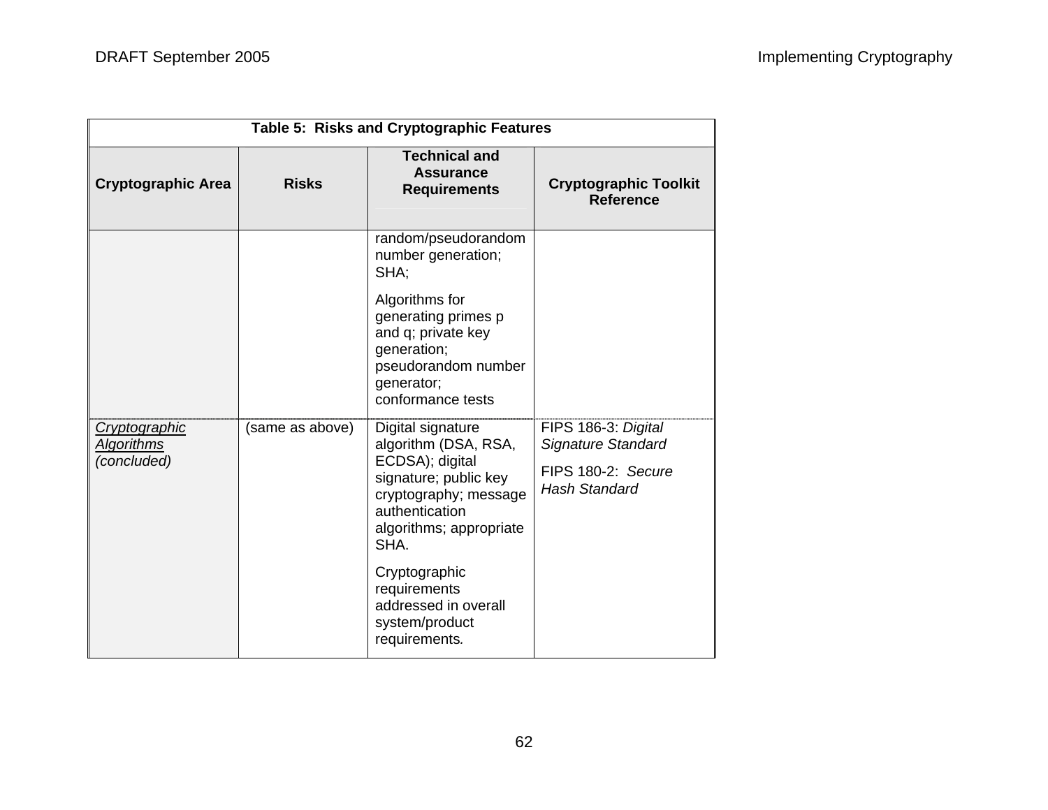| Table 5: Risks and Cryptographic Features | | | |
|---|---|---|---|
| **Cryptographic Area** | **Risks** | **Technical and Assurance Requirements** | **Cryptographic Toolkit Reference** |
| | | random/pseudorandom number generation; SHA;<br><br>Algorithms for generating primes p and q; private key generation; pseudorandom number generator; conformance tests | |
| *Cryptographic Algorithms (concluded)* | (same as above) | Digital signature algorithm (DSA, RSA, ECDSA); digital signature; public key cryptography; message authentication algorithms; appropriate SHA.<br><br>Cryptographic requirements addressed in overall system/product requirements. | FIPS 186-3: *Digital Signature Standard*<br><br>FIPS 180-2: *Secure Hash Standard* |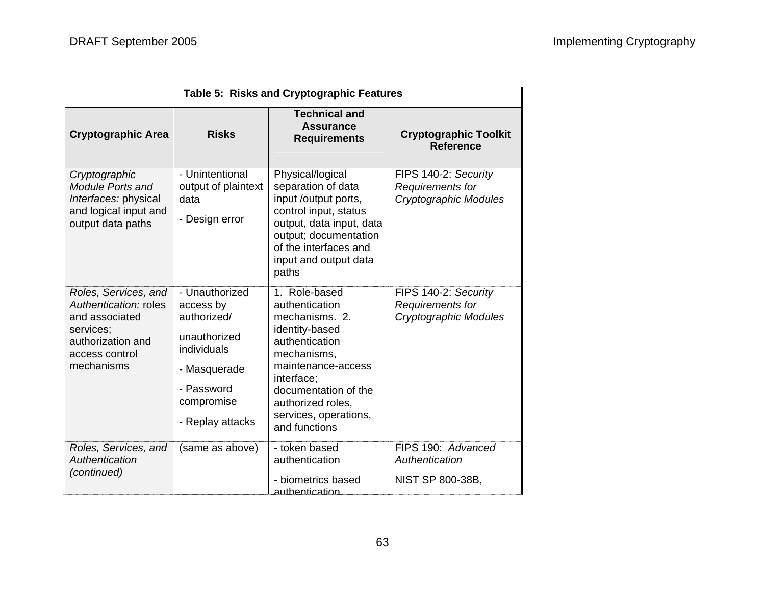**Table 5: Risks and Cryptographic Features**

| Cryptographic Area | Risks | Technical and Assurance Requirements | Cryptographic Toolkit Reference |
|---|---|---|---|
| *Cryptographic Module Ports and Interfaces:* physical and logical input and output data paths | - Unintentional output of plaintext data<br>- Design error | Physical/logical separation of data input /output ports, control input, status output, data input, data output; documentation of the interfaces and input and output data paths | FIPS 140-2: *Security Requirements for Cryptographic Modules* |
| *Roles, Services, and Authentication:* roles and associated services; authorization and access control mechanisms | - Unauthorized access by authorized/<br>unauthorized individuals<br>- Masquerade<br>- Password compromise<br>- Replay attacks | 1. Role-based authentication mechanisms. 2. identity-based authentication mechanisms, maintenance-access interface; documentation of the authorized roles, services, operations, and functions | FIPS 140-2: *Security Requirements for Cryptographic Modules* |
| *Roles, Services, and Authentication (continued)* | (same as above) | - token based authentication<br>- biometrics based authentication | FIPS 190: *Advanced Authentication*<br>NIST SP 800-38B, |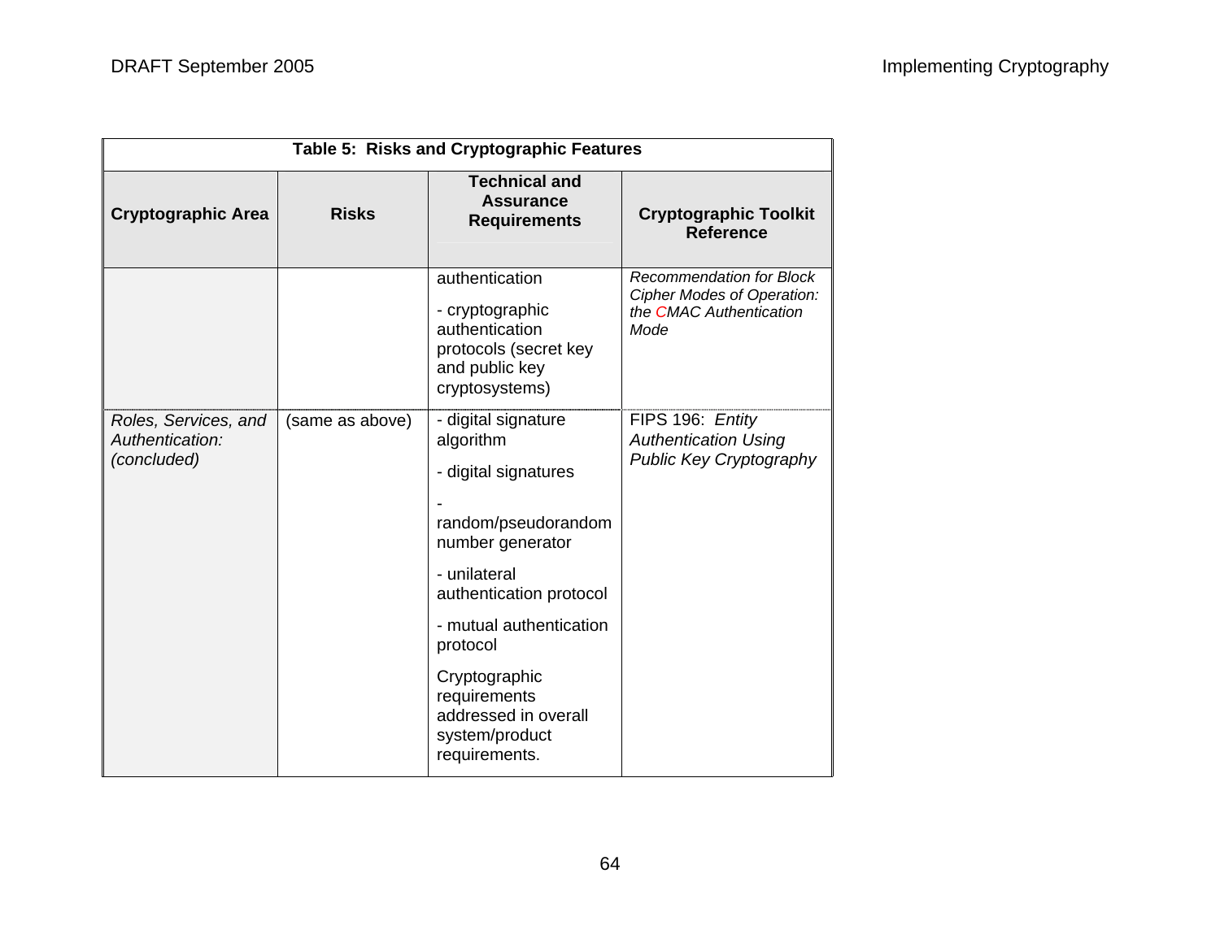| Table 5: Risks and Cryptographic Features | | | |
|---|---|---|---|
| **Cryptographic Area** | **Risks** | **Technical and Assurance Requirements** | **Cryptographic Toolkit Reference** |
| | | authentication<br>- cryptographic authentication protocols (secret key and public key cryptosystems) | *Recommendation for Block Cipher Modes of Operation: the CMAC Authentication Mode* |
| *Roles, Services, and Authentication: (concluded)* | (same as above) | - digital signature algorithm<br>- digital signatures<br>- random/pseudorandom number generator<br>- unilateral authentication protocol<br>- mutual authentication protocol<br>Cryptographic requirements addressed in overall system/product requirements. | FIPS 196: *Entity Authentication Using Public Key Cryptography* |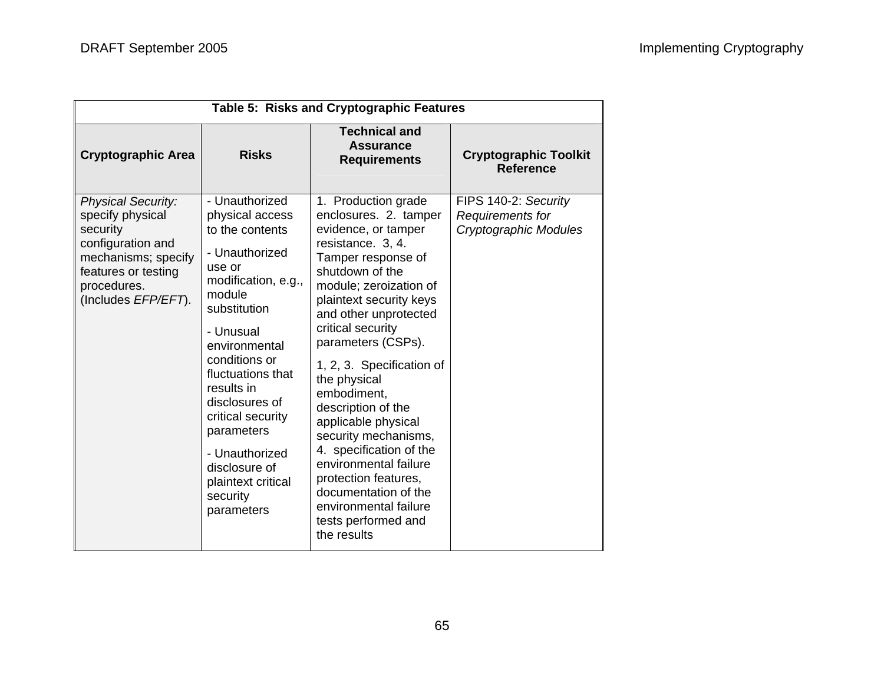| Table 5: Risks and Cryptographic Features | | | |
|---|---|---|---|
| **Cryptographic Area** | **Risks** | **Technical and Assurance Requirements** | **Cryptographic Toolkit Reference** |
| *Physical Security:* specify physical security configuration and mechanisms; specify features or testing procedures. (Includes *EFP/EFT*). | - Unauthorized physical access to the contents<br>- Unauthorized use or modification, e.g., module substitution<br>- Unusual environmental conditions or fluctuations that results in disclosures of critical security parameters<br>- Unauthorized disclosure of plaintext critical security parameters | 1. Production grade enclosures. 2. tamper evidence, or tamper resistance. 3, 4. Tamper response of shutdown of the module; zeroization of plaintext security keys and other unprotected critical security parameters (CSPs).<br>1, 2, 3. Specification of the physical embodiment, description of the applicable physical security mechanisms, 4. specification of the environmental failure protection features, documentation of the environmental failure tests performed and the results | FIPS 140-2: *Security Requirements for Cryptographic Modules* |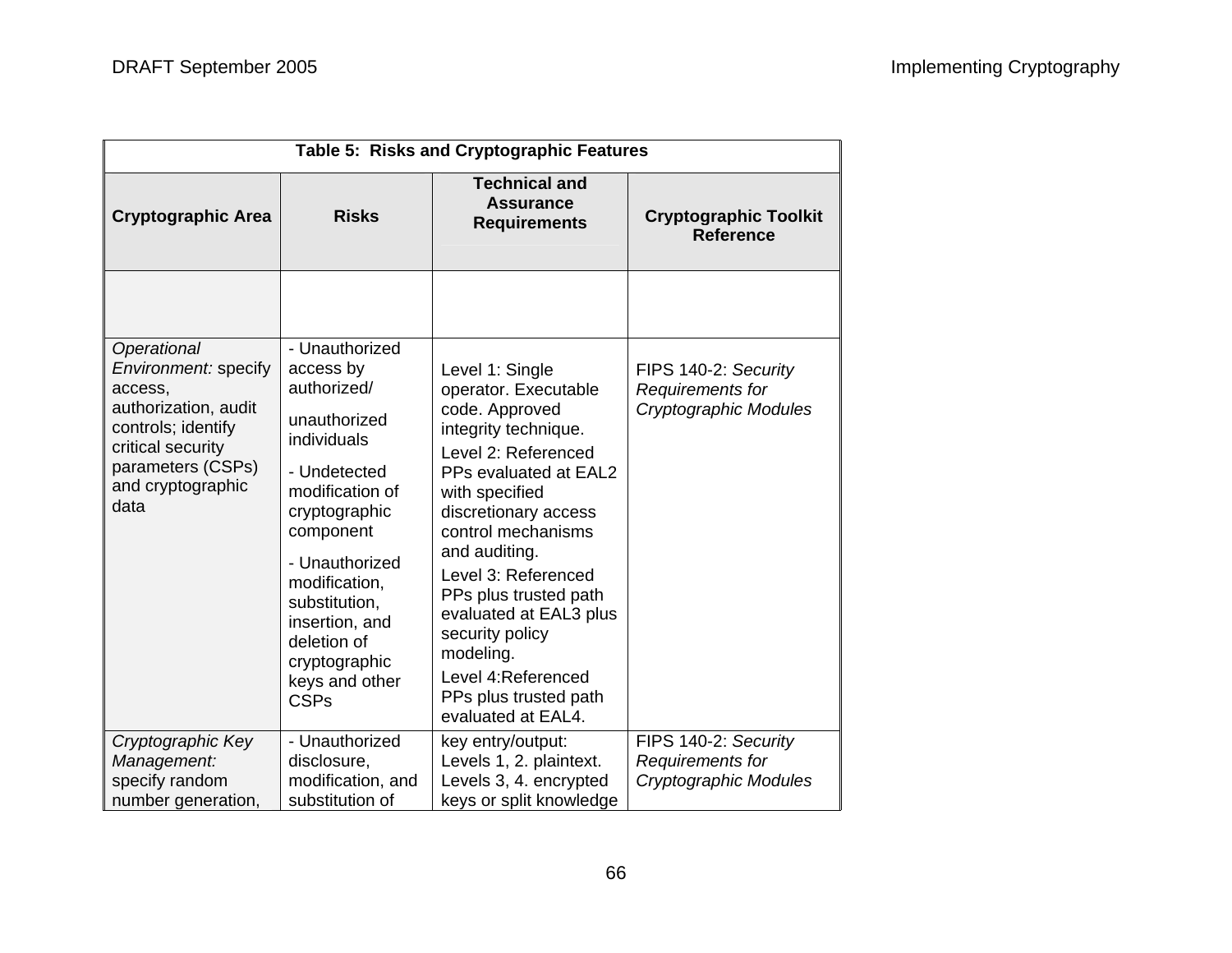| Table 5: Risks and Cryptographic Features | | | |
|---|---|---|---|
| **Cryptographic Area** | **Risks** | **Technical and Assurance Requirements** | **Cryptographic Toolkit Reference** |
| | | | |
| *Operational Environment:* specify access, authorization, audit controls; identify critical security parameters (CSPs) and cryptographic data | - Unauthorized access by authorized/ unauthorized individuals<br>- Undetected modification of cryptographic component<br>- Unauthorized modification, substitution, insertion, and deletion of cryptographic keys and other CSPs | Level 1: Single operator. Executable code. Approved integrity technique.<br>Level 2: Referenced PPs evaluated at EAL2 with specified discretionary access control mechanisms and auditing.<br>Level 3: Referenced PPs plus trusted path evaluated at EAL3 plus security policy modeling.<br>Level 4:Referenced PPs plus trusted path evaluated at EAL4. | FIPS 140-2: *Security Requirements for Cryptographic Modules* |
| *Cryptographic Key Management:* specify random number generation, | - Unauthorized disclosure, modification, and substitution of | key entry/output: Levels 1, 2. plaintext. Levels 3, 4. encrypted keys or split knowledge | FIPS 140-2: *Security Requirements for Cryptographic Modules* |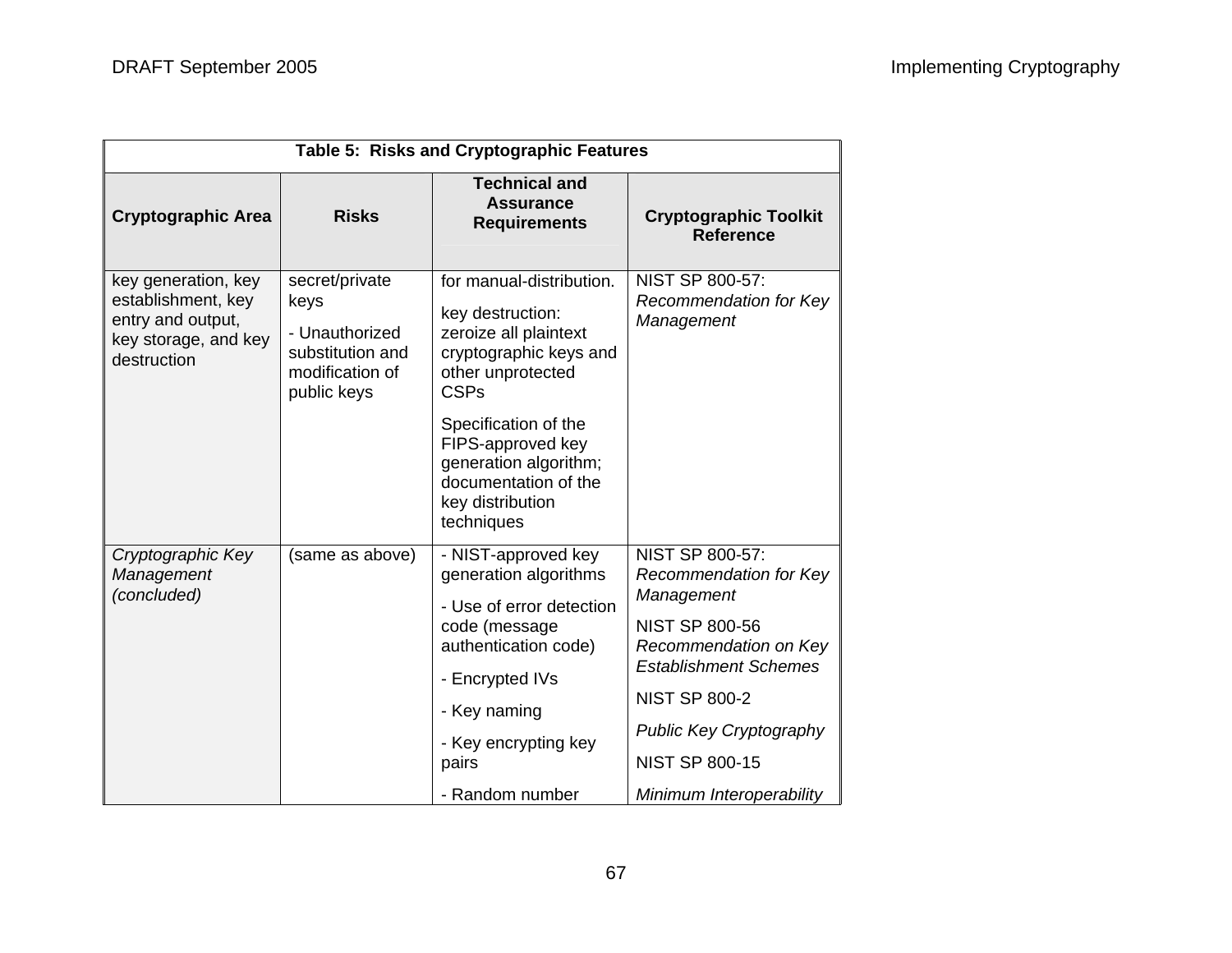| Table 5: Risks and Cryptographic Features | | | |
|---|---|---|---|
| **Cryptographic Area** | **Risks** | **Technical and Assurance Requirements** | **Cryptographic Toolkit Reference** |
| key generation, key establishment, key entry and output, key storage, and key destruction | secret/private keys<br><br>- Unauthorized substitution and modification of public keys | for manual-distribution.<br><br>key destruction: zeroize all plaintext cryptographic keys and other unprotected CSPs<br><br>Specification of the FIPS-approved key generation algorithm; documentation of the key distribution techniques | NIST SP 800-57: *Recommendation for Key Management* |
| *Cryptographic Key Management (concluded)* | (same as above) | - NIST-approved key generation algorithms<br><br>- Use of error detection code (message authentication code)<br><br>- Encrypted IVs<br><br>- Key naming<br><br>- Key encrypting key pairs<br><br>- Random number | NIST SP 800-57: *Recommendation for Key Management*<br><br>NIST SP 800-56 *Recommendation on Key Establishment Schemes*<br><br>NIST SP 800-2<br><br>*Public Key Cryptography*<br><br>NIST SP 800-15<br><br>*Minimum Interoperability* |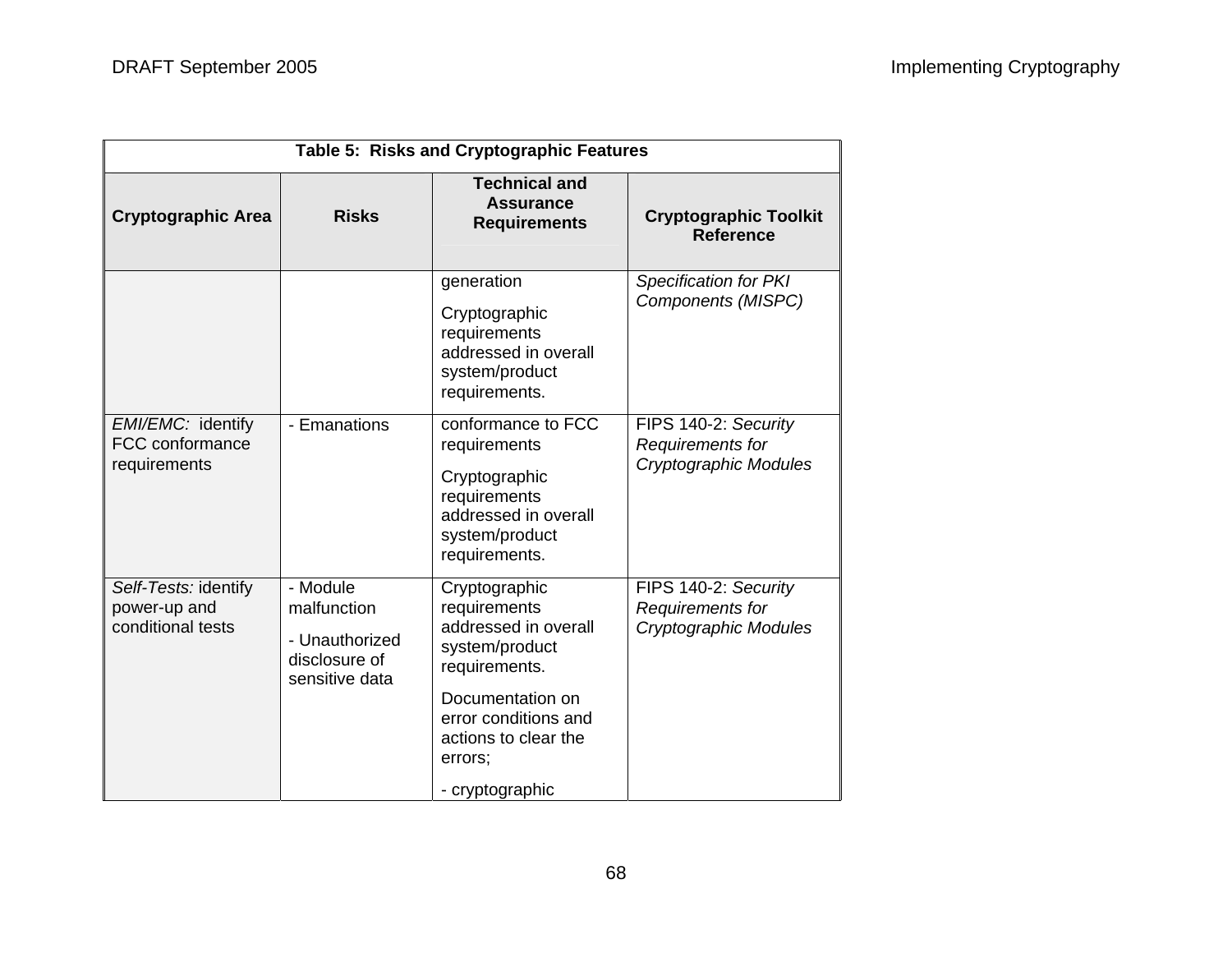| Table 5: Risks and Cryptographic Features | | | |
|---|---|---|---|
| **Cryptographic Area** | **Risks** | **Technical and Assurance Requirements** | **Cryptographic Toolkit Reference** |
| | | generation<br><br>Cryptographic requirements addressed in overall system/product requirements. | *Specification for PKI Components (MISPC)* |
| *EMI/EMC:* identify FCC conformance requirements | - Emanations | conformance to FCC requirements<br><br>Cryptographic requirements addressed in overall system/product requirements. | FIPS 140-2: *Security Requirements for Cryptographic Modules* |
| *Self-Tests:* identify power-up and conditional tests | - Module malfunction<br><br>- Unauthorized disclosure of sensitive data | Cryptographic requirements addressed in overall system/product requirements.<br><br>Documentation on error conditions and actions to clear the errors;<br><br>- cryptographic | FIPS 140-2: *Security Requirements for Cryptographic Modules* |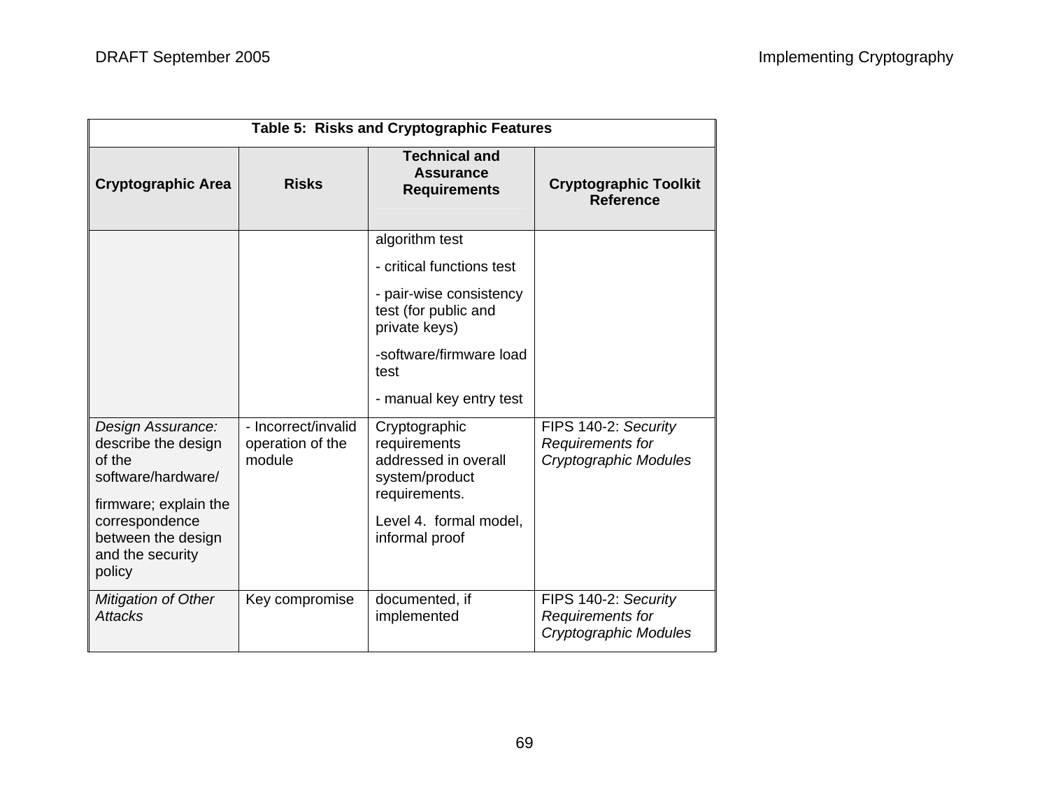| Table 5: Risks and Cryptographic Features | | | |
|---|---|---|---|
| **Cryptographic Area** | **Risks** | **Technical and Assurance Requirements** | **Cryptographic Toolkit Reference** |
| | | algorithm test<br><br>- critical functions test<br><br>- pair-wise consistency test (for public and private keys)<br><br>-software/firmware load test<br><br>- manual key entry test | |
| *Design Assurance:* describe the design of the software/hardware/<br><br>firmware; explain the correspondence between the design and the security policy | - Incorrect/invalid operation of the module | Cryptographic requirements addressed in overall system/product requirements.<br><br>Level 4. formal model, informal proof | FIPS 140-2: *Security Requirements for Cryptographic Modules* |
| *Mitigation of Other Attacks* | Key compromise | documented, if implemented | FIPS 140-2: *Security Requirements for Cryptographic Modules* |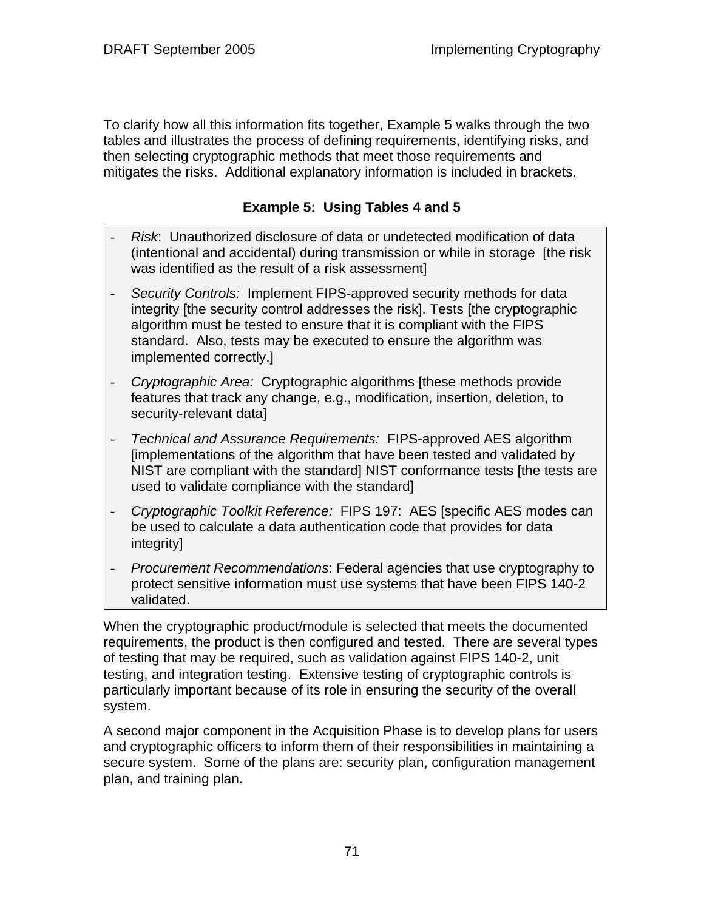To clarify how all this information fits together, Example 5 walks through the two tables and illustrates the process of defining requirements, identifying risks, and then selecting cryptographic methods that meet those requirements and mitigates the risks. Additional explanatory information is included in brackets.

**Example 5: Using Tables 4 and 5**

- *Risk*: Unauthorized disclosure of data or undetected modification of data (intentional and accidental) during transmission or while in storage [the risk was identified as the result of a risk assessment]
- *Security Controls:* Implement FIPS-approved security methods for data integrity [the security control addresses the risk]. Tests [the cryptographic algorithm must be tested to ensure that it is compliant with the FIPS standard. Also, tests may be executed to ensure the algorithm was implemented correctly.]
- *Cryptographic Area:* Cryptographic algorithms [these methods provide features that track any change, e.g., modification, insertion, deletion, to security-relevant data]
- *Technical and Assurance Requirements:* FIPS-approved AES algorithm [implementations of the algorithm that have been tested and validated by NIST are compliant with the standard] NIST conformance tests [the tests are used to validate compliance with the standard]
- *Cryptographic Toolkit Reference:* FIPS 197: AES [specific AES modes can be used to calculate a data authentication code that provides for data integrity]
- *Procurement Recommendations*: Federal agencies that use cryptography to protect sensitive information must use systems that have been FIPS 140-2 validated.

When the cryptographic product/module is selected that meets the documented requirements, the product is then configured and tested. There are several types of testing that may be required, such as validation against FIPS 140-2, unit testing, and integration testing. Extensive testing of cryptographic controls is particularly important because of its role in ensuring the security of the overall system.

A second major component in the Acquisition Phase is to develop plans for users and cryptographic officers to inform them of their responsibilities in maintaining a secure system. Some of the plans are: security plan, configuration management plan, and training plan.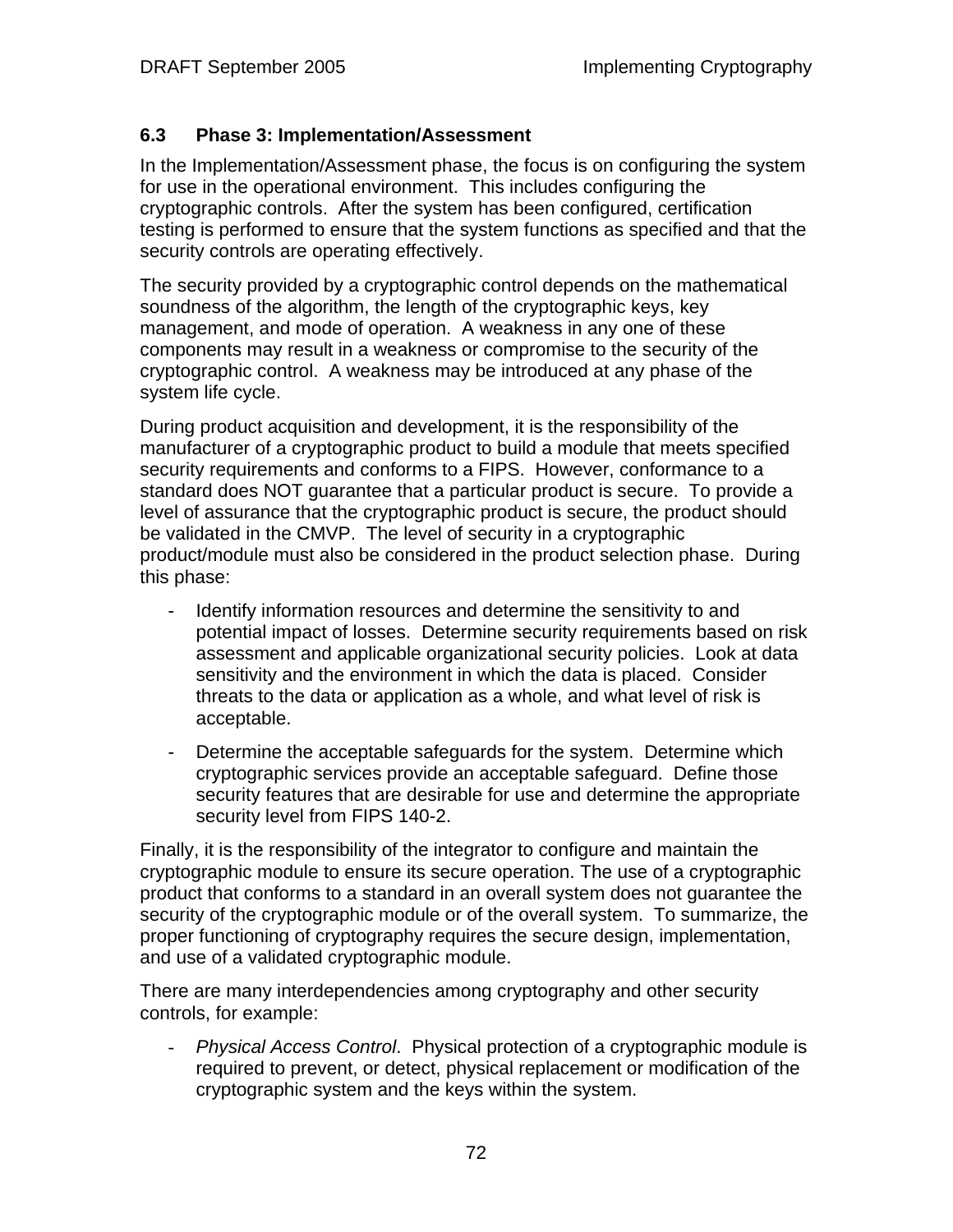### 6.3 Phase 3: Implementation/Assessment

In the Implementation/Assessment phase, the focus is on configuring the system for use in the operational environment. This includes configuring the cryptographic controls. After the system has been configured, certification testing is performed to ensure that the system functions as specified and that the security controls are operating effectively.

The security provided by a cryptographic control depends on the mathematical soundness of the algorithm, the length of the cryptographic keys, key management, and mode of operation. A weakness in any one of these components may result in a weakness or compromise to the security of the cryptographic control. A weakness may be introduced at any phase of the system life cycle.

During product acquisition and development, it is the responsibility of the manufacturer of a cryptographic product to build a module that meets specified security requirements and conforms to a FIPS. However, conformance to a standard does NOT guarantee that a particular product is secure. To provide a level of assurance that the cryptographic product is secure, the product should be validated in the CMVP. The level of security in a cryptographic product/module must also be considered in the product selection phase. During this phase:

- Identify information resources and determine the sensitivity to and potential impact of losses. Determine security requirements based on risk assessment and applicable organizational security policies. Look at data sensitivity and the environment in which the data is placed. Consider threats to the data or application as a whole, and what level of risk is acceptable.
- Determine the acceptable safeguards for the system. Determine which cryptographic services provide an acceptable safeguard. Define those security features that are desirable for use and determine the appropriate security level from FIPS 140-2.

Finally, it is the responsibility of the integrator to configure and maintain the cryptographic module to ensure its secure operation. The use of a cryptographic product that conforms to a standard in an overall system does not guarantee the security of the cryptographic module or of the overall system. To summarize, the proper functioning of cryptography requires the secure design, implementation, and use of a validated cryptographic module.

There are many interdependencies among cryptography and other security controls, for example:

- *Physical Access Control*. Physical protection of a cryptographic module is required to prevent, or detect, physical replacement or modification of the cryptographic system and the keys within the system.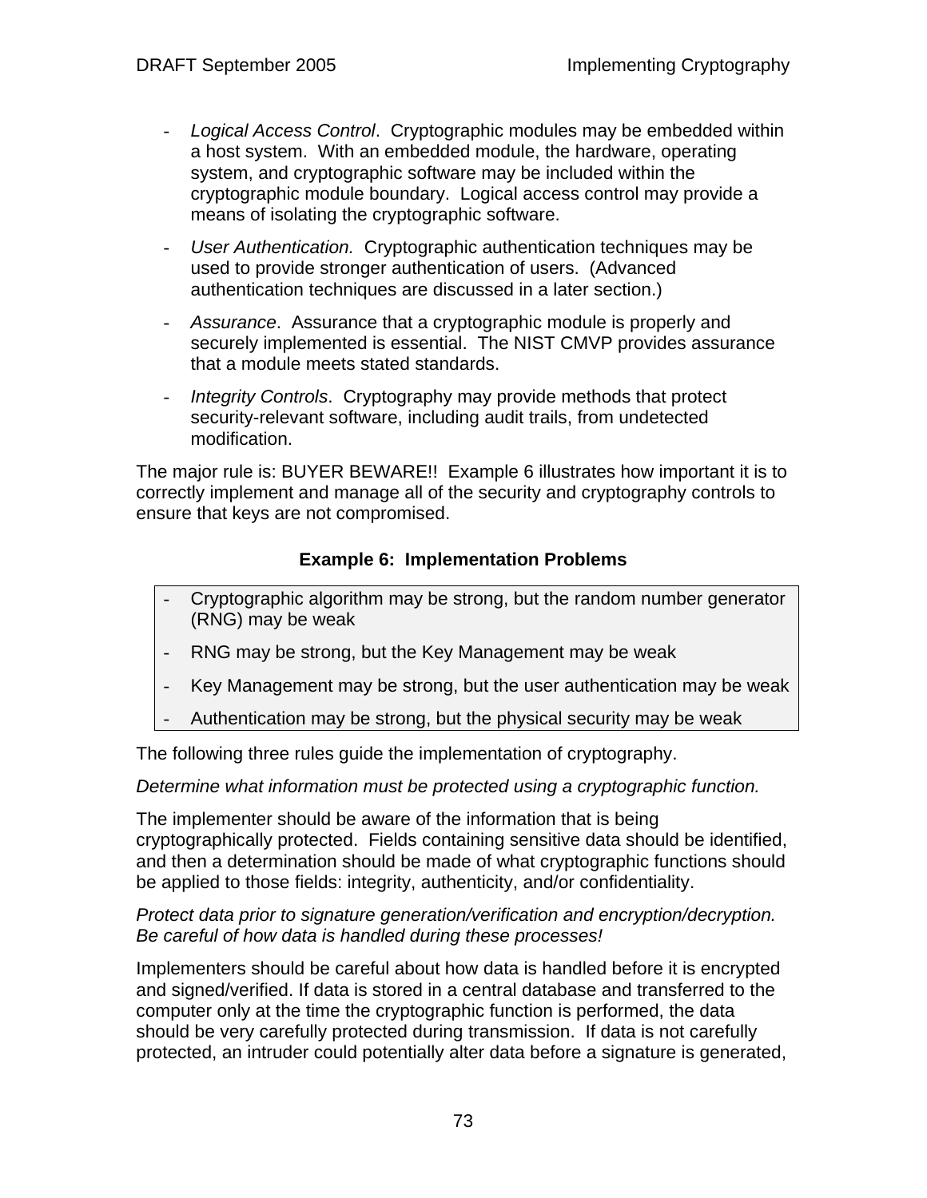- *Logical Access Control*. Cryptographic modules may be embedded within a host system. With an embedded module, the hardware, operating system, and cryptographic software may be included within the cryptographic module boundary. Logical access control may provide a means of isolating the cryptographic software.
- *User Authentication.* Cryptographic authentication techniques may be used to provide stronger authentication of users. (Advanced authentication techniques are discussed in a later section.)
- *Assurance*. Assurance that a cryptographic module is properly and securely implemented is essential. The NIST CMVP provides assurance that a module meets stated standards.
- *Integrity Controls*. Cryptography may provide methods that protect security-relevant software, including audit trails, from undetected modification.

The major rule is: BUYER BEWARE!! Example 6 illustrates how important it is to correctly implement and manage all of the security and cryptography controls to ensure that keys are not compromised.

**Example 6: Implementation Problems**

- Cryptographic algorithm may be strong, but the random number generator (RNG) may be weak
- RNG may be strong, but the Key Management may be weak
- Key Management may be strong, but the user authentication may be weak
- Authentication may be strong, but the physical security may be weak

The following three rules guide the implementation of cryptography.

*Determine what information must be protected using a cryptographic function.*

The implementer should be aware of the information that is being cryptographically protected. Fields containing sensitive data should be identified, and then a determination should be made of what cryptographic functions should be applied to those fields: integrity, authenticity, and/or confidentiality.

*Protect data prior to signature generation/verification and encryption/decryption. Be careful of how data is handled during these processes!*

Implementers should be careful about how data is handled before it is encrypted and signed/verified. If data is stored in a central database and transferred to the computer only at the time the cryptographic function is performed, the data should be very carefully protected during transmission. If data is not carefully protected, an intruder could potentially alter data before a signature is generated,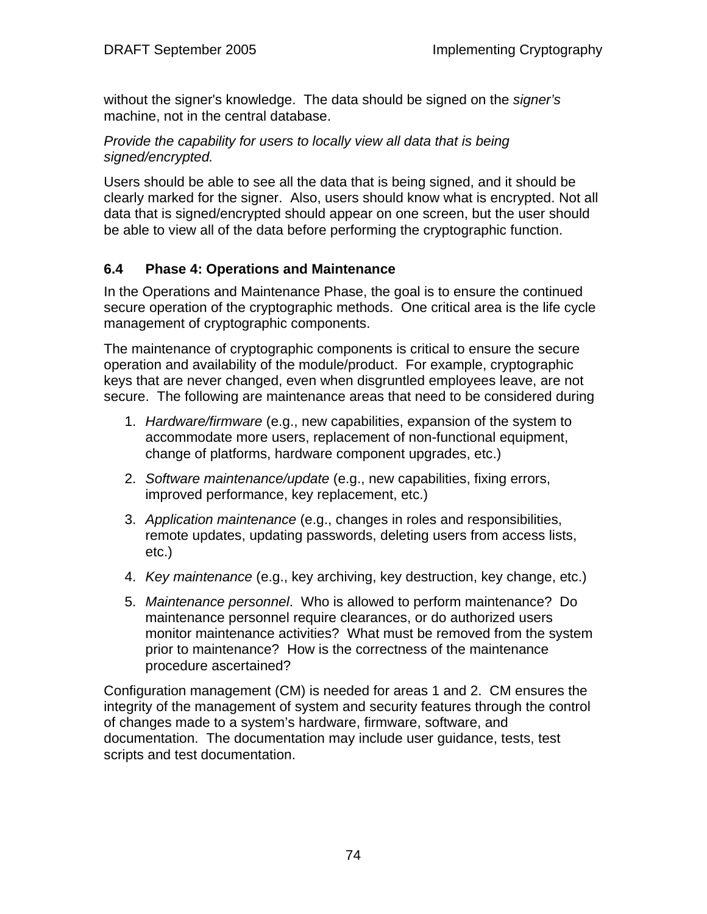without the signer's knowledge. The data should be signed on the *signer's* machine, not in the central database.

*Provide the capability for users to locally view all data that is being signed/encrypted.*

Users should be able to see all the data that is being signed, and it should be clearly marked for the signer. Also, users should know what is encrypted. Not all data that is signed/encrypted should appear on one screen, but the user should be able to view all of the data before performing the cryptographic function.

### 6.4 Phase 4: Operations and Maintenance

In the Operations and Maintenance Phase, the goal is to ensure the continued secure operation of the cryptographic methods. One critical area is the life cycle management of cryptographic components.

The maintenance of cryptographic components is critical to ensure the secure operation and availability of the module/product. For example, cryptographic keys that are never changed, even when disgruntled employees leave, are not secure. The following are maintenance areas that need to be considered during

1. *Hardware/firmware* (e.g., new capabilities, expansion of the system to accommodate more users, replacement of non-functional equipment, change of platforms, hardware component upgrades, etc.)
2. *Software maintenance/update* (e.g., new capabilities, fixing errors, improved performance, key replacement, etc.)
3. *Application maintenance* (e.g., changes in roles and responsibilities, remote updates, updating passwords, deleting users from access lists, etc.)
4. *Key maintenance* (e.g., key archiving, key destruction, key change, etc.)
5. *Maintenance personnel*. Who is allowed to perform maintenance? Do maintenance personnel require clearances, or do authorized users monitor maintenance activities? What must be removed from the system prior to maintenance? How is the correctness of the maintenance procedure ascertained?

Configuration management (CM) is needed for areas 1 and 2. CM ensures the integrity of the management of system and security features through the control of changes made to a system's hardware, firmware, software, and documentation. The documentation may include user guidance, tests, test scripts and test documentation.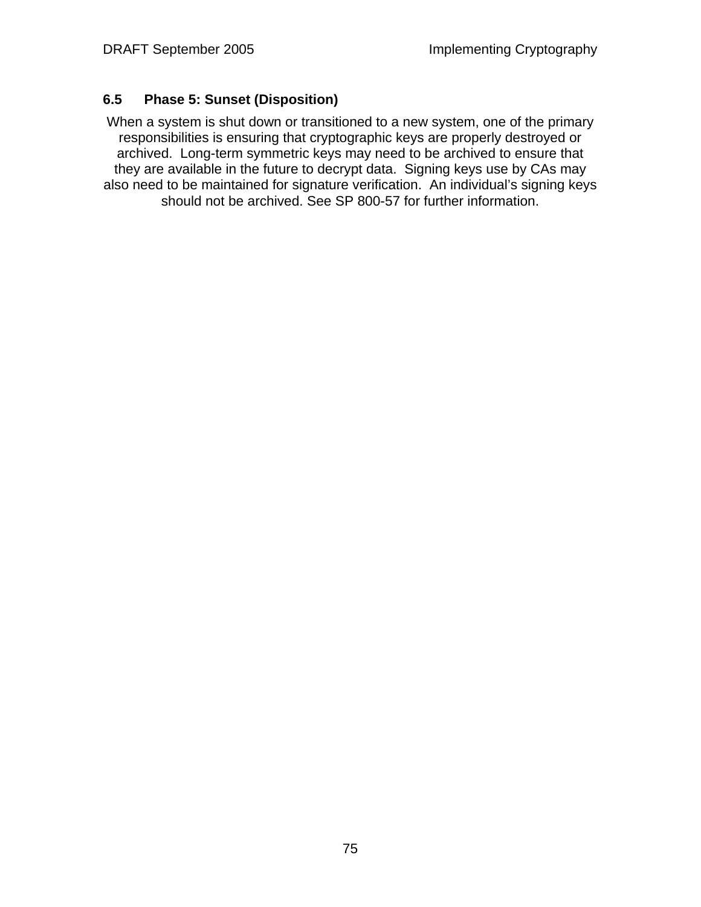### 6.5 Phase 5: Sunset (Disposition)

When a system is shut down or transitioned to a new system, one of the primary responsibilities is ensuring that cryptographic keys are properly destroyed or archived. Long-term symmetric keys may need to be archived to ensure that they are available in the future to decrypt data. Signing keys use by CAs may also need to be maintained for signature verification. An individual's signing keys should not be archived. See SP 800-57 for further information.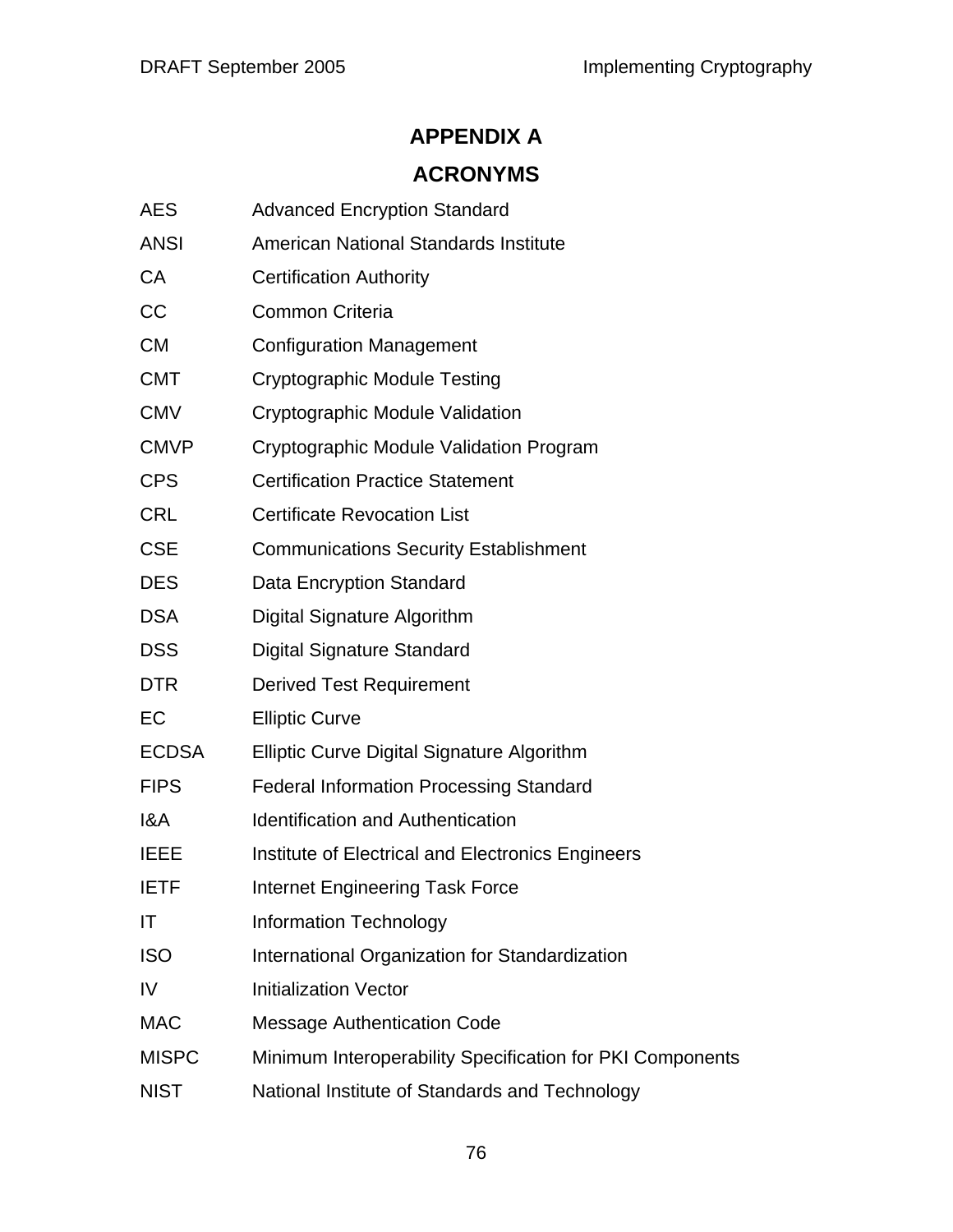# APPENDIX A

# ACRONYMS

| | |
|---|---|
| AES | Advanced Encryption Standard |
| ANSI | American National Standards Institute |
| CA | Certification Authority |
| CC | Common Criteria |
| CM | Configuration Management |
| CMT | Cryptographic Module Testing |
| CMV | Cryptographic Module Validation |
| CMVP | Cryptographic Module Validation Program |
| CPS | Certification Practice Statement |
| CRL | Certificate Revocation List |
| CSE | Communications Security Establishment |
| DES | Data Encryption Standard |
| DSA | Digital Signature Algorithm |
| DSS | Digital Signature Standard |
| DTR | Derived Test Requirement |
| EC | Elliptic Curve |
| ECDSA | Elliptic Curve Digital Signature Algorithm |
| FIPS | Federal Information Processing Standard |
| I&A | Identification and Authentication |
| IEEE | Institute of Electrical and Electronics Engineers |
| IETF | Internet Engineering Task Force |
| IT | Information Technology |
| ISO | International Organization for Standardization |
| IV | Initialization Vector |
| MAC | Message Authentication Code |
| MISPC | Minimum Interoperability Specification for PKI Components |
| NIST | National Institute of Standards and Technology |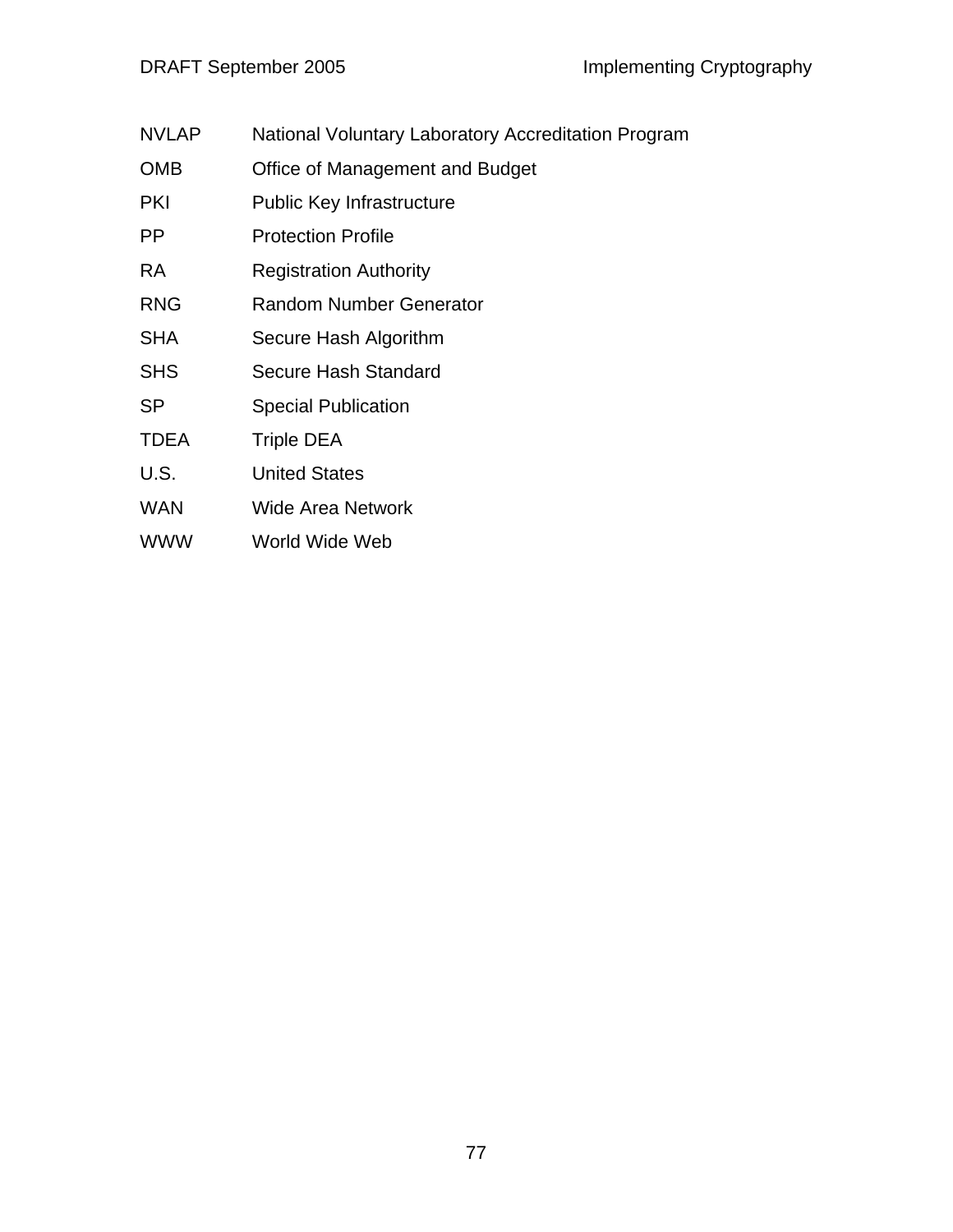| | |
|---|---|
| NVLAP | National Voluntary Laboratory Accreditation Program |
| OMB | Office of Management and Budget |
| PKI | Public Key Infrastructure |
| PP | Protection Profile |
| RA | Registration Authority |
| RNG | Random Number Generator |
| SHA | Secure Hash Algorithm |
| SHS | Secure Hash Standard |
| SP | Special Publication |
| TDEA | Triple DEA |
| U.S. | United States |
| WAN | Wide Area Network |
| WWW | World Wide Web |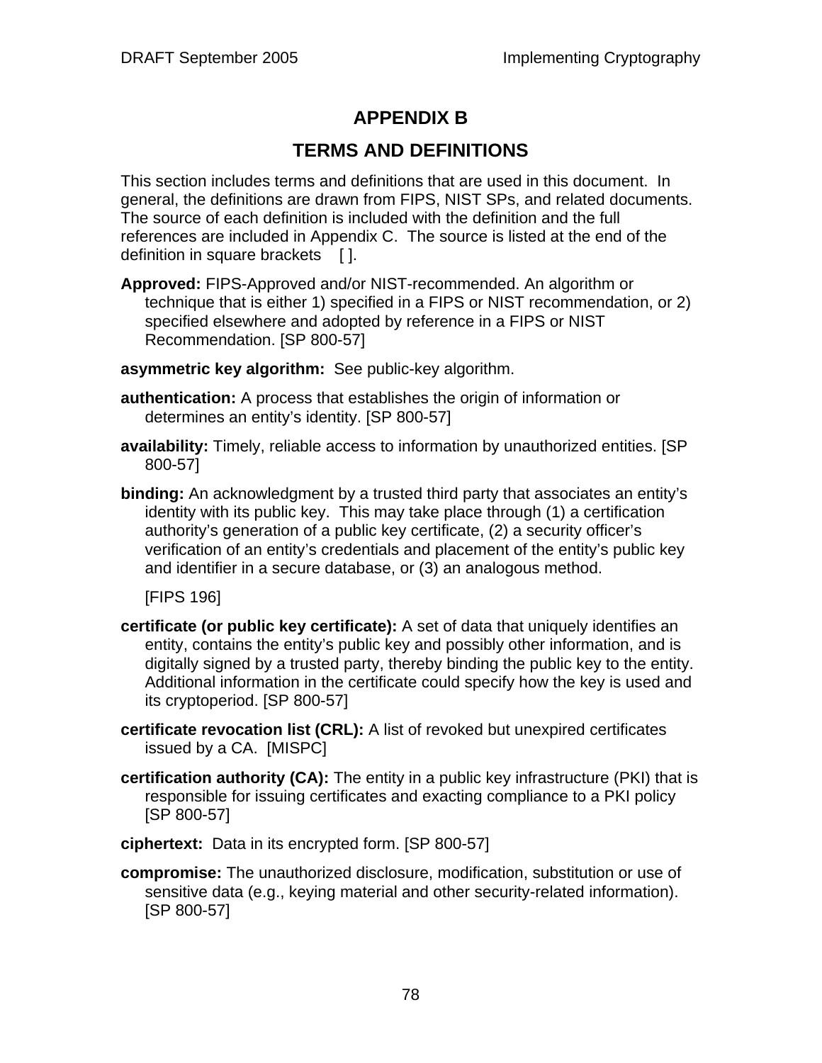# APPENDIX B

## TERMS AND DEFINITIONS

This section includes terms and definitions that are used in this document. In general, the definitions are drawn from FIPS, NIST SPs, and related documents. The source of each definition is included with the definition and the full references are included in Appendix C. The source is listed at the end of the definition in square brackets [ ].

**Approved:** FIPS-Approved and/or NIST-recommended. An algorithm or technique that is either 1) specified in a FIPS or NIST recommendation, or 2) specified elsewhere and adopted by reference in a FIPS or NIST Recommendation. [SP 800-57]

**asymmetric key algorithm:** See public-key algorithm.

**authentication:** A process that establishes the origin of information or determines an entity's identity. [SP 800-57]

**availability:** Timely, reliable access to information by unauthorized entities. [SP 800-57]

**binding:** An acknowledgment by a trusted third party that associates an entity's identity with its public key. This may take place through (1) a certification authority's generation of a public key certificate, (2) a security officer's verification of an entity's credentials and placement of the entity's public key and identifier in a secure database, or (3) an analogous method.

[FIPS 196]

**certificate (or public key certificate):** A set of data that uniquely identifies an entity, contains the entity's public key and possibly other information, and is digitally signed by a trusted party, thereby binding the public key to the entity. Additional information in the certificate could specify how the key is used and its cryptoperiod. [SP 800-57]

**certificate revocation list (CRL):** A list of revoked but unexpired certificates issued by a CA. [MISPC]

**certification authority (CA):** The entity in a public key infrastructure (PKI) that is responsible for issuing certificates and exacting compliance to a PKI policy [SP 800-57]

**ciphertext:** Data in its encrypted form. [SP 800-57]

**compromise:** The unauthorized disclosure, modification, substitution or use of sensitive data (e.g., keying material and other security-related information). [SP 800-57]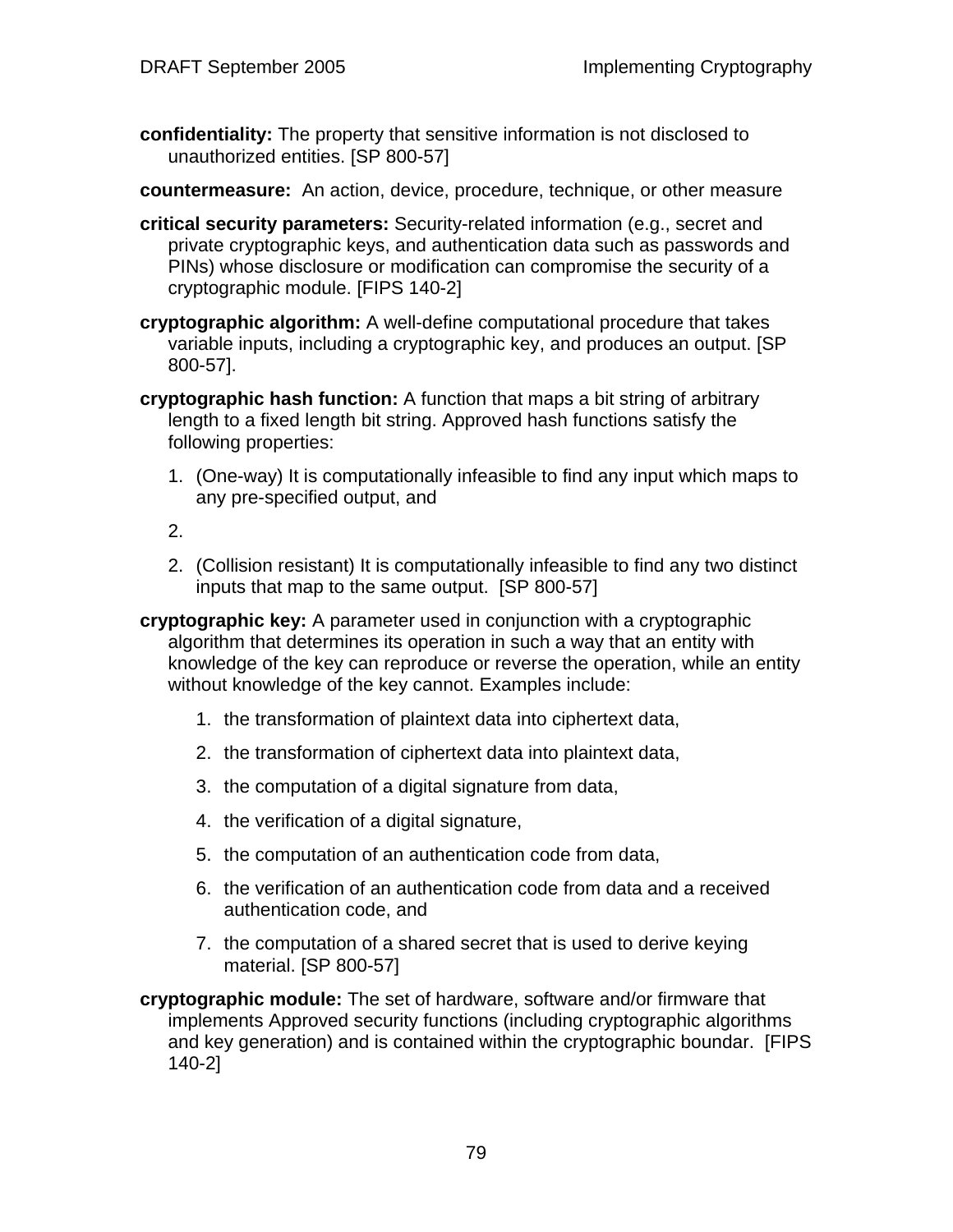**confidentiality:** The property that sensitive information is not disclosed to unauthorized entities. [SP 800-57]

**countermeasure:** An action, device, procedure, technique, or other measure

**critical security parameters:** Security-related information (e.g., secret and private cryptographic keys, and authentication data such as passwords and PINs) whose disclosure or modification can compromise the security of a cryptographic module. [FIPS 140-2]

**cryptographic algorithm:** A well-define computational procedure that takes variable inputs, including a cryptographic key, and produces an output. [SP 800-57].

**cryptographic hash function:** A function that maps a bit string of arbitrary length to a fixed length bit string. Approved hash functions satisfy the following properties:

1. (One-way) It is computationally infeasible to find any input which maps to any pre-specified output, and

2.

2. (Collision resistant) It is computationally infeasible to find any two distinct inputs that map to the same output. [SP 800-57]

**cryptographic key:** A parameter used in conjunction with a cryptographic algorithm that determines its operation in such a way that an entity with knowledge of the key can reproduce or reverse the operation, while an entity without knowledge of the key cannot. Examples include:

1. the transformation of plaintext data into ciphertext data,
2. the transformation of ciphertext data into plaintext data,
3. the computation of a digital signature from data,
4. the verification of a digital signature,
5. the computation of an authentication code from data,
6. the verification of an authentication code from data and a received authentication code, and
7. the computation of a shared secret that is used to derive keying material. [SP 800-57]

**cryptographic module:** The set of hardware, software and/or firmware that implements Approved security functions (including cryptographic algorithms and key generation) and is contained within the cryptographic boundar. [FIPS 140-2]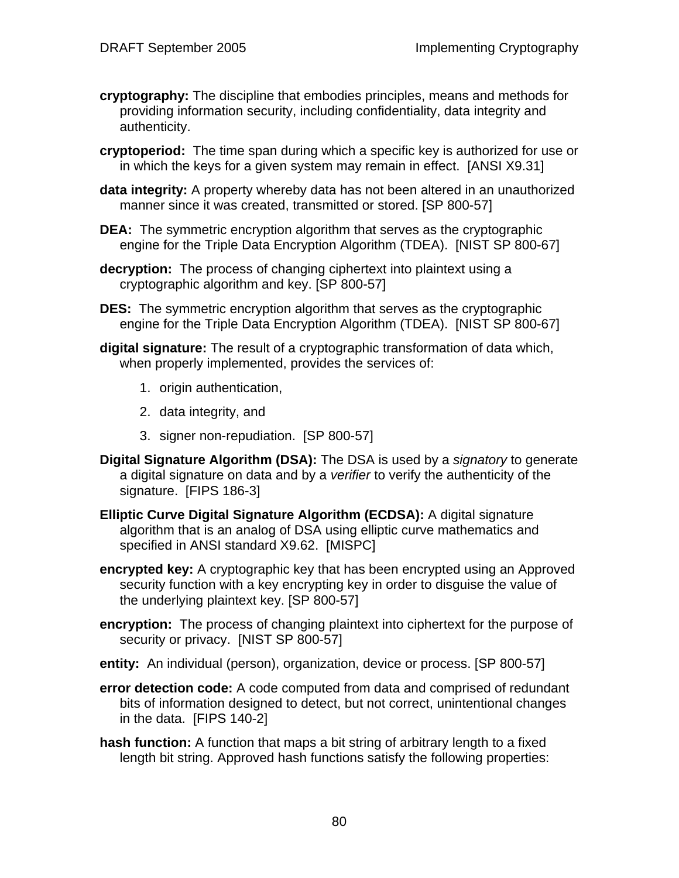**cryptography:** The discipline that embodies principles, means and methods for providing information security, including confidentiality, data integrity and authenticity.

**cryptoperiod:** The time span during which a specific key is authorized for use or in which the keys for a given system may remain in effect. [ANSI X9.31]

**data integrity:** A property whereby data has not been altered in an unauthorized manner since it was created, transmitted or stored. [SP 800-57]

**DEA:** The symmetric encryption algorithm that serves as the cryptographic engine for the Triple Data Encryption Algorithm (TDEA). [NIST SP 800-67]

**decryption:** The process of changing ciphertext into plaintext using a cryptographic algorithm and key. [SP 800-57]

**DES:** The symmetric encryption algorithm that serves as the cryptographic engine for the Triple Data Encryption Algorithm (TDEA). [NIST SP 800-67]

**digital signature:** The result of a cryptographic transformation of data which, when properly implemented, provides the services of:

1. origin authentication,
2. data integrity, and
3. signer non-repudiation. [SP 800-57]

**Digital Signature Algorithm (DSA):** The DSA is used by a *signatory* to generate a digital signature on data and by a *verifier* to verify the authenticity of the signature. [FIPS 186-3]

**Elliptic Curve Digital Signature Algorithm (ECDSA):** A digital signature algorithm that is an analog of DSA using elliptic curve mathematics and specified in ANSI standard X9.62. [MISPC]

**encrypted key:** A cryptographic key that has been encrypted using an Approved security function with a key encrypting key in order to disguise the value of the underlying plaintext key. [SP 800-57]

**encryption:** The process of changing plaintext into ciphertext for the purpose of security or privacy. [NIST SP 800-57]

**entity:** An individual (person), organization, device or process. [SP 800-57]

**error detection code:** A code computed from data and comprised of redundant bits of information designed to detect, but not correct, unintentional changes in the data. [FIPS 140-2]

**hash function:** A function that maps a bit string of arbitrary length to a fixed length bit string. Approved hash functions satisfy the following properties: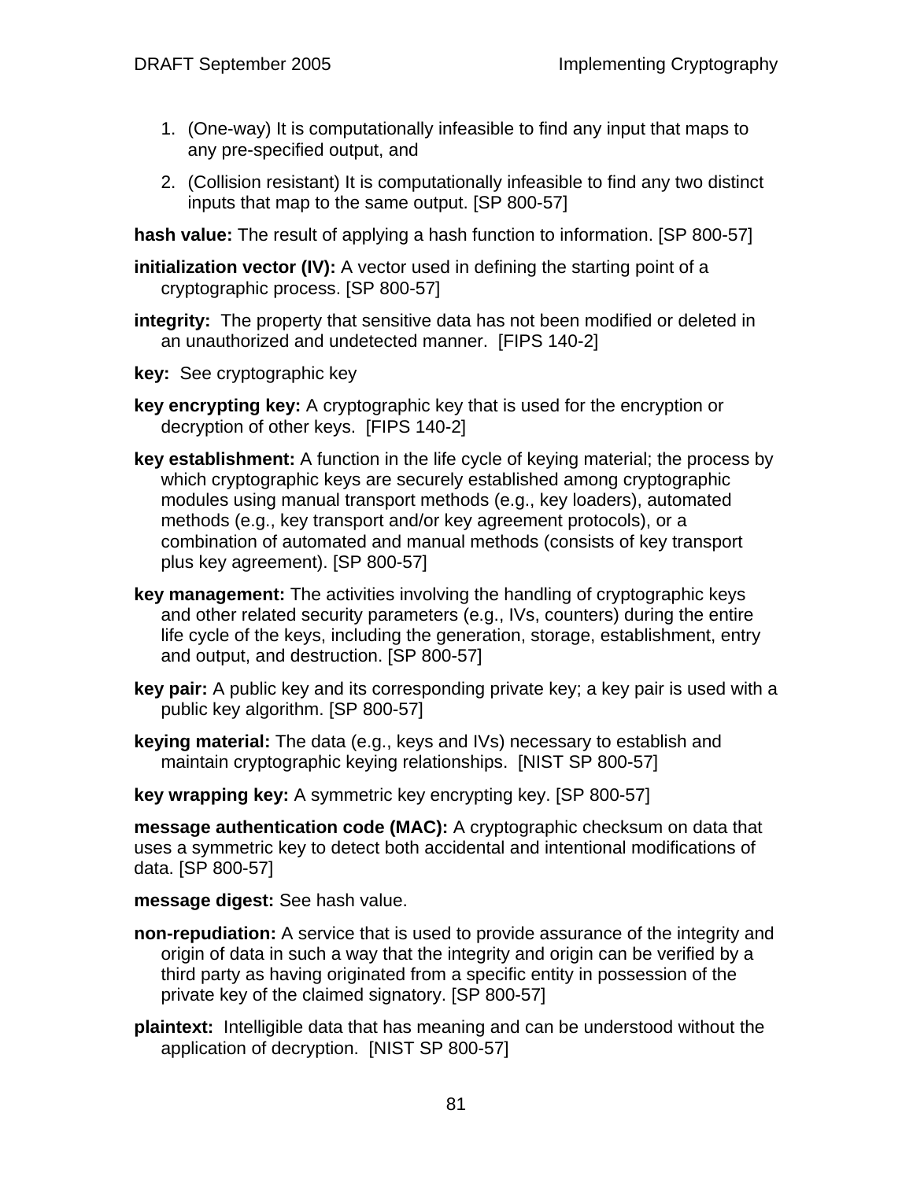1. (One-way) It is computationally infeasible to find any input that maps to any pre-specified output, and
2. (Collision resistant) It is computationally infeasible to find any two distinct inputs that map to the same output. [SP 800-57]

**hash value:** The result of applying a hash function to information. [SP 800-57]

**initialization vector (IV):** A vector used in defining the starting point of a cryptographic process. [SP 800-57]

**integrity:** The property that sensitive data has not been modified or deleted in an unauthorized and undetected manner. [FIPS 140-2]

**key:** See cryptographic key

**key encrypting key:** A cryptographic key that is used for the encryption or decryption of other keys. [FIPS 140-2]

**key establishment:** A function in the life cycle of keying material; the process by which cryptographic keys are securely established among cryptographic modules using manual transport methods (e.g., key loaders), automated methods (e.g., key transport and/or key agreement protocols), or a combination of automated and manual methods (consists of key transport plus key agreement). [SP 800-57]

**key management:** The activities involving the handling of cryptographic keys and other related security parameters (e.g., IVs, counters) during the entire life cycle of the keys, including the generation, storage, establishment, entry and output, and destruction. [SP 800-57]

**key pair:** A public key and its corresponding private key; a key pair is used with a public key algorithm. [SP 800-57]

**keying material:** The data (e.g., keys and IVs) necessary to establish and maintain cryptographic keying relationships. [NIST SP 800-57]

**key wrapping key:** A symmetric key encrypting key. [SP 800-57]

**message authentication code (MAC):** A cryptographic checksum on data that uses a symmetric key to detect both accidental and intentional modifications of data. [SP 800-57]

**message digest:** See hash value.

**non-repudiation:** A service that is used to provide assurance of the integrity and origin of data in such a way that the integrity and origin can be verified by a third party as having originated from a specific entity in possession of the private key of the claimed signatory. [SP 800-57]

**plaintext:** Intelligible data that has meaning and can be understood without the application of decryption. [NIST SP 800-57]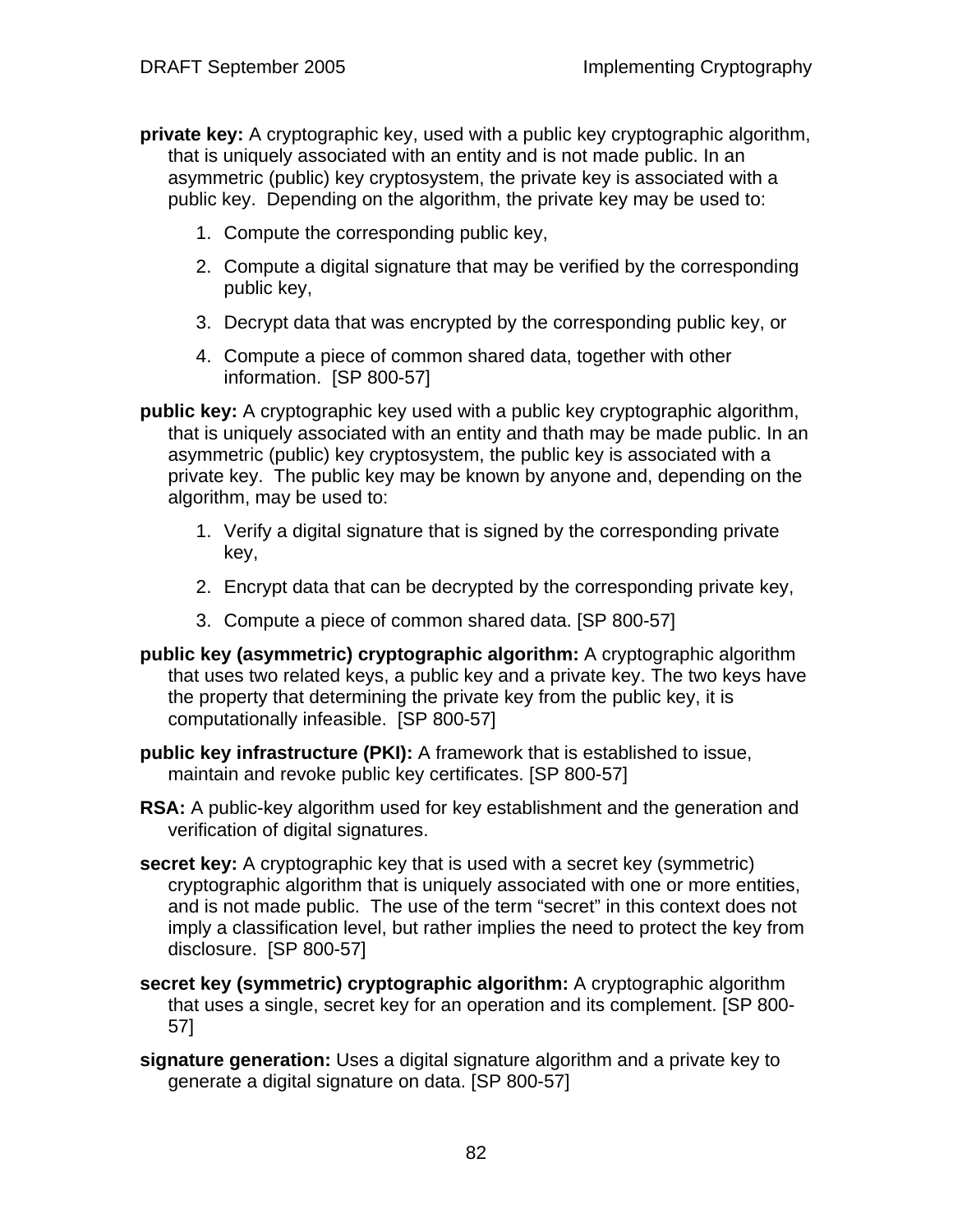**private key:** A cryptographic key, used with a public key cryptographic algorithm, that is uniquely associated with an entity and is not made public. In an asymmetric (public) key cryptosystem, the private key is associated with a public key. Depending on the algorithm, the private key may be used to:

1. Compute the corresponding public key,
2. Compute a digital signature that may be verified by the corresponding public key,
3. Decrypt data that was encrypted by the corresponding public key, or
4. Compute a piece of common shared data, together with other information. [SP 800-57]

**public key:** A cryptographic key used with a public key cryptographic algorithm, that is uniquely associated with an entity and thath may be made public. In an asymmetric (public) key cryptosystem, the public key is associated with a private key. The public key may be known by anyone and, depending on the algorithm, may be used to:

1. Verify a digital signature that is signed by the corresponding private key,
2. Encrypt data that can be decrypted by the corresponding private key,
3. Compute a piece of common shared data. [SP 800-57]

**public key (asymmetric) cryptographic algorithm:** A cryptographic algorithm that uses two related keys, a public key and a private key. The two keys have the property that determining the private key from the public key, it is computationally infeasible. [SP 800-57]

**public key infrastructure (PKI):** A framework that is established to issue, maintain and revoke public key certificates. [SP 800-57]

**RSA:** A public-key algorithm used for key establishment and the generation and verification of digital signatures.

**secret key:** A cryptographic key that is used with a secret key (symmetric) cryptographic algorithm that is uniquely associated with one or more entities, and is not made public. The use of the term "secret" in this context does not imply a classification level, but rather implies the need to protect the key from disclosure. [SP 800-57]

**secret key (symmetric) cryptographic algorithm:** A cryptographic algorithm that uses a single, secret key for an operation and its complement. [SP 800-57]

**signature generation:** Uses a digital signature algorithm and a private key to generate a digital signature on data. [SP 800-57]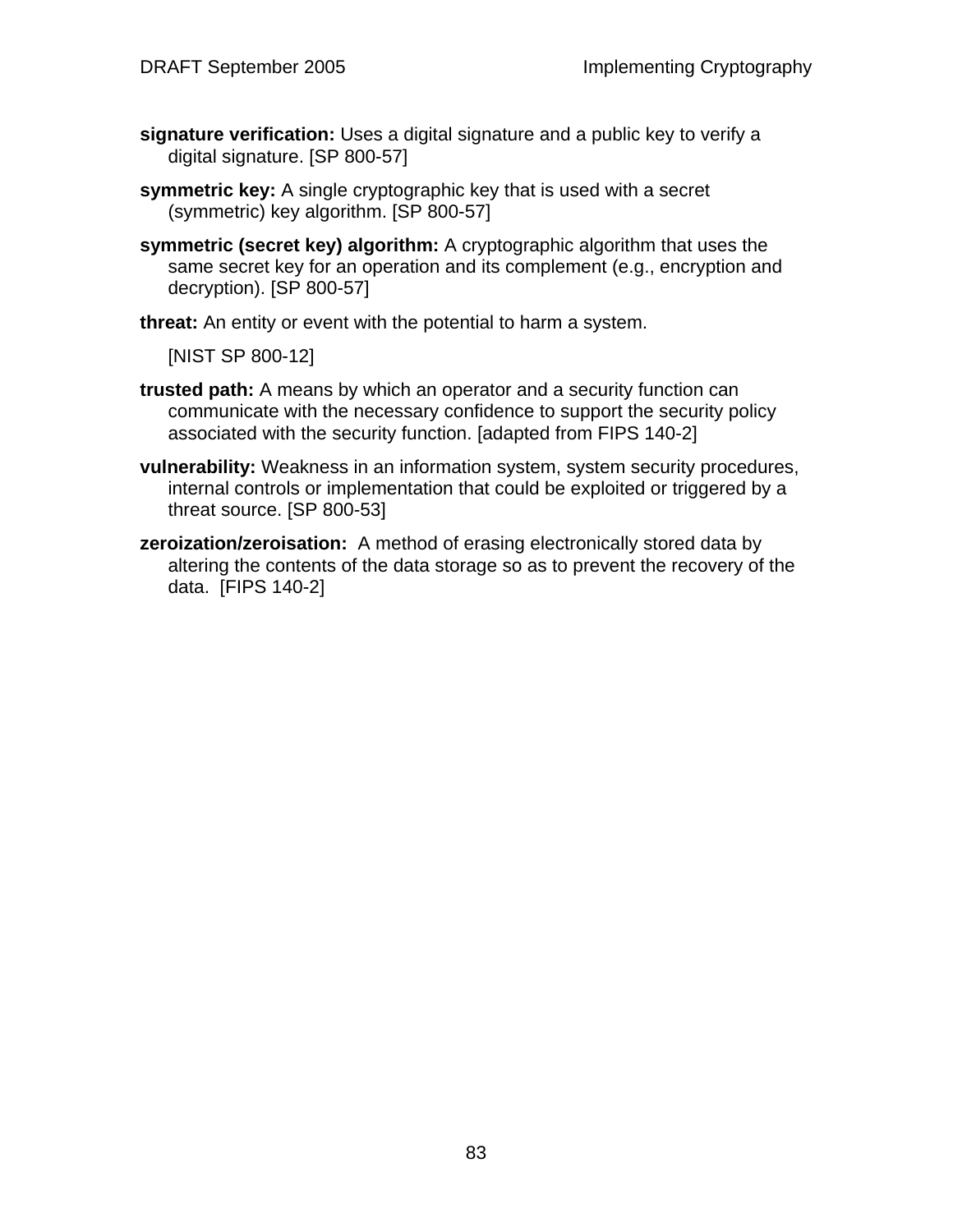**signature verification:** Uses a digital signature and a public key to verify a digital signature. [SP 800-57]

**symmetric key:** A single cryptographic key that is used with a secret (symmetric) key algorithm. [SP 800-57]

**symmetric (secret key) algorithm:** A cryptographic algorithm that uses the same secret key for an operation and its complement (e.g., encryption and decryption). [SP 800-57]

**threat:** An entity or event with the potential to harm a system.

[NIST SP 800-12]

**trusted path:** A means by which an operator and a security function can communicate with the necessary confidence to support the security policy associated with the security function. [adapted from FIPS 140-2]

**vulnerability:** Weakness in an information system, system security procedures, internal controls or implementation that could be exploited or triggered by a threat source. [SP 800-53]

**zeroization/zeroisation:** A method of erasing electronically stored data by altering the contents of the data storage so as to prevent the recovery of the data. [FIPS 140-2]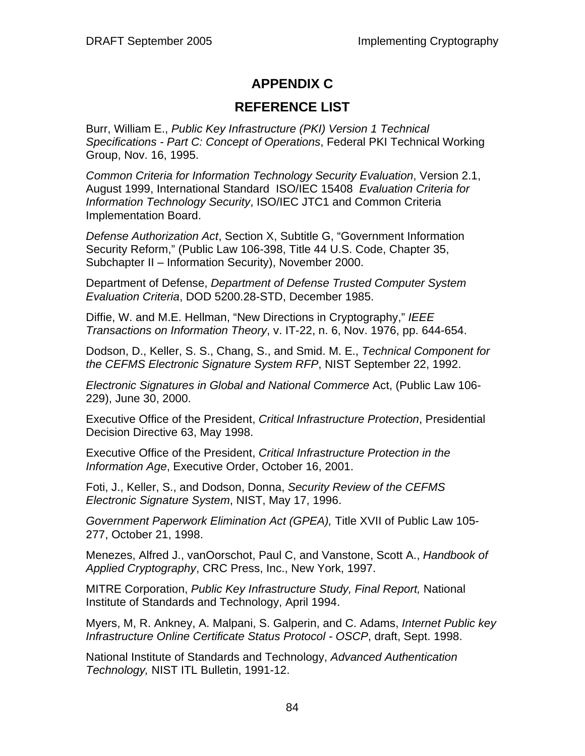# APPENDIX C

## REFERENCE LIST

Burr, William E., *Public Key Infrastructure (PKI) Version 1 Technical Specifications - Part C: Concept of Operations*, Federal PKI Technical Working Group, Nov. 16, 1995.

*Common Criteria for Information Technology Security Evaluation*, Version 2.1, August 1999, International Standard ISO/IEC 15408 *Evaluation Criteria for Information Technology Security*, ISO/IEC JTC1 and Common Criteria Implementation Board.

*Defense Authorization Act*, Section X, Subtitle G, "Government Information Security Reform," (Public Law 106-398, Title 44 U.S. Code, Chapter 35, Subchapter II – Information Security), November 2000.

Department of Defense, *Department of Defense Trusted Computer System Evaluation Criteria*, DOD 5200.28-STD, December 1985.

Diffie, W. and M.E. Hellman, "New Directions in Cryptography," *IEEE Transactions on Information Theory*, v. IT-22, n. 6, Nov. 1976, pp. 644-654.

Dodson, D., Keller, S. S., Chang, S., and Smid. M. E., *Technical Component for the CEFMS Electronic Signature System RFP*, NIST September 22, 1992.

*Electronic Signatures in Global and National Commerce* Act, (Public Law 106-229), June 30, 2000.

Executive Office of the President, *Critical Infrastructure Protection*, Presidential Decision Directive 63, May 1998.

Executive Office of the President, *Critical Infrastructure Protection in the Information Age*, Executive Order, October 16, 2001.

Foti, J., Keller, S., and Dodson, Donna, *Security Review of the CEFMS Electronic Signature System*, NIST, May 17, 1996.

*Government Paperwork Elimination Act (GPEA),* Title XVII of Public Law 105-277, October 21, 1998.

Menezes, Alfred J., vanOorschot, Paul C, and Vanstone, Scott A., *Handbook of Applied Cryptography*, CRC Press, Inc., New York, 1997.

MITRE Corporation, *Public Key Infrastructure Study, Final Report,* National Institute of Standards and Technology, April 1994.

Myers, M, R. Ankney, A. Malpani, S. Galperin, and C. Adams, *Internet Public key Infrastructure Online Certificate Status Protocol - OSCP*, draft, Sept. 1998.

National Institute of Standards and Technology, *Advanced Authentication Technology,* NIST ITL Bulletin, 1991-12.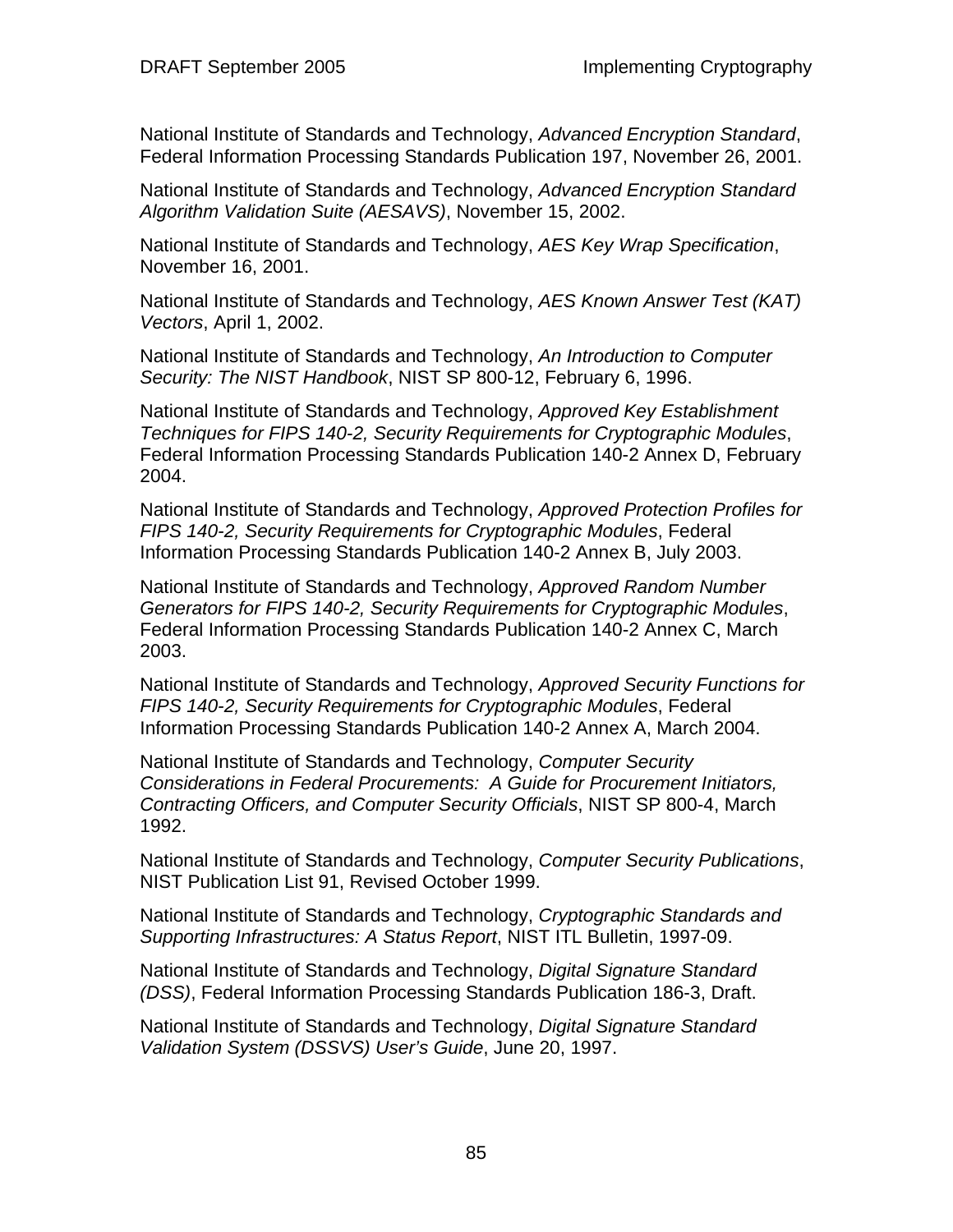National Institute of Standards and Technology, *Advanced Encryption Standard*, Federal Information Processing Standards Publication 197, November 26, 2001.

National Institute of Standards and Technology, *Advanced Encryption Standard Algorithm Validation Suite (AESAVS)*, November 15, 2002.

National Institute of Standards and Technology, *AES Key Wrap Specification*, November 16, 2001.

National Institute of Standards and Technology, *AES Known Answer Test (KAT) Vectors*, April 1, 2002.

National Institute of Standards and Technology, *An Introduction to Computer Security: The NIST Handbook*, NIST SP 800-12, February 6, 1996.

National Institute of Standards and Technology, *Approved Key Establishment Techniques for FIPS 140-2, Security Requirements for Cryptographic Modules*, Federal Information Processing Standards Publication 140-2 Annex D, February 2004.

National Institute of Standards and Technology, *Approved Protection Profiles for FIPS 140-2, Security Requirements for Cryptographic Modules*, Federal Information Processing Standards Publication 140-2 Annex B, July 2003.

National Institute of Standards and Technology, *Approved Random Number Generators for FIPS 140-2, Security Requirements for Cryptographic Modules*, Federal Information Processing Standards Publication 140-2 Annex C, March 2003.

National Institute of Standards and Technology, *Approved Security Functions for FIPS 140-2, Security Requirements for Cryptographic Modules*, Federal Information Processing Standards Publication 140-2 Annex A, March 2004.

National Institute of Standards and Technology, *Computer Security Considerations in Federal Procurements: A Guide for Procurement Initiators, Contracting Officers, and Computer Security Officials*, NIST SP 800-4, March 1992.

National Institute of Standards and Technology, *Computer Security Publications*, NIST Publication List 91, Revised October 1999.

National Institute of Standards and Technology, *Cryptographic Standards and Supporting Infrastructures: A Status Report*, NIST ITL Bulletin, 1997-09.

National Institute of Standards and Technology, *Digital Signature Standard (DSS)*, Federal Information Processing Standards Publication 186-3, Draft.

National Institute of Standards and Technology, *Digital Signature Standard Validation System (DSSVS) User's Guide*, June 20, 1997.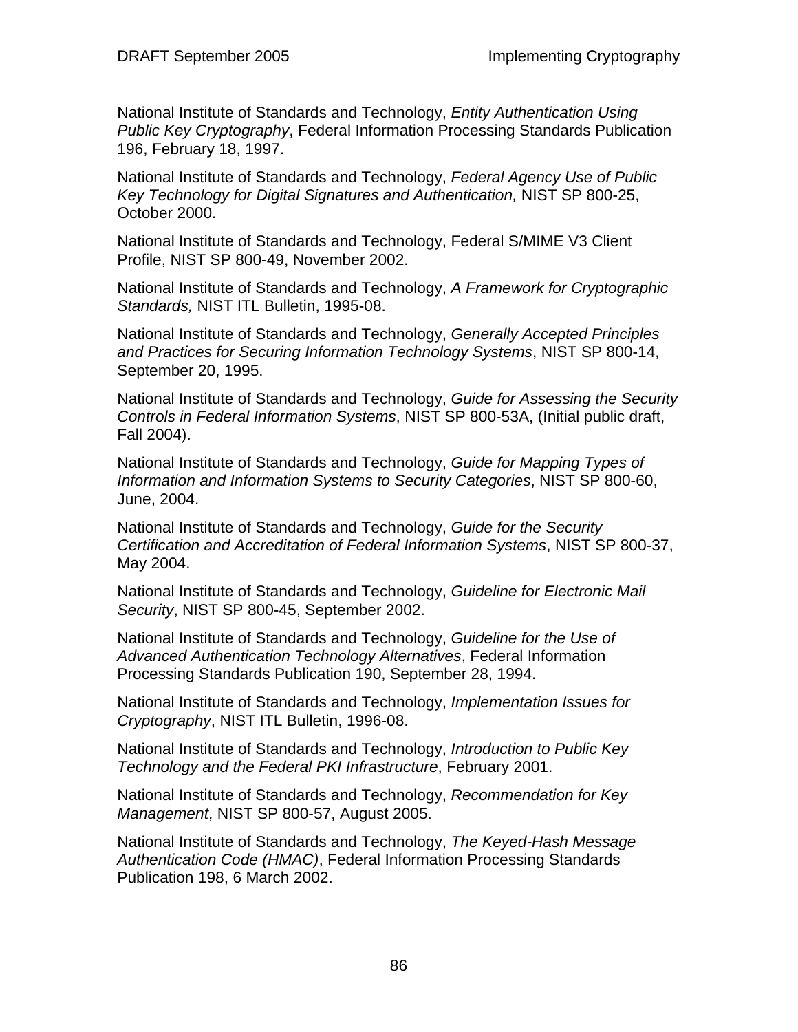National Institute of Standards and Technology, *Entity Authentication Using Public Key Cryptography*, Federal Information Processing Standards Publication 196, February 18, 1997.

National Institute of Standards and Technology, *Federal Agency Use of Public Key Technology for Digital Signatures and Authentication,* NIST SP 800-25, October 2000.

National Institute of Standards and Technology, Federal S/MIME V3 Client Profile, NIST SP 800-49, November 2002.

National Institute of Standards and Technology, *A Framework for Cryptographic Standards,* NIST ITL Bulletin, 1995-08.

National Institute of Standards and Technology, *Generally Accepted Principles and Practices for Securing Information Technology Systems*, NIST SP 800-14, September 20, 1995.

National Institute of Standards and Technology, *Guide for Assessing the Security Controls in Federal Information Systems*, NIST SP 800-53A, (Initial public draft, Fall 2004).

National Institute of Standards and Technology, *Guide for Mapping Types of Information and Information Systems to Security Categories*, NIST SP 800-60, June, 2004.

National Institute of Standards and Technology, *Guide for the Security Certification and Accreditation of Federal Information Systems*, NIST SP 800-37, May 2004.

National Institute of Standards and Technology, *Guideline for Electronic Mail Security*, NIST SP 800-45, September 2002.

National Institute of Standards and Technology, *Guideline for the Use of Advanced Authentication Technology Alternatives*, Federal Information Processing Standards Publication 190, September 28, 1994.

National Institute of Standards and Technology, *Implementation Issues for Cryptography*, NIST ITL Bulletin, 1996-08.

National Institute of Standards and Technology, *Introduction to Public Key Technology and the Federal PKI Infrastructure*, February 2001.

National Institute of Standards and Technology, *Recommendation for Key Management*, NIST SP 800-57, August 2005.

National Institute of Standards and Technology, *The Keyed-Hash Message Authentication Code (HMAC)*, Federal Information Processing Standards Publication 198, 6 March 2002.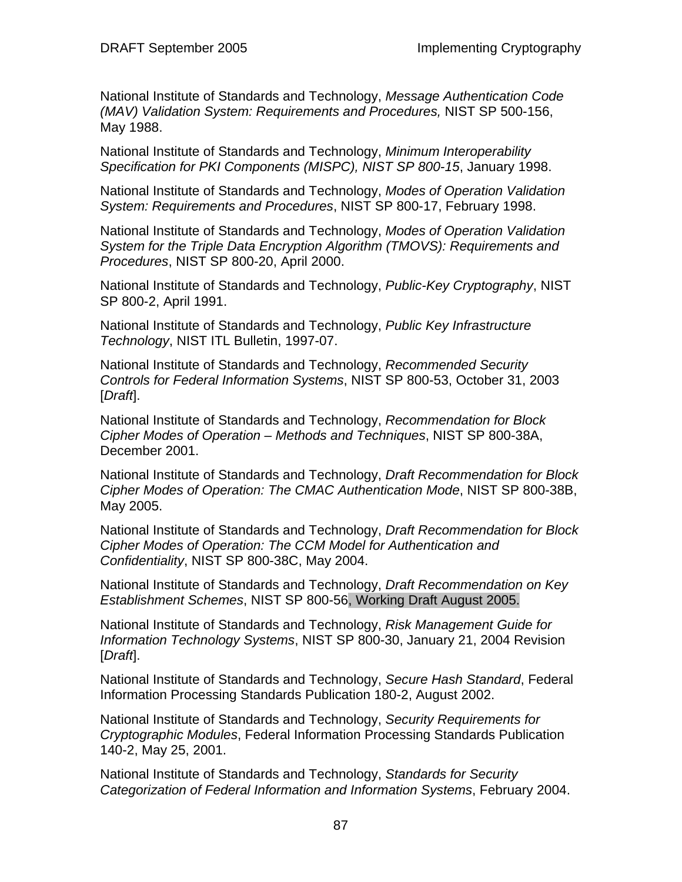National Institute of Standards and Technology, *Message Authentication Code (MAV) Validation System: Requirements and Procedures,* NIST SP 500-156, May 1988.

National Institute of Standards and Technology, *Minimum Interoperability Specification for PKI Components (MISPC), NIST SP 800-15*, January 1998.

National Institute of Standards and Technology, *Modes of Operation Validation System: Requirements and Procedures*, NIST SP 800-17, February 1998.

National Institute of Standards and Technology, *Modes of Operation Validation System for the Triple Data Encryption Algorithm (TMOVS): Requirements and Procedures*, NIST SP 800-20, April 2000.

National Institute of Standards and Technology, *Public-Key Cryptography*, NIST SP 800-2, April 1991.

National Institute of Standards and Technology, *Public Key Infrastructure Technology*, NIST ITL Bulletin, 1997-07.

National Institute of Standards and Technology, *Recommended Security Controls for Federal Information Systems*, NIST SP 800-53, October 31, 2003 [*Draft*].

National Institute of Standards and Technology, *Recommendation for Block Cipher Modes of Operation – Methods and Techniques*, NIST SP 800-38A, December 2001.

National Institute of Standards and Technology, *Draft Recommendation for Block Cipher Modes of Operation: The CMAC Authentication Mode*, NIST SP 800-38B, May 2005.

National Institute of Standards and Technology, *Draft Recommendation for Block Cipher Modes of Operation: The CCM Model for Authentication and Confidentiality*, NIST SP 800-38C, May 2004.

National Institute of Standards and Technology, *Draft Recommendation on Key Establishment Schemes*, NIST SP 800-56, Working Draft August 2005.

National Institute of Standards and Technology, *Risk Management Guide for Information Technology Systems*, NIST SP 800-30, January 21, 2004 Revision [*Draft*].

National Institute of Standards and Technology, *Secure Hash Standard*, Federal Information Processing Standards Publication 180-2, August 2002.

National Institute of Standards and Technology, *Security Requirements for Cryptographic Modules*, Federal Information Processing Standards Publication 140-2, May 25, 2001.

National Institute of Standards and Technology, *Standards for Security Categorization of Federal Information and Information Systems*, February 2004.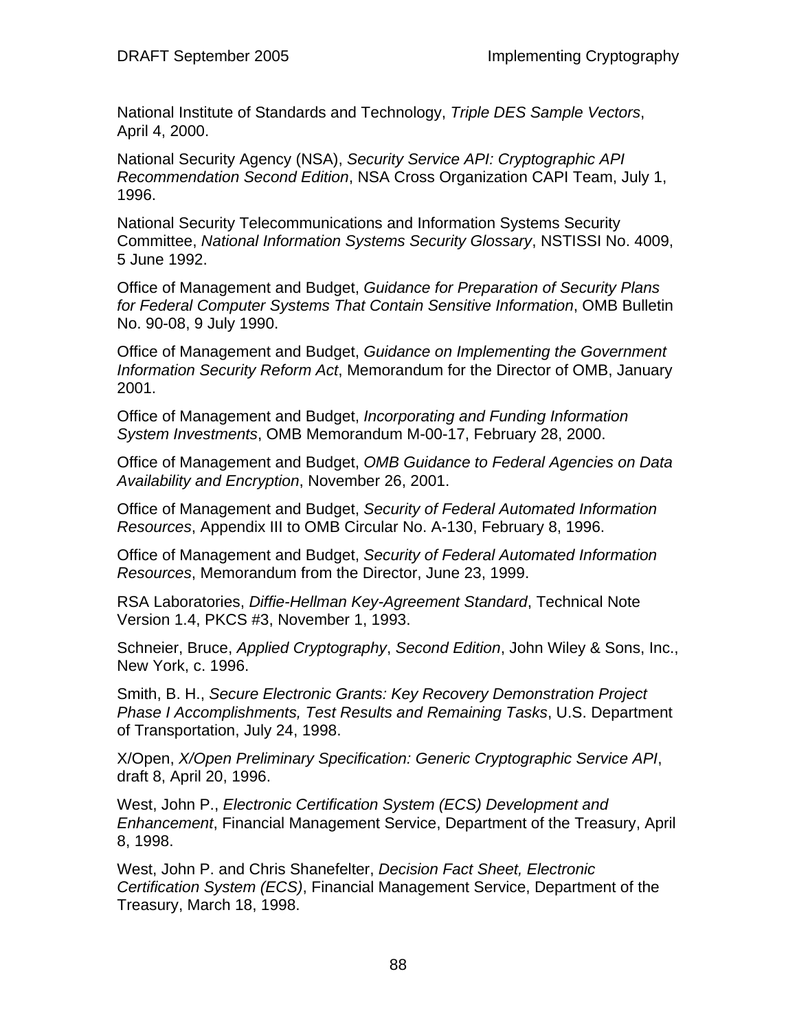National Institute of Standards and Technology, *Triple DES Sample Vectors*, April 4, 2000.

National Security Agency (NSA), *Security Service API: Cryptographic API Recommendation Second Edition*, NSA Cross Organization CAPI Team, July 1, 1996.

National Security Telecommunications and Information Systems Security Committee, *National Information Systems Security Glossary*, NSTISSI No. 4009, 5 June 1992.

Office of Management and Budget, *Guidance for Preparation of Security Plans for Federal Computer Systems That Contain Sensitive Information*, OMB Bulletin No. 90-08, 9 July 1990.

Office of Management and Budget, *Guidance on Implementing the Government Information Security Reform Act*, Memorandum for the Director of OMB, January 2001.

Office of Management and Budget, *Incorporating and Funding Information System Investments*, OMB Memorandum M-00-17, February 28, 2000.

Office of Management and Budget, *OMB Guidance to Federal Agencies on Data Availability and Encryption*, November 26, 2001.

Office of Management and Budget, *Security of Federal Automated Information Resources*, Appendix III to OMB Circular No. A-130, February 8, 1996.

Office of Management and Budget, *Security of Federal Automated Information Resources*, Memorandum from the Director, June 23, 1999.

RSA Laboratories, *Diffie-Hellman Key-Agreement Standard*, Technical Note Version 1.4, PKCS #3, November 1, 1993.

Schneier, Bruce, *Applied Cryptography*, *Second Edition*, John Wiley & Sons, Inc., New York, c. 1996.

Smith, B. H., *Secure Electronic Grants: Key Recovery Demonstration Project Phase I Accomplishments, Test Results and Remaining Tasks*, U.S. Department of Transportation, July 24, 1998.

X/Open, *X/Open Preliminary Specification: Generic Cryptographic Service API*, draft 8, April 20, 1996.

West, John P., *Electronic Certification System (ECS) Development and Enhancement*, Financial Management Service, Department of the Treasury, April 8, 1998.

West, John P. and Chris Shanefelter, *Decision Fact Sheet, Electronic Certification System (ECS)*, Financial Management Service, Department of the Treasury, March 18, 1998.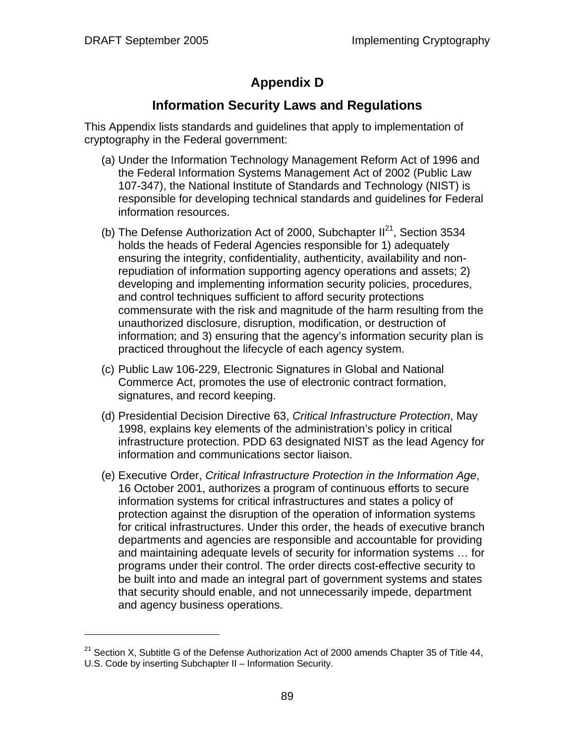# Appendix D

## Information Security Laws and Regulations

This Appendix lists standards and guidelines that apply to implementation of cryptography in the Federal government:

(a) Under the Information Technology Management Reform Act of 1996 and the Federal Information Systems Management Act of 2002 (Public Law 107-347), the National Institute of Standards and Technology (NIST) is responsible for developing technical standards and guidelines for Federal information resources.

(b) The Defense Authorization Act of 2000, Subchapter II[21], Section 3534 holds the heads of Federal Agencies responsible for 1) adequately ensuring the integrity, confidentiality, authenticity, availability and non-repudiation of information supporting agency operations and assets; 2) developing and implementing information security policies, procedures, and control techniques sufficient to afford security protections commensurate with the risk and magnitude of the harm resulting from the unauthorized disclosure, disruption, modification, or destruction of information; and 3) ensuring that the agency's information security plan is practiced throughout the lifecycle of each agency system.

(c) Public Law 106-229, Electronic Signatures in Global and National Commerce Act, promotes the use of electronic contract formation, signatures, and record keeping.

(d) Presidential Decision Directive 63, *Critical Infrastructure Protection*, May 1998, explains key elements of the administration's policy in critical infrastructure protection. PDD 63 designated NIST as the lead Agency for information and communications sector liaison.

(e) Executive Order, *Critical Infrastructure Protection in the Information Age*, 16 October 2001, authorizes a program of continuous efforts to secure information systems for critical infrastructures and states a policy of protection against the disruption of the operation of information systems for critical infrastructures. Under this order, the heads of executive branch departments and agencies are responsible and accountable for providing and maintaining adequate levels of security for information systems … for programs under their control. The order directs cost-effective security to be built into and made an integral part of government systems and states that security should enable, and not unnecessarily impede, department and agency business operations.

[21] Section X, Subtitle G of the Defense Authorization Act of 2000 amends Chapter 35 of Title 44, U.S. Code by inserting Subchapter II – Information Security.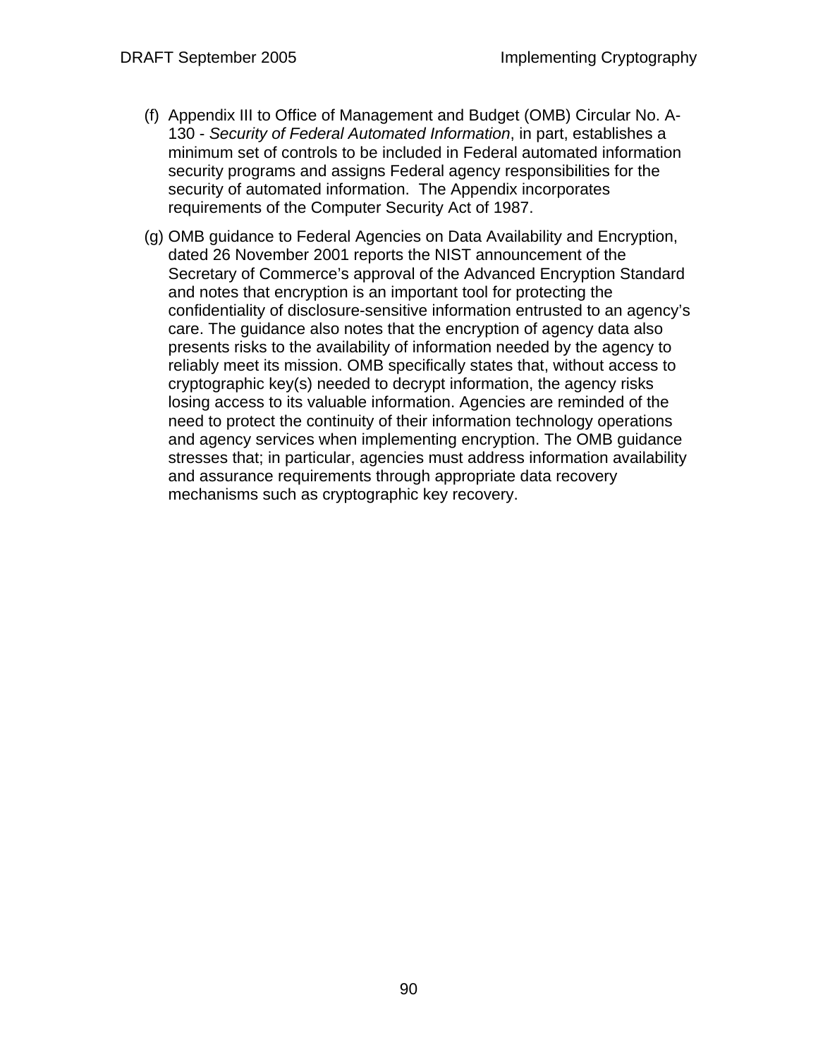(f) Appendix III to Office of Management and Budget (OMB) Circular No. A-130 - *Security of Federal Automated Information*, in part, establishes a minimum set of controls to be included in Federal automated information security programs and assigns Federal agency responsibilities for the security of automated information. The Appendix incorporates requirements of the Computer Security Act of 1987.

(g) OMB guidance to Federal Agencies on Data Availability and Encryption, dated 26 November 2001 reports the NIST announcement of the Secretary of Commerce's approval of the Advanced Encryption Standard and notes that encryption is an important tool for protecting the confidentiality of disclosure-sensitive information entrusted to an agency's care. The guidance also notes that the encryption of agency data also presents risks to the availability of information needed by the agency to reliably meet its mission. OMB specifically states that, without access to cryptographic key(s) needed to decrypt information, the agency risks losing access to its valuable information. Agencies are reminded of the need to protect the continuity of their information technology operations and agency services when implementing encryption. The OMB guidance stresses that; in particular, agencies must address information availability and assurance requirements through appropriate data recovery mechanisms such as cryptographic key recovery.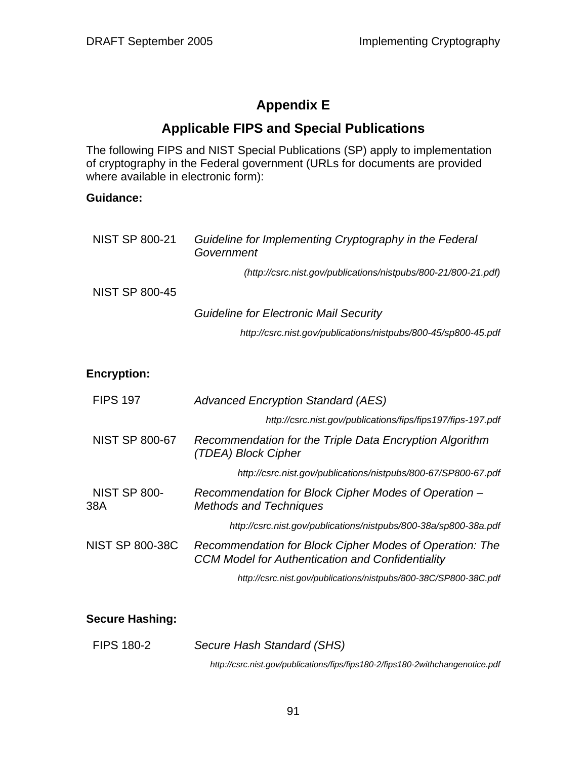# Appendix E

## Applicable FIPS and Special Publications

The following FIPS and NIST Special Publications (SP) apply to implementation of cryptography in the Federal government (URLs for documents are provided where available in electronic form):

**Guidance:**

NIST SP 800-21 *Guideline for Implementing Cryptography in the Federal Government*

*(http://csrc.nist.gov/publications/nistpubs/800-21/800-21.pdf)*

NIST SP 800-45 *Guideline for Electronic Mail Security*

*http://csrc.nist.gov/publications/nistpubs/800-45/sp800-45.pdf*

**Encryption:**

FIPS 197 *Advanced Encryption Standard (AES)*

*http://csrc.nist.gov/publications/fips/fips197/fips-197.pdf*

NIST SP 800-67 *Recommendation for the Triple Data Encryption Algorithm (TDEA) Block Cipher*

*http://csrc.nist.gov/publications/nistpubs/800-67/SP800-67.pdf*

NIST SP 800-38A *Recommendation for Block Cipher Modes of Operation – Methods and Techniques*

*http://csrc.nist.gov/publications/nistpubs/800-38a/sp800-38a.pdf*

NIST SP 800-38C *Recommendation for Block Cipher Modes of Operation: The CCM Model for Authentication and Confidentiality*

*http://csrc.nist.gov/publications/nistpubs/800-38C/SP800-38C.pdf*

**Secure Hashing:**

FIPS 180-2 *Secure Hash Standard (SHS)*

*http://csrc.nist.gov/publications/fips/fips180-2/fips180-2withchangenotice.pdf*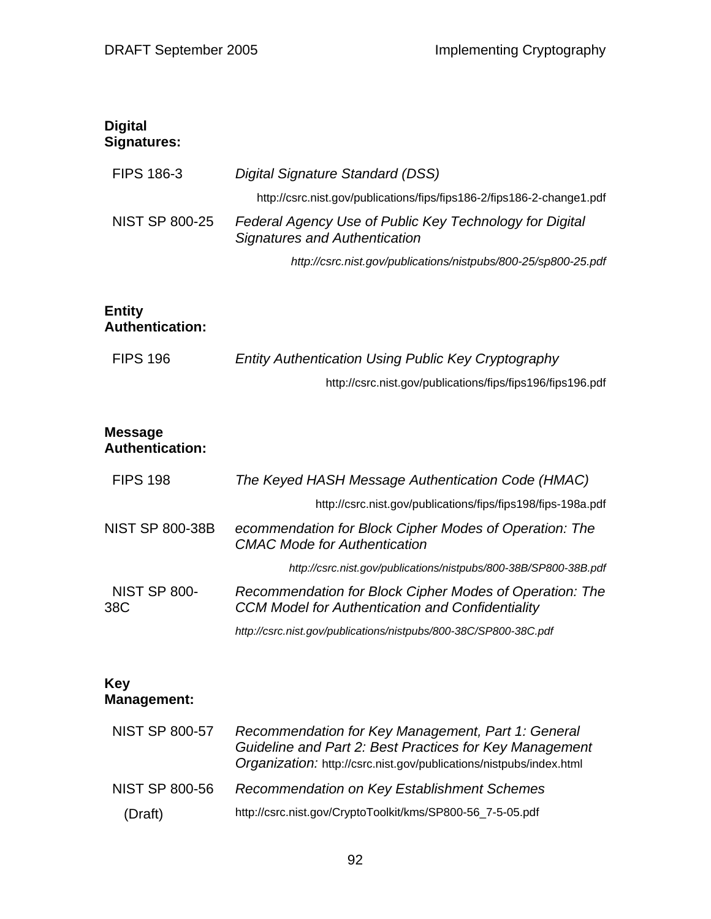**Digital Signatures:**

| | |
|---|---|
| FIPS 186-3 | *Digital Signature Standard (DSS)* |
| | http://csrc.nist.gov/publications/fips/fips186-2/fips186-2-change1.pdf |
| NIST SP 800-25 | *Federal Agency Use of Public Key Technology for Digital Signatures and Authentication* |
| | *http://csrc.nist.gov/publications/nistpubs/800-25/sp800-25.pdf* |

**Entity Authentication:**

| | |
|---|---|
| FIPS 196 | *Entity Authentication Using Public Key Cryptography* |
| | http://csrc.nist.gov/publications/fips/fips196/fips196.pdf |

**Message Authentication:**

| | |
|---|---|
| FIPS 198 | *The Keyed HASH Message Authentication Code (HMAC)* |
| | http://csrc.nist.gov/publications/fips/fips198/fips-198a.pdf |
| NIST SP 800-38B | *ecommendation for Block Cipher Modes of Operation: The CMAC Mode for Authentication* |
| | *http://csrc.nist.gov/publications/nistpubs/800-38B/SP800-38B.pdf* |
| NIST SP 800-38C | *Recommendation for Block Cipher Modes of Operation: The CCM Model for Authentication and Confidentiality* |
| | *http://csrc.nist.gov/publications/nistpubs/800-38C/SP800-38C.pdf* |

**Key Management:**

| | |
|---|---|
| NIST SP 800-57 | *Recommendation for Key Management, Part 1: General Guideline and Part 2: Best Practices for Key Management Organization:* http://csrc.nist.gov/publications/nistpubs/index.html |
| NIST SP 800-56 | *Recommendation on Key Establishment Schemes* |
| (Draft) | http://csrc.nist.gov/CryptoToolkit/kms/SP800-56_7-5-05.pdf |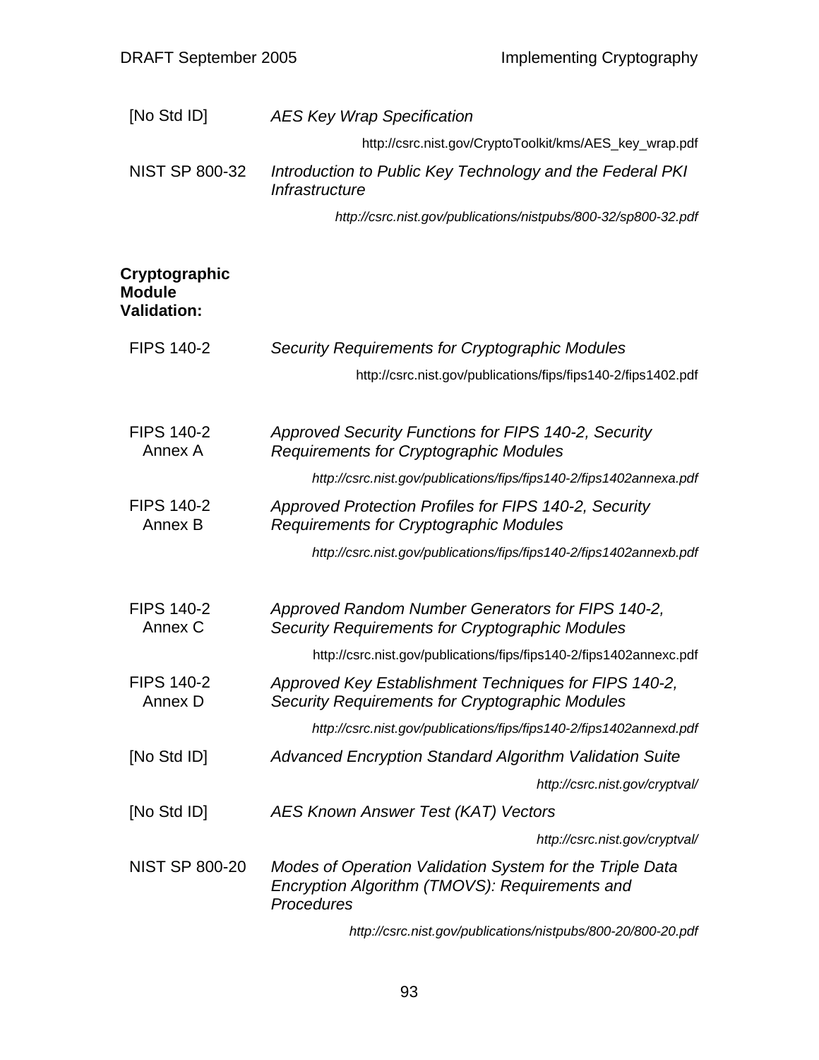| | | |
|---|---|---|
| [No Std ID] | *AES Key Wrap Specification* | |
| | http://csrc.nist.gov/CryptoToolkit/kms/AES_key_wrap.pdf | |
| NIST SP 800-32 | *Introduction to Public Key Technology and the Federal PKI Infrastructure* | |
| | *http://csrc.nist.gov/publications/nistpubs/800-32/sp800-32.pdf* | |

**Cryptographic Module Validation:**

| | |
|---|---|
| FIPS 140-2 | *Security Requirements for Cryptographic Modules* |
| | http://csrc.nist.gov/publications/fips/fips140-2/fips1402.pdf |
| FIPS 140-2 Annex A | *Approved Security Functions for FIPS 140-2, Security Requirements for Cryptographic Modules* |
| | *http://csrc.nist.gov/publications/fips/fips140-2/fips1402annexa.pdf* |
| FIPS 140-2 Annex B | *Approved Protection Profiles for FIPS 140-2, Security Requirements for Cryptographic Modules* |
| | *http://csrc.nist.gov/publications/fips/fips140-2/fips1402annexb.pdf* |
| FIPS 140-2 Annex C | *Approved Random Number Generators for FIPS 140-2, Security Requirements for Cryptographic Modules* |
| | http://csrc.nist.gov/publications/fips/fips140-2/fips1402annexc.pdf |
| FIPS 140-2 Annex D | *Approved Key Establishment Techniques for FIPS 140-2, Security Requirements for Cryptographic Modules* |
| | *http://csrc.nist.gov/publications/fips/fips140-2/fips1402annexd.pdf* |
| [No Std ID] | *Advanced Encryption Standard Algorithm Validation Suite* |
| | *http://csrc.nist.gov/cryptval/* |
| [No Std ID] | *AES Known Answer Test (KAT) Vectors* |
| | *http://csrc.nist.gov/cryptval/* |
| NIST SP 800-20 | *Modes of Operation Validation System for the Triple Data Encryption Algorithm (TMOVS): Requirements and Procedures* |
| | *http://csrc.nist.gov/publications/nistpubs/800-20/800-20.pdf* |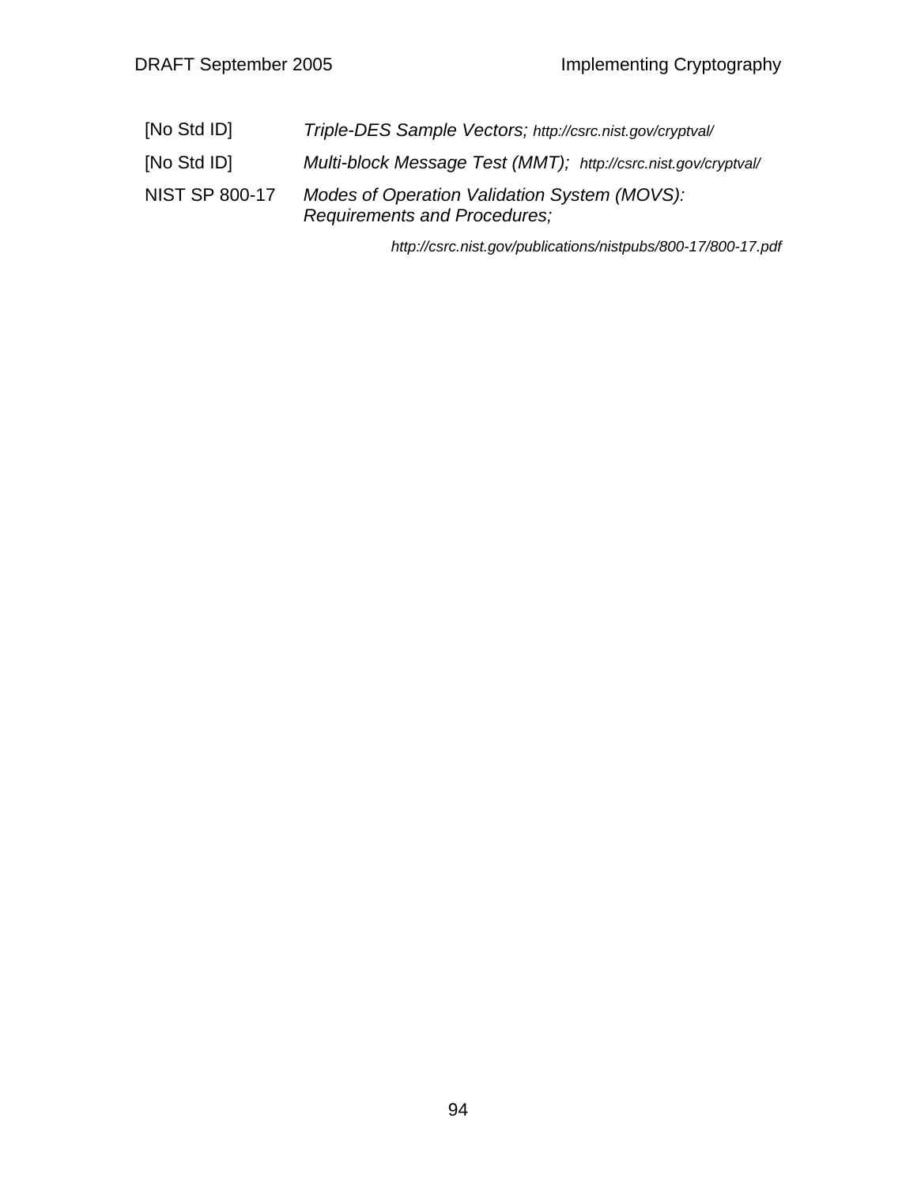| | |
|---|---|
| [No Std ID] | *Triple-DES Sample Vectors; http://csrc.nist.gov/cryptval/* |
| [No Std ID] | *Multi-block Message Test (MMT); http://csrc.nist.gov/cryptval/* |
| NIST SP 800-17 | *Modes of Operation Validation System (MOVS): Requirements and Procedures;* *http://csrc.nist.gov/publications/nistpubs/800-17/800-17.pdf* |